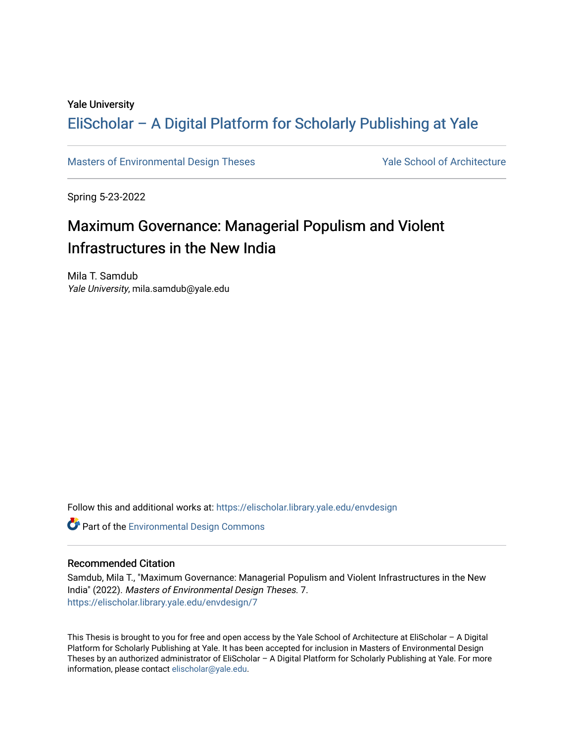Yale University

# EliScholar – A Digital Platform for Scholarly Publishing at Yale

Masters of Environmental Design Theses | Yale School of Architecture

Spring 5-23-2022

## Maximum Governance: Managerial Populism and Violent Infrastructures in the New India

Mila T. Samdub
*Yale University*, mila.samdub@yale.edu

Follow this and additional works at: https://elischolar.library.yale.edu/envdesign

Part of the Environmental Design Commons

### Recommended Citation

Samdub, Mila T., "Maximum Governance: Managerial Populism and Violent Infrastructures in the New India" (2022). *Masters of Environmental Design Theses*. 7.
https://elischolar.library.yale.edu/envdesign/7

This Thesis is brought to you for free and open access by the Yale School of Architecture at EliScholar – A Digital Platform for Scholarly Publishing at Yale. It has been accepted for inclusion in Masters of Environmental Design Theses by an authorized administrator of EliScholar – A Digital Platform for Scholarly Publishing at Yale. For more information, please contact elischolar@yale.edu.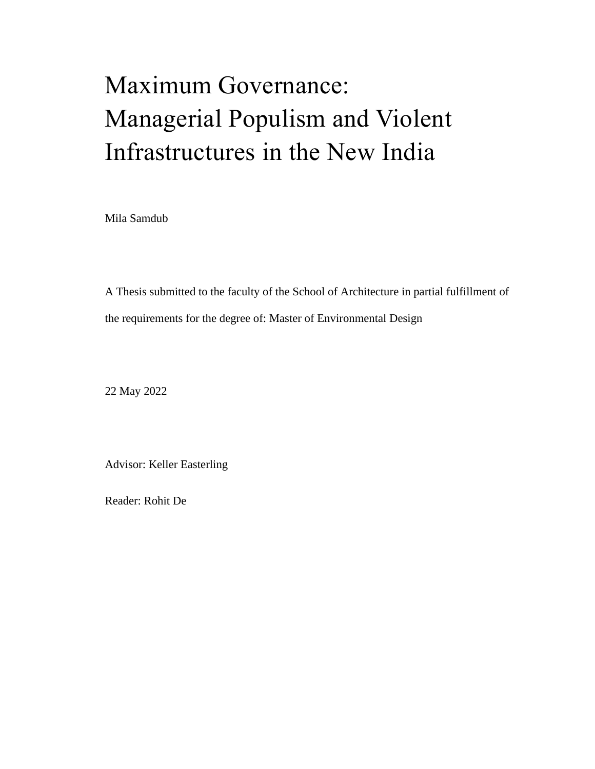# Maximum Governance: Managerial Populism and Violent Infrastructures in the New India

Mila Samdub

A Thesis submitted to the faculty of the School of Architecture in partial fulfillment of the requirements for the degree of: Master of Environmental Design

22 May 2022

Advisor: Keller Easterling

Reader: Rohit De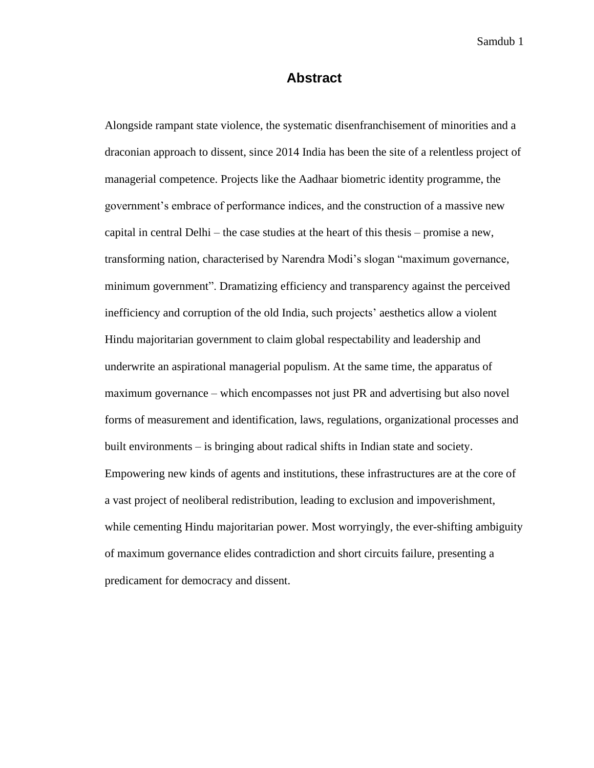# Abstract

Alongside rampant state violence, the systematic disenfranchisement of minorities and a draconian approach to dissent, since 2014 India has been the site of a relentless project of managerial competence. Projects like the Aadhaar biometric identity programme, the government's embrace of performance indices, and the construction of a massive new capital in central Delhi – the case studies at the heart of this thesis – promise a new, transforming nation, characterised by Narendra Modi's slogan "maximum governance, minimum government". Dramatizing efficiency and transparency against the perceived inefficiency and corruption of the old India, such projects' aesthetics allow a violent Hindu majoritarian government to claim global respectability and leadership and underwrite an aspirational managerial populism. At the same time, the apparatus of maximum governance – which encompasses not just PR and advertising but also novel forms of measurement and identification, laws, regulations, organizational processes and built environments – is bringing about radical shifts in Indian state and society. Empowering new kinds of agents and institutions, these infrastructures are at the core of a vast project of neoliberal redistribution, leading to exclusion and impoverishment, while cementing Hindu majoritarian power. Most worryingly, the ever-shifting ambiguity of maximum governance elides contradiction and short circuits failure, presenting a predicament for democracy and dissent.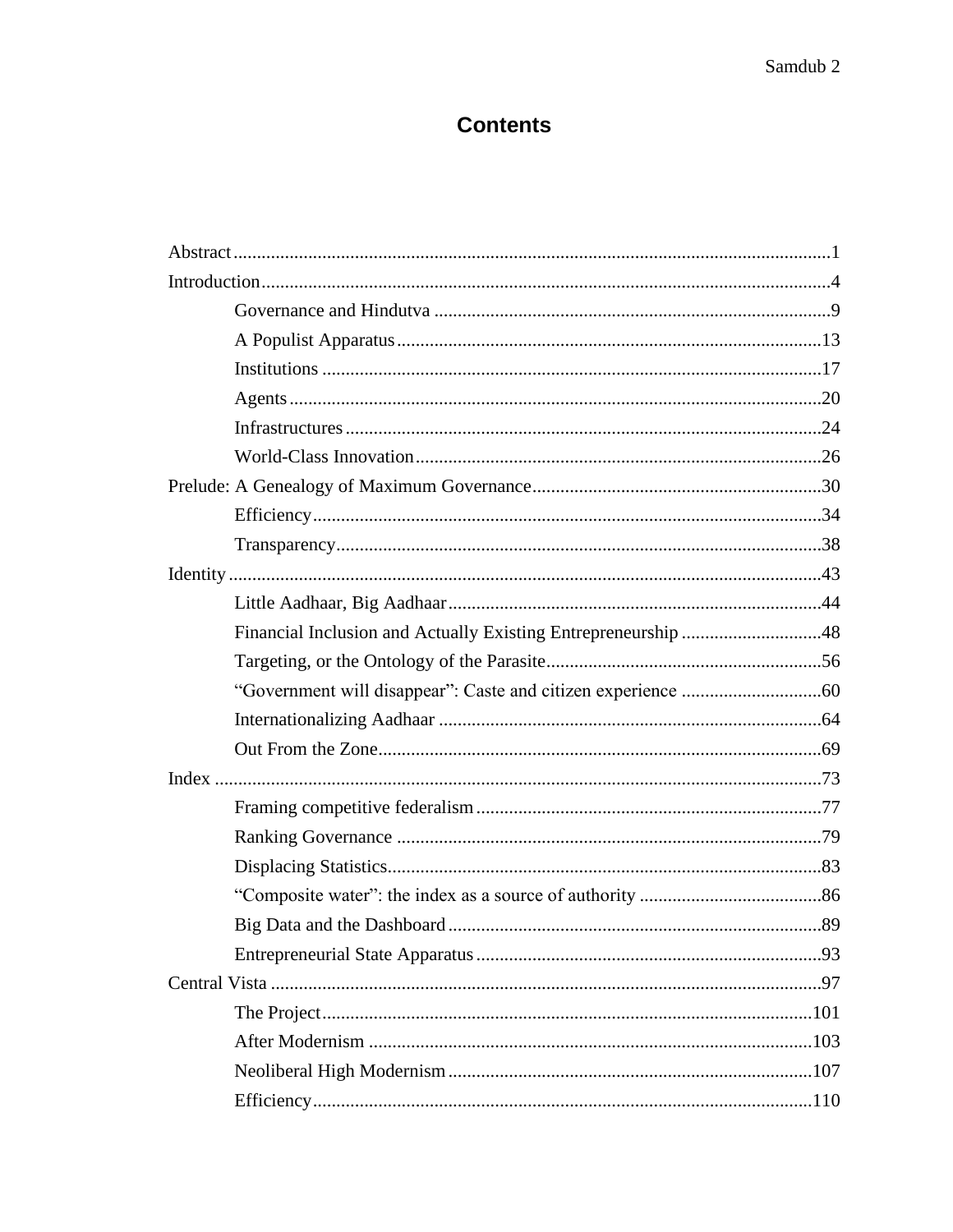# Contents

Abstract.....1

Introduction.....4

- Governance and Hindutva.....9
- A Populist Apparatus.....13
- Institutions.....17
- Agents.....20
- Infrastructures.....24
- World-Class Innovation.....26

Prelude: A Genealogy of Maximum Governance.....30

- Efficiency.....34
- Transparency.....38

Identity.....43

- Little Aadhaar, Big Aadhaar.....44
- Financial Inclusion and Actually Existing Entrepreneurship.....48
- Targeting, or the Ontology of the Parasite.....56
- "Government will disappear": Caste and citizen experience.....60
- Internationalizing Aadhaar.....64
- Out From the Zone.....69

Index.....73

- Framing competitive federalism.....77
- Ranking Governance.....79
- Displacing Statistics.....83
- "Composite water": the index as a source of authority.....86
- Big Data and the Dashboard.....89
- Entrepreneurial State Apparatus.....93

Central Vista.....97

- The Project.....101
- After Modernism.....103
- Neoliberal High Modernism.....107
- Efficiency.....110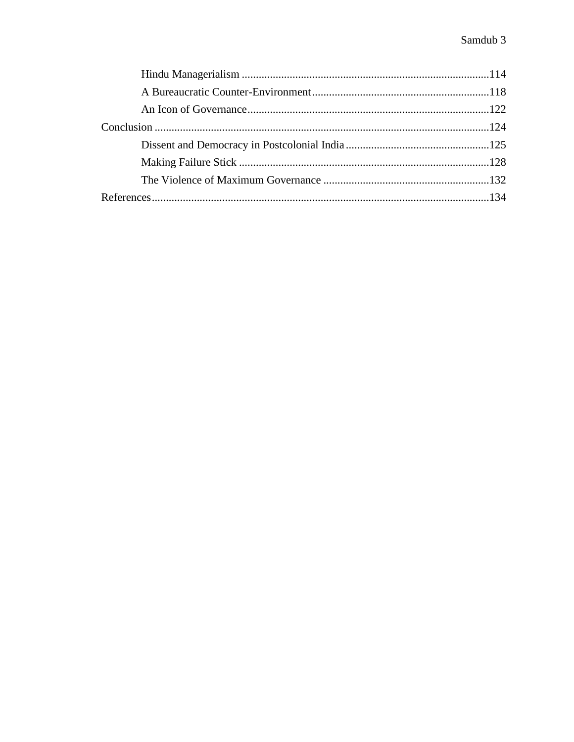Hindu Managerialism ........................................................................................114

A Bureaucratic Counter-Environment...............................................................118

An Icon of Governance......................................................................................122

Conclusion ........................................................................................................................124

Dissent and Democracy in Postcolonial India...................................................125

Making Failure Stick .........................................................................................128

The Violence of Maximum Governance ...........................................................132

References........................................................................................................................134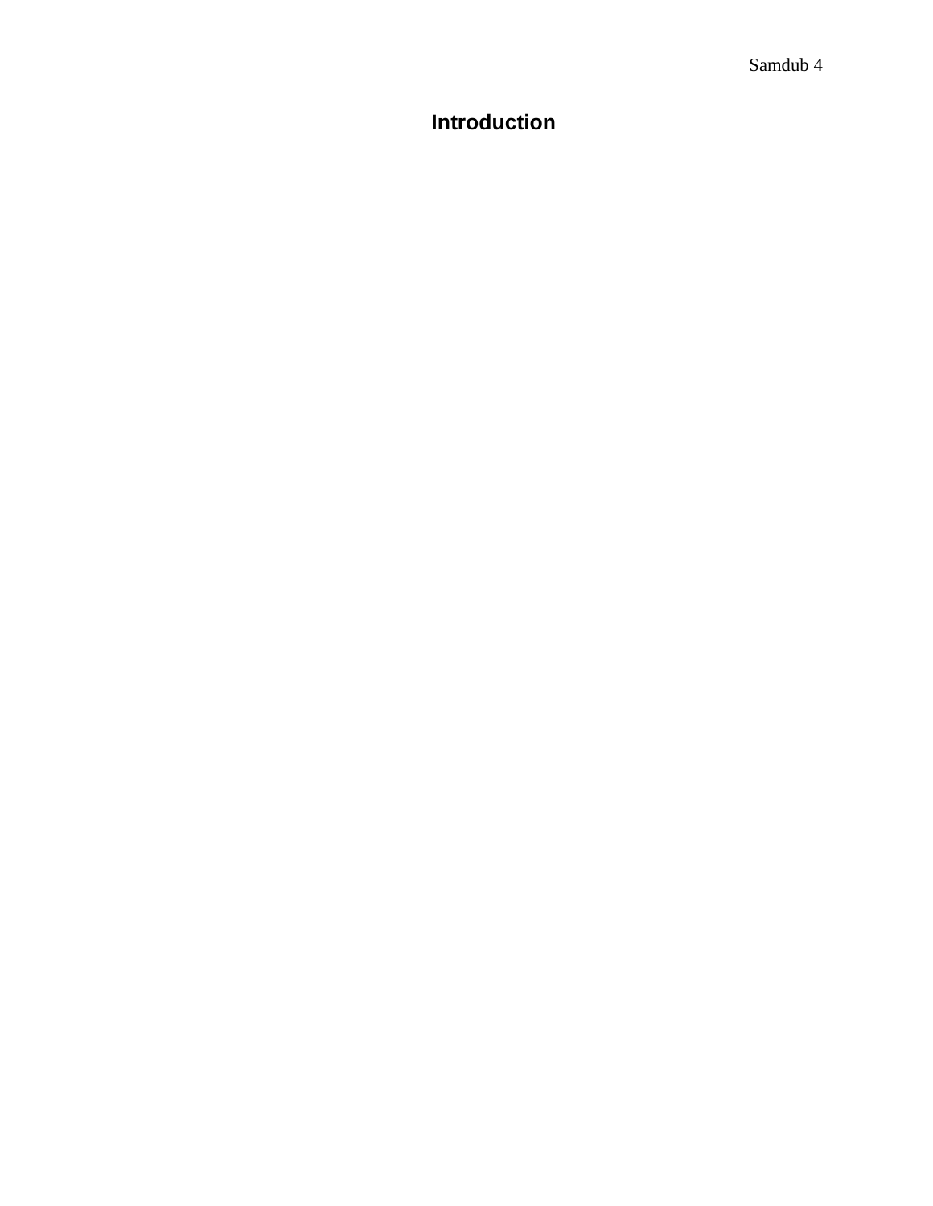# Introduction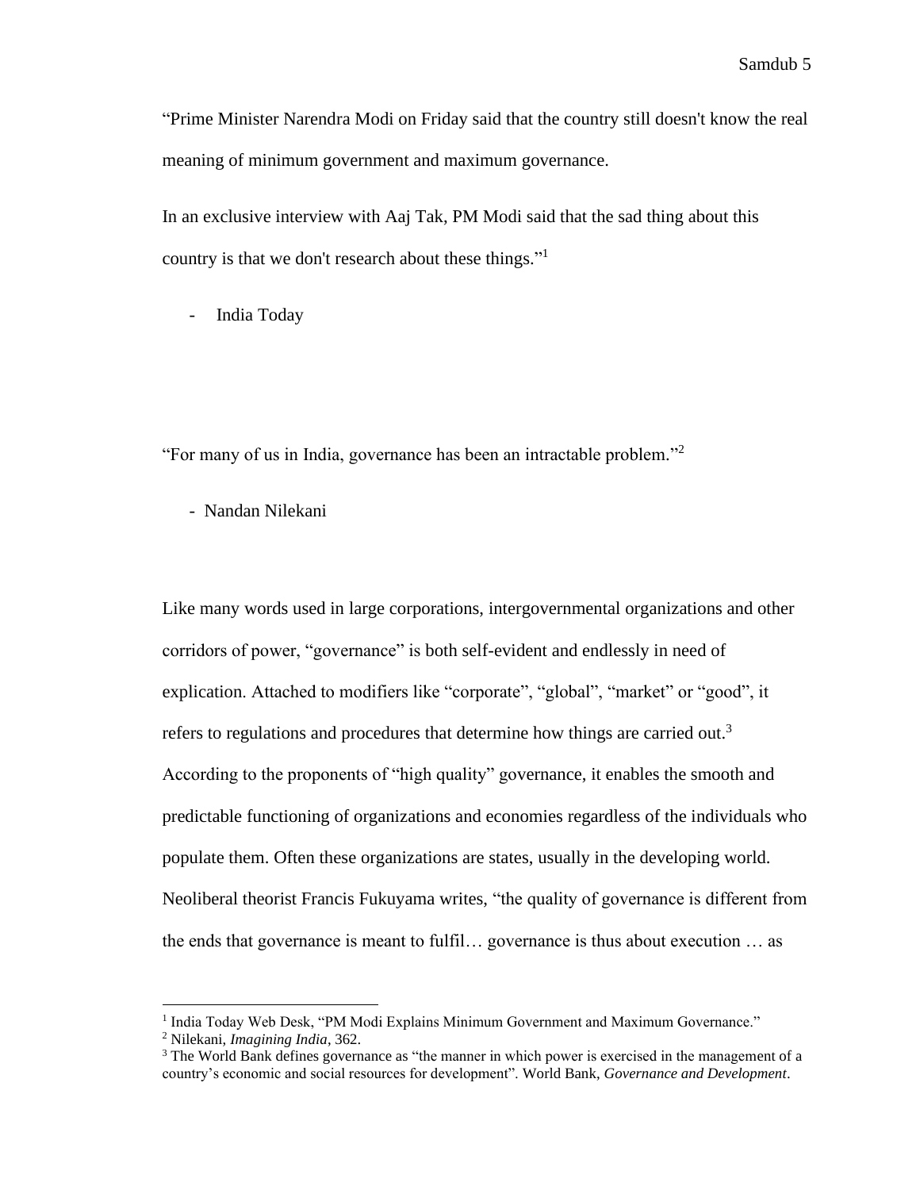"Prime Minister Narendra Modi on Friday said that the country still doesn't know the real meaning of minimum government and maximum governance.

In an exclusive interview with Aaj Tak, PM Modi said that the sad thing about this country is that we don't research about these things."[1]

- India Today

"For many of us in India, governance has been an intractable problem."[2]

- Nandan Nilekani

Like many words used in large corporations, intergovernmental organizations and other corridors of power, "governance" is both self-evident and endlessly in need of explication. Attached to modifiers like "corporate", "global", "market" or "good", it refers to regulations and procedures that determine how things are carried out.[3] According to the proponents of "high quality" governance, it enables the smooth and predictable functioning of organizations and economies regardless of the individuals who populate them. Often these organizations are states, usually in the developing world. Neoliberal theorist Francis Fukuyama writes, "the quality of governance is different from the ends that governance is meant to fulfil… governance is thus about execution … as

---

[1] India Today Web Desk, "PM Modi Explains Minimum Government and Maximum Governance."

[2] Nilekani, *Imagining India*, 362.

[3] The World Bank defines governance as "the manner in which power is exercised in the management of a country's economic and social resources for development". World Bank, *Governance and Development*.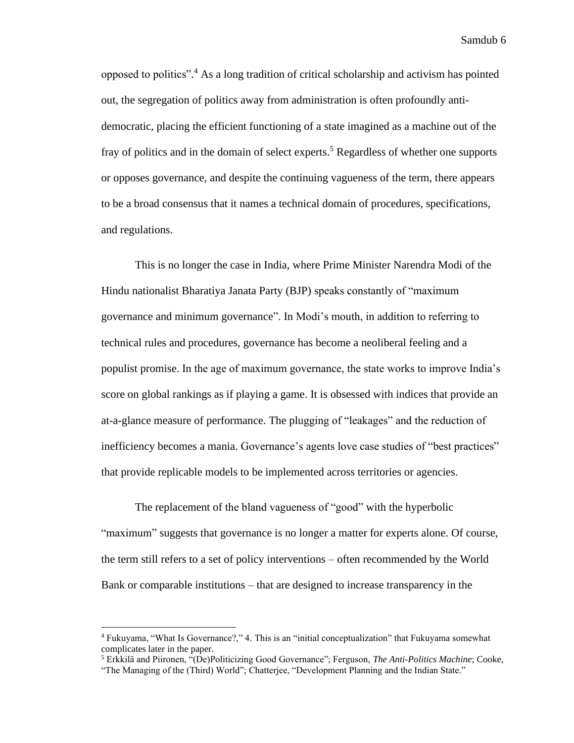opposed to politics".[4] As a long tradition of critical scholarship and activism has pointed out, the segregation of politics away from administration is often profoundly anti-democratic, placing the efficient functioning of a state imagined as a machine out of the fray of politics and in the domain of select experts.[5] Regardless of whether one supports or opposes governance, and despite the continuing vagueness of the term, there appears to be a broad consensus that it names a technical domain of procedures, specifications, and regulations.

This is no longer the case in India, where Prime Minister Narendra Modi of the Hindu nationalist Bharatiya Janata Party (BJP) speaks constantly of "maximum governance and minimum governance". In Modi's mouth, in addition to referring to technical rules and procedures, governance has become a neoliberal feeling and a populist promise. In the age of maximum governance, the state works to improve India's score on global rankings as if playing a game. It is obsessed with indices that provide an at-a-glance measure of performance. The plugging of "leakages" and the reduction of inefficiency becomes a mania. Governance's agents love case studies of "best practices" that provide replicable models to be implemented across territories or agencies.

The replacement of the bland vagueness of "good" with the hyperbolic "maximum" suggests that governance is no longer a matter for experts alone. Of course, the term still refers to a set of policy interventions – often recommended by the World Bank or comparable institutions – that are designed to increase transparency in the

---

[4] Fukuyama, "What Is Governance?," 4. This is an "initial conceptualization" that Fukuyama somewhat complicates later in the paper.

[5] Erkkilä and Piironen, "(De)Politicizing Good Governance"; Ferguson, *The Anti-Politics Machine*; Cooke, "The Managing of the (Third) World"; Chatterjee, "Development Planning and the Indian State."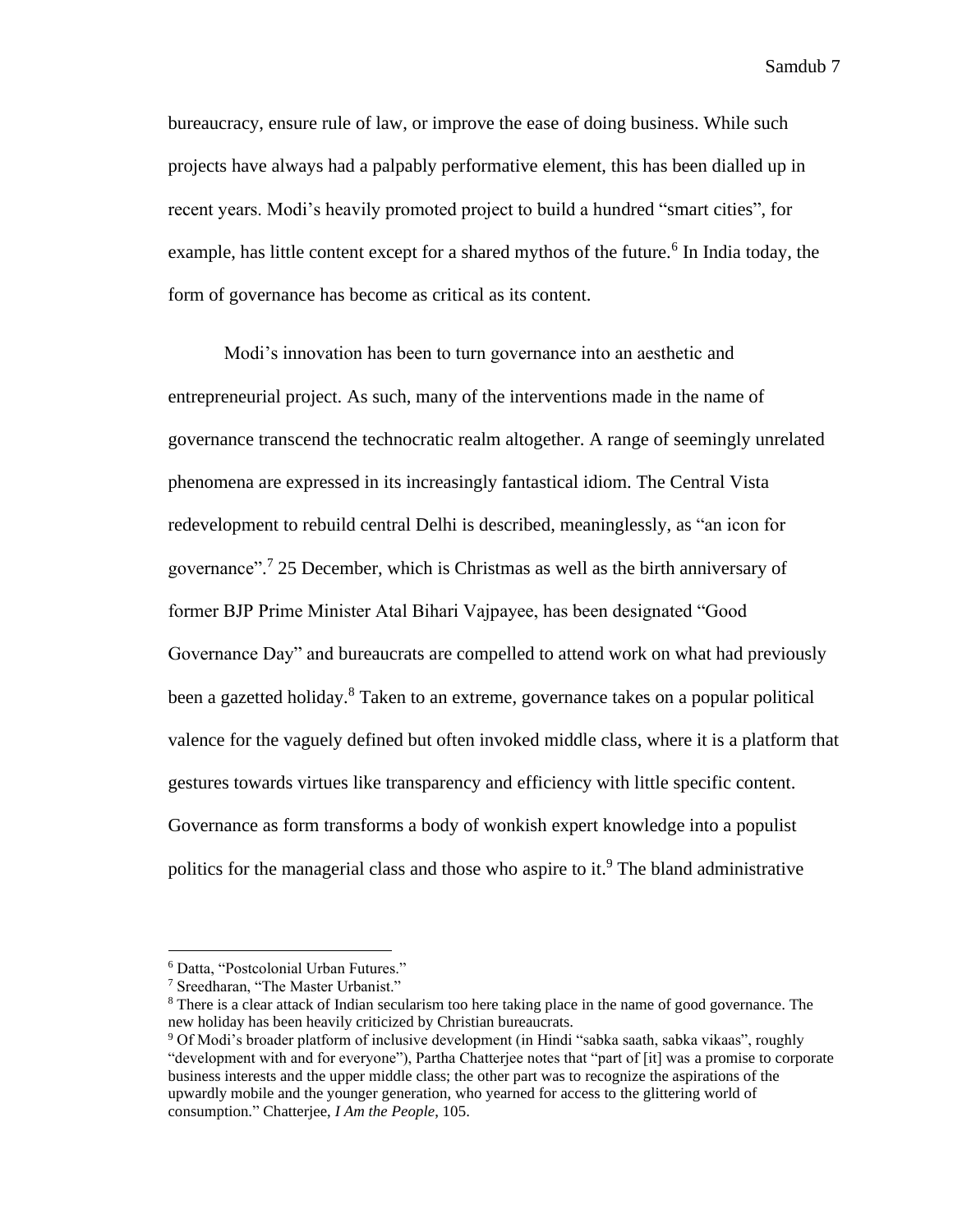bureaucracy, ensure rule of law, or improve the ease of doing business. While such projects have always had a palpably performative element, this has been dialled up in recent years. Modi's heavily promoted project to build a hundred "smart cities", for example, has little content except for a shared mythos of the future.[6] In India today, the form of governance has become as critical as its content.

Modi's innovation has been to turn governance into an aesthetic and entrepreneurial project. As such, many of the interventions made in the name of governance transcend the technocratic realm altogether. A range of seemingly unrelated phenomena are expressed in its increasingly fantastical idiom. The Central Vista redevelopment to rebuild central Delhi is described, meaninglessly, as "an icon for governance".[7] 25 December, which is Christmas as well as the birth anniversary of former BJP Prime Minister Atal Bihari Vajpayee, has been designated "Good Governance Day" and bureaucrats are compelled to attend work on what had previously been a gazetted holiday.[8] Taken to an extreme, governance takes on a popular political valence for the vaguely defined but often invoked middle class, where it is a platform that gestures towards virtues like transparency and efficiency with little specific content. Governance as form transforms a body of wonkish expert knowledge into a populist politics for the managerial class and those who aspire to it.[9] The bland administrative

---

[6] Datta, "Postcolonial Urban Futures."

[7] Sreedharan, "The Master Urbanist."

[8] There is a clear attack of Indian secularism too here taking place in the name of good governance. The new holiday has been heavily criticized by Christian bureaucrats.

[9] Of Modi's broader platform of inclusive development (in Hindi "sabka saath, sabka vikaas", roughly "development with and for everyone"), Partha Chatterjee notes that "part of [it] was a promise to corporate business interests and the upper middle class; the other part was to recognize the aspirations of the upwardly mobile and the younger generation, who yearned for access to the glittering world of consumption." Chatterjee, *I Am the People*, 105.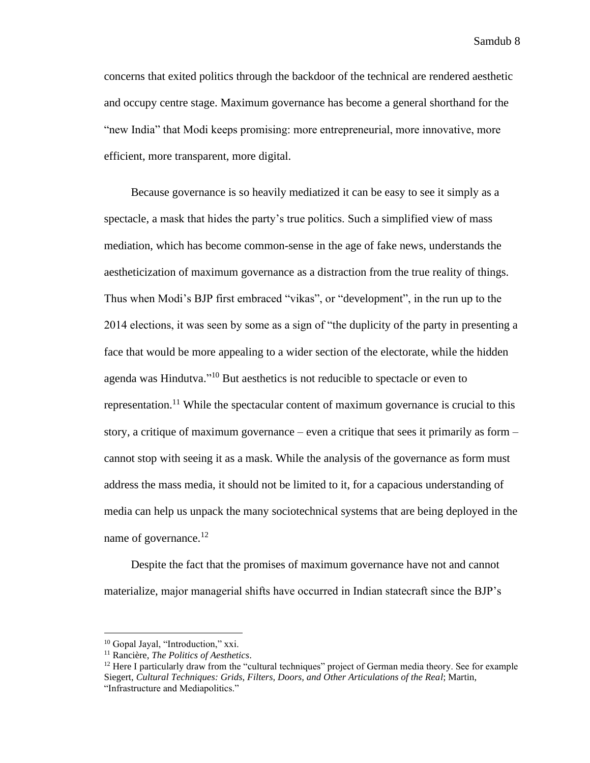concerns that exited politics through the backdoor of the technical are rendered aesthetic and occupy centre stage. Maximum governance has become a general shorthand for the "new India" that Modi keeps promising: more entrepreneurial, more innovative, more efficient, more transparent, more digital.

Because governance is so heavily mediatized it can be easy to see it simply as a spectacle, a mask that hides the party's true politics. Such a simplified view of mass mediation, which has become common-sense in the age of fake news, understands the aestheticization of maximum governance as a distraction from the true reality of things. Thus when Modi's BJP first embraced "vikas", or "development", in the run up to the 2014 elections, it was seen by some as a sign of "the duplicity of the party in presenting a face that would be more appealing to a wider section of the electorate, while the hidden agenda was Hindutva."[10] But aesthetics is not reducible to spectacle or even to representation.[11] While the spectacular content of maximum governance is crucial to this story, a critique of maximum governance – even a critique that sees it primarily as form – cannot stop with seeing it as a mask. While the analysis of the governance as form must address the mass media, it should not be limited to it, for a capacious understanding of media can help us unpack the many sociotechnical systems that are being deployed in the name of governance.[12]

Despite the fact that the promises of maximum governance have not and cannot materialize, major managerial shifts have occurred in Indian statecraft since the BJP's

---

[10] Gopal Jayal, "Introduction," xxi.

[11] Rancière, *The Politics of Aesthetics*.

[12] Here I particularly draw from the "cultural techniques" project of German media theory. See for example Siegert, *Cultural Techniques: Grids, Filters, Doors, and Other Articulations of the Real*; Martin, "Infrastructure and Mediapolitics."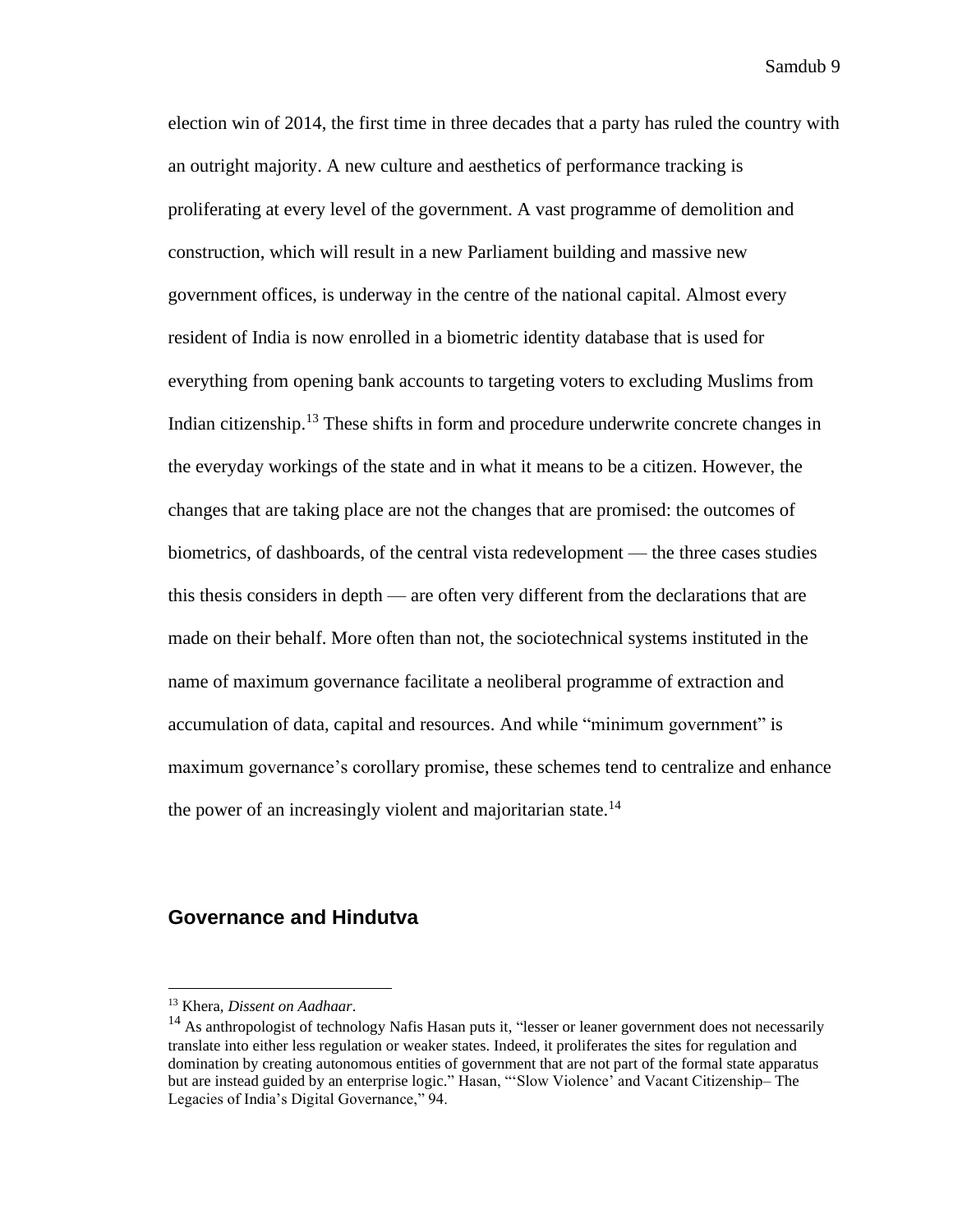election win of 2014, the first time in three decades that a party has ruled the country with an outright majority. A new culture and aesthetics of performance tracking is proliferating at every level of the government. A vast programme of demolition and construction, which will result in a new Parliament building and massive new government offices, is underway in the centre of the national capital. Almost every resident of India is now enrolled in a biometric identity database that is used for everything from opening bank accounts to targeting voters to excluding Muslims from Indian citizenship.[13] These shifts in form and procedure underwrite concrete changes in the everyday workings of the state and in what it means to be a citizen. However, the changes that are taking place are not the changes that are promised: the outcomes of biometrics, of dashboards, of the central vista redevelopment — the three cases studies this thesis considers in depth — are often very different from the declarations that are made on their behalf. More often than not, the sociotechnical systems instituted in the name of maximum governance facilitate a neoliberal programme of extraction and accumulation of data, capital and resources. And while "minimum government" is maximum governance's corollary promise, these schemes tend to centralize and enhance the power of an increasingly violent and majoritarian state.[14]

## Governance and Hindutva

[13] Khera, *Dissent on Aadhaar*.

[14] As anthropologist of technology Nafis Hasan puts it, "lesser or leaner government does not necessarily translate into either less regulation or weaker states. Indeed, it proliferates the sites for regulation and domination by creating autonomous entities of government that are not part of the formal state apparatus but are instead guided by an enterprise logic." Hasan, "'Slow Violence' and Vacant Citizenship– The Legacies of India's Digital Governance," 94.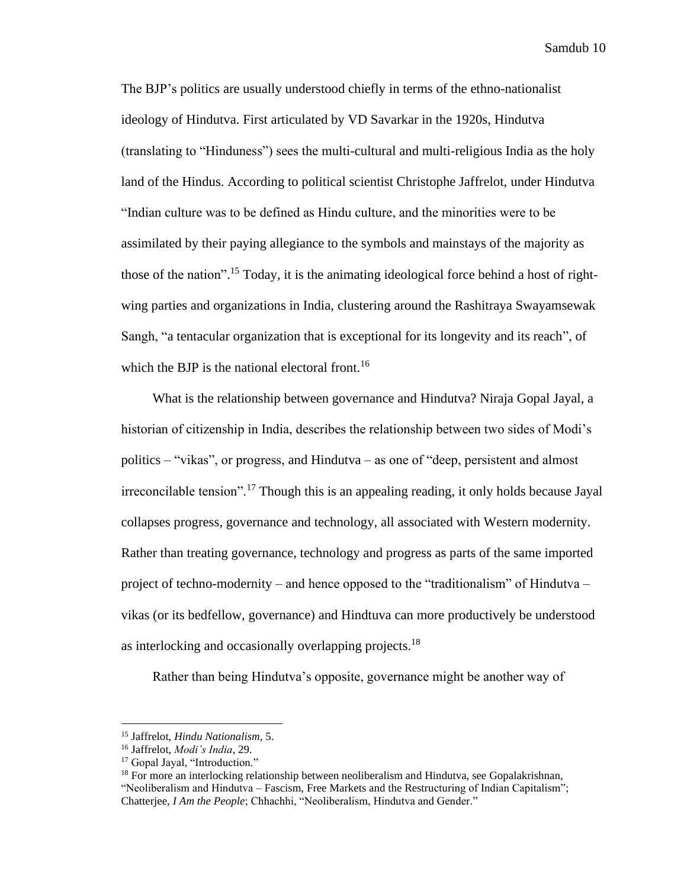The BJP's politics are usually understood chiefly in terms of the ethno-nationalist ideology of Hindutva. First articulated by VD Savarkar in the 1920s, Hindutva (translating to "Hinduness") sees the multi-cultural and multi-religious India as the holy land of the Hindus. According to political scientist Christophe Jaffrelot, under Hindutva "Indian culture was to be defined as Hindu culture, and the minorities were to be assimilated by their paying allegiance to the symbols and mainstays of the majority as those of the nation".[15] Today, it is the animating ideological force behind a host of right-wing parties and organizations in India, clustering around the Rashitraya Swayamsewak Sangh, "a tentacular organization that is exceptional for its longevity and its reach", of which the BJP is the national electoral front.[16]

What is the relationship between governance and Hindutva? Niraja Gopal Jayal, a historian of citizenship in India, describes the relationship between two sides of Modi's politics – "vikas", or progress, and Hindutva – as one of "deep, persistent and almost irreconcilable tension".[17] Though this is an appealing reading, it only holds because Jayal collapses progress, governance and technology, all associated with Western modernity. Rather than treating governance, technology and progress as parts of the same imported project of techno-modernity – and hence opposed to the "traditionalism" of Hindutva – vikas (or its bedfellow, governance) and Hindtuva can more productively be understood as interlocking and occasionally overlapping projects.[18]

Rather than being Hindutva's opposite, governance might be another way of

---

[15] Jaffrelot, *Hindu Nationalism*, 5.

[16] Jaffrelot, *Modi's India*, 29.

[17] Gopal Jayal, "Introduction."

[18] For more an interlocking relationship between neoliberalism and Hindutva, see Gopalakrishnan, "Neoliberalism and Hindutva – Fascism, Free Markets and the Restructuring of Indian Capitalism"; Chatterjee, *I Am the People*; Chhachhi, "Neoliberalism, Hindutva and Gender."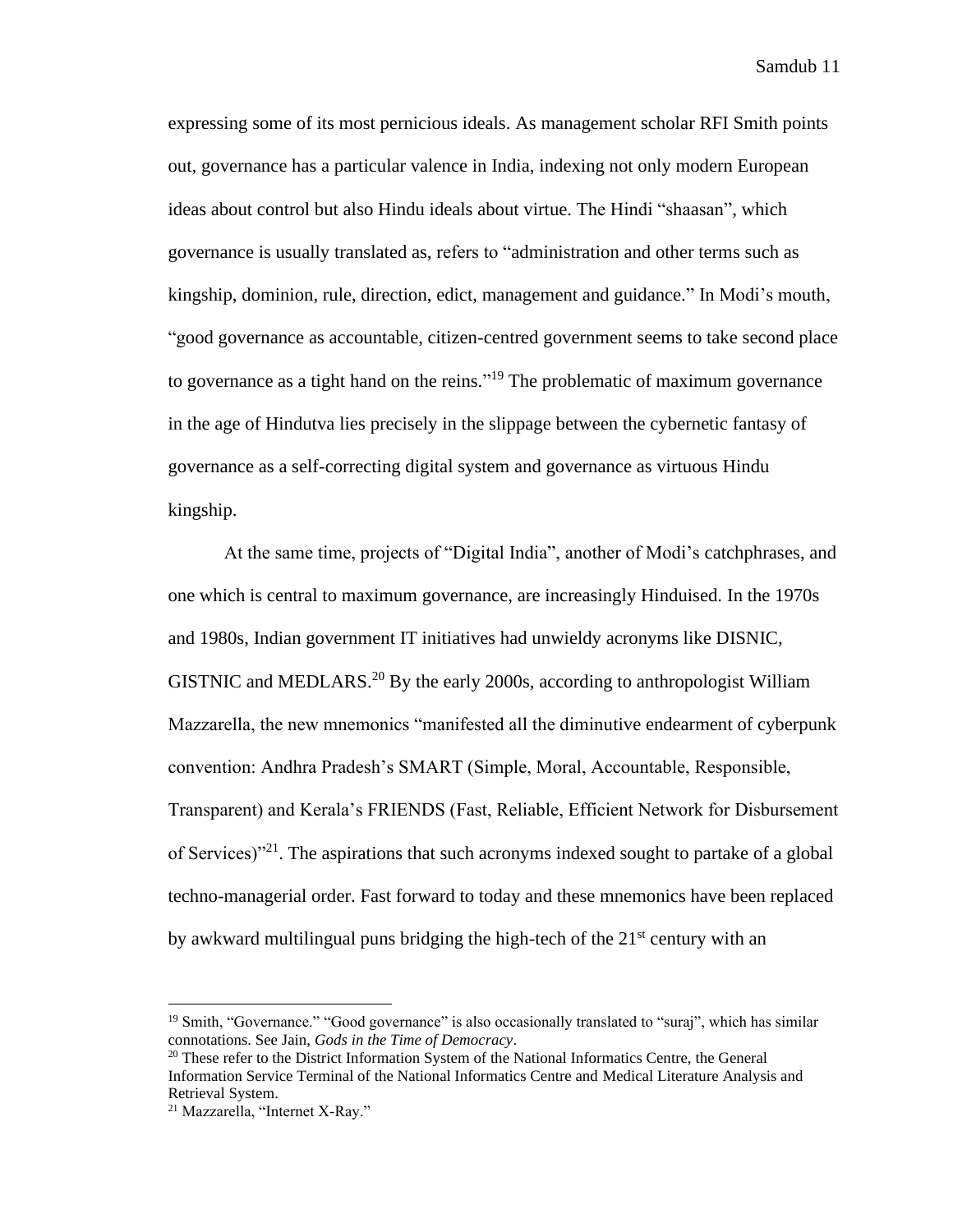expressing some of its most pernicious ideals. As management scholar RFI Smith points out, governance has a particular valence in India, indexing not only modern European ideas about control but also Hindu ideals about virtue. The Hindi "shaasan", which governance is usually translated as, refers to "administration and other terms such as kingship, dominion, rule, direction, edict, management and guidance." In Modi's mouth, "good governance as accountable, citizen-centred government seems to take second place to governance as a tight hand on the reins."[19] The problematic of maximum governance in the age of Hindutva lies precisely in the slippage between the cybernetic fantasy of governance as a self-correcting digital system and governance as virtuous Hindu kingship.

At the same time, projects of "Digital India", another of Modi's catchphrases, and one which is central to maximum governance, are increasingly Hinduised. In the 1970s and 1980s, Indian government IT initiatives had unwieldy acronyms like DISNIC, GISTNIC and MEDLARS.[20] By the early 2000s, according to anthropologist William Mazzarella, the new mnemonics "manifested all the diminutive endearment of cyberpunk convention: Andhra Pradesh's SMART (Simple, Moral, Accountable, Responsible, Transparent) and Kerala's FRIENDS (Fast, Reliable, Efficient Network for Disbursement of Services)"[21]. The aspirations that such acronyms indexed sought to partake of a global techno-managerial order. Fast forward to today and these mnemonics have been replaced by awkward multilingual puns bridging the high-tech of the 21st century with an

---

[19] Smith, "Governance." "Good governance" is also occasionally translated to "suraj", which has similar connotations. See Jain, *Gods in the Time of Democracy*.

[20] These refer to the District Information System of the National Informatics Centre, the General Information Service Terminal of the National Informatics Centre and Medical Literature Analysis and Retrieval System.

[21] Mazzarella, "Internet X-Ray."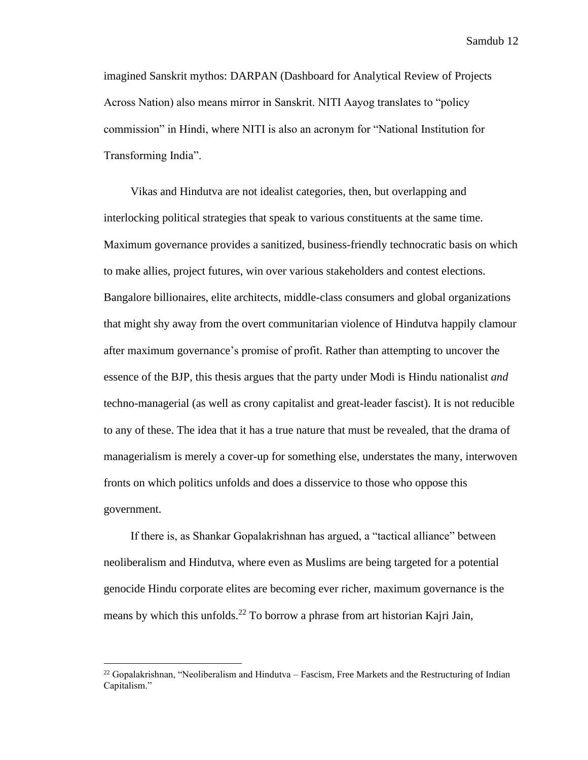imagined Sanskrit mythos: DARPAN (Dashboard for Analytical Review of Projects Across Nation) also means mirror in Sanskrit. NITI Aayog translates to "policy commission" in Hindi, where NITI is also an acronym for "National Institution for Transforming India".

Vikas and Hindutva are not idealist categories, then, but overlapping and interlocking political strategies that speak to various constituents at the same time. Maximum governance provides a sanitized, business-friendly technocratic basis on which to make allies, project futures, win over various stakeholders and contest elections. Bangalore billionaires, elite architects, middle-class consumers and global organizations that might shy away from the overt communitarian violence of Hindutva happily clamour after maximum governance's promise of profit. Rather than attempting to uncover the essence of the BJP, this thesis argues that the party under Modi is Hindu nationalist *and* techno-managerial (as well as crony capitalist and great-leader fascist). It is not reducible to any of these. The idea that it has a true nature that must be revealed, that the drama of managerialism is merely a cover-up for something else, understates the many, interwoven fronts on which politics unfolds and does a disservice to those who oppose this government.

If there is, as Shankar Gopalakrishnan has argued, a "tactical alliance" between neoliberalism and Hindutva, where even as Muslims are being targeted for a potential genocide Hindu corporate elites are becoming ever richer, maximum governance is the means by which this unfolds.[22] To borrow a phrase from art historian Kajri Jain,

---

[22] Gopalakrishnan, "Neoliberalism and Hindutva – Fascism, Free Markets and the Restructuring of Indian Capitalism."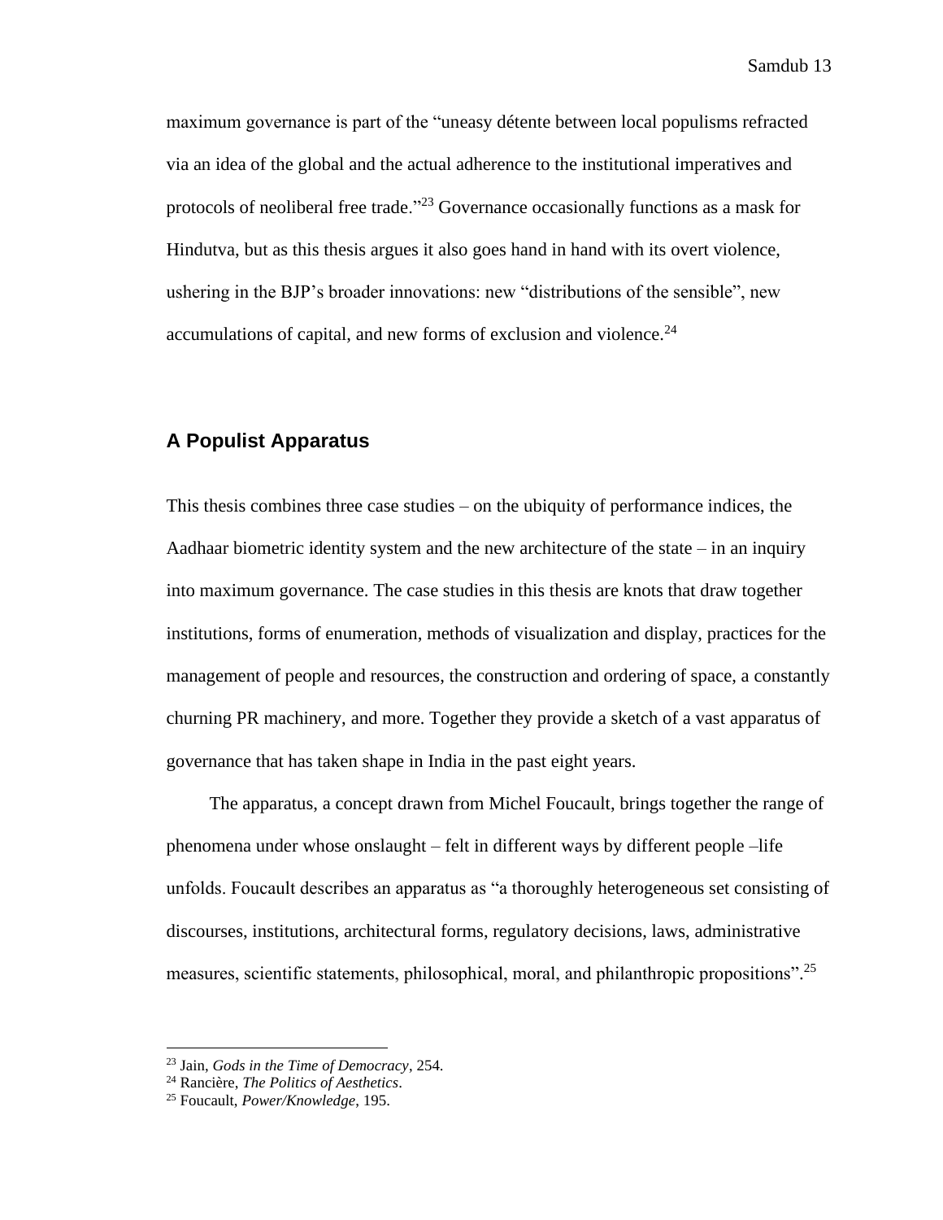maximum governance is part of the "uneasy détente between local populisms refracted via an idea of the global and the actual adherence to the institutional imperatives and protocols of neoliberal free trade."[23] Governance occasionally functions as a mask for Hindutva, but as this thesis argues it also goes hand in hand with its overt violence, ushering in the BJP's broader innovations: new "distributions of the sensible", new accumulations of capital, and new forms of exclusion and violence.[24]

## A Populist Apparatus

This thesis combines three case studies – on the ubiquity of performance indices, the Aadhaar biometric identity system and the new architecture of the state – in an inquiry into maximum governance. The case studies in this thesis are knots that draw together institutions, forms of enumeration, methods of visualization and display, practices for the management of people and resources, the construction and ordering of space, a constantly churning PR machinery, and more. Together they provide a sketch of a vast apparatus of governance that has taken shape in India in the past eight years.

The apparatus, a concept drawn from Michel Foucault, brings together the range of phenomena under whose onslaught – felt in different ways by different people –life unfolds. Foucault describes an apparatus as "a thoroughly heterogeneous set consisting of discourses, institutions, architectural forms, regulatory decisions, laws, administrative measures, scientific statements, philosophical, moral, and philanthropic propositions".[25]

---

[23] Jain, *Gods in the Time of Democracy*, 254.

[24] Rancière, *The Politics of Aesthetics*.

[25] Foucault, *Power/Knowledge*, 195.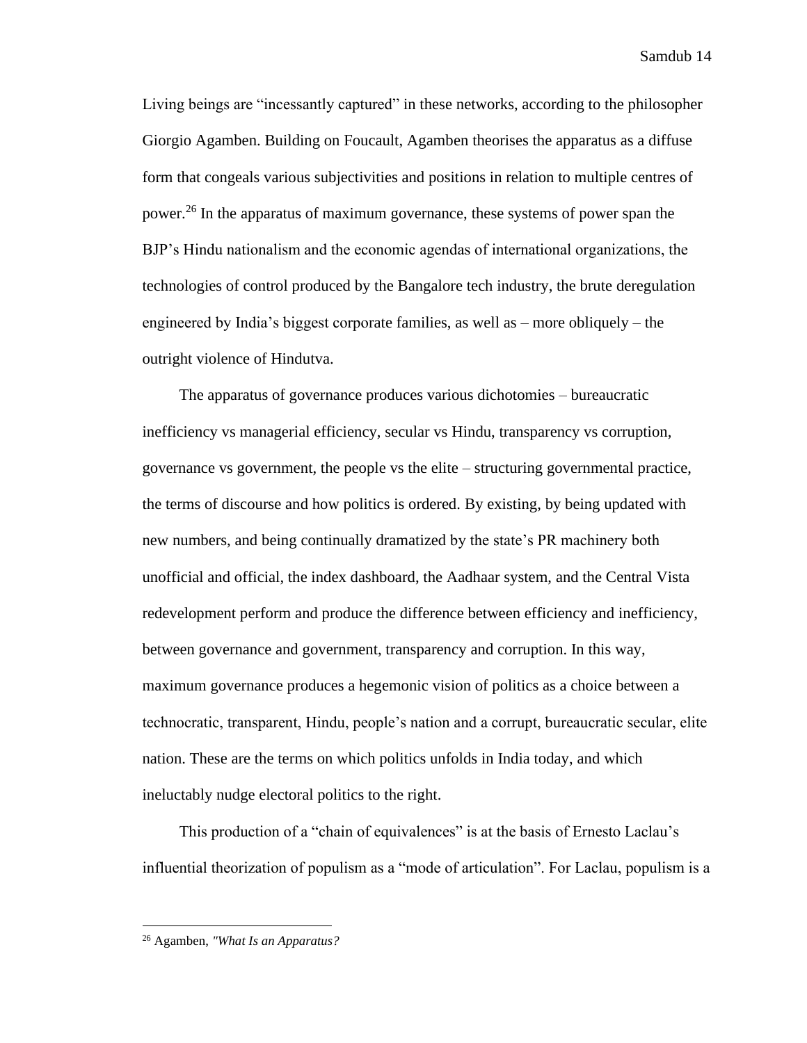Living beings are "incessantly captured" in these networks, according to the philosopher Giorgio Agamben. Building on Foucault, Agamben theorises the apparatus as a diffuse form that congeals various subjectivities and positions in relation to multiple centres of power.[26] In the apparatus of maximum governance, these systems of power span the BJP's Hindu nationalism and the economic agendas of international organizations, the technologies of control produced by the Bangalore tech industry, the brute deregulation engineered by India's biggest corporate families, as well as – more obliquely – the outright violence of Hindutva.

The apparatus of governance produces various dichotomies – bureaucratic inefficiency vs managerial efficiency, secular vs Hindu, transparency vs corruption, governance vs government, the people vs the elite – structuring governmental practice, the terms of discourse and how politics is ordered. By existing, by being updated with new numbers, and being continually dramatized by the state's PR machinery both unofficial and official, the index dashboard, the Aadhaar system, and the Central Vista redevelopment perform and produce the difference between efficiency and inefficiency, between governance and government, transparency and corruption. In this way, maximum governance produces a hegemonic vision of politics as a choice between a technocratic, transparent, Hindu, people's nation and a corrupt, bureaucratic secular, elite nation. These are the terms on which politics unfolds in India today, and which ineluctably nudge electoral politics to the right.

This production of a "chain of equivalences" is at the basis of Ernesto Laclau's influential theorization of populism as a "mode of articulation". For Laclau, populism is a

[26] Agamben, *"What Is an Apparatus?*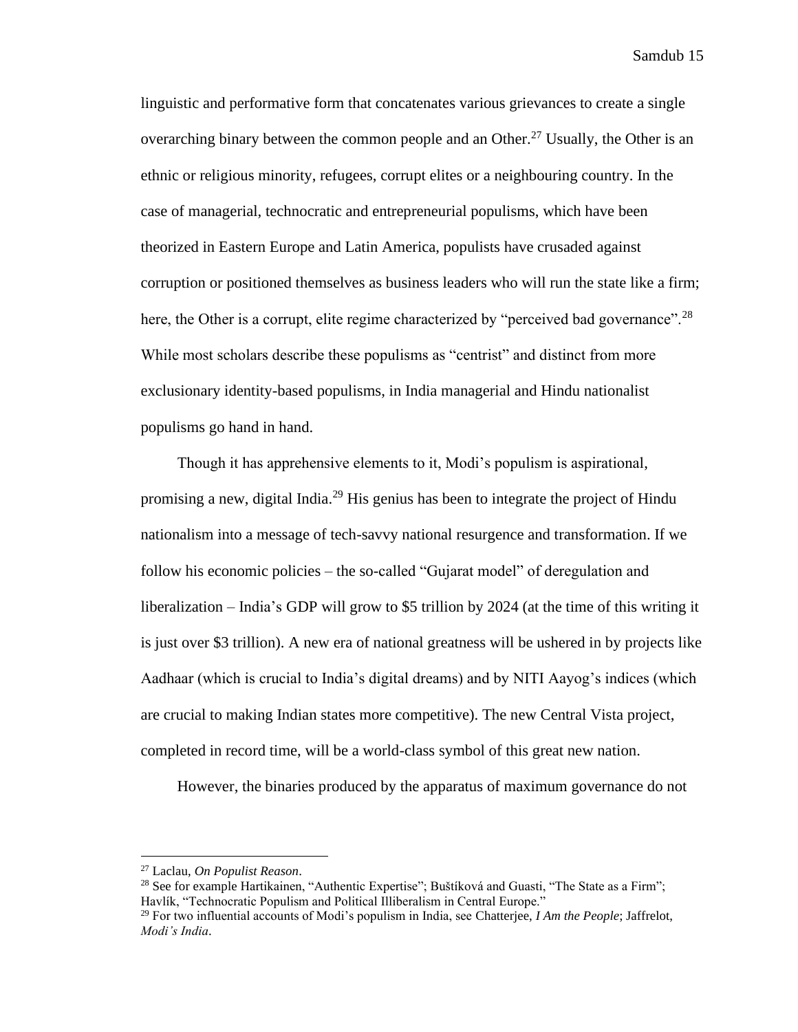linguistic and performative form that concatenates various grievances to create a single overarching binary between the common people and an Other.[27] Usually, the Other is an ethnic or religious minority, refugees, corrupt elites or a neighbouring country. In the case of managerial, technocratic and entrepreneurial populisms, which have been theorized in Eastern Europe and Latin America, populists have crusaded against corruption or positioned themselves as business leaders who will run the state like a firm; here, the Other is a corrupt, elite regime characterized by "perceived bad governance".[28] While most scholars describe these populisms as "centrist" and distinct from more exclusionary identity-based populisms, in India managerial and Hindu nationalist populisms go hand in hand.

Though it has apprehensive elements to it, Modi's populism is aspirational, promising a new, digital India.[29] His genius has been to integrate the project of Hindu nationalism into a message of tech-savvy national resurgence and transformation. If we follow his economic policies – the so-called "Gujarat model" of deregulation and liberalization – India's GDP will grow to $5 trillion by 2024 (at the time of this writing it is just over $3 trillion). A new era of national greatness will be ushered in by projects like Aadhaar (which is crucial to India's digital dreams) and by NITI Aayog's indices (which are crucial to making Indian states more competitive). The new Central Vista project, completed in record time, will be a world-class symbol of this great new nation.

However, the binaries produced by the apparatus of maximum governance do not

---

[27] Laclau, *On Populist Reason*.

[28] See for example Hartikainen, "Authentic Expertise"; Buštíková and Guasti, "The State as a Firm"; Havlík, "Technocratic Populism and Political Illiberalism in Central Europe."

[29] For two influential accounts of Modi's populism in India, see Chatterjee, *I Am the People*; Jaffrelot, *Modi's India*.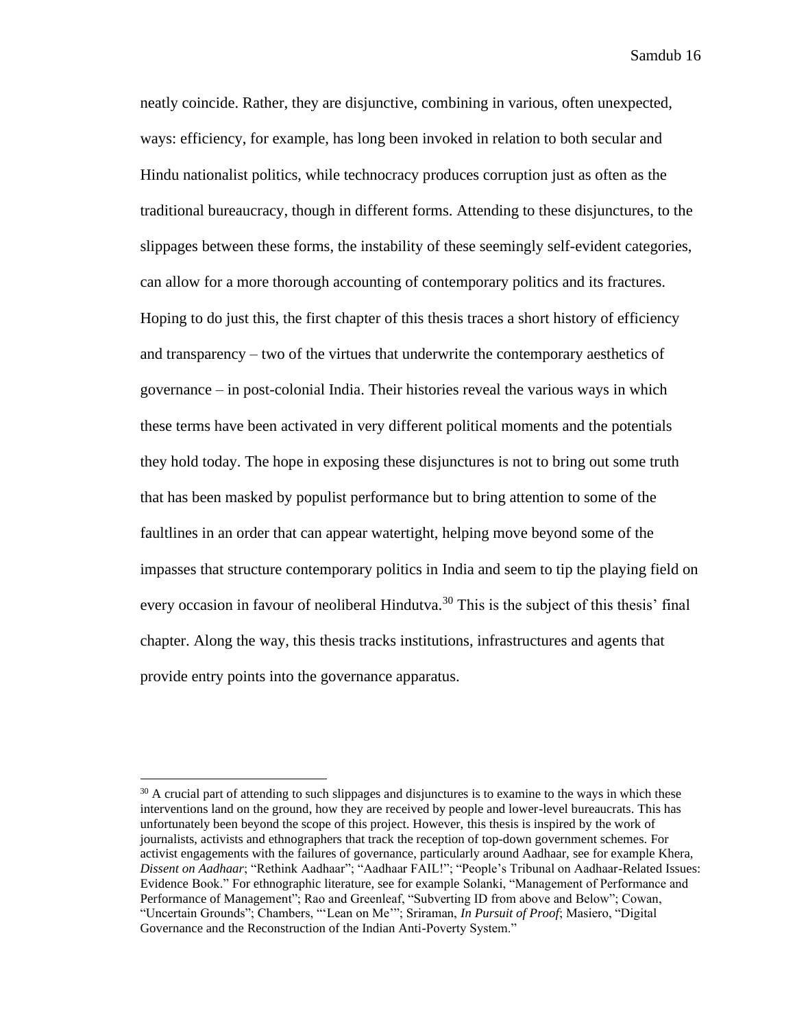neatly coincide. Rather, they are disjunctive, combining in various, often unexpected, ways: efficiency, for example, has long been invoked in relation to both secular and Hindu nationalist politics, while technocracy produces corruption just as often as the traditional bureaucracy, though in different forms. Attending to these disjunctures, to the slippages between these forms, the instability of these seemingly self-evident categories, can allow for a more thorough accounting of contemporary politics and its fractures. Hoping to do just this, the first chapter of this thesis traces a short history of efficiency and transparency – two of the virtues that underwrite the contemporary aesthetics of governance – in post-colonial India. Their histories reveal the various ways in which these terms have been activated in very different political moments and the potentials they hold today. The hope in exposing these disjunctures is not to bring out some truth that has been masked by populist performance but to bring attention to some of the faultlines in an order that can appear watertight, helping move beyond some of the impasses that structure contemporary politics in India and seem to tip the playing field on every occasion in favour of neoliberal Hindutva.[30] This is the subject of this thesis' final chapter. Along the way, this thesis tracks institutions, infrastructures and agents that provide entry points into the governance apparatus.

[30] A crucial part of attending to such slippages and disjunctures is to examine to the ways in which these interventions land on the ground, how they are received by people and lower-level bureaucrats. This has unfortunately been beyond the scope of this project. However, this thesis is inspired by the work of journalists, activists and ethnographers that track the reception of top-down government schemes. For activist engagements with the failures of governance, particularly around Aadhaar, see for example Khera, *Dissent on Aadhaar*; "Rethink Aadhaar"; "Aadhaar FAIL!"; "People's Tribunal on Aadhaar-Related Issues: Evidence Book." For ethnographic literature, see for example Solanki, "Management of Performance and Performance of Management"; Rao and Greenleaf, "Subverting ID from above and Below"; Cowan, "Uncertain Grounds"; Chambers, "'Lean on Me'"; Sriraman, *In Pursuit of Proof*; Masiero, "Digital Governance and the Reconstruction of the Indian Anti-Poverty System."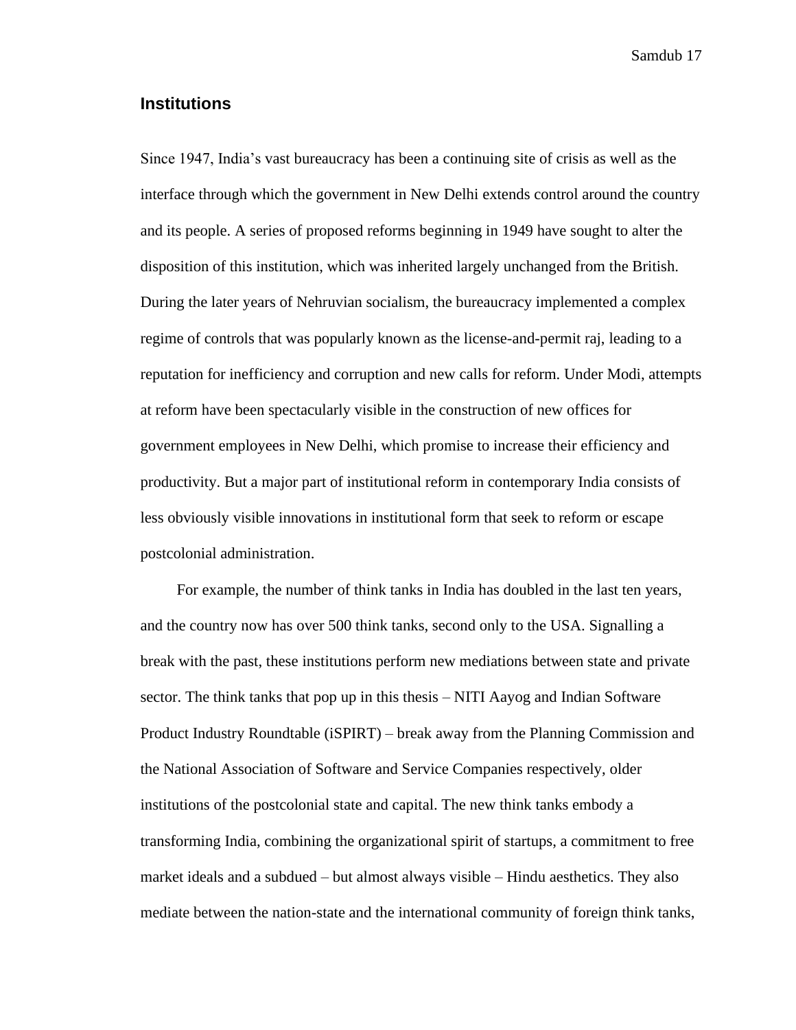## Institutions

Since 1947, India's vast bureaucracy has been a continuing site of crisis as well as the interface through which the government in New Delhi extends control around the country and its people. A series of proposed reforms beginning in 1949 have sought to alter the disposition of this institution, which was inherited largely unchanged from the British. During the later years of Nehruvian socialism, the bureaucracy implemented a complex regime of controls that was popularly known as the license-and-permit raj, leading to a reputation for inefficiency and corruption and new calls for reform. Under Modi, attempts at reform have been spectacularly visible in the construction of new offices for government employees in New Delhi, which promise to increase their efficiency and productivity. But a major part of institutional reform in contemporary India consists of less obviously visible innovations in institutional form that seek to reform or escape postcolonial administration.

For example, the number of think tanks in India has doubled in the last ten years, and the country now has over 500 think tanks, second only to the USA. Signalling a break with the past, these institutions perform new mediations between state and private sector. The think tanks that pop up in this thesis – NITI Aayog and Indian Software Product Industry Roundtable (iSPIRT) – break away from the Planning Commission and the National Association of Software and Service Companies respectively, older institutions of the postcolonial state and capital. The new think tanks embody a transforming India, combining the organizational spirit of startups, a commitment to free market ideals and a subdued – but almost always visible – Hindu aesthetics. They also mediate between the nation-state and the international community of foreign think tanks,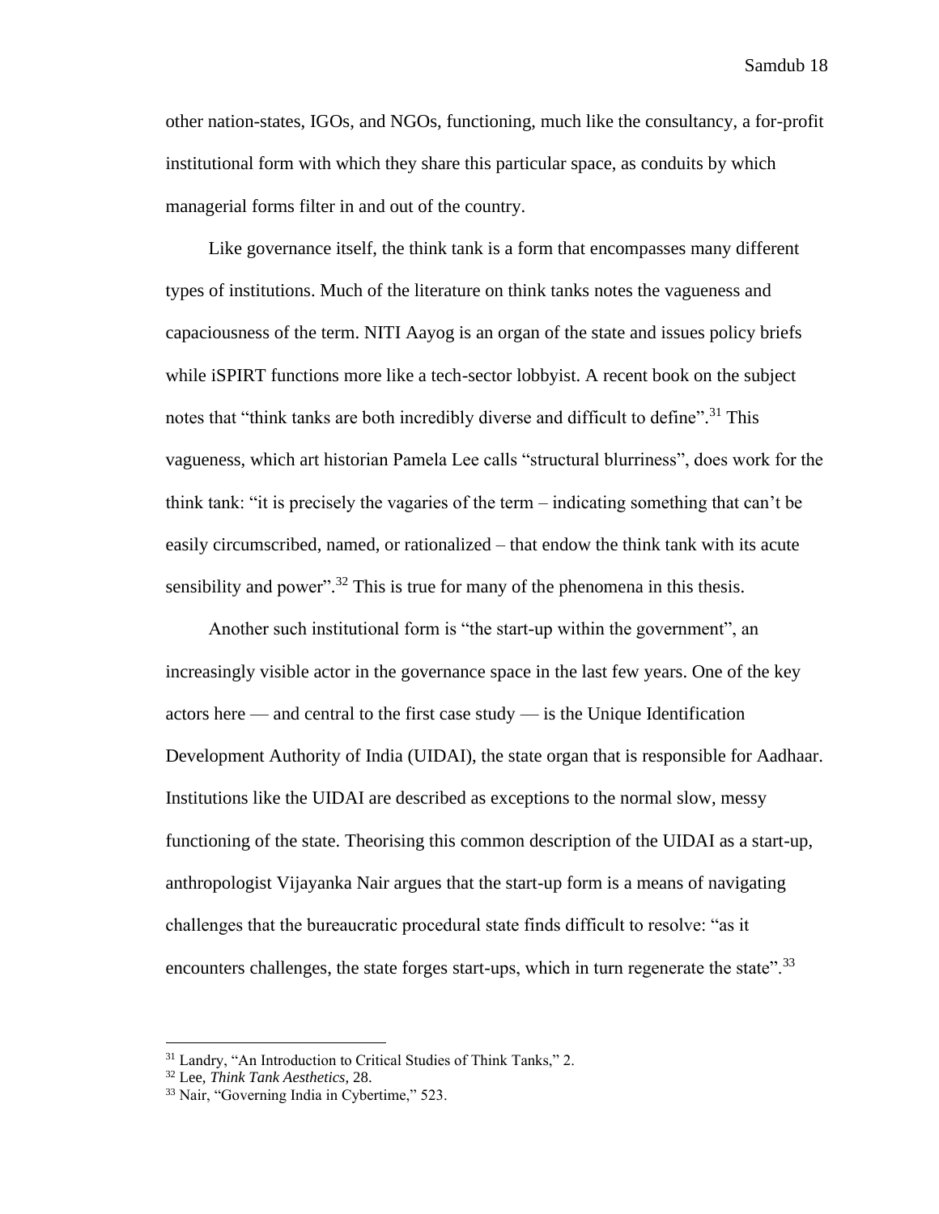other nation-states, IGOs, and NGOs, functioning, much like the consultancy, a for-profit institutional form with which they share this particular space, as conduits by which managerial forms filter in and out of the country.

Like governance itself, the think tank is a form that encompasses many different types of institutions. Much of the literature on think tanks notes the vagueness and capaciousness of the term. NITI Aayog is an organ of the state and issues policy briefs while iSPIRT functions more like a tech-sector lobbyist. A recent book on the subject notes that "think tanks are both incredibly diverse and difficult to define".[31] This vagueness, which art historian Pamela Lee calls "structural blurriness", does work for the think tank: "it is precisely the vagaries of the term – indicating something that can't be easily circumscribed, named, or rationalized – that endow the think tank with its acute sensibility and power".[32] This is true for many of the phenomena in this thesis.

Another such institutional form is "the start-up within the government", an increasingly visible actor in the governance space in the last few years. One of the key actors here — and central to the first case study — is the Unique Identification Development Authority of India (UIDAI), the state organ that is responsible for Aadhaar. Institutions like the UIDAI are described as exceptions to the normal slow, messy functioning of the state. Theorising this common description of the UIDAI as a start-up, anthropologist Vijayanka Nair argues that the start-up form is a means of navigating challenges that the bureaucratic procedural state finds difficult to resolve: "as it encounters challenges, the state forges start-ups, which in turn regenerate the state".[33]

---

[31] Landry, "An Introduction to Critical Studies of Think Tanks," 2.

[32] Lee, *Think Tank Aesthetics*, 28.

[33] Nair, "Governing India in Cybertime," 523.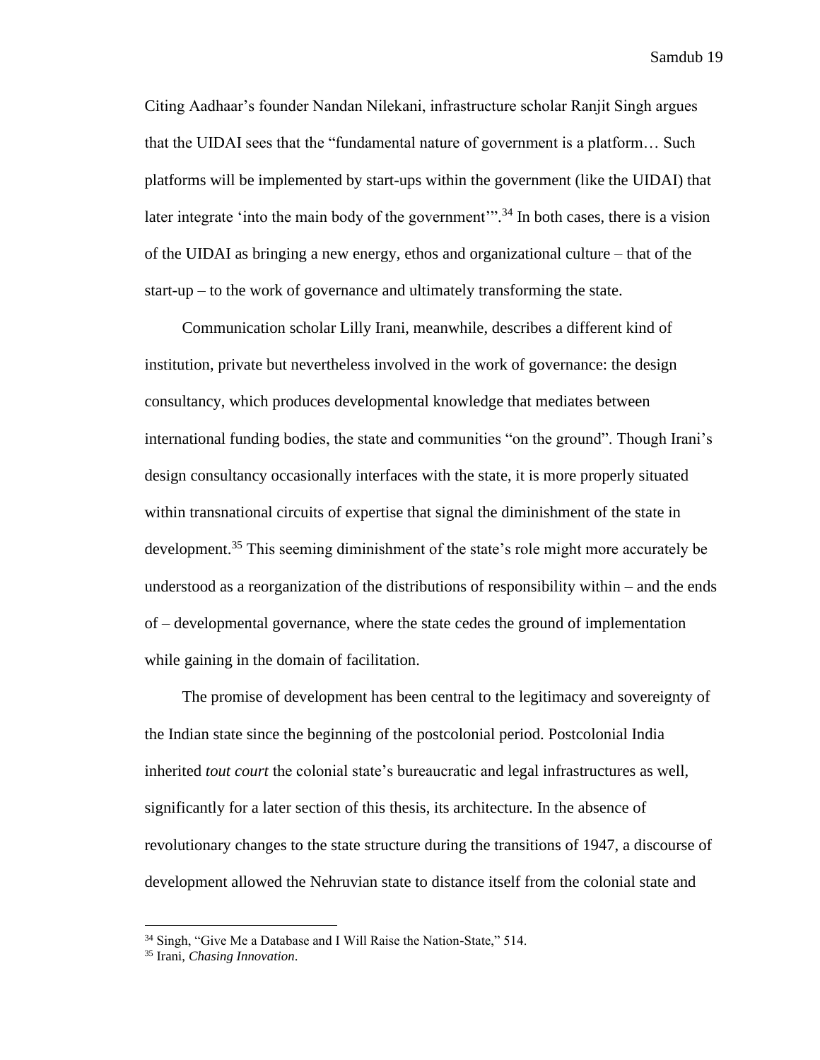Citing Aadhaar's founder Nandan Nilekani, infrastructure scholar Ranjit Singh argues that the UIDAI sees that the "fundamental nature of government is a platform… Such platforms will be implemented by start-ups within the government (like the UIDAI) that later integrate 'into the main body of the government'".[34] In both cases, there is a vision of the UIDAI as bringing a new energy, ethos and organizational culture – that of the start-up – to the work of governance and ultimately transforming the state.

Communication scholar Lilly Irani, meanwhile, describes a different kind of institution, private but nevertheless involved in the work of governance: the design consultancy, which produces developmental knowledge that mediates between international funding bodies, the state and communities "on the ground". Though Irani's design consultancy occasionally interfaces with the state, it is more properly situated within transnational circuits of expertise that signal the diminishment of the state in development.[35] This seeming diminishment of the state's role might more accurately be understood as a reorganization of the distributions of responsibility within – and the ends of – developmental governance, where the state cedes the ground of implementation while gaining in the domain of facilitation.

The promise of development has been central to the legitimacy and sovereignty of the Indian state since the beginning of the postcolonial period. Postcolonial India inherited *tout court* the colonial state's bureaucratic and legal infrastructures as well, significantly for a later section of this thesis, its architecture. In the absence of revolutionary changes to the state structure during the transitions of 1947, a discourse of development allowed the Nehruvian state to distance itself from the colonial state and

[34] Singh, "Give Me a Database and I Will Raise the Nation-State," 514.

[35] Irani, *Chasing Innovation*.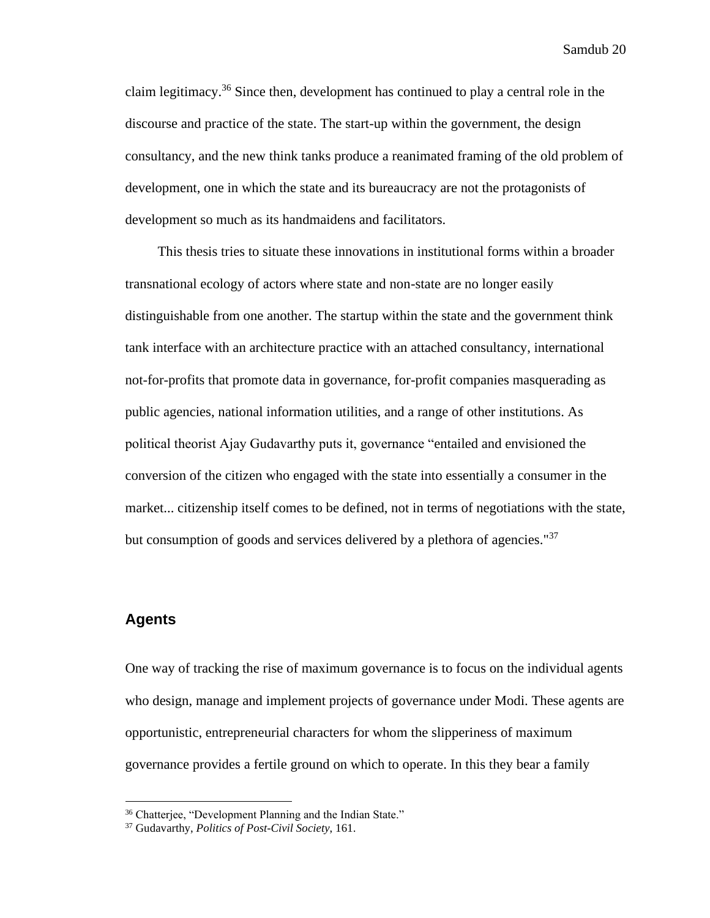claim legitimacy.[36] Since then, development has continued to play a central role in the discourse and practice of the state. The start-up within the government, the design consultancy, and the new think tanks produce a reanimated framing of the old problem of development, one in which the state and its bureaucracy are not the protagonists of development so much as its handmaidens and facilitators.

This thesis tries to situate these innovations in institutional forms within a broader transnational ecology of actors where state and non-state are no longer easily distinguishable from one another. The startup within the state and the government think tank interface with an architecture practice with an attached consultancy, international not-for-profits that promote data in governance, for-profit companies masquerading as public agencies, national information utilities, and a range of other institutions. As political theorist Ajay Gudavarthy puts it, governance "entailed and envisioned the conversion of the citizen who engaged with the state into essentially a consumer in the market... citizenship itself comes to be defined, not in terms of negotiations with the state, but consumption of goods and services delivered by a plethora of agencies."[37]

## Agents

One way of tracking the rise of maximum governance is to focus on the individual agents who design, manage and implement projects of governance under Modi. These agents are opportunistic, entrepreneurial characters for whom the slipperiness of maximum governance provides a fertile ground on which to operate. In this they bear a family

---

[36] Chatterjee, "Development Planning and the Indian State."

[37] Gudavarthy, *Politics of Post-Civil Society*, 161.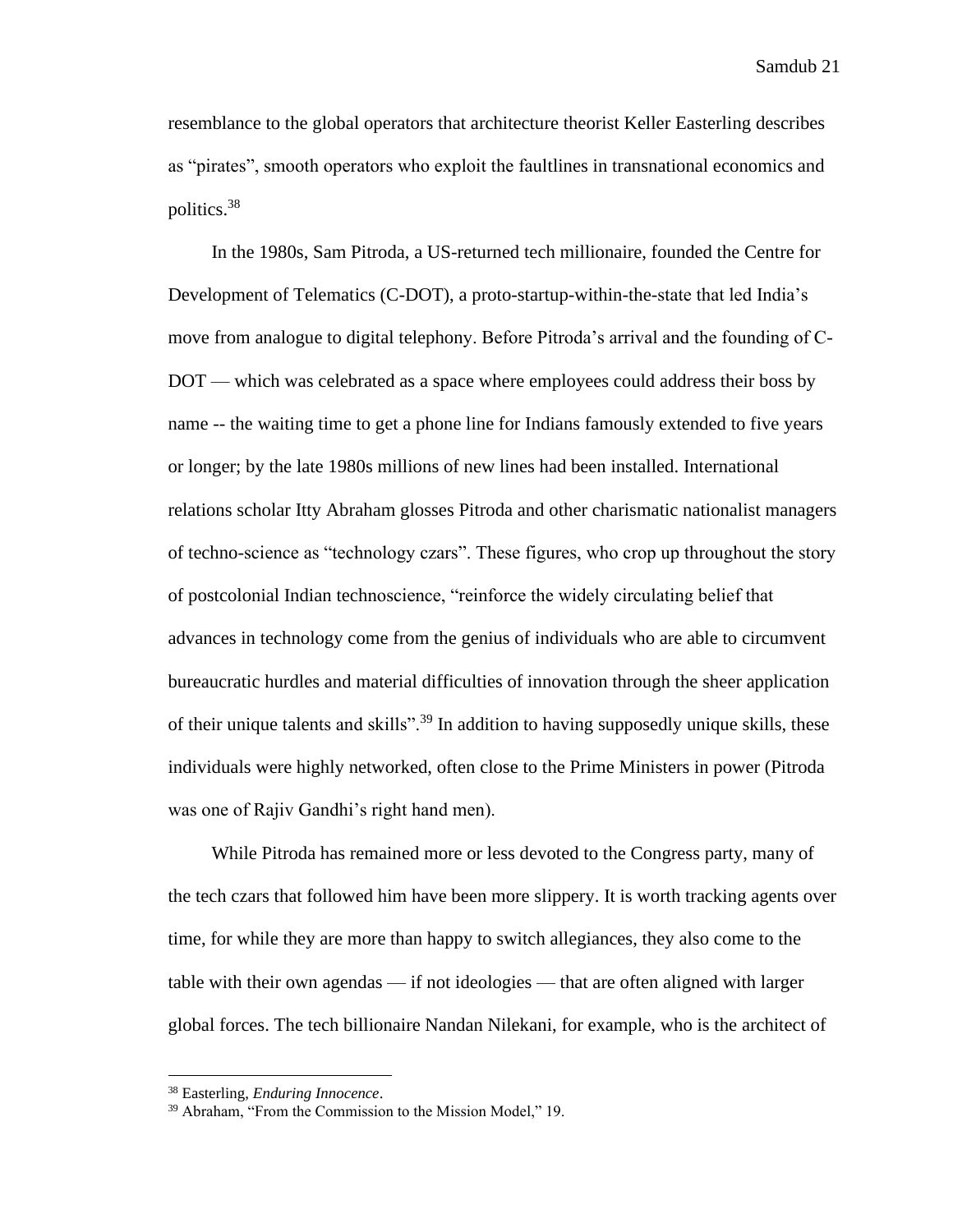resemblance to the global operators that architecture theorist Keller Easterling describes as "pirates", smooth operators who exploit the faultlines in transnational economics and politics.[38]

In the 1980s, Sam Pitroda, a US-returned tech millionaire, founded the Centre for Development of Telematics (C-DOT), a proto-startup-within-the-state that led India's move from analogue to digital telephony. Before Pitroda's arrival and the founding of C-DOT — which was celebrated as a space where employees could address their boss by name -- the waiting time to get a phone line for Indians famously extended to five years or longer; by the late 1980s millions of new lines had been installed. International relations scholar Itty Abraham glosses Pitroda and other charismatic nationalist managers of techno-science as "technology czars". These figures, who crop up throughout the story of postcolonial Indian technoscience, "reinforce the widely circulating belief that advances in technology come from the genius of individuals who are able to circumvent bureaucratic hurdles and material difficulties of innovation through the sheer application of their unique talents and skills".[39] In addition to having supposedly unique skills, these individuals were highly networked, often close to the Prime Ministers in power (Pitroda was one of Rajiv Gandhi's right hand men).

While Pitroda has remained more or less devoted to the Congress party, many of the tech czars that followed him have been more slippery. It is worth tracking agents over time, for while they are more than happy to switch allegiances, they also come to the table with their own agendas — if not ideologies — that are often aligned with larger global forces. The tech billionaire Nandan Nilekani, for example, who is the architect of

[38] Easterling, *Enduring Innocence*.

[39] Abraham, "From the Commission to the Mission Model," 19.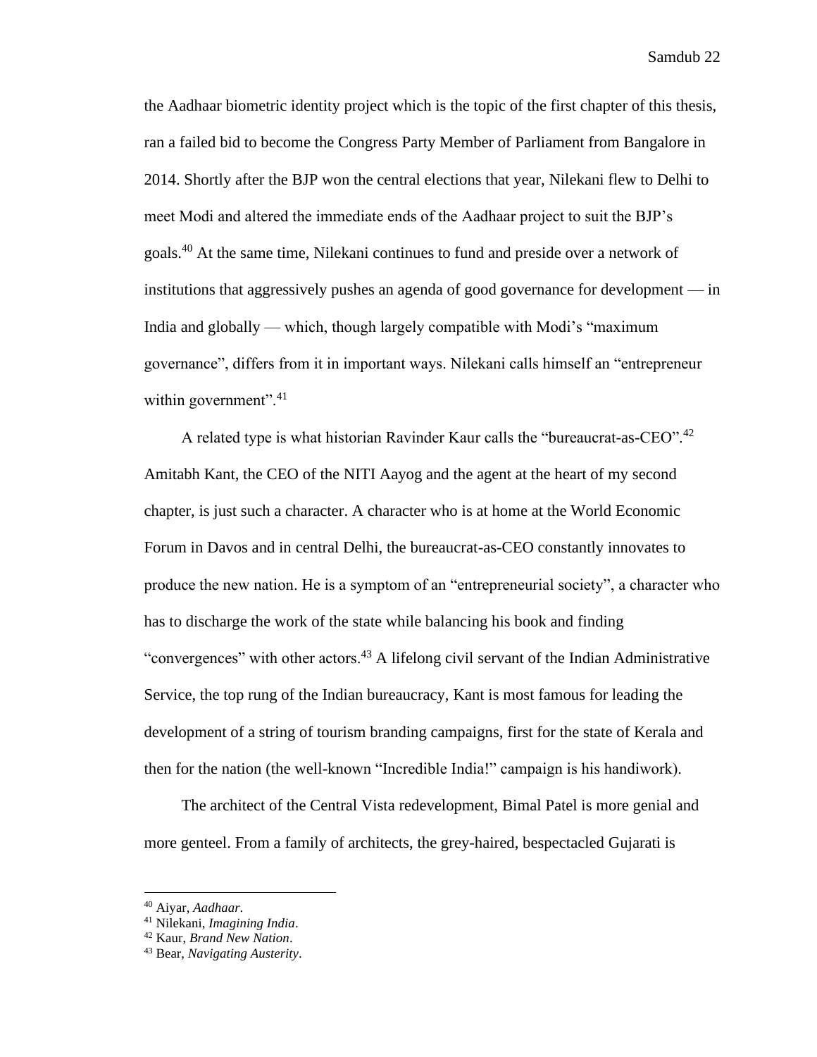the Aadhaar biometric identity project which is the topic of the first chapter of this thesis, ran a failed bid to become the Congress Party Member of Parliament from Bangalore in 2014. Shortly after the BJP won the central elections that year, Nilekani flew to Delhi to meet Modi and altered the immediate ends of the Aadhaar project to suit the BJP's goals.[40] At the same time, Nilekani continues to fund and preside over a network of institutions that aggressively pushes an agenda of good governance for development — in India and globally — which, though largely compatible with Modi's "maximum governance", differs from it in important ways. Nilekani calls himself an "entrepreneur within government".[41]

A related type is what historian Ravinder Kaur calls the "bureaucrat-as-CEO".[42] Amitabh Kant, the CEO of the NITI Aayog and the agent at the heart of my second chapter, is just such a character. A character who is at home at the World Economic Forum in Davos and in central Delhi, the bureaucrat-as-CEO constantly innovates to produce the new nation. He is a symptom of an "entrepreneurial society", a character who has to discharge the work of the state while balancing his book and finding "convergences" with other actors.[43] A lifelong civil servant of the Indian Administrative Service, the top rung of the Indian bureaucracy, Kant is most famous for leading the development of a string of tourism branding campaigns, first for the state of Kerala and then for the nation (the well-known "Incredible India!" campaign is his handiwork).

The architect of the Central Vista redevelopment, Bimal Patel is more genial and more genteel. From a family of architects, the grey-haired, bespectacled Gujarati is

---

[40] Aiyar, *Aadhaar*.

[41] Nilekani, *Imagining India*.

[42] Kaur, *Brand New Nation*.

[43] Bear, *Navigating Austerity*.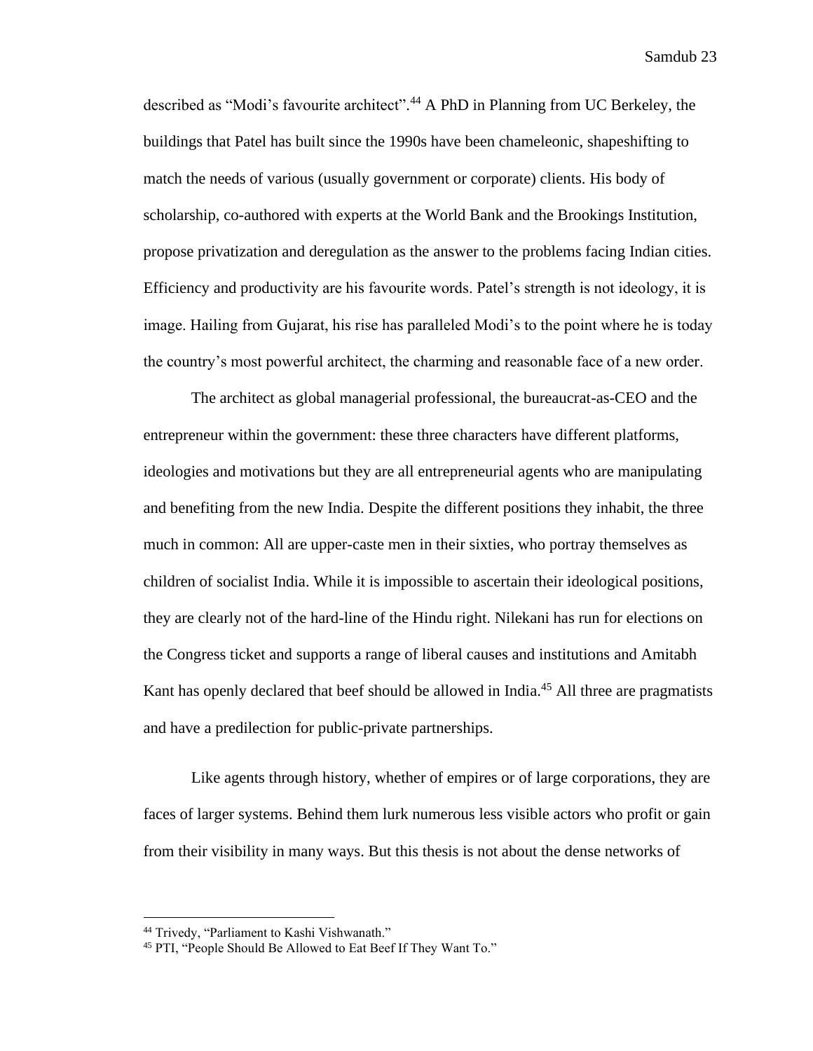described as "Modi's favourite architect".[44] A PhD in Planning from UC Berkeley, the buildings that Patel has built since the 1990s have been chameleonic, shapeshifting to match the needs of various (usually government or corporate) clients. His body of scholarship, co-authored with experts at the World Bank and the Brookings Institution, propose privatization and deregulation as the answer to the problems facing Indian cities. Efficiency and productivity are his favourite words. Patel's strength is not ideology, it is image. Hailing from Gujarat, his rise has paralleled Modi's to the point where he is today the country's most powerful architect, the charming and reasonable face of a new order.

The architect as global managerial professional, the bureaucrat-as-CEO and the entrepreneur within the government: these three characters have different platforms, ideologies and motivations but they are all entrepreneurial agents who are manipulating and benefiting from the new India. Despite the different positions they inhabit, the three much in common: All are upper-caste men in their sixties, who portray themselves as children of socialist India. While it is impossible to ascertain their ideological positions, they are clearly not of the hard-line of the Hindu right. Nilekani has run for elections on the Congress ticket and supports a range of liberal causes and institutions and Amitabh Kant has openly declared that beef should be allowed in India.[45] All three are pragmatists and have a predilection for public-private partnerships.

Like agents through history, whether of empires or of large corporations, they are faces of larger systems. Behind them lurk numerous less visible actors who profit or gain from their visibility in many ways. But this thesis is not about the dense networks of

---

[44] Trivedy, "Parliament to Kashi Vishwanath."

[45] PTI, "People Should Be Allowed to Eat Beef If They Want To."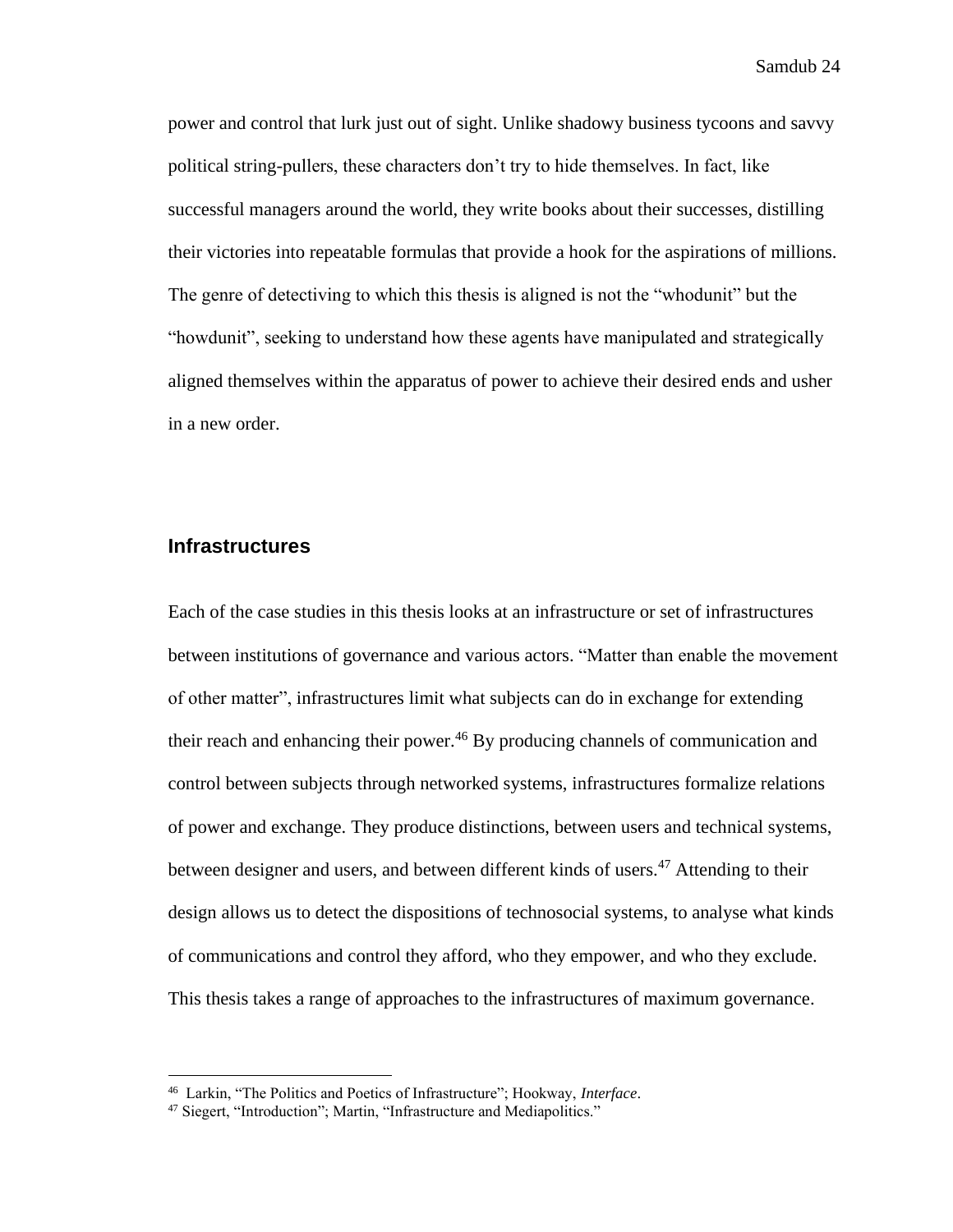power and control that lurk just out of sight. Unlike shadowy business tycoons and savvy political string-pullers, these characters don't try to hide themselves. In fact, like successful managers around the world, they write books about their successes, distilling their victories into repeatable formulas that provide a hook for the aspirations of millions. The genre of detectiving to which this thesis is aligned is not the "whodunit" but the "howdunit", seeking to understand how these agents have manipulated and strategically aligned themselves within the apparatus of power to achieve their desired ends and usher in a new order.

## Infrastructures

Each of the case studies in this thesis looks at an infrastructure or set of infrastructures between institutions of governance and various actors. "Matter than enable the movement of other matter", infrastructures limit what subjects can do in exchange for extending their reach and enhancing their power.[46] By producing channels of communication and control between subjects through networked systems, infrastructures formalize relations of power and exchange. They produce distinctions, between users and technical systems, between designer and users, and between different kinds of users.[47] Attending to their design allows us to detect the dispositions of technosocial systems, to analyse what kinds of communications and control they afford, who they empower, and who they exclude. This thesis takes a range of approaches to the infrastructures of maximum governance.

---

[46] Larkin, "The Politics and Poetics of Infrastructure"; Hookway, *Interface*.

[47] Siegert, "Introduction"; Martin, "Infrastructure and Mediapolitics."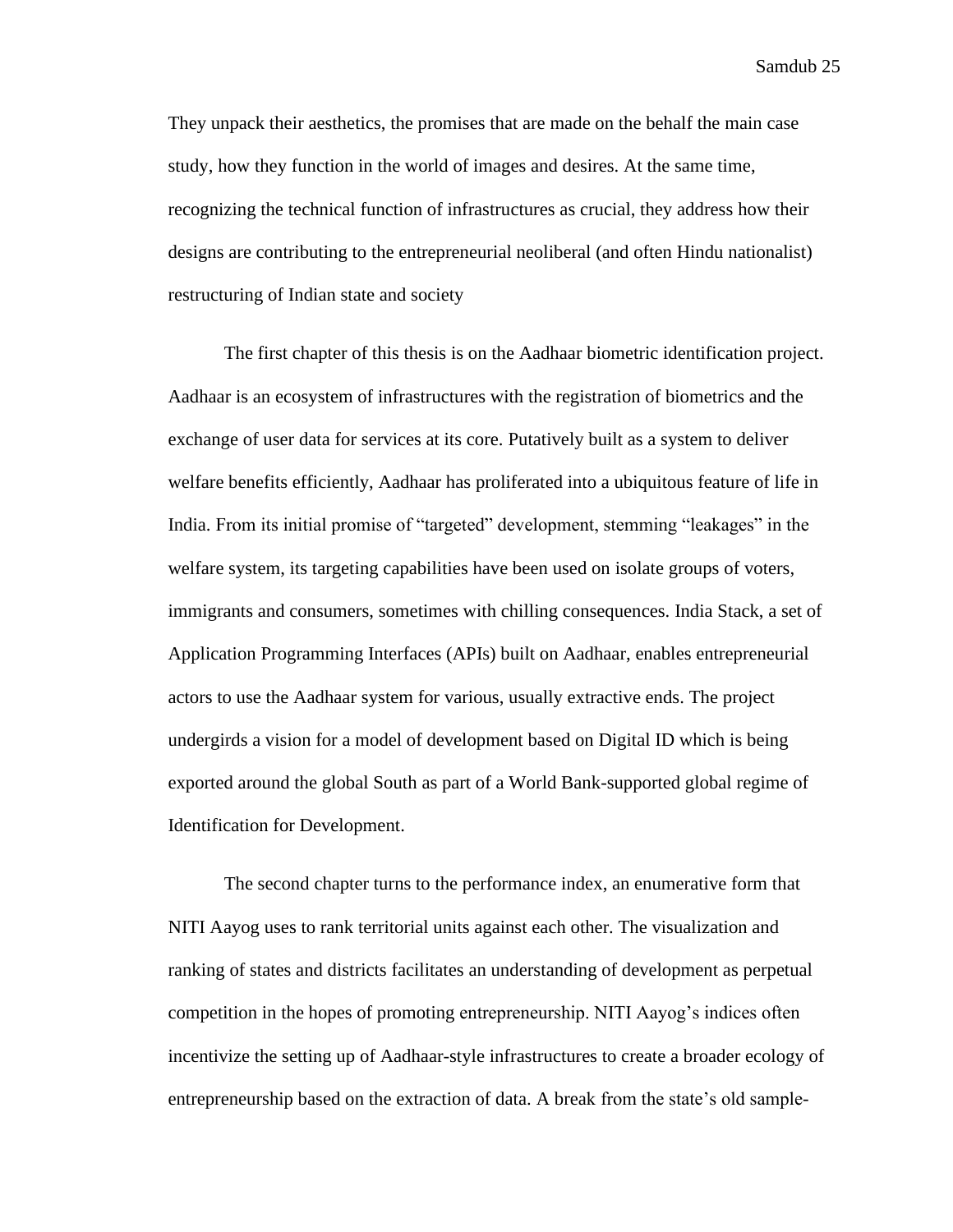They unpack their aesthetics, the promises that are made on the behalf the main case study, how they function in the world of images and desires. At the same time, recognizing the technical function of infrastructures as crucial, they address how their designs are contributing to the entrepreneurial neoliberal (and often Hindu nationalist) restructuring of Indian state and society

The first chapter of this thesis is on the Aadhaar biometric identification project. Aadhaar is an ecosystem of infrastructures with the registration of biometrics and the exchange of user data for services at its core. Putatively built as a system to deliver welfare benefits efficiently, Aadhaar has proliferated into a ubiquitous feature of life in India. From its initial promise of "targeted" development, stemming "leakages" in the welfare system, its targeting capabilities have been used on isolate groups of voters, immigrants and consumers, sometimes with chilling consequences. India Stack, a set of Application Programming Interfaces (APIs) built on Aadhaar, enables entrepreneurial actors to use the Aadhaar system for various, usually extractive ends. The project undergirds a vision for a model of development based on Digital ID which is being exported around the global South as part of a World Bank-supported global regime of Identification for Development.

The second chapter turns to the performance index, an enumerative form that NITI Aayog uses to rank territorial units against each other. The visualization and ranking of states and districts facilitates an understanding of development as perpetual competition in the hopes of promoting entrepreneurship. NITI Aayog's indices often incentivize the setting up of Aadhaar-style infrastructures to create a broader ecology of entrepreneurship based on the extraction of data. A break from the state's old sample-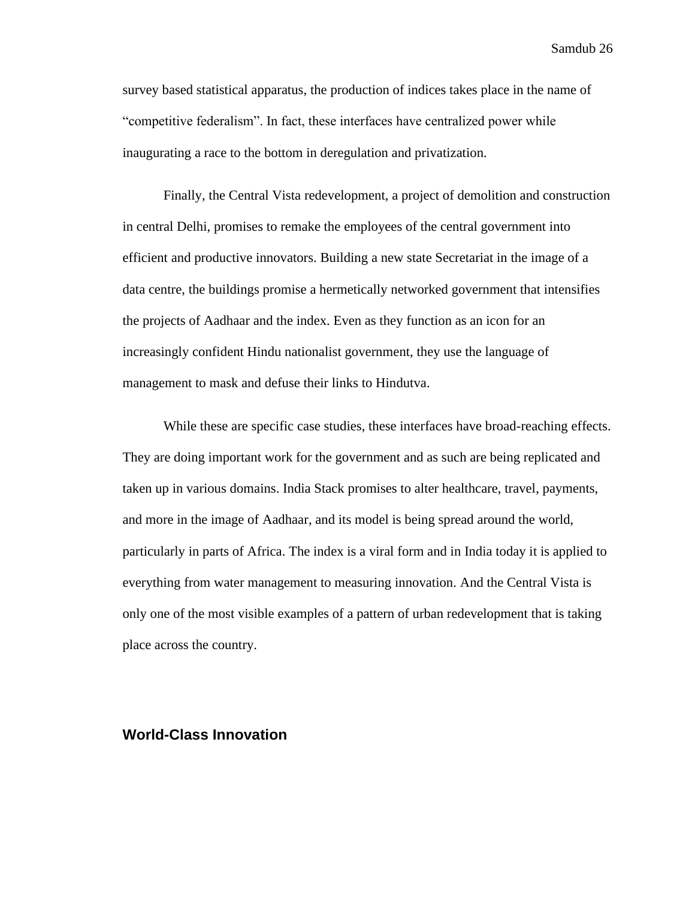survey based statistical apparatus, the production of indices takes place in the name of "competitive federalism". In fact, these interfaces have centralized power while inaugurating a race to the bottom in deregulation and privatization.

Finally, the Central Vista redevelopment, a project of demolition and construction in central Delhi, promises to remake the employees of the central government into efficient and productive innovators. Building a new state Secretariat in the image of a data centre, the buildings promise a hermetically networked government that intensifies the projects of Aadhaar and the index. Even as they function as an icon for an increasingly confident Hindu nationalist government, they use the language of management to mask and defuse their links to Hindutva.

While these are specific case studies, these interfaces have broad-reaching effects. They are doing important work for the government and as such are being replicated and taken up in various domains. India Stack promises to alter healthcare, travel, payments, and more in the image of Aadhaar, and its model is being spread around the world, particularly in parts of Africa. The index is a viral form and in India today it is applied to everything from water management to measuring innovation. And the Central Vista is only one of the most visible examples of a pattern of urban redevelopment that is taking place across the country.

## World-Class Innovation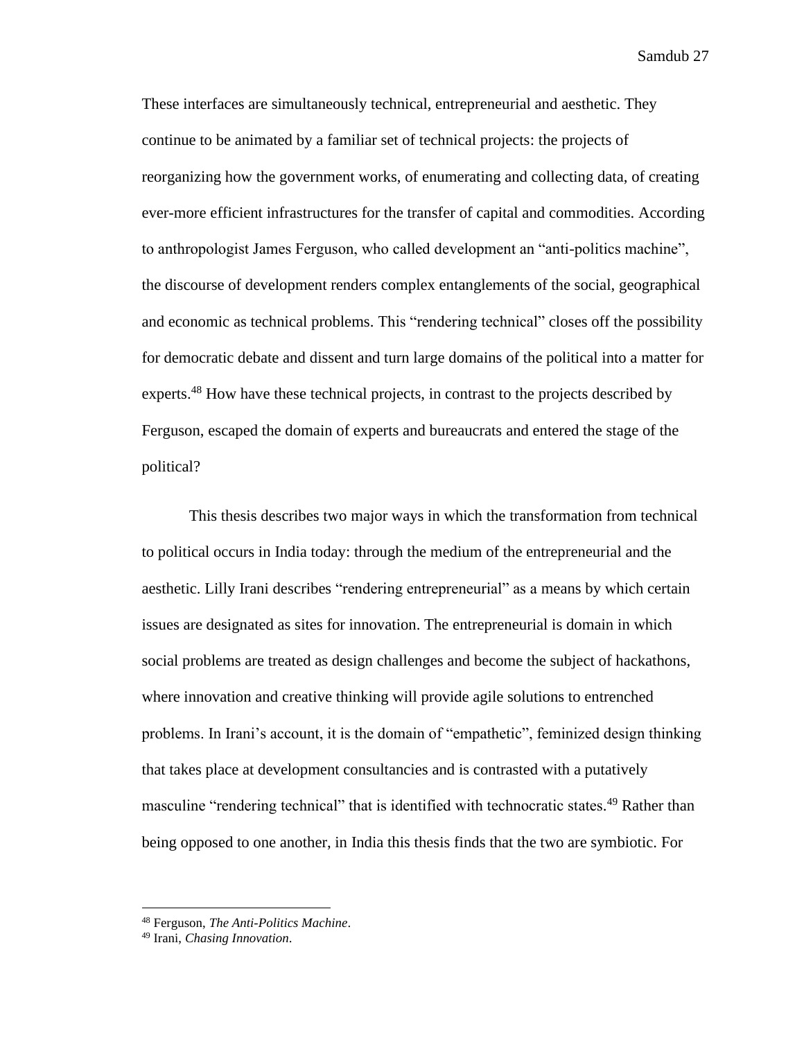These interfaces are simultaneously technical, entrepreneurial and aesthetic. They continue to be animated by a familiar set of technical projects: the projects of reorganizing how the government works, of enumerating and collecting data, of creating ever-more efficient infrastructures for the transfer of capital and commodities. According to anthropologist James Ferguson, who called development an "anti-politics machine", the discourse of development renders complex entanglements of the social, geographical and economic as technical problems. This "rendering technical" closes off the possibility for democratic debate and dissent and turn large domains of the political into a matter for experts.[48] How have these technical projects, in contrast to the projects described by Ferguson, escaped the domain of experts and bureaucrats and entered the stage of the political?

This thesis describes two major ways in which the transformation from technical to political occurs in India today: through the medium of the entrepreneurial and the aesthetic. Lilly Irani describes "rendering entrepreneurial" as a means by which certain issues are designated as sites for innovation. The entrepreneurial is domain in which social problems are treated as design challenges and become the subject of hackathons, where innovation and creative thinking will provide agile solutions to entrenched problems. In Irani's account, it is the domain of "empathetic", feminized design thinking that takes place at development consultancies and is contrasted with a putatively masculine "rendering technical" that is identified with technocratic states.[49] Rather than being opposed to one another, in India this thesis finds that the two are symbiotic. For

---

[48] Ferguson, *The Anti-Politics Machine*.

[49] Irani, *Chasing Innovation*.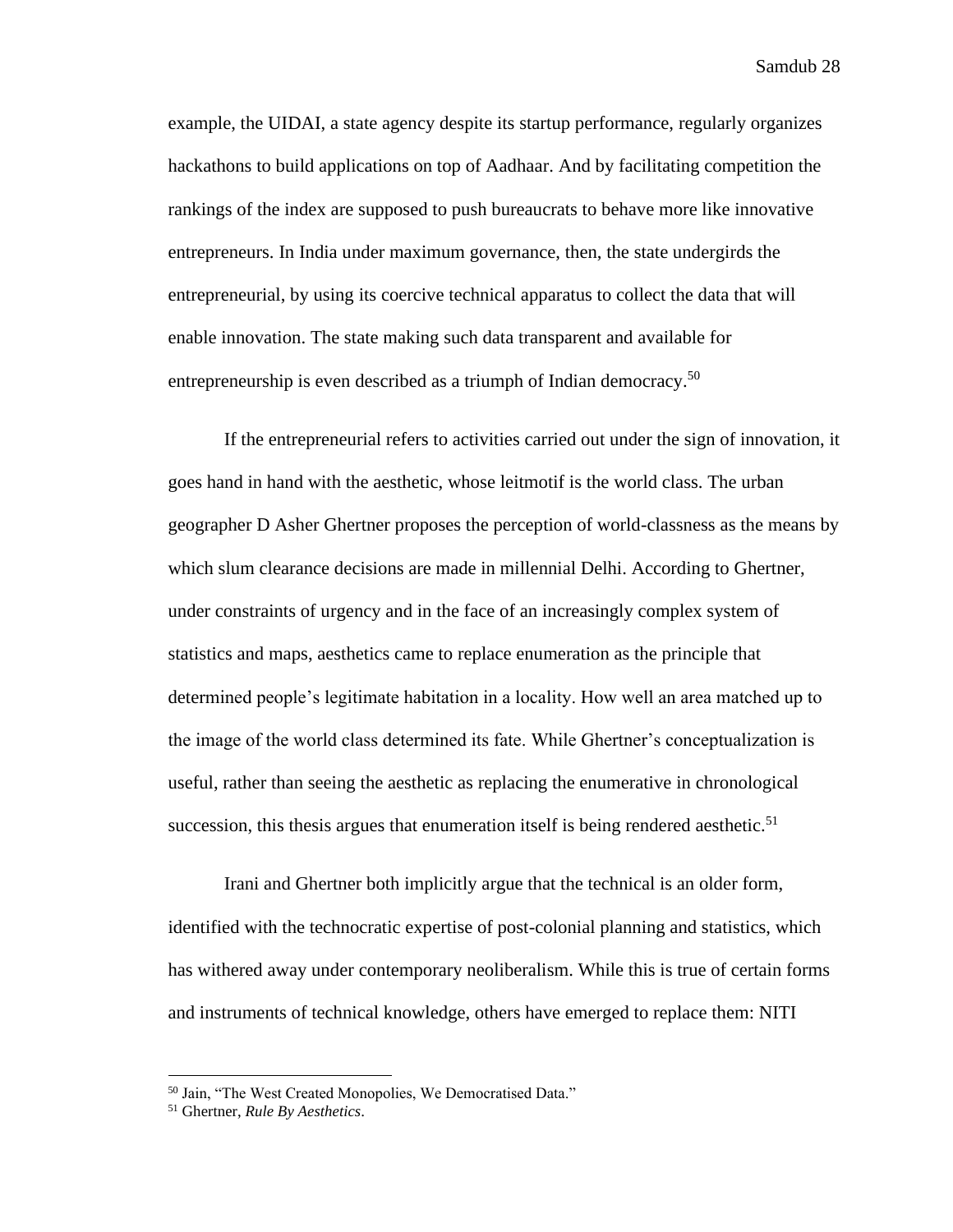example, the UIDAI, a state agency despite its startup performance, regularly organizes hackathons to build applications on top of Aadhaar. And by facilitating competition the rankings of the index are supposed to push bureaucrats to behave more like innovative entrepreneurs. In India under maximum governance, then, the state undergirds the entrepreneurial, by using its coercive technical apparatus to collect the data that will enable innovation. The state making such data transparent and available for entrepreneurship is even described as a triumph of Indian democracy.[50]

If the entrepreneurial refers to activities carried out under the sign of innovation, it goes hand in hand with the aesthetic, whose leitmotif is the world class. The urban geographer D Asher Ghertner proposes the perception of world-classness as the means by which slum clearance decisions are made in millennial Delhi. According to Ghertner, under constraints of urgency and in the face of an increasingly complex system of statistics and maps, aesthetics came to replace enumeration as the principle that determined people's legitimate habitation in a locality. How well an area matched up to the image of the world class determined its fate. While Ghertner's conceptualization is useful, rather than seeing the aesthetic as replacing the enumerative in chronological succession, this thesis argues that enumeration itself is being rendered aesthetic.[51]

Irani and Ghertner both implicitly argue that the technical is an older form, identified with the technocratic expertise of post-colonial planning and statistics, which has withered away under contemporary neoliberalism. While this is true of certain forms and instruments of technical knowledge, others have emerged to replace them: NITI

---

[50] Jain, "The West Created Monopolies, We Democratised Data."

[51] Ghertner, *Rule By Aesthetics*.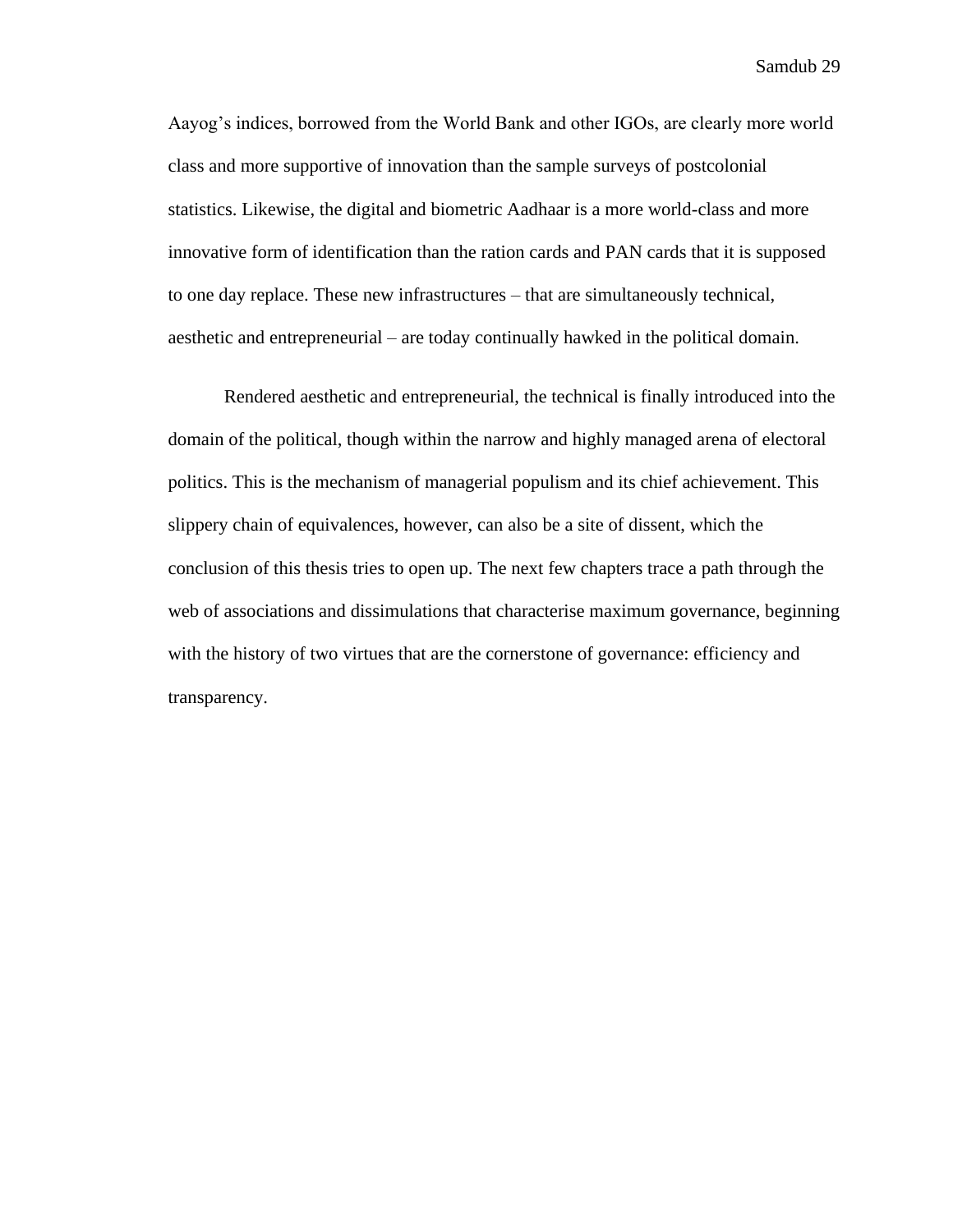Aayog's indices, borrowed from the World Bank and other IGOs, are clearly more world class and more supportive of innovation than the sample surveys of postcolonial statistics. Likewise, the digital and biometric Aadhaar is a more world-class and more innovative form of identification than the ration cards and PAN cards that it is supposed to one day replace. These new infrastructures – that are simultaneously technical, aesthetic and entrepreneurial – are today continually hawked in the political domain.

Rendered aesthetic and entrepreneurial, the technical is finally introduced into the domain of the political, though within the narrow and highly managed arena of electoral politics. This is the mechanism of managerial populism and its chief achievement. This slippery chain of equivalences, however, can also be a site of dissent, which the conclusion of this thesis tries to open up. The next few chapters trace a path through the web of associations and dissimulations that characterise maximum governance, beginning with the history of two virtues that are the cornerstone of governance: efficiency and transparency.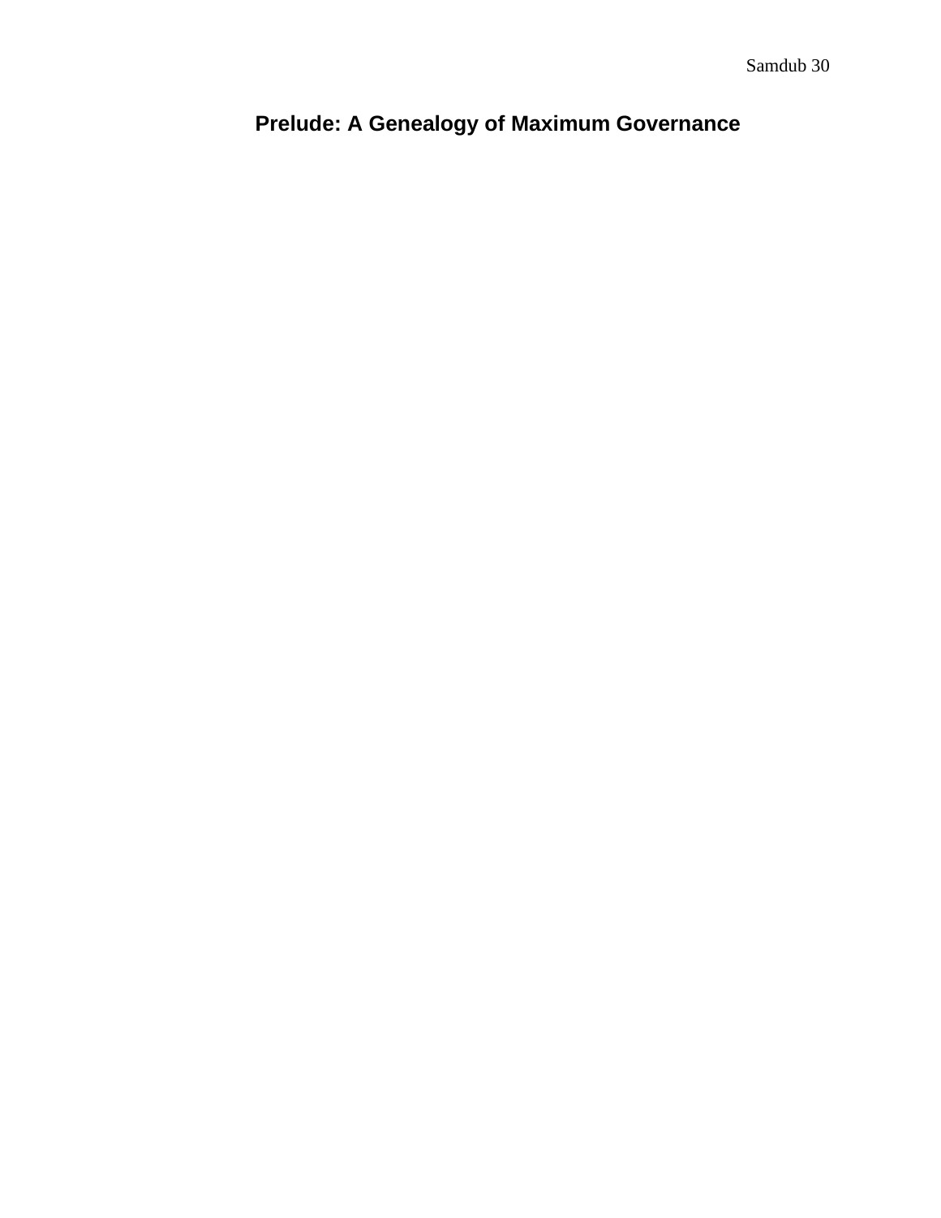# Prelude: A Genealogy of Maximum Governance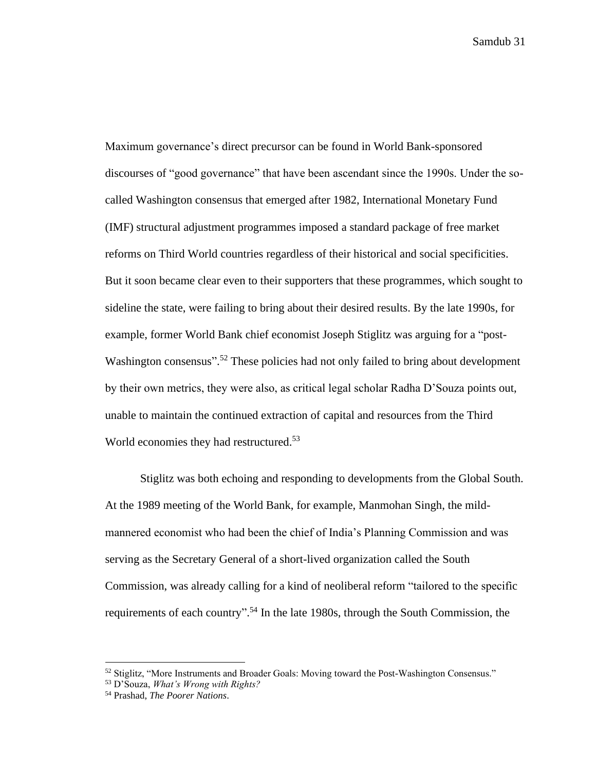Maximum governance's direct precursor can be found in World Bank-sponsored discourses of "good governance" that have been ascendant since the 1990s. Under the so-called Washington consensus that emerged after 1982, International Monetary Fund (IMF) structural adjustment programmes imposed a standard package of free market reforms on Third World countries regardless of their historical and social specificities. But it soon became clear even to their supporters that these programmes, which sought to sideline the state, were failing to bring about their desired results. By the late 1990s, for example, former World Bank chief economist Joseph Stiglitz was arguing for a "post-Washington consensus".[52] These policies had not only failed to bring about development by their own metrics, they were also, as critical legal scholar Radha D'Souza points out, unable to maintain the continued extraction of capital and resources from the Third World economies they had restructured.[53]

Stiglitz was both echoing and responding to developments from the Global South. At the 1989 meeting of the World Bank, for example, Manmohan Singh, the mild-mannered economist who had been the chief of India's Planning Commission and was serving as the Secretary General of a short-lived organization called the South Commission, was already calling for a kind of neoliberal reform "tailored to the specific requirements of each country".[54] In the late 1980s, through the South Commission, the

---

[52] Stiglitz, "More Instruments and Broader Goals: Moving toward the Post-Washington Consensus."

[53] D'Souza, *What's Wrong with Rights?*

[54] Prashad, *The Poorer Nations*.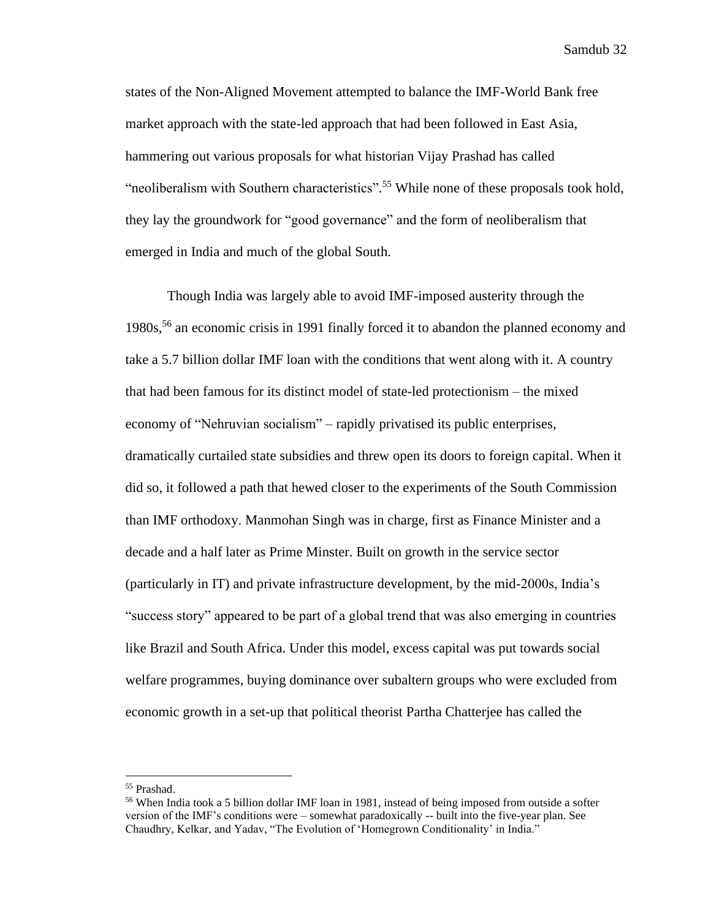states of the Non-Aligned Movement attempted to balance the IMF-World Bank free market approach with the state-led approach that had been followed in East Asia, hammering out various proposals for what historian Vijay Prashad has called "neoliberalism with Southern characteristics".[55] While none of these proposals took hold, they lay the groundwork for "good governance" and the form of neoliberalism that emerged in India and much of the global South.

Though India was largely able to avoid IMF-imposed austerity through the 1980s,[56] an economic crisis in 1991 finally forced it to abandon the planned economy and take a 5.7 billion dollar IMF loan with the conditions that went along with it. A country that had been famous for its distinct model of state-led protectionism – the mixed economy of "Nehruvian socialism" – rapidly privatised its public enterprises, dramatically curtailed state subsidies and threw open its doors to foreign capital. When it did so, it followed a path that hewed closer to the experiments of the South Commission than IMF orthodoxy. Manmohan Singh was in charge, first as Finance Minister and a decade and a half later as Prime Minster. Built on growth in the service sector (particularly in IT) and private infrastructure development, by the mid-2000s, India's "success story" appeared to be part of a global trend that was also emerging in countries like Brazil and South Africa. Under this model, excess capital was put towards social welfare programmes, buying dominance over subaltern groups who were excluded from economic growth in a set-up that political theorist Partha Chatterjee has called the

---

[55] Prashad.

[56] When India took a 5 billion dollar IMF loan in 1981, instead of being imposed from outside a softer version of the IMF's conditions were – somewhat paradoxically -- built into the five-year plan. See Chaudhry, Kelkar, and Yadav, "The Evolution of 'Homegrown Conditionality' in India."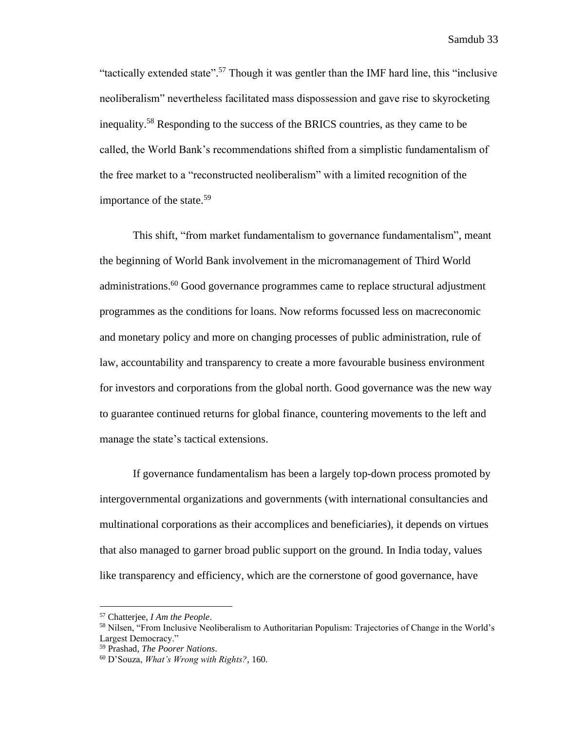"tactically extended state".[57] Though it was gentler than the IMF hard line, this "inclusive neoliberalism" nevertheless facilitated mass dispossession and gave rise to skyrocketing inequality.[58] Responding to the success of the BRICS countries, as they came to be called, the World Bank's recommendations shifted from a simplistic fundamentalism of the free market to a "reconstructed neoliberalism" with a limited recognition of the importance of the state.[59]

This shift, "from market fundamentalism to governance fundamentalism", meant the beginning of World Bank involvement in the micromanagement of Third World administrations.[60] Good governance programmes came to replace structural adjustment programmes as the conditions for loans. Now reforms focussed less on macreconomic and monetary policy and more on changing processes of public administration, rule of law, accountability and transparency to create a more favourable business environment for investors and corporations from the global north. Good governance was the new way to guarantee continued returns for global finance, countering movements to the left and manage the state's tactical extensions.

If governance fundamentalism has been a largely top-down process promoted by intergovernmental organizations and governments (with international consultancies and multinational corporations as their accomplices and beneficiaries), it depends on virtues that also managed to garner broad public support on the ground. In India today, values like transparency and efficiency, which are the cornerstone of good governance, have

---

[57] Chatterjee, *I Am the People*.

[58] Nilsen, "From Inclusive Neoliberalism to Authoritarian Populism: Trajectories of Change in the World's Largest Democracy."

[59] Prashad, *The Poorer Nations*.

[60] D'Souza, *What's Wrong with Rights?*, 160.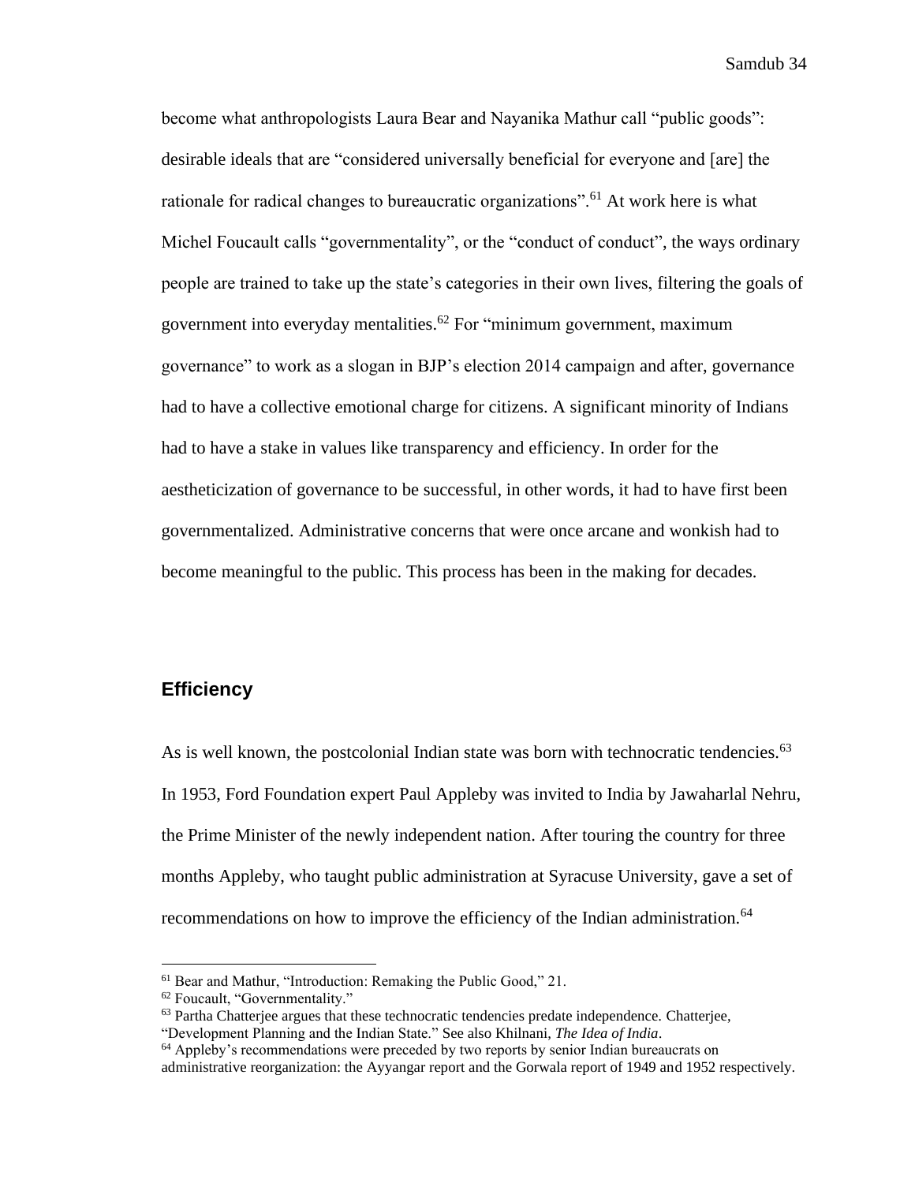become what anthropologists Laura Bear and Nayanika Mathur call "public goods": desirable ideals that are "considered universally beneficial for everyone and [are] the rationale for radical changes to bureaucratic organizations".[61] At work here is what Michel Foucault calls "governmentality", or the "conduct of conduct", the ways ordinary people are trained to take up the state's categories in their own lives, filtering the goals of government into everyday mentalities.[62] For "minimum government, maximum governance" to work as a slogan in BJP's election 2014 campaign and after, governance had to have a collective emotional charge for citizens. A significant minority of Indians had to have a stake in values like transparency and efficiency. In order for the aestheticization of governance to be successful, in other words, it had to have first been governmentalized. Administrative concerns that were once arcane and wonkish had to become meaningful to the public. This process has been in the making for decades.

## Efficiency

As is well known, the postcolonial Indian state was born with technocratic tendencies.[63] In 1953, Ford Foundation expert Paul Appleby was invited to India by Jawaharlal Nehru, the Prime Minister of the newly independent nation. After touring the country for three months Appleby, who taught public administration at Syracuse University, gave a set of recommendations on how to improve the efficiency of the Indian administration.[64]

---

[61] Bear and Mathur, "Introduction: Remaking the Public Good," 21.

[62] Foucault, "Governmentality."

[63] Partha Chatterjee argues that these technocratic tendencies predate independence. Chatterjee, "Development Planning and the Indian State." See also Khilnani, *The Idea of India*.

[64] Appleby's recommendations were preceded by two reports by senior Indian bureaucrats on administrative reorganization: the Ayyangar report and the Gorwala report of 1949 and 1952 respectively.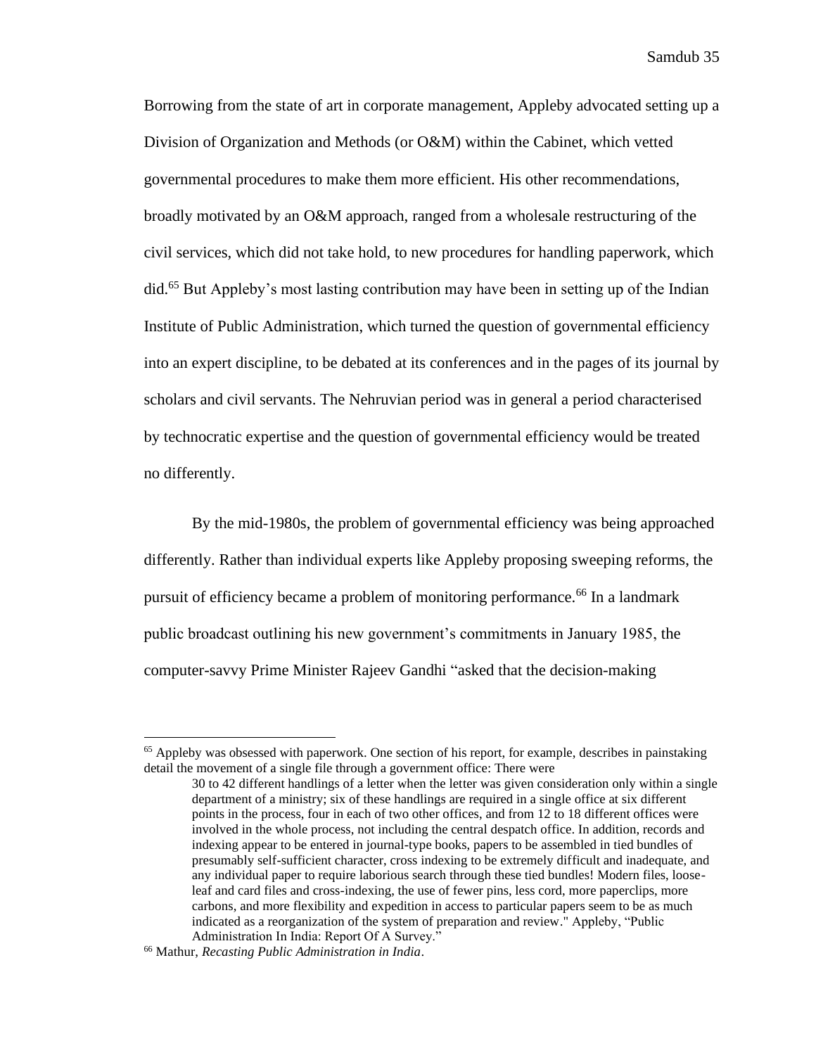Borrowing from the state of art in corporate management, Appleby advocated setting up a Division of Organization and Methods (or O&M) within the Cabinet, which vetted governmental procedures to make them more efficient. His other recommendations, broadly motivated by an O&M approach, ranged from a wholesale restructuring of the civil services, which did not take hold, to new procedures for handling paperwork, which did.[65] But Appleby's most lasting contribution may have been in setting up of the Indian Institute of Public Administration, which turned the question of governmental efficiency into an expert discipline, to be debated at its conferences and in the pages of its journal by scholars and civil servants. The Nehruvian period was in general a period characterised by technocratic expertise and the question of governmental efficiency would be treated no differently.

By the mid-1980s, the problem of governmental efficiency was being approached differently. Rather than individual experts like Appleby proposing sweeping reforms, the pursuit of efficiency became a problem of monitoring performance.[66] In a landmark public broadcast outlining his new government's commitments in January 1985, the computer-savvy Prime Minister Rajeev Gandhi "asked that the decision-making

---

[65] Appleby was obsessed with paperwork. One section of his report, for example, describes in painstaking detail the movement of a single file through a government office: There were

> 30 to 42 different handlings of a letter when the letter was given consideration only within a single department of a ministry; six of these handlings are required in a single office at six different points in the process, four in each of two other offices, and from 12 to 18 different offices were involved in the whole process, not including the central despatch office. In addition, records and indexing appear to be entered in journal-type books, papers to be assembled in tied bundles of presumably self-sufficient character, cross indexing to be extremely difficult and inadequate, and any individual paper to require laborious search through these tied bundles! Modern files, loose-leaf and card files and cross-indexing, the use of fewer pins, less cord, more paperclips, more carbons, and more flexibility and expedition in access to particular papers seem to be as much indicated as a reorganization of the system of preparation and review." Appleby, "Public Administration In India: Report Of A Survey."

[66] Mathur, *Recasting Public Administration in India*.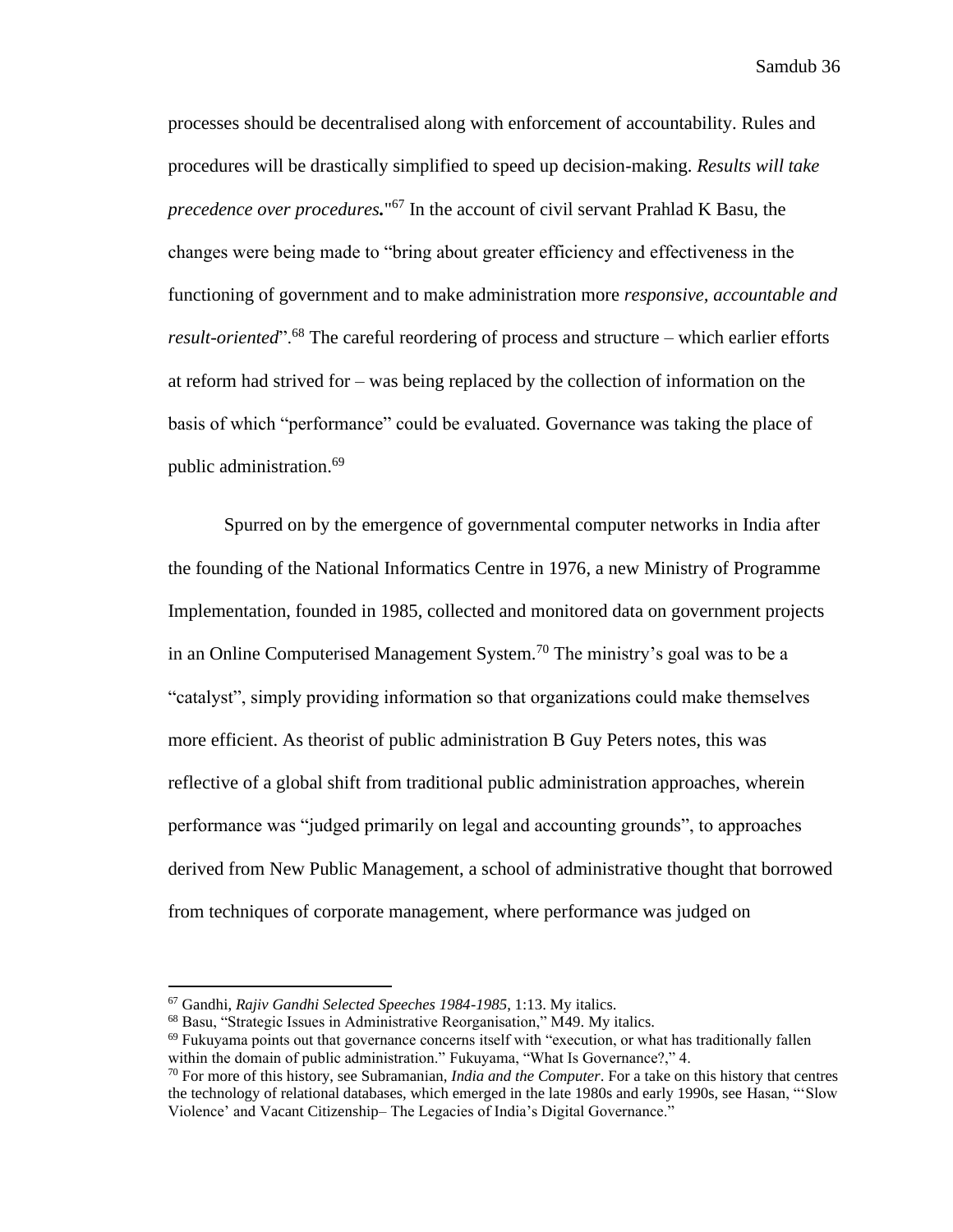processes should be decentralised along with enforcement of accountability. Rules and procedures will be drastically simplified to speed up decision-making. *Results will take precedence over procedures.*"[67] In the account of civil servant Prahlad K Basu, the changes were being made to "bring about greater efficiency and effectiveness in the functioning of government and to make administration more *responsive, accountable and result-oriented*".[68] The careful reordering of process and structure – which earlier efforts at reform had strived for – was being replaced by the collection of information on the basis of which "performance" could be evaluated. Governance was taking the place of public administration.[69]

Spurred on by the emergence of governmental computer networks in India after the founding of the National Informatics Centre in 1976, a new Ministry of Programme Implementation, founded in 1985, collected and monitored data on government projects in an Online Computerised Management System.[70] The ministry's goal was to be a "catalyst", simply providing information so that organizations could make themselves more efficient. As theorist of public administration B Guy Peters notes, this was reflective of a global shift from traditional public administration approaches, wherein performance was "judged primarily on legal and accounting grounds", to approaches derived from New Public Management, a school of administrative thought that borrowed from techniques of corporate management, where performance was judged on

---

[67] Gandhi, *Rajiv Gandhi Selected Speeches 1984-1985*, 1:13. My italics.

[68] Basu, "Strategic Issues in Administrative Reorganisation," M49. My italics.

[69] Fukuyama points out that governance concerns itself with "execution, or what has traditionally fallen within the domain of public administration." Fukuyama, "What Is Governance?," 4.

[70] For more of this history, see Subramanian, *India and the Computer*. For a take on this history that centres the technology of relational databases, which emerged in the late 1980s and early 1990s, see Hasan, "'Slow Violence' and Vacant Citizenship– The Legacies of India's Digital Governance."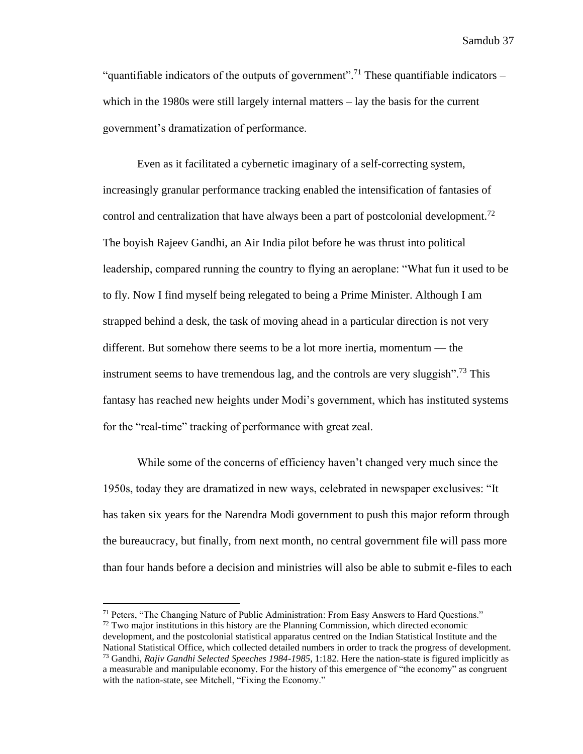"quantifiable indicators of the outputs of government".[71] These quantifiable indicators – which in the 1980s were still largely internal matters – lay the basis for the current government's dramatization of performance.

Even as it facilitated a cybernetic imaginary of a self-correcting system, increasingly granular performance tracking enabled the intensification of fantasies of control and centralization that have always been a part of postcolonial development.[72] The boyish Rajeev Gandhi, an Air India pilot before he was thrust into political leadership, compared running the country to flying an aeroplane: "What fun it used to be to fly. Now I find myself being relegated to being a Prime Minister. Although I am strapped behind a desk, the task of moving ahead in a particular direction is not very different. But somehow there seems to be a lot more inertia, momentum — the instrument seems to have tremendous lag, and the controls are very sluggish".[73] This fantasy has reached new heights under Modi's government, which has instituted systems for the "real-time" tracking of performance with great zeal.

While some of the concerns of efficiency haven't changed very much since the 1950s, today they are dramatized in new ways, celebrated in newspaper exclusives: "It has taken six years for the Narendra Modi government to push this major reform through the bureaucracy, but finally, from next month, no central government file will pass more than four hands before a decision and ministries will also be able to submit e-files to each

---

[71] Peters, "The Changing Nature of Public Administration: From Easy Answers to Hard Questions."

[72] Two major institutions in this history are the Planning Commission, which directed economic development, and the postcolonial statistical apparatus centred on the Indian Statistical Institute and the National Statistical Office, which collected detailed numbers in order to track the progress of development.

[73] Gandhi, *Rajiv Gandhi Selected Speeches 1984-1985*, 1:182. Here the nation-state is figured implicitly as a measurable and manipulable economy. For the history of this emergence of "the economy" as congruent with the nation-state, see Mitchell, "Fixing the Economy."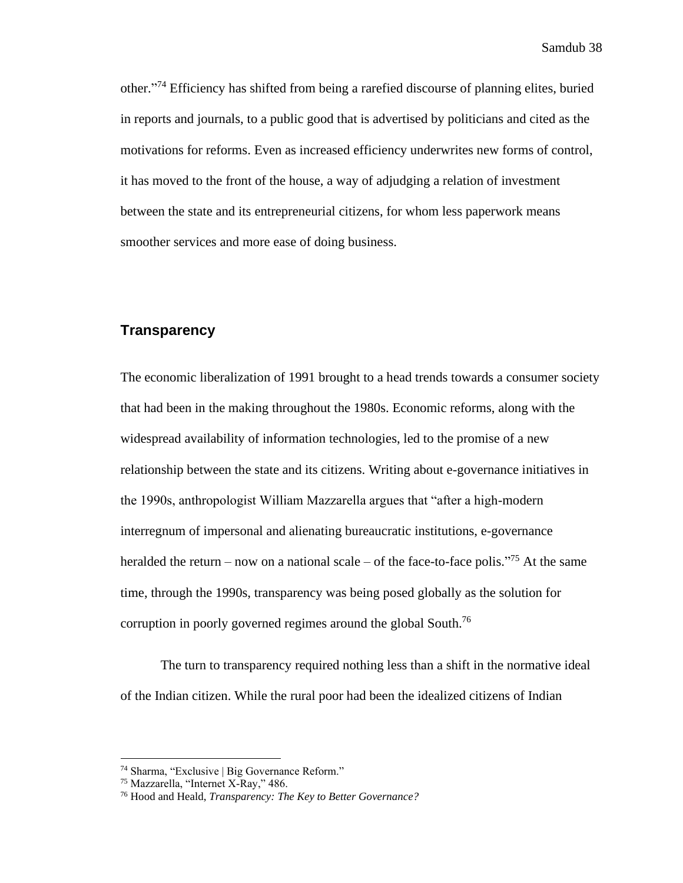other."[74] Efficiency has shifted from being a rarefied discourse of planning elites, buried in reports and journals, to a public good that is advertised by politicians and cited as the motivations for reforms. Even as increased efficiency underwrites new forms of control, it has moved to the front of the house, a way of adjudging a relation of investment between the state and its entrepreneurial citizens, for whom less paperwork means smoother services and more ease of doing business.

## Transparency

The economic liberalization of 1991 brought to a head trends towards a consumer society that had been in the making throughout the 1980s. Economic reforms, along with the widespread availability of information technologies, led to the promise of a new relationship between the state and its citizens. Writing about e-governance initiatives in the 1990s, anthropologist William Mazzarella argues that "after a high-modern interregnum of impersonal and alienating bureaucratic institutions, e-governance heralded the return – now on a national scale – of the face-to-face polis."[75] At the same time, through the 1990s, transparency was being posed globally as the solution for corruption in poorly governed regimes around the global South.[76]

The turn to transparency required nothing less than a shift in the normative ideal of the Indian citizen. While the rural poor had been the idealized citizens of Indian

---

[74] Sharma, "Exclusive | Big Governance Reform."
[75] Mazzarella, "Internet X-Ray," 486.
[76] Hood and Heald, *Transparency: The Key to Better Governance?*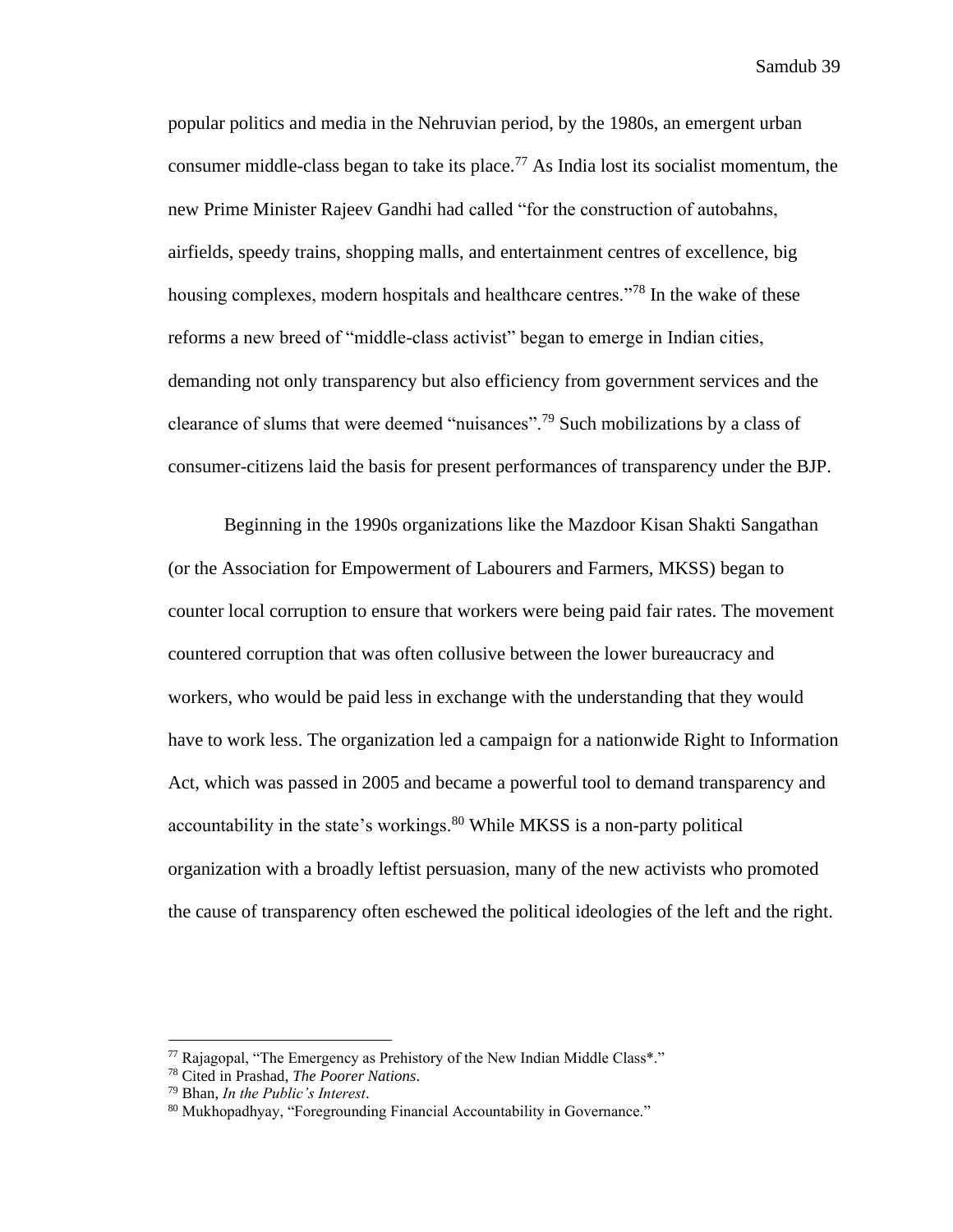popular politics and media in the Nehruvian period, by the 1980s, an emergent urban consumer middle-class began to take its place.[77] As India lost its socialist momentum, the new Prime Minister Rajeev Gandhi had called "for the construction of autobahns, airfields, speedy trains, shopping malls, and entertainment centres of excellence, big housing complexes, modern hospitals and healthcare centres."[78] In the wake of these reforms a new breed of "middle-class activist" began to emerge in Indian cities, demanding not only transparency but also efficiency from government services and the clearance of slums that were deemed "nuisances".[79] Such mobilizations by a class of consumer-citizens laid the basis for present performances of transparency under the BJP.

Beginning in the 1990s organizations like the Mazdoor Kisan Shakti Sangathan (or the Association for Empowerment of Labourers and Farmers, MKSS) began to counter local corruption to ensure that workers were being paid fair rates. The movement countered corruption that was often collusive between the lower bureaucracy and workers, who would be paid less in exchange with the understanding that they would have to work less. The organization led a campaign for a nationwide Right to Information Act, which was passed in 2005 and became a powerful tool to demand transparency and accountability in the state's workings.[80] While MKSS is a non-party political organization with a broadly leftist persuasion, many of the new activists who promoted the cause of transparency often eschewed the political ideologies of the left and the right.

---

[77] Rajagopal, "The Emergency as Prehistory of the New Indian Middle Class*."

[78] Cited in Prashad, *The Poorer Nations*.

[79] Bhan, *In the Public's Interest*.

[80] Mukhopadhyay, "Foregrounding Financial Accountability in Governance."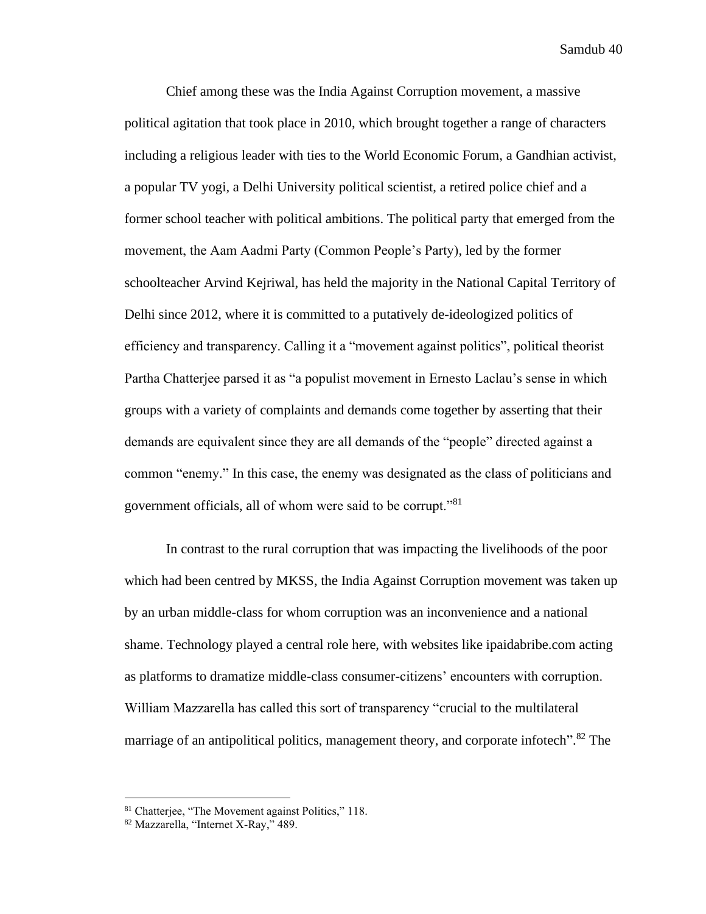Chief among these was the India Against Corruption movement, a massive political agitation that took place in 2010, which brought together a range of characters including a religious leader with ties to the World Economic Forum, a Gandhian activist, a popular TV yogi, a Delhi University political scientist, a retired police chief and a former school teacher with political ambitions. The political party that emerged from the movement, the Aam Aadmi Party (Common People's Party), led by the former schoolteacher Arvind Kejriwal, has held the majority in the National Capital Territory of Delhi since 2012, where it is committed to a putatively de-ideologized politics of efficiency and transparency. Calling it a "movement against politics", political theorist Partha Chatterjee parsed it as "a populist movement in Ernesto Laclau's sense in which groups with a variety of complaints and demands come together by asserting that their demands are equivalent since they are all demands of the "people" directed against a common "enemy." In this case, the enemy was designated as the class of politicians and government officials, all of whom were said to be corrupt."[81]

In contrast to the rural corruption that was impacting the livelihoods of the poor which had been centred by MKSS, the India Against Corruption movement was taken up by an urban middle-class for whom corruption was an inconvenience and a national shame. Technology played a central role here, with websites like ipaidabribe.com acting as platforms to dramatize middle-class consumer-citizens' encounters with corruption. William Mazzarella has called this sort of transparency "crucial to the multilateral marriage of an antipolitical politics, management theory, and corporate infotech".[82] The

---

[81] Chatterjee, "The Movement against Politics," 118.

[82] Mazzarella, "Internet X-Ray," 489.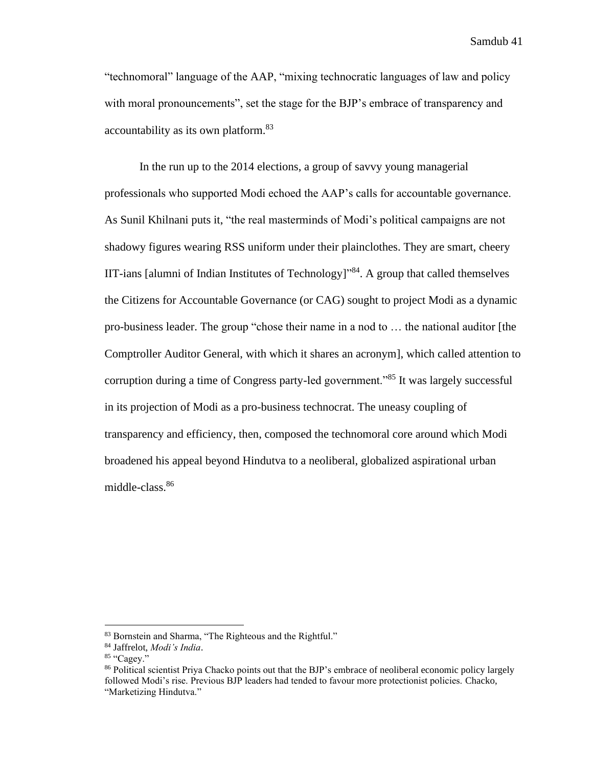"technomoral" language of the AAP, "mixing technocratic languages of law and policy with moral pronouncements", set the stage for the BJP's embrace of transparency and accountability as its own platform.[83]

In the run up to the 2014 elections, a group of savvy young managerial professionals who supported Modi echoed the AAP's calls for accountable governance. As Sunil Khilnani puts it, "the real masterminds of Modi's political campaigns are not shadowy figures wearing RSS uniform under their plainclothes. They are smart, cheery IIT-ians [alumni of Indian Institutes of Technology]"[84]. A group that called themselves the Citizens for Accountable Governance (or CAG) sought to project Modi as a dynamic pro-business leader. The group "chose their name in a nod to … the national auditor [the Comptroller Auditor General, with which it shares an acronym], which called attention to corruption during a time of Congress party-led government."[85] It was largely successful in its projection of Modi as a pro-business technocrat. The uneasy coupling of transparency and efficiency, then, composed the technomoral core around which Modi broadened his appeal beyond Hindutva to a neoliberal, globalized aspirational urban middle-class.[86]

---

[83] Bornstein and Sharma, "The Righteous and the Rightful."

[84] Jaffrelot, *Modi's India*.

[85] "Cagey."

[86] Political scientist Priya Chacko points out that the BJP's embrace of neoliberal economic policy largely followed Modi's rise. Previous BJP leaders had tended to favour more protectionist policies. Chacko, "Marketizing Hindutva."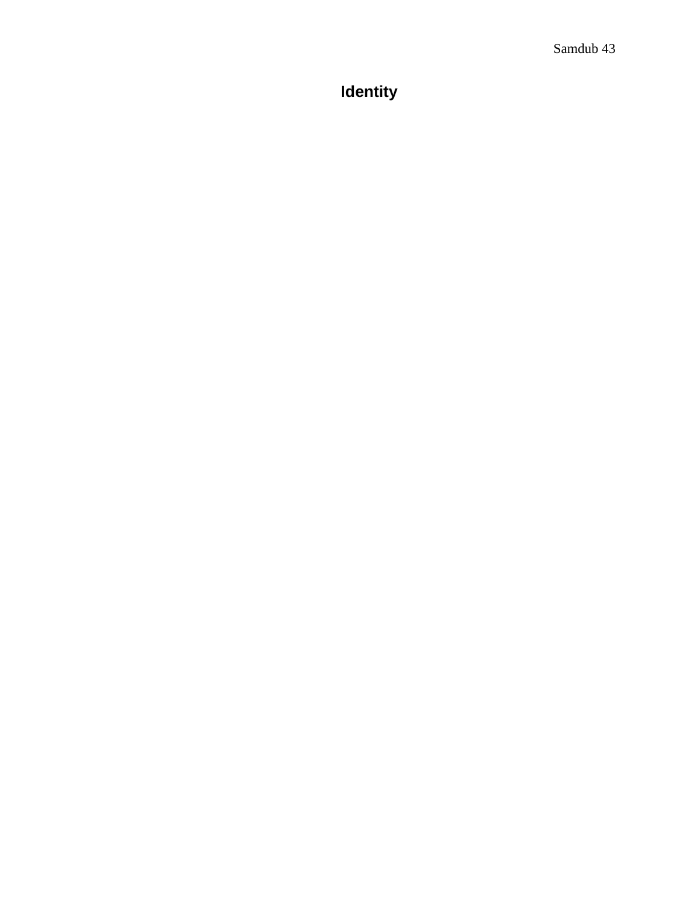# Identity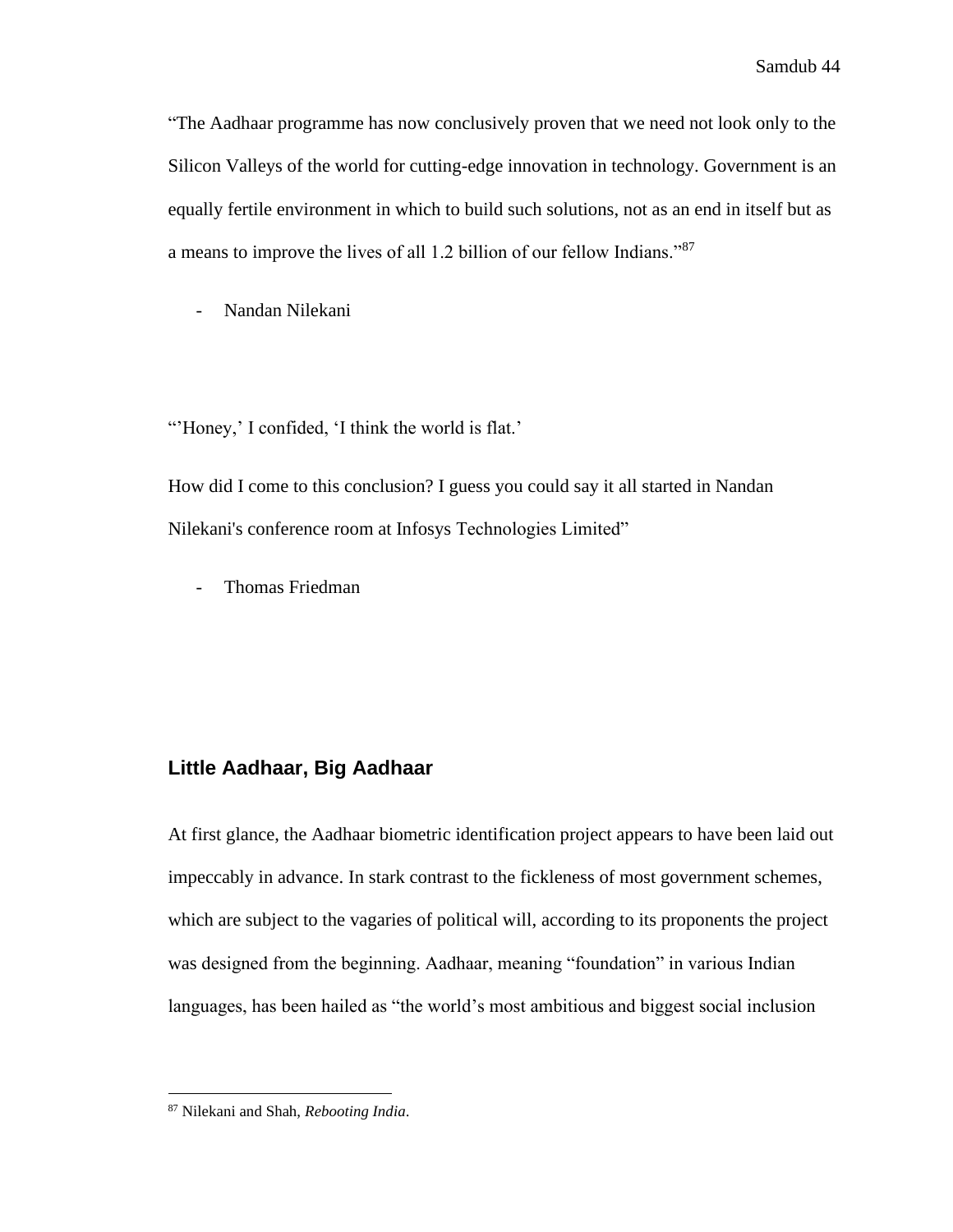"The Aadhaar programme has now conclusively proven that we need not look only to the Silicon Valleys of the world for cutting-edge innovation in technology. Government is an equally fertile environment in which to build such solutions, not as an end in itself but as a means to improve the lives of all 1.2 billion of our fellow Indians."[87]

- Nandan Nilekani

"'Honey,' I confided, 'I think the world is flat.'

How did I come to this conclusion? I guess you could say it all started in Nandan Nilekani's conference room at Infosys Technologies Limited"

- Thomas Friedman

## Little Aadhaar, Big Aadhaar

At first glance, the Aadhaar biometric identification project appears to have been laid out impeccably in advance. In stark contrast to the fickleness of most government schemes, which are subject to the vagaries of political will, according to its proponents the project was designed from the beginning. Aadhaar, meaning "foundation" in various Indian languages, has been hailed as "the world's most ambitious and biggest social inclusion

---

[87] Nilekani and Shah, *Rebooting India*.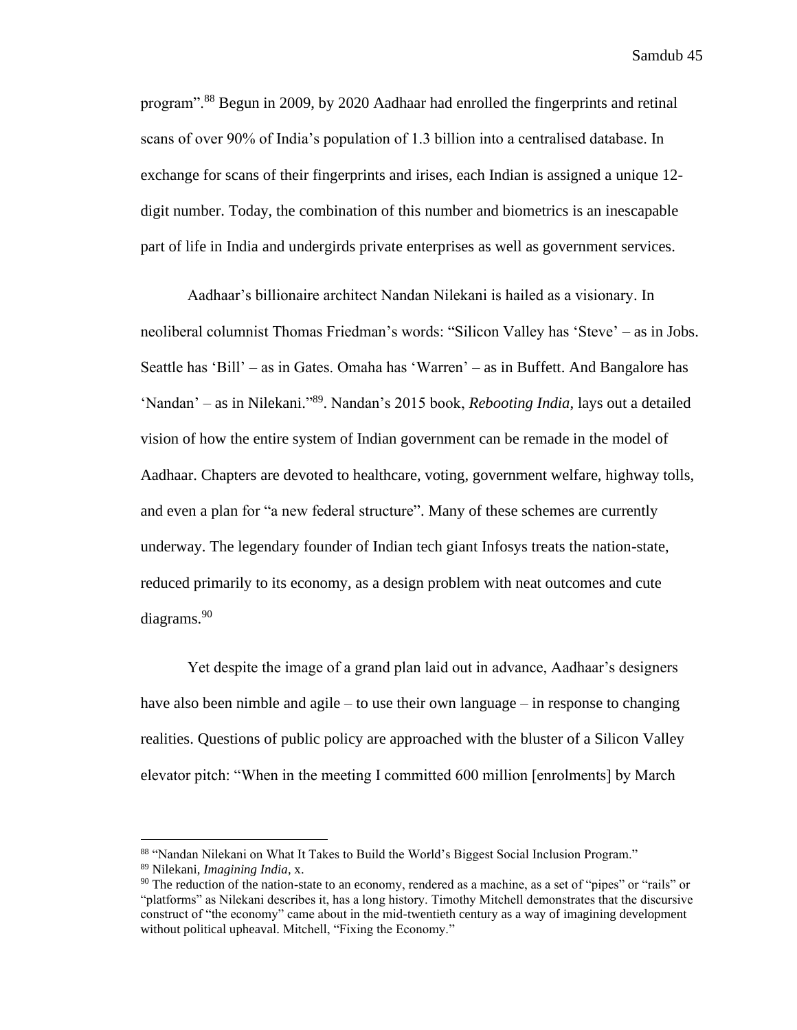program".[88] Begun in 2009, by 2020 Aadhaar had enrolled the fingerprints and retinal scans of over 90% of India's population of 1.3 billion into a centralised database. In exchange for scans of their fingerprints and irises, each Indian is assigned a unique 12-digit number. Today, the combination of this number and biometrics is an inescapable part of life in India and undergirds private enterprises as well as government services.

Aadhaar's billionaire architect Nandan Nilekani is hailed as a visionary. In neoliberal columnist Thomas Friedman's words: "Silicon Valley has 'Steve' – as in Jobs. Seattle has 'Bill' – as in Gates. Omaha has 'Warren' – as in Buffett. And Bangalore has 'Nandan' – as in Nilekani."[89]. Nandan's 2015 book, *Rebooting India*, lays out a detailed vision of how the entire system of Indian government can be remade in the model of Aadhaar. Chapters are devoted to healthcare, voting, government welfare, highway tolls, and even a plan for "a new federal structure". Many of these schemes are currently underway. The legendary founder of Indian tech giant Infosys treats the nation-state, reduced primarily to its economy, as a design problem with neat outcomes and cute diagrams.[90]

Yet despite the image of a grand plan laid out in advance, Aadhaar's designers have also been nimble and agile – to use their own language – in response to changing realities. Questions of public policy are approached with the bluster of a Silicon Valley elevator pitch: "When in the meeting I committed 600 million [enrolments] by March

---

[88] "Nandan Nilekani on What It Takes to Build the World's Biggest Social Inclusion Program."

[89] Nilekani, *Imagining India*, x.

[90] The reduction of the nation-state to an economy, rendered as a machine, as a set of "pipes" or "rails" or "platforms" as Nilekani describes it, has a long history. Timothy Mitchell demonstrates that the discursive construct of "the economy" came about in the mid-twentieth century as a way of imagining development without political upheaval. Mitchell, "Fixing the Economy."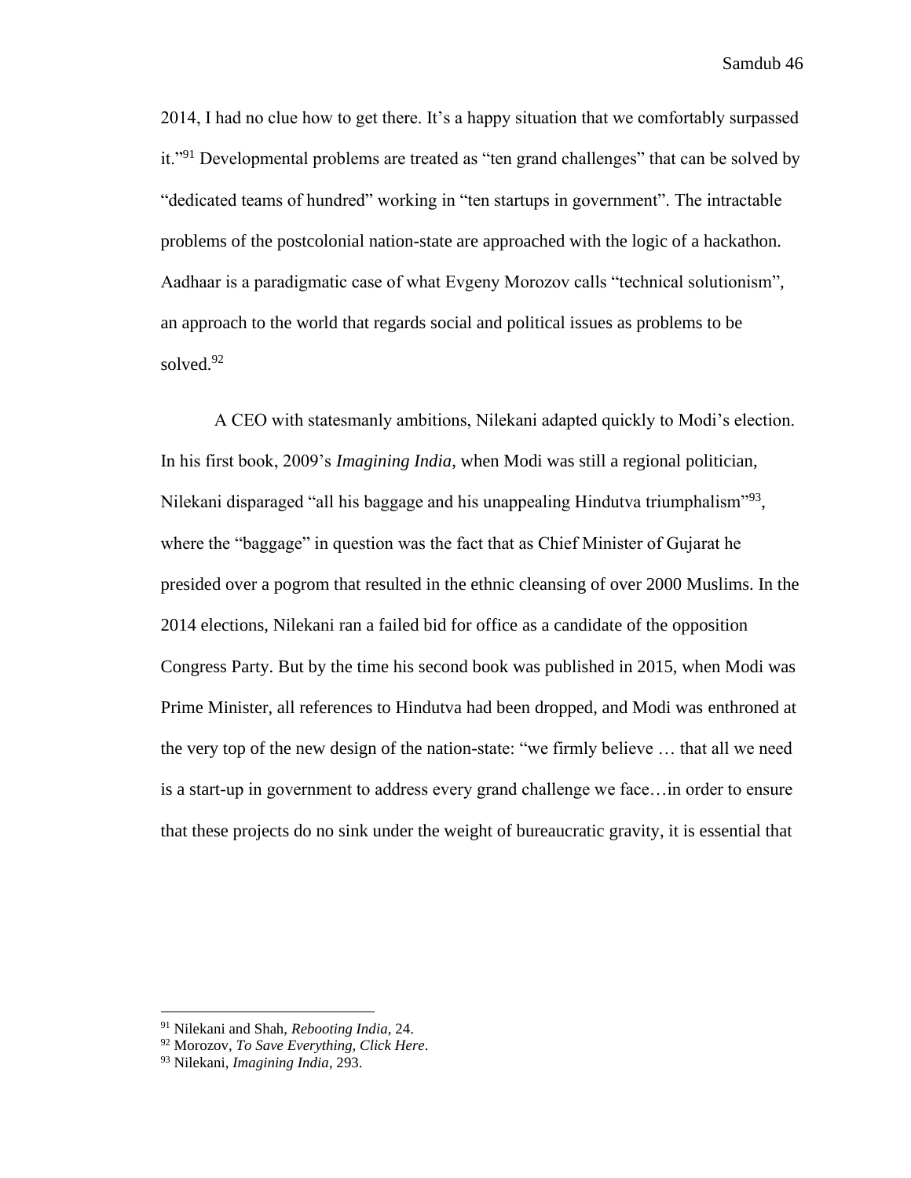2014, I had no clue how to get there. It's a happy situation that we comfortably surpassed it."[91] Developmental problems are treated as "ten grand challenges" that can be solved by "dedicated teams of hundred" working in "ten startups in government". The intractable problems of the postcolonial nation-state are approached with the logic of a hackathon. Aadhaar is a paradigmatic case of what Evgeny Morozov calls "technical solutionism", an approach to the world that regards social and political issues as problems to be solved.[92]

A CEO with statesmanly ambitions, Nilekani adapted quickly to Modi's election. In his first book, 2009's *Imagining India*, when Modi was still a regional politician, Nilekani disparaged "all his baggage and his unappealing Hindutva triumphalism"[93], where the "baggage" in question was the fact that as Chief Minister of Gujarat he presided over a pogrom that resulted in the ethnic cleansing of over 2000 Muslims. In the 2014 elections, Nilekani ran a failed bid for office as a candidate of the opposition Congress Party. But by the time his second book was published in 2015, when Modi was Prime Minister, all references to Hindutva had been dropped, and Modi was enthroned at the very top of the new design of the nation-state: "we firmly believe … that all we need is a start-up in government to address every grand challenge we face…in order to ensure that these projects do no sink under the weight of bureaucratic gravity, it is essential that

---

[91] Nilekani and Shah, *Rebooting India*, 24.

[92] Morozov, *To Save Everything, Click Here*.

[93] Nilekani, *Imagining India*, 293.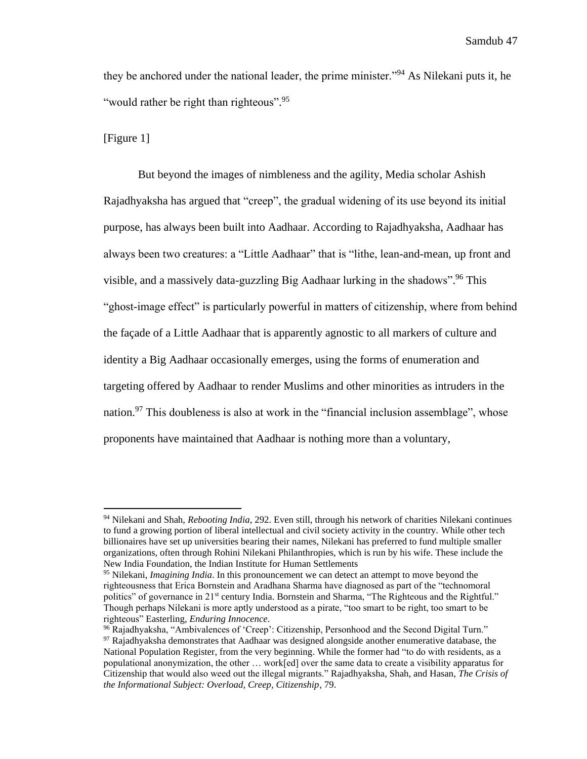they be anchored under the national leader, the prime minister."[94] As Nilekani puts it, he "would rather be right than righteous".[95]

[Figure 1]

But beyond the images of nimbleness and the agility, Media scholar Ashish Rajadhyaksha has argued that "creep", the gradual widening of its use beyond its initial purpose, has always been built into Aadhaar. According to Rajadhyaksha, Aadhaar has always been two creatures: a "Little Aadhaar" that is "lithe, lean-and-mean, up front and visible, and a massively data-guzzling Big Aadhaar lurking in the shadows".[96] This "ghost-image effect" is particularly powerful in matters of citizenship, where from behind the façade of a Little Aadhaar that is apparently agnostic to all markers of culture and identity a Big Aadhaar occasionally emerges, using the forms of enumeration and targeting offered by Aadhaar to render Muslims and other minorities as intruders in the nation.[97] This doubleness is also at work in the "financial inclusion assemblage", whose proponents have maintained that Aadhaar is nothing more than a voluntary,

---

[94] Nilekani and Shah, *Rebooting India*, 292. Even still, through his network of charities Nilekani continues to fund a growing portion of liberal intellectual and civil society activity in the country. While other tech billionaires have set up universities bearing their names, Nilekani has preferred to fund multiple smaller organizations, often through Rohini Nilekani Philanthropies, which is run by his wife. These include the New India Foundation, the Indian Institute for Human Settlements

[95] Nilekani, *Imagining India*. In this pronouncement we can detect an attempt to move beyond the righteousness that Erica Bornstein and Aradhana Sharma have diagnosed as part of the "technomoral politics" of governance in 21st century India. Bornstein and Sharma, "The Righteous and the Rightful." Though perhaps Nilekani is more aptly understood as a pirate, "too smart to be right, too smart to be righteous" Easterling, *Enduring Innocence*.

[96] Rajadhyaksha, "Ambivalences of 'Creep': Citizenship, Personhood and the Second Digital Turn."

[97] Rajadhyaksha demonstrates that Aadhaar was designed alongside another enumerative database, the National Population Register, from the very beginning. While the former had "to do with residents, as a populational anonymization, the other … work[ed] over the same data to create a visibility apparatus for Citizenship that would also weed out the illegal migrants." Rajadhyaksha, Shah, and Hasan, *The Crisis of the Informational Subject: Overload, Creep, Citizenship*, 79.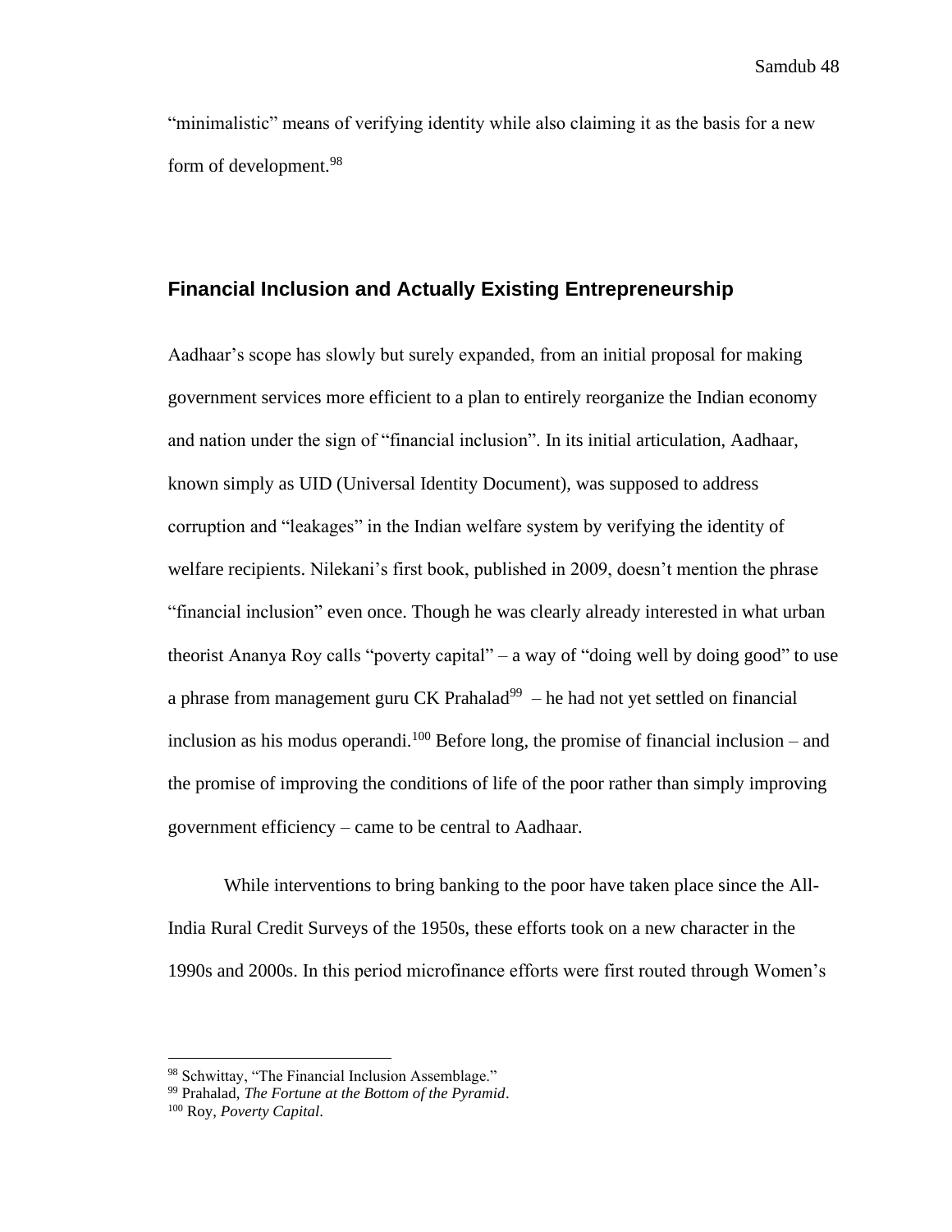"minimalistic" means of verifying identity while also claiming it as the basis for a new form of development.[98]

## Financial Inclusion and Actually Existing Entrepreneurship

Aadhaar's scope has slowly but surely expanded, from an initial proposal for making government services more efficient to a plan to entirely reorganize the Indian economy and nation under the sign of "financial inclusion". In its initial articulation, Aadhaar, known simply as UID (Universal Identity Document), was supposed to address corruption and "leakages" in the Indian welfare system by verifying the identity of welfare recipients. Nilekani's first book, published in 2009, doesn't mention the phrase "financial inclusion" even once. Though he was clearly already interested in what urban theorist Ananya Roy calls "poverty capital" – a way of "doing well by doing good" to use a phrase from management guru CK Prahalad[99] – he had not yet settled on financial inclusion as his modus operandi.[100] Before long, the promise of financial inclusion – and the promise of improving the conditions of life of the poor rather than simply improving government efficiency – came to be central to Aadhaar.

While interventions to bring banking to the poor have taken place since the All-India Rural Credit Surveys of the 1950s, these efforts took on a new character in the 1990s and 2000s. In this period microfinance efforts were first routed through Women's

---

[98] Schwittay, "The Financial Inclusion Assemblage."

[99] Prahalad, *The Fortune at the Bottom of the Pyramid*.

[100] Roy, *Poverty Capital*.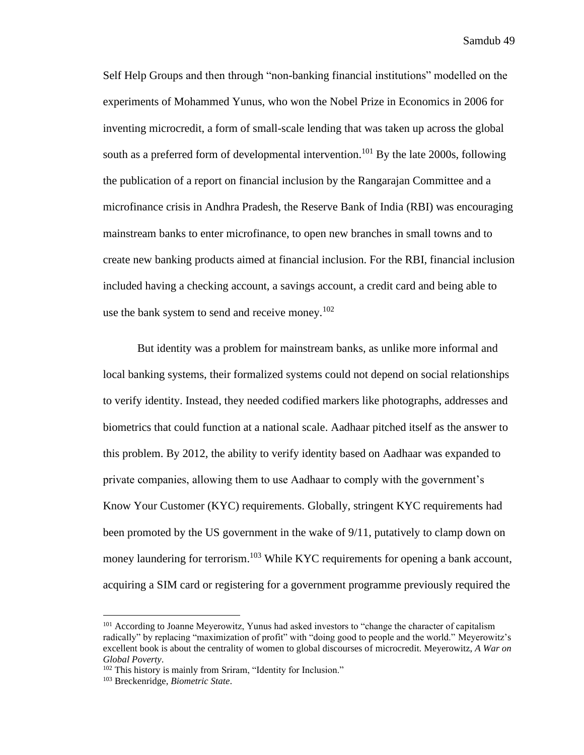Self Help Groups and then through "non-banking financial institutions" modelled on the experiments of Mohammed Yunus, who won the Nobel Prize in Economics in 2006 for inventing microcredit, a form of small-scale lending that was taken up across the global south as a preferred form of developmental intervention.[101] By the late 2000s, following the publication of a report on financial inclusion by the Rangarajan Committee and a microfinance crisis in Andhra Pradesh, the Reserve Bank of India (RBI) was encouraging mainstream banks to enter microfinance, to open new branches in small towns and to create new banking products aimed at financial inclusion. For the RBI, financial inclusion included having a checking account, a savings account, a credit card and being able to use the bank system to send and receive money.[102]

But identity was a problem for mainstream banks, as unlike more informal and local banking systems, their formalized systems could not depend on social relationships to verify identity. Instead, they needed codified markers like photographs, addresses and biometrics that could function at a national scale. Aadhaar pitched itself as the answer to this problem. By 2012, the ability to verify identity based on Aadhaar was expanded to private companies, allowing them to use Aadhaar to comply with the government's Know Your Customer (KYC) requirements. Globally, stringent KYC requirements had been promoted by the US government in the wake of 9/11, putatively to clamp down on money laundering for terrorism.[103] While KYC requirements for opening a bank account, acquiring a SIM card or registering for a government programme previously required the

---

[101] According to Joanne Meyerowitz, Yunus had asked investors to "change the character of capitalism radically" by replacing "maximization of profit" with "doing good to people and the world." Meyerowitz's excellent book is about the centrality of women to global discourses of microcredit. Meyerowitz, *A War on Global Poverty*.

[102] This history is mainly from Sriram, "Identity for Inclusion."

[103] Breckenridge, *Biometric State*.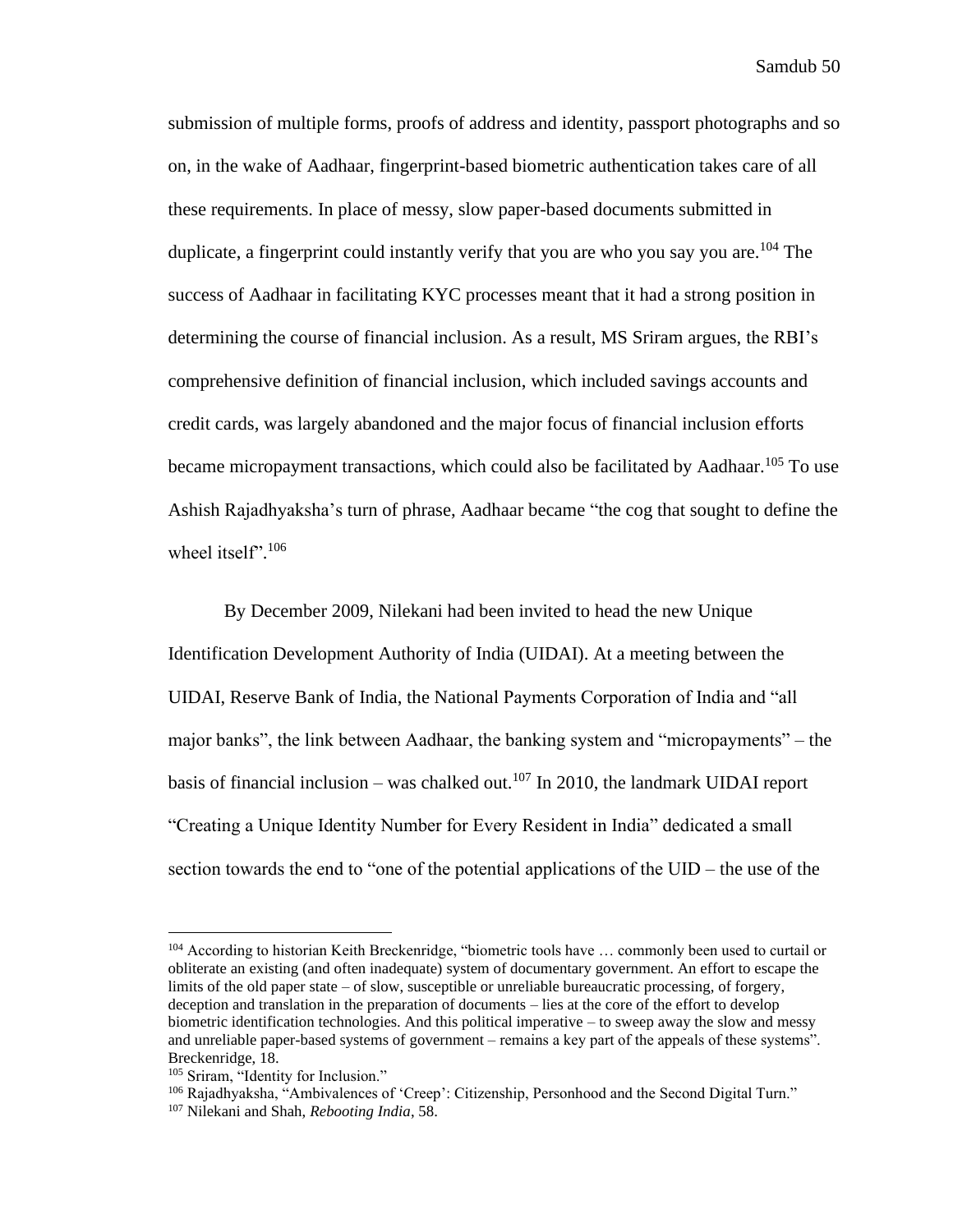submission of multiple forms, proofs of address and identity, passport photographs and so on, in the wake of Aadhaar, fingerprint-based biometric authentication takes care of all these requirements. In place of messy, slow paper-based documents submitted in duplicate, a fingerprint could instantly verify that you are who you say you are.[104] The success of Aadhaar in facilitating KYC processes meant that it had a strong position in determining the course of financial inclusion. As a result, MS Sriram argues, the RBI's comprehensive definition of financial inclusion, which included savings accounts and credit cards, was largely abandoned and the major focus of financial inclusion efforts became micropayment transactions, which could also be facilitated by Aadhaar.[105] To use Ashish Rajadhyaksha's turn of phrase, Aadhaar became "the cog that sought to define the wheel itself".[106]

By December 2009, Nilekani had been invited to head the new Unique Identification Development Authority of India (UIDAI). At a meeting between the UIDAI, Reserve Bank of India, the National Payments Corporation of India and "all major banks", the link between Aadhaar, the banking system and "micropayments" – the basis of financial inclusion – was chalked out.[107] In 2010, the landmark UIDAI report "Creating a Unique Identity Number for Every Resident in India" dedicated a small section towards the end to "one of the potential applications of the UID – the use of the

---

[104] According to historian Keith Breckenridge, "biometric tools have … commonly been used to curtail or obliterate an existing (and often inadequate) system of documentary government. An effort to escape the limits of the old paper state – of slow, susceptible or unreliable bureaucratic processing, of forgery, deception and translation in the preparation of documents – lies at the core of the effort to develop biometric identification technologies. And this political imperative – to sweep away the slow and messy and unreliable paper-based systems of government – remains a key part of the appeals of these systems". Breckenridge, 18.

[105] Sriram, "Identity for Inclusion."

[106] Rajadhyaksha, "Ambivalences of 'Creep': Citizenship, Personhood and the Second Digital Turn."

[107] Nilekani and Shah, *Rebooting India*, 58.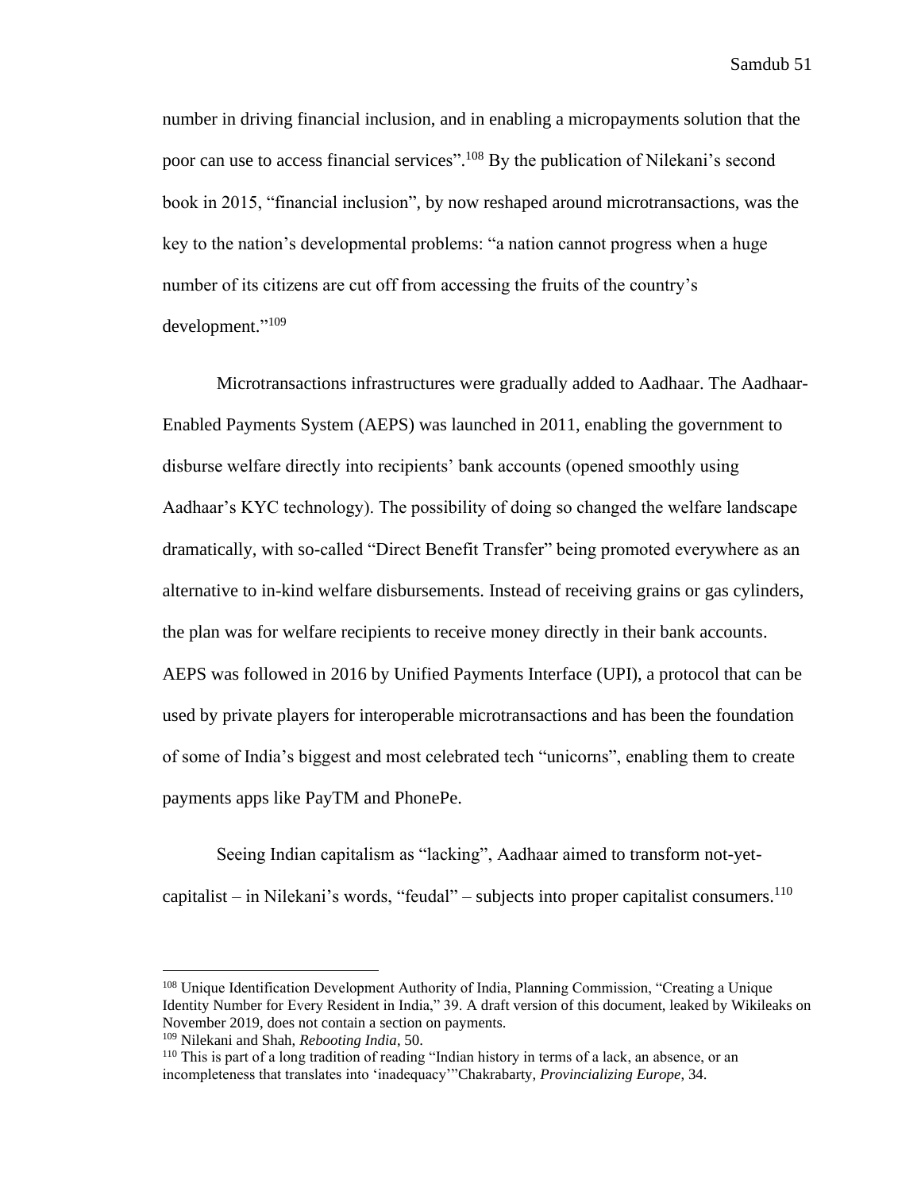number in driving financial inclusion, and in enabling a micropayments solution that the poor can use to access financial services".[108] By the publication of Nilekani's second book in 2015, "financial inclusion", by now reshaped around microtransactions, was the key to the nation's developmental problems: "a nation cannot progress when a huge number of its citizens are cut off from accessing the fruits of the country's development."[109]

Microtransactions infrastructures were gradually added to Aadhaar. The Aadhaar-Enabled Payments System (AEPS) was launched in 2011, enabling the government to disburse welfare directly into recipients' bank accounts (opened smoothly using Aadhaar's KYC technology). The possibility of doing so changed the welfare landscape dramatically, with so-called "Direct Benefit Transfer" being promoted everywhere as an alternative to in-kind welfare disbursements. Instead of receiving grains or gas cylinders, the plan was for welfare recipients to receive money directly in their bank accounts. AEPS was followed in 2016 by Unified Payments Interface (UPI), a protocol that can be used by private players for interoperable microtransactions and has been the foundation of some of India's biggest and most celebrated tech "unicorns", enabling them to create payments apps like PayTM and PhonePe.

Seeing Indian capitalism as "lacking", Aadhaar aimed to transform not-yet-capitalist – in Nilekani's words, "feudal" – subjects into proper capitalist consumers.[110]

---

[108] Unique Identification Development Authority of India, Planning Commission, "Creating a Unique Identity Number for Every Resident in India," 39. A draft version of this document, leaked by Wikileaks on November 2019, does not contain a section on payments.

[109] Nilekani and Shah, *Rebooting India*, 50.

[110] This is part of a long tradition of reading "Indian history in terms of a lack, an absence, or an incompleteness that translates into 'inadequacy'"Chakrabarty, *Provincializing Europe*, 34.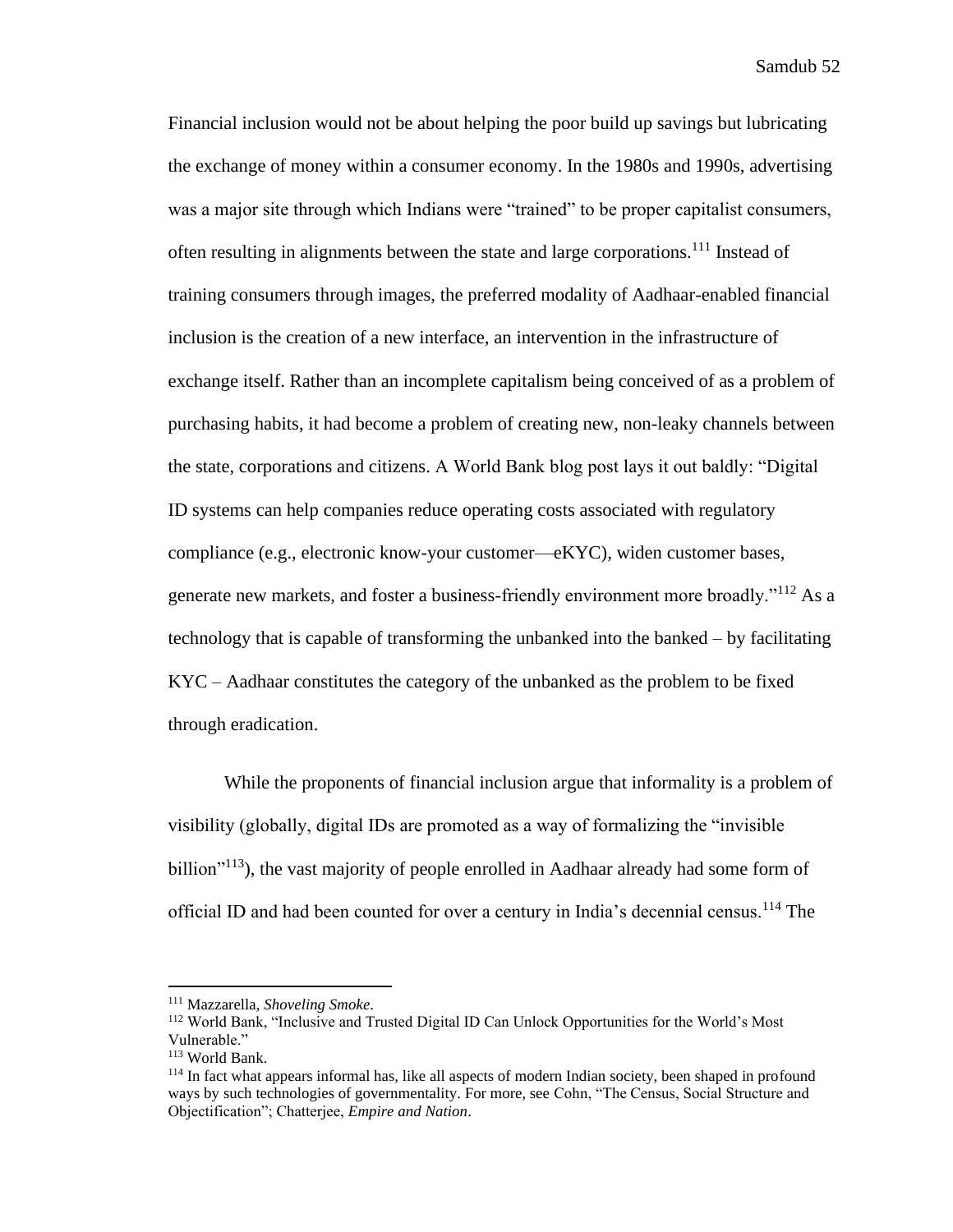Financial inclusion would not be about helping the poor build up savings but lubricating the exchange of money within a consumer economy. In the 1980s and 1990s, advertising was a major site through which Indians were "trained" to be proper capitalist consumers, often resulting in alignments between the state and large corporations.[111] Instead of training consumers through images, the preferred modality of Aadhaar-enabled financial inclusion is the creation of a new interface, an intervention in the infrastructure of exchange itself. Rather than an incomplete capitalism being conceived of as a problem of purchasing habits, it had become a problem of creating new, non-leaky channels between the state, corporations and citizens. A World Bank blog post lays it out baldly: "Digital ID systems can help companies reduce operating costs associated with regulatory compliance (e.g., electronic know-your customer—eKYC), widen customer bases, generate new markets, and foster a business-friendly environment more broadly."[112] As a technology that is capable of transforming the unbanked into the banked – by facilitating KYC – Aadhaar constitutes the category of the unbanked as the problem to be fixed through eradication.

While the proponents of financial inclusion argue that informality is a problem of visibility (globally, digital IDs are promoted as a way of formalizing the "invisible billion"[113]), the vast majority of people enrolled in Aadhaar already had some form of official ID and had been counted for over a century in India's decennial census.[114] The

[111] Mazzarella, *Shoveling Smoke*.

[112] World Bank, "Inclusive and Trusted Digital ID Can Unlock Opportunities for the World's Most Vulnerable."

[113] World Bank.

[114] In fact what appears informal has, like all aspects of modern Indian society, been shaped in profound ways by such technologies of governmentality. For more, see Cohn, "The Census, Social Structure and Objectification"; Chatterjee, *Empire and Nation*.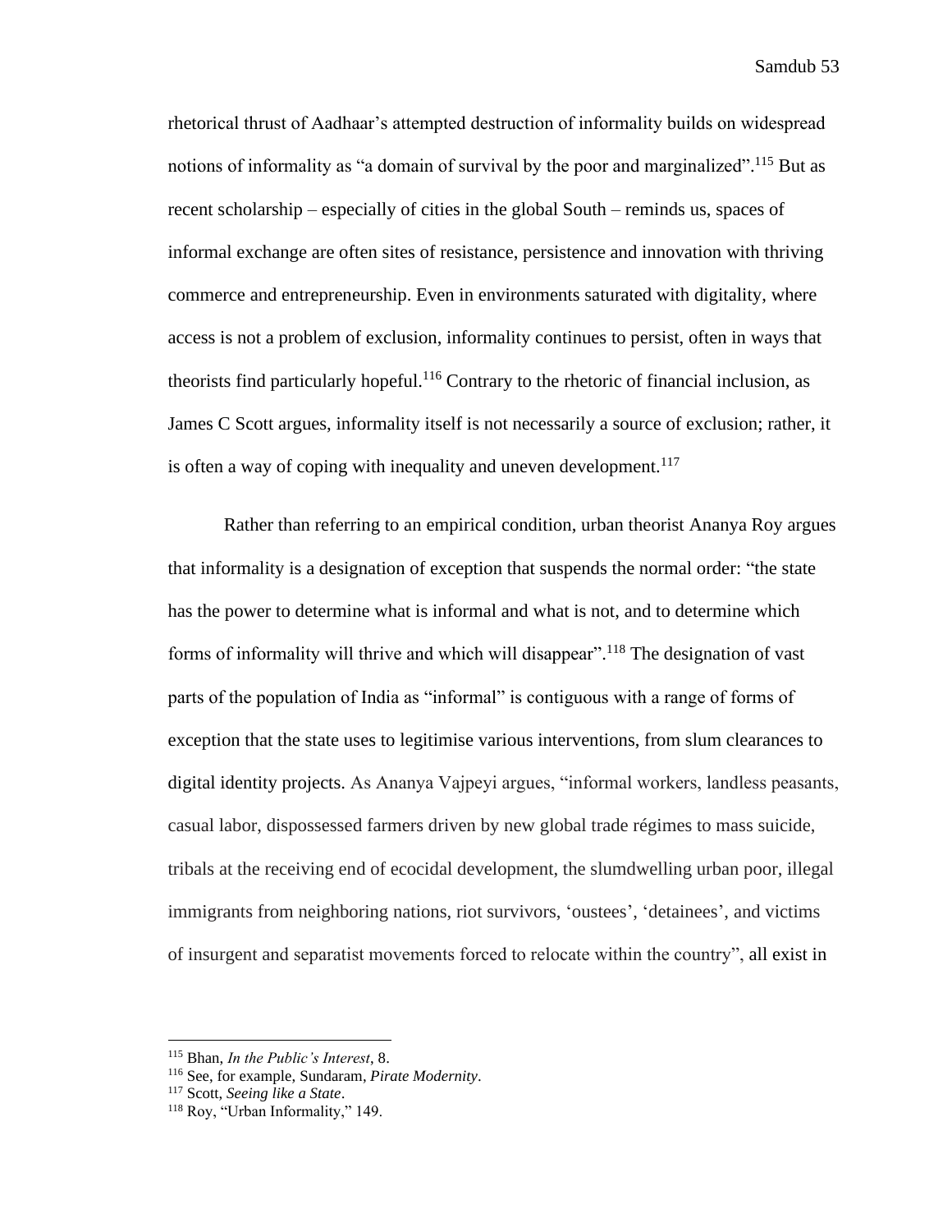rhetorical thrust of Aadhaar's attempted destruction of informality builds on widespread notions of informality as "a domain of survival by the poor and marginalized".[115] But as recent scholarship – especially of cities in the global South – reminds us, spaces of informal exchange are often sites of resistance, persistence and innovation with thriving commerce and entrepreneurship. Even in environments saturated with digitality, where access is not a problem of exclusion, informality continues to persist, often in ways that theorists find particularly hopeful.[116] Contrary to the rhetoric of financial inclusion, as James C Scott argues, informality itself is not necessarily a source of exclusion; rather, it is often a way of coping with inequality and uneven development.[117]

Rather than referring to an empirical condition, urban theorist Ananya Roy argues that informality is a designation of exception that suspends the normal order: "the state has the power to determine what is informal and what is not, and to determine which forms of informality will thrive and which will disappear".[118] The designation of vast parts of the population of India as "informal" is contiguous with a range of forms of exception that the state uses to legitimise various interventions, from slum clearances to digital identity projects. As Ananya Vajpeyi argues, "informal workers, landless peasants, casual labor, dispossessed farmers driven by new global trade régimes to mass suicide, tribals at the receiving end of ecocidal development, the slumdwelling urban poor, illegal immigrants from neighboring nations, riot survivors, 'oustees', 'detainees', and victims of insurgent and separatist movements forced to relocate within the country", all exist in

---

[115] Bhan, *In the Public's Interest*, 8.

[116] See, for example, Sundaram, *Pirate Modernity*.

[117] Scott, *Seeing like a State*.

[118] Roy, "Urban Informality," 149.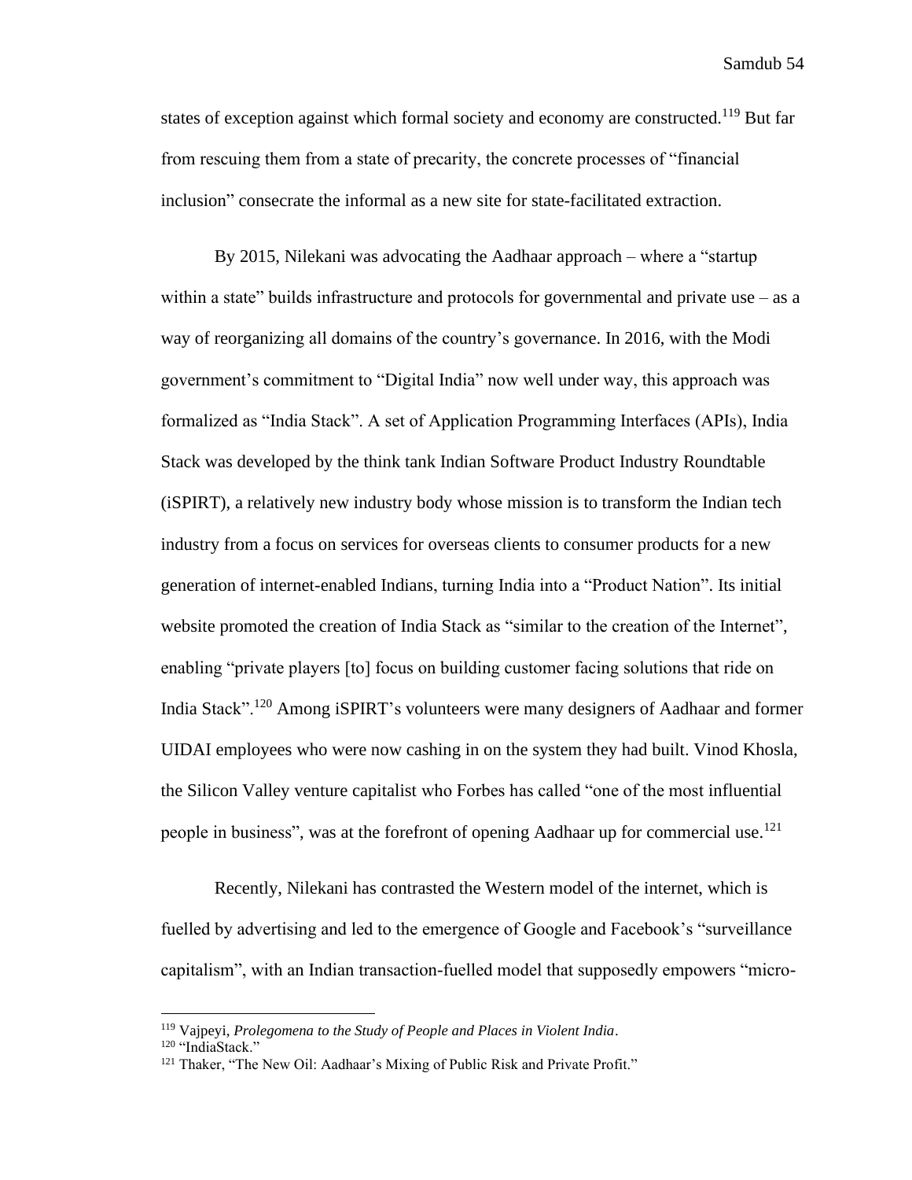states of exception against which formal society and economy are constructed.[119] But far from rescuing them from a state of precarity, the concrete processes of "financial inclusion" consecrate the informal as a new site for state-facilitated extraction.

By 2015, Nilekani was advocating the Aadhaar approach – where a "startup within a state" builds infrastructure and protocols for governmental and private use – as a way of reorganizing all domains of the country's governance. In 2016, with the Modi government's commitment to "Digital India" now well under way, this approach was formalized as "India Stack". A set of Application Programming Interfaces (APIs), India Stack was developed by the think tank Indian Software Product Industry Roundtable (iSPIRT), a relatively new industry body whose mission is to transform the Indian tech industry from a focus on services for overseas clients to consumer products for a new generation of internet-enabled Indians, turning India into a "Product Nation". Its initial website promoted the creation of India Stack as "similar to the creation of the Internet", enabling "private players [to] focus on building customer facing solutions that ride on India Stack".[120] Among iSPIRT's volunteers were many designers of Aadhaar and former UIDAI employees who were now cashing in on the system they had built. Vinod Khosla, the Silicon Valley venture capitalist who Forbes has called "one of the most influential people in business", was at the forefront of opening Aadhaar up for commercial use.[121]

Recently, Nilekani has contrasted the Western model of the internet, which is fuelled by advertising and led to the emergence of Google and Facebook's "surveillance capitalism", with an Indian transaction-fuelled model that supposedly empowers "micro-

---

[119] Vajpeyi, *Prolegomena to the Study of People and Places in Violent India*.

[120] "IndiaStack."

[121] Thaker, "The New Oil: Aadhaar's Mixing of Public Risk and Private Profit."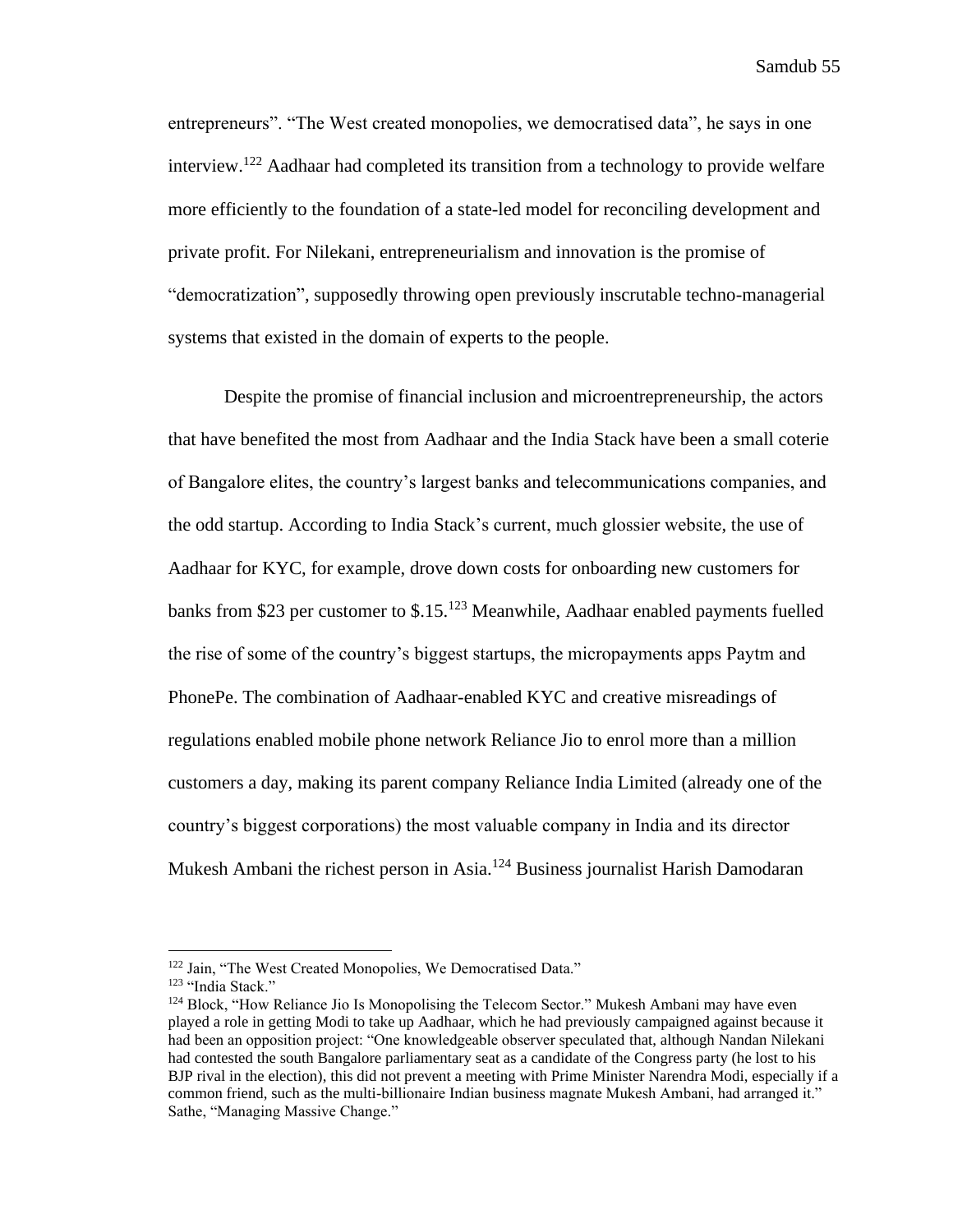entrepreneurs". "The West created monopolies, we democratised data", he says in one interview.[122] Aadhaar had completed its transition from a technology to provide welfare more efficiently to the foundation of a state-led model for reconciling development and private profit. For Nilekani, entrepreneurialism and innovation is the promise of "democratization", supposedly throwing open previously inscrutable techno-managerial systems that existed in the domain of experts to the people.

Despite the promise of financial inclusion and microentrepreneurship, the actors that have benefited the most from Aadhaar and the India Stack have been a small coterie of Bangalore elites, the country's largest banks and telecommunications companies, and the odd startup. According to India Stack's current, much glossier website, the use of Aadhaar for KYC, for example, drove down costs for onboarding new customers for banks from $23 per customer to $.15.[123] Meanwhile, Aadhaar enabled payments fuelled the rise of some of the country's biggest startups, the micropayments apps Paytm and PhonePe. The combination of Aadhaar-enabled KYC and creative misreadings of regulations enabled mobile phone network Reliance Jio to enrol more than a million customers a day, making its parent company Reliance India Limited (already one of the country's biggest corporations) the most valuable company in India and its director Mukesh Ambani the richest person in Asia.[124] Business journalist Harish Damodaran

---

[122] Jain, "The West Created Monopolies, We Democratised Data."

[123] "India Stack."

[124] Block, "How Reliance Jio Is Monopolising the Telecom Sector." Mukesh Ambani may have even played a role in getting Modi to take up Aadhaar, which he had previously campaigned against because it had been an opposition project: "One knowledgeable observer speculated that, although Nandan Nilekani had contested the south Bangalore parliamentary seat as a candidate of the Congress party (he lost to his BJP rival in the election), this did not prevent a meeting with Prime Minister Narendra Modi, especially if a common friend, such as the multi-billionaire Indian business magnate Mukesh Ambani, had arranged it." Sathe, "Managing Massive Change."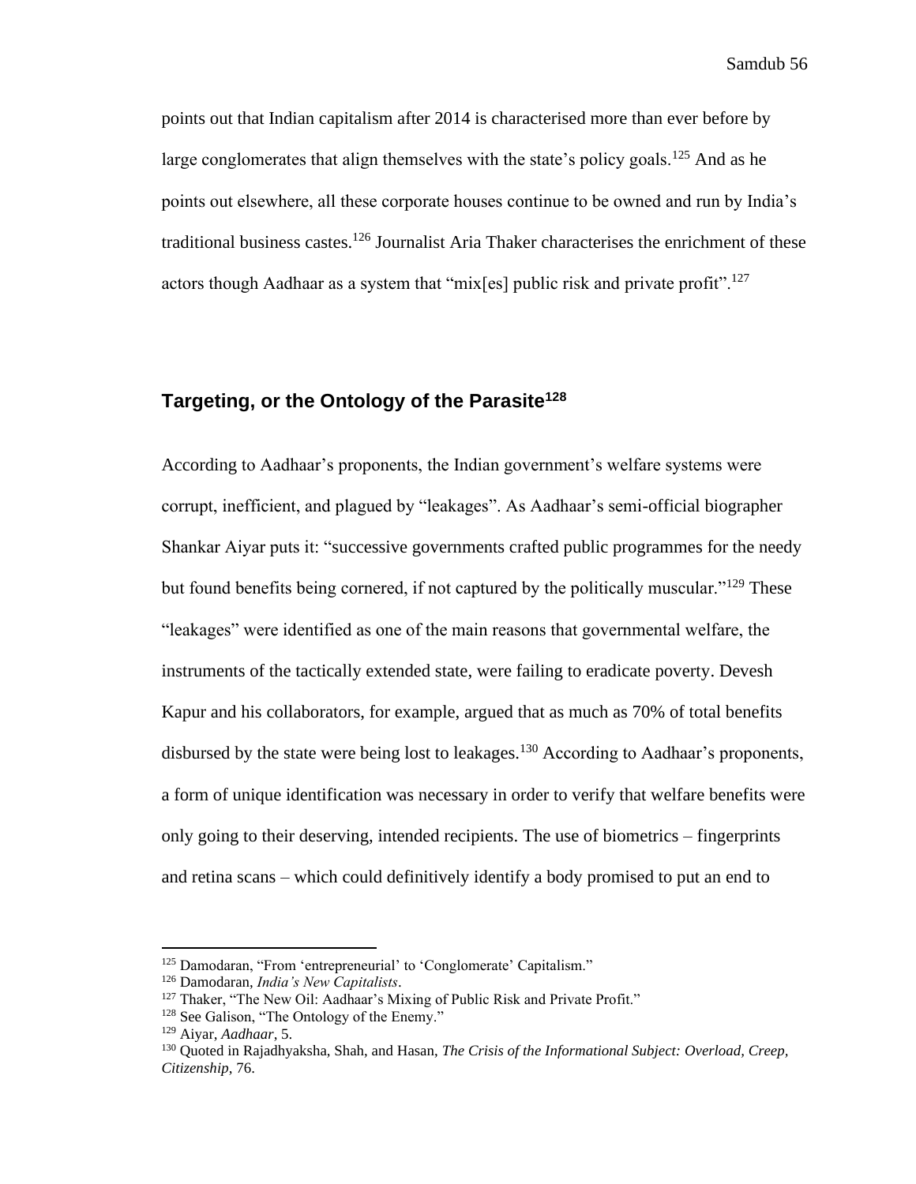points out that Indian capitalism after 2014 is characterised more than ever before by large conglomerates that align themselves with the state's policy goals.[125] And as he points out elsewhere, all these corporate houses continue to be owned and run by India's traditional business castes.[126] Journalist Aria Thaker characterises the enrichment of these actors though Aadhaar as a system that "mix[es] public risk and private profit".[127]

## Targeting, or the Ontology of the Parasite[128]

According to Aadhaar's proponents, the Indian government's welfare systems were corrupt, inefficient, and plagued by "leakages". As Aadhaar's semi-official biographer Shankar Aiyar puts it: "successive governments crafted public programmes for the needy but found benefits being cornered, if not captured by the politically muscular."[129] These "leakages" were identified as one of the main reasons that governmental welfare, the instruments of the tactically extended state, were failing to eradicate poverty. Devesh Kapur and his collaborators, for example, argued that as much as 70% of total benefits disbursed by the state were being lost to leakages.[130] According to Aadhaar's proponents, a form of unique identification was necessary in order to verify that welfare benefits were only going to their deserving, intended recipients. The use of biometrics – fingerprints and retina scans – which could definitively identify a body promised to put an end to

---

[125] Damodaran, "From 'entrepreneurial' to 'Conglomerate' Capitalism."

[126] Damodaran, *India's New Capitalists*.

[127] Thaker, "The New Oil: Aadhaar's Mixing of Public Risk and Private Profit."

[128] See Galison, "The Ontology of the Enemy."

[129] Aiyar, *Aadhaar*, 5.

[130] Quoted in Rajadhyaksha, Shah, and Hasan, *The Crisis of the Informational Subject: Overload, Creep, Citizenship*, 76.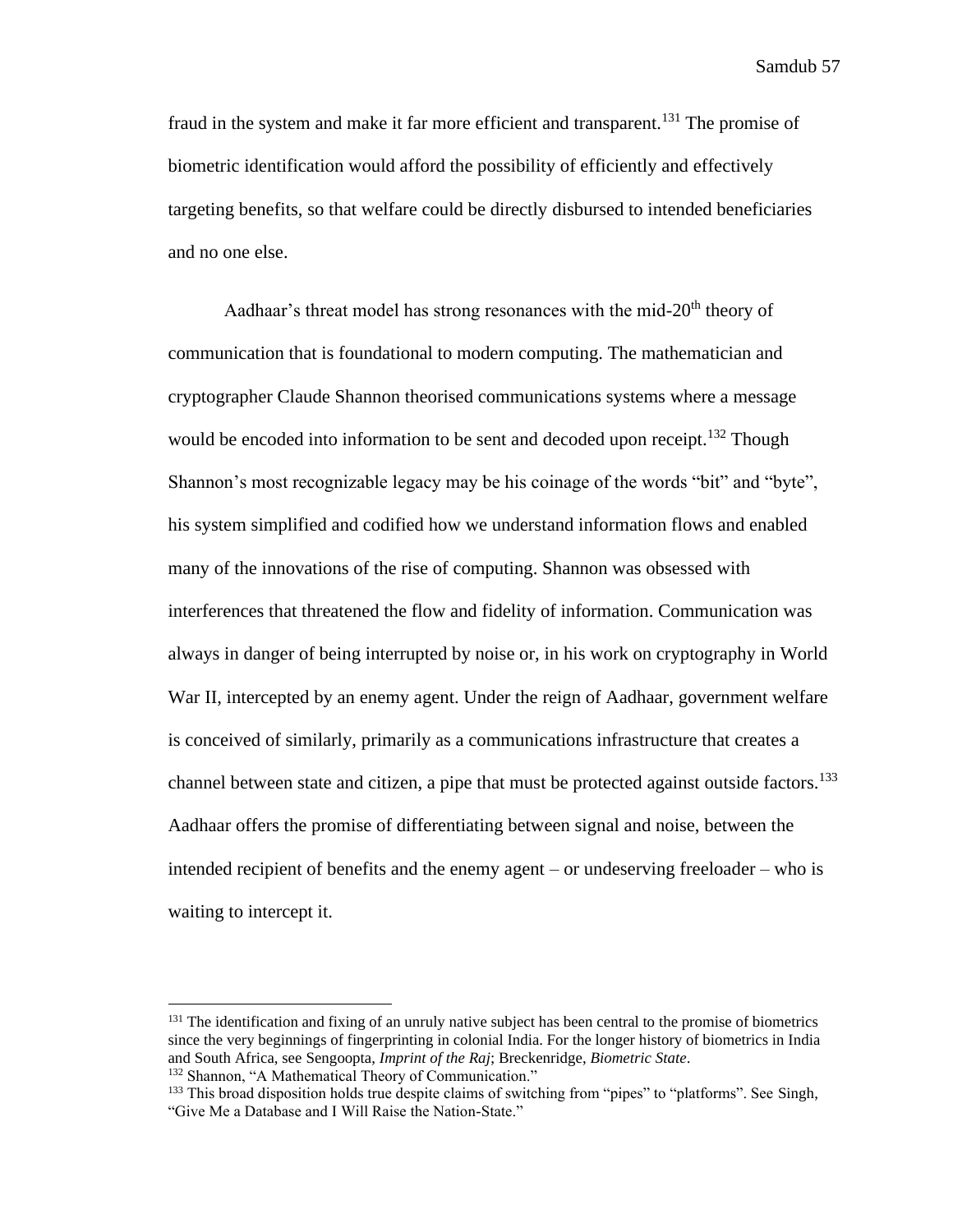fraud in the system and make it far more efficient and transparent.[131] The promise of biometric identification would afford the possibility of efficiently and effectively targeting benefits, so that welfare could be directly disbursed to intended beneficiaries and no one else.

Aadhaar's threat model has strong resonances with the mid-20th theory of communication that is foundational to modern computing. The mathematician and cryptographer Claude Shannon theorised communications systems where a message would be encoded into information to be sent and decoded upon receipt.[132] Though Shannon's most recognizable legacy may be his coinage of the words "bit" and "byte", his system simplified and codified how we understand information flows and enabled many of the innovations of the rise of computing. Shannon was obsessed with interferences that threatened the flow and fidelity of information. Communication was always in danger of being interrupted by noise or, in his work on cryptography in World War II, intercepted by an enemy agent. Under the reign of Aadhaar, government welfare is conceived of similarly, primarily as a communications infrastructure that creates a channel between state and citizen, a pipe that must be protected against outside factors.[133] Aadhaar offers the promise of differentiating between signal and noise, between the intended recipient of benefits and the enemy agent – or undeserving freeloader – who is waiting to intercept it.

---

[131] The identification and fixing of an unruly native subject has been central to the promise of biometrics since the very beginnings of fingerprinting in colonial India. For the longer history of biometrics in India and South Africa, see Sengoopta, *Imprint of the Raj*; Breckenridge, *Biometric State*.

[132] Shannon, "A Mathematical Theory of Communication."

[133] This broad disposition holds true despite claims of switching from "pipes" to "platforms". See Singh, "Give Me a Database and I Will Raise the Nation-State."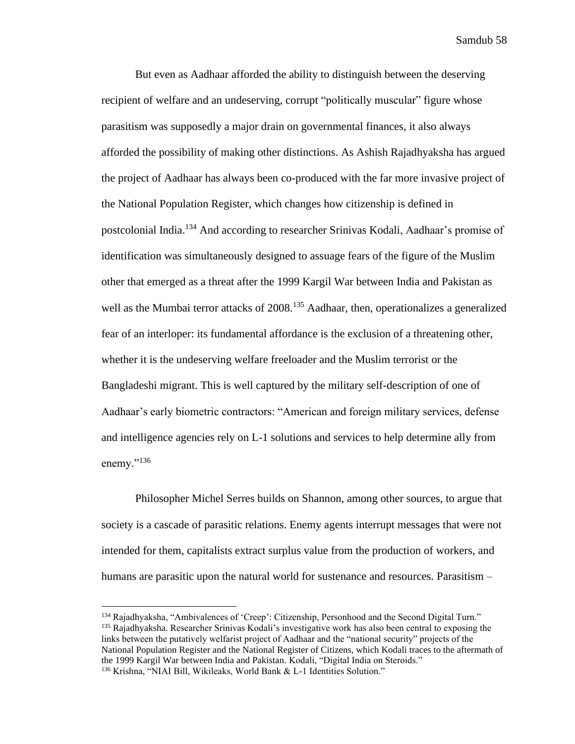But even as Aadhaar afforded the ability to distinguish between the deserving recipient of welfare and an undeserving, corrupt "politically muscular" figure whose parasitism was supposedly a major drain on governmental finances, it also always afforded the possibility of making other distinctions. As Ashish Rajadhyaksha has argued the project of Aadhaar has always been co-produced with the far more invasive project of the National Population Register, which changes how citizenship is defined in postcolonial India.[134] And according to researcher Srinivas Kodali, Aadhaar's promise of identification was simultaneously designed to assuage fears of the figure of the Muslim other that emerged as a threat after the 1999 Kargil War between India and Pakistan as well as the Mumbai terror attacks of 2008.[135] Aadhaar, then, operationalizes a generalized fear of an interloper: its fundamental affordance is the exclusion of a threatening other, whether it is the undeserving welfare freeloader and the Muslim terrorist or the Bangladeshi migrant. This is well captured by the military self-description of one of Aadhaar's early biometric contractors: "American and foreign military services, defense and intelligence agencies rely on L-1 solutions and services to help determine ally from enemy."[136]

Philosopher Michel Serres builds on Shannon, among other sources, to argue that society is a cascade of parasitic relations. Enemy agents interrupt messages that were not intended for them, capitalists extract surplus value from the production of workers, and humans are parasitic upon the natural world for sustenance and resources. Parasitism –

---

[134] Rajadhyaksha, "Ambivalences of 'Creep': Citizenship, Personhood and the Second Digital Turn."

[135] Rajadhyaksha. Researcher Srinivas Kodali's investigative work has also been central to exposing the links between the putatively welfarist project of Aadhaar and the "national security" projects of the National Population Register and the National Register of Citizens, which Kodali traces to the aftermath of the 1999 Kargil War between India and Pakistan. Kodali, "Digital India on Steroids."

[136] Krishna, "NIAI Bill, Wikileaks, World Bank & L-1 Identities Solution."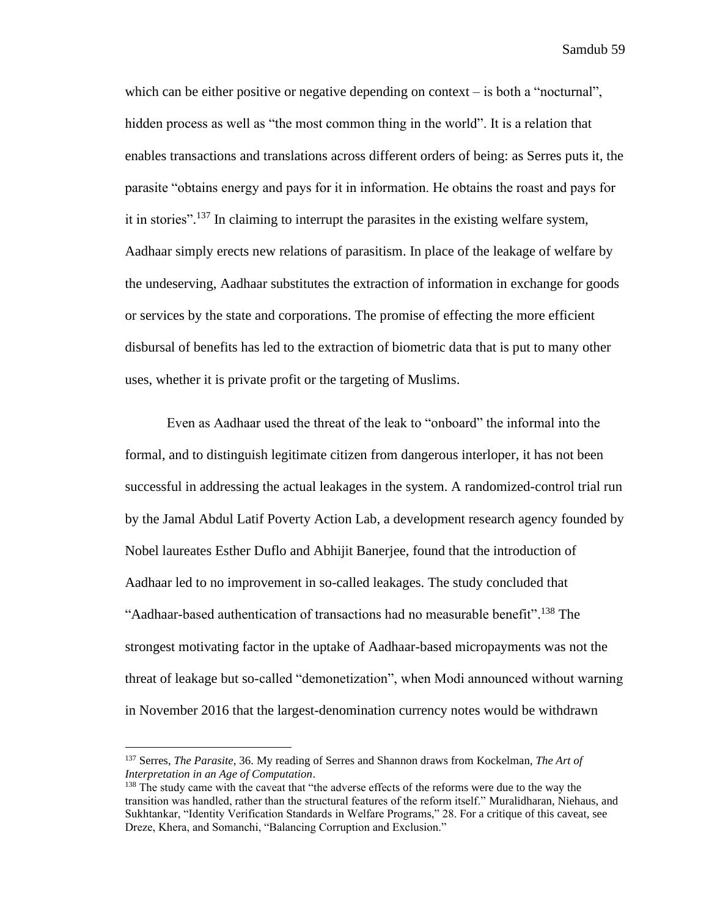which can be either positive or negative depending on context – is both a "nocturnal", hidden process as well as "the most common thing in the world". It is a relation that enables transactions and translations across different orders of being: as Serres puts it, the parasite "obtains energy and pays for it in information. He obtains the roast and pays for it in stories".[137] In claiming to interrupt the parasites in the existing welfare system, Aadhaar simply erects new relations of parasitism. In place of the leakage of welfare by the undeserving, Aadhaar substitutes the extraction of information in exchange for goods or services by the state and corporations. The promise of effecting the more efficient disbursal of benefits has led to the extraction of biometric data that is put to many other uses, whether it is private profit or the targeting of Muslims.

Even as Aadhaar used the threat of the leak to "onboard" the informal into the formal, and to distinguish legitimate citizen from dangerous interloper, it has not been successful in addressing the actual leakages in the system. A randomized-control trial run by the Jamal Abdul Latif Poverty Action Lab, a development research agency founded by Nobel laureates Esther Duflo and Abhijit Banerjee, found that the introduction of Aadhaar led to no improvement in so-called leakages. The study concluded that "Aadhaar-based authentication of transactions had no measurable benefit".[138] The strongest motivating factor in the uptake of Aadhaar-based micropayments was not the threat of leakage but so-called "demonetization", when Modi announced without warning in November 2016 that the largest-denomination currency notes would be withdrawn

---

[137] Serres, *The Parasite*, 36. My reading of Serres and Shannon draws from Kockelman, *The Art of Interpretation in an Age of Computation*.

[138] The study came with the caveat that "the adverse effects of the reforms were due to the way the transition was handled, rather than the structural features of the reform itself." Muralidharan, Niehaus, and Sukhtankar, "Identity Verification Standards in Welfare Programs," 28. For a critique of this caveat, see Dreze, Khera, and Somanchi, "Balancing Corruption and Exclusion."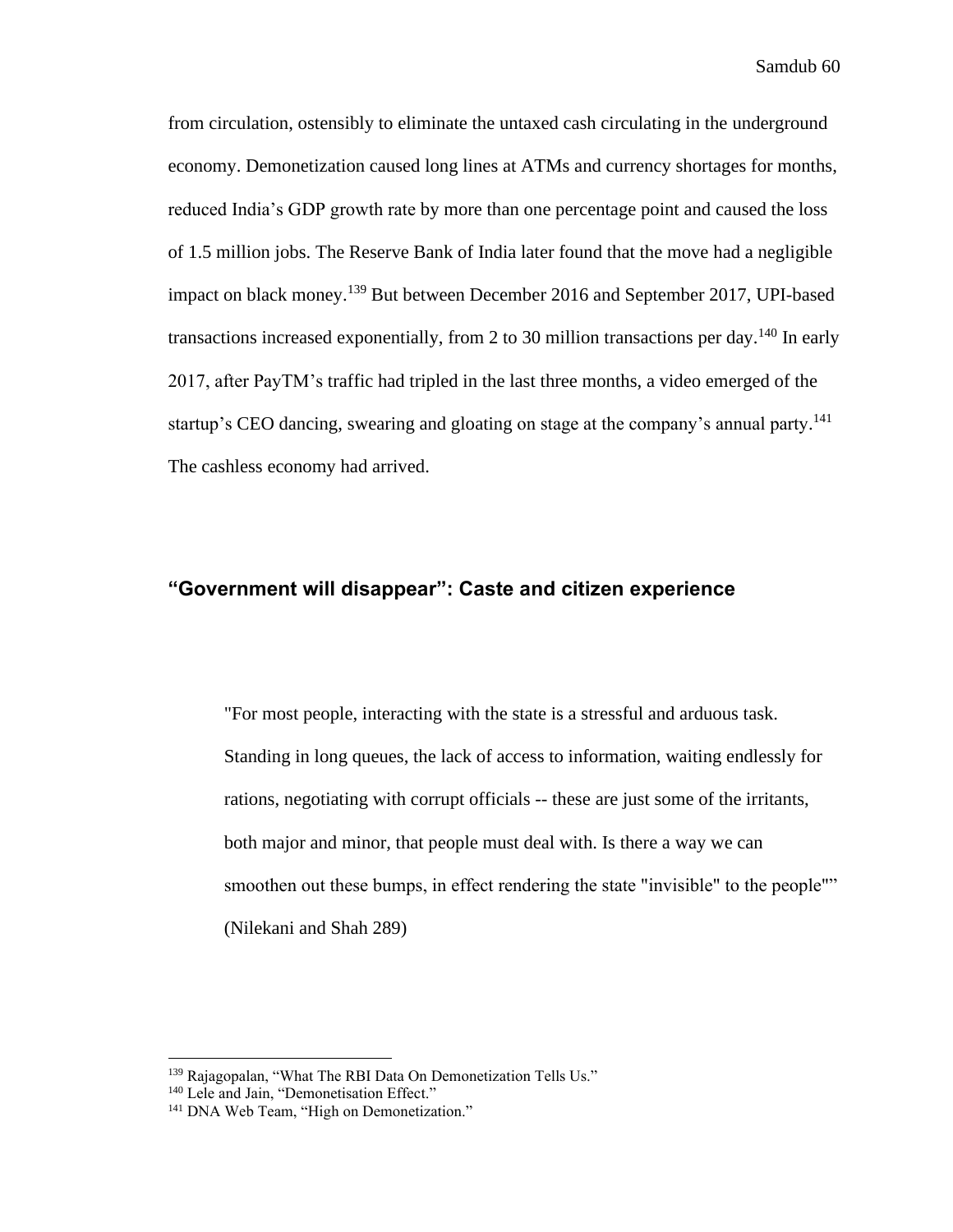from circulation, ostensibly to eliminate the untaxed cash circulating in the underground economy. Demonetization caused long lines at ATMs and currency shortages for months, reduced India's GDP growth rate by more than one percentage point and caused the loss of 1.5 million jobs. The Reserve Bank of India later found that the move had a negligible impact on black money.[139] But between December 2016 and September 2017, UPI-based transactions increased exponentially, from 2 to 30 million transactions per day.[140] In early 2017, after PayTM's traffic had tripled in the last three months, a video emerged of the startup's CEO dancing, swearing and gloating on stage at the company's annual party.[141] The cashless economy had arrived.

## "Government will disappear": Caste and citizen experience

> "For most people, interacting with the state is a stressful and arduous task. Standing in long queues, the lack of access to information, waiting endlessly for rations, negotiating with corrupt officials -- these are just some of the irritants, both major and minor, that people must deal with. Is there a way we can smoothen out these bumps, in effect rendering the state "invisible" to the people"" (Nilekani and Shah 289)

---

[139] Rajagopalan, "What The RBI Data On Demonetization Tells Us."

[140] Lele and Jain, "Demonetisation Effect."

[141] DNA Web Team, "High on Demonetization."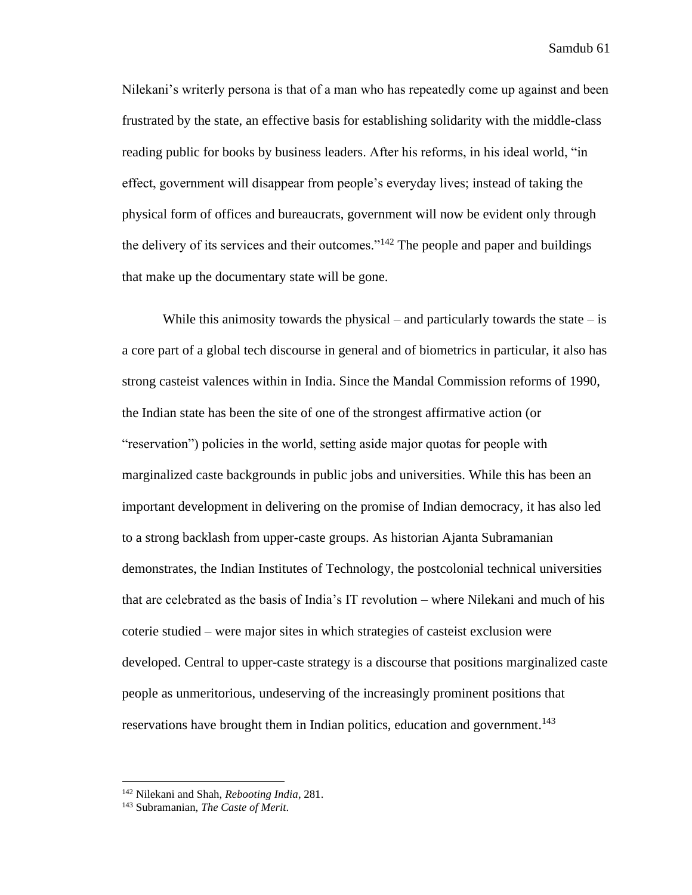Nilekani's writerly persona is that of a man who has repeatedly come up against and been frustrated by the state, an effective basis for establishing solidarity with the middle-class reading public for books by business leaders. After his reforms, in his ideal world, "in effect, government will disappear from people's everyday lives; instead of taking the physical form of offices and bureaucrats, government will now be evident only through the delivery of its services and their outcomes."[142] The people and paper and buildings that make up the documentary state will be gone.

While this animosity towards the physical – and particularly towards the state – is a core part of a global tech discourse in general and of biometrics in particular, it also has strong casteist valences within in India. Since the Mandal Commission reforms of 1990, the Indian state has been the site of one of the strongest affirmative action (or "reservation") policies in the world, setting aside major quotas for people with marginalized caste backgrounds in public jobs and universities. While this has been an important development in delivering on the promise of Indian democracy, it has also led to a strong backlash from upper-caste groups. As historian Ajanta Subramanian demonstrates, the Indian Institutes of Technology, the postcolonial technical universities that are celebrated as the basis of India's IT revolution – where Nilekani and much of his coterie studied – were major sites in which strategies of casteist exclusion were developed. Central to upper-caste strategy is a discourse that positions marginalized caste people as unmeritorious, undeserving of the increasingly prominent positions that reservations have brought them in Indian politics, education and government.[143]

---

[142] Nilekani and Shah, *Rebooting India*, 281.

[143] Subramanian, *The Caste of Merit*.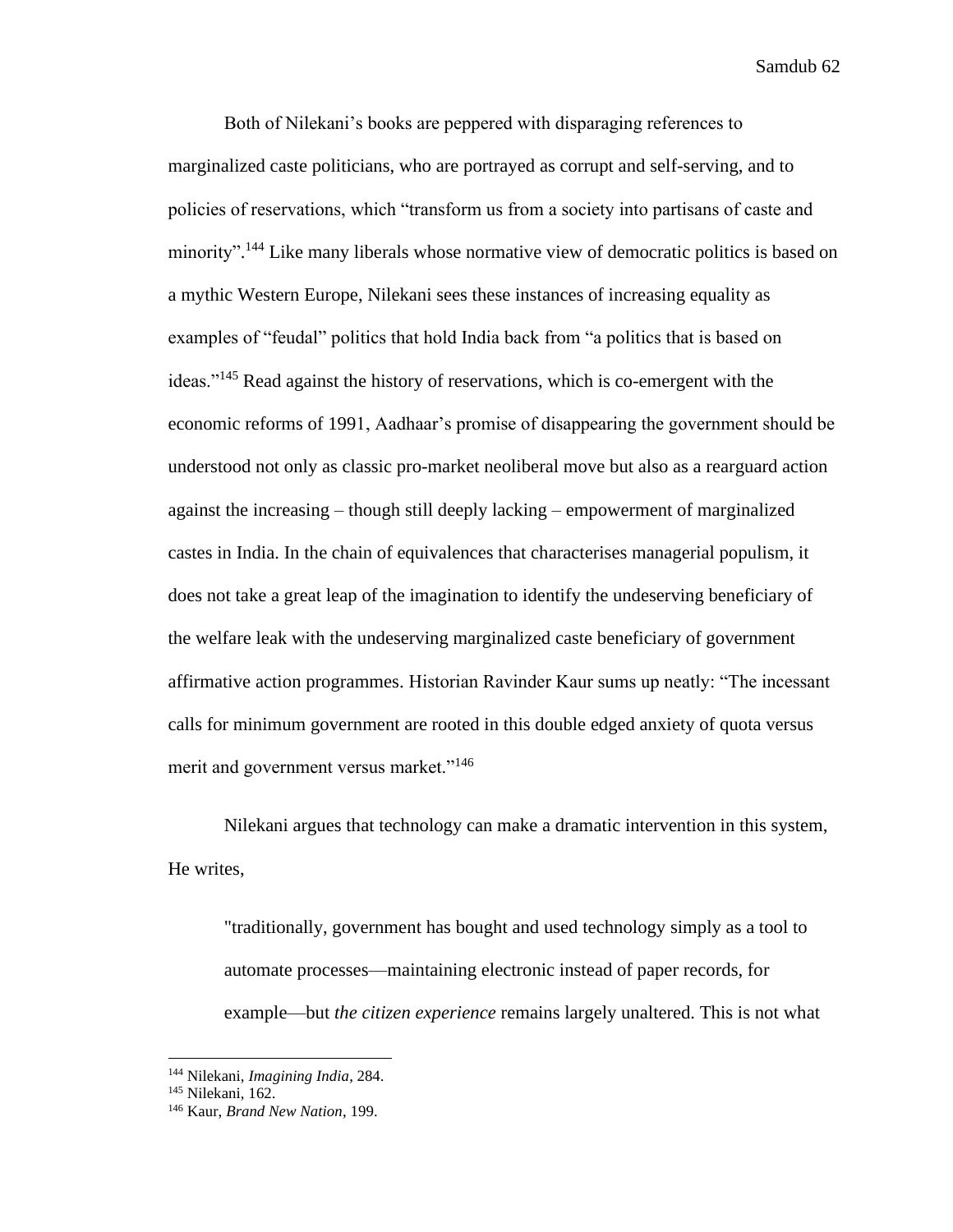Both of Nilekani's books are peppered with disparaging references to marginalized caste politicians, who are portrayed as corrupt and self-serving, and to policies of reservations, which "transform us from a society into partisans of caste and minority".[144] Like many liberals whose normative view of democratic politics is based on a mythic Western Europe, Nilekani sees these instances of increasing equality as examples of "feudal" politics that hold India back from "a politics that is based on ideas."[145] Read against the history of reservations, which is co-emergent with the economic reforms of 1991, Aadhaar's promise of disappearing the government should be understood not only as classic pro-market neoliberal move but also as a rearguard action against the increasing – though still deeply lacking – empowerment of marginalized castes in India. In the chain of equivalences that characterises managerial populism, it does not take a great leap of the imagination to identify the undeserving beneficiary of the welfare leak with the undeserving marginalized caste beneficiary of government affirmative action programmes. Historian Ravinder Kaur sums up neatly: "The incessant calls for minimum government are rooted in this double edged anxiety of quota versus merit and government versus market."[146]

Nilekani argues that technology can make a dramatic intervention in this system, He writes,

> "traditionally, government has bought and used technology simply as a tool to automate processes—maintaining electronic instead of paper records, for example—but *the citizen experience* remains largely unaltered. This is not what

---

[144] Nilekani, *Imagining India*, 284.

[145] Nilekani, 162.

[146] Kaur, *Brand New Nation*, 199.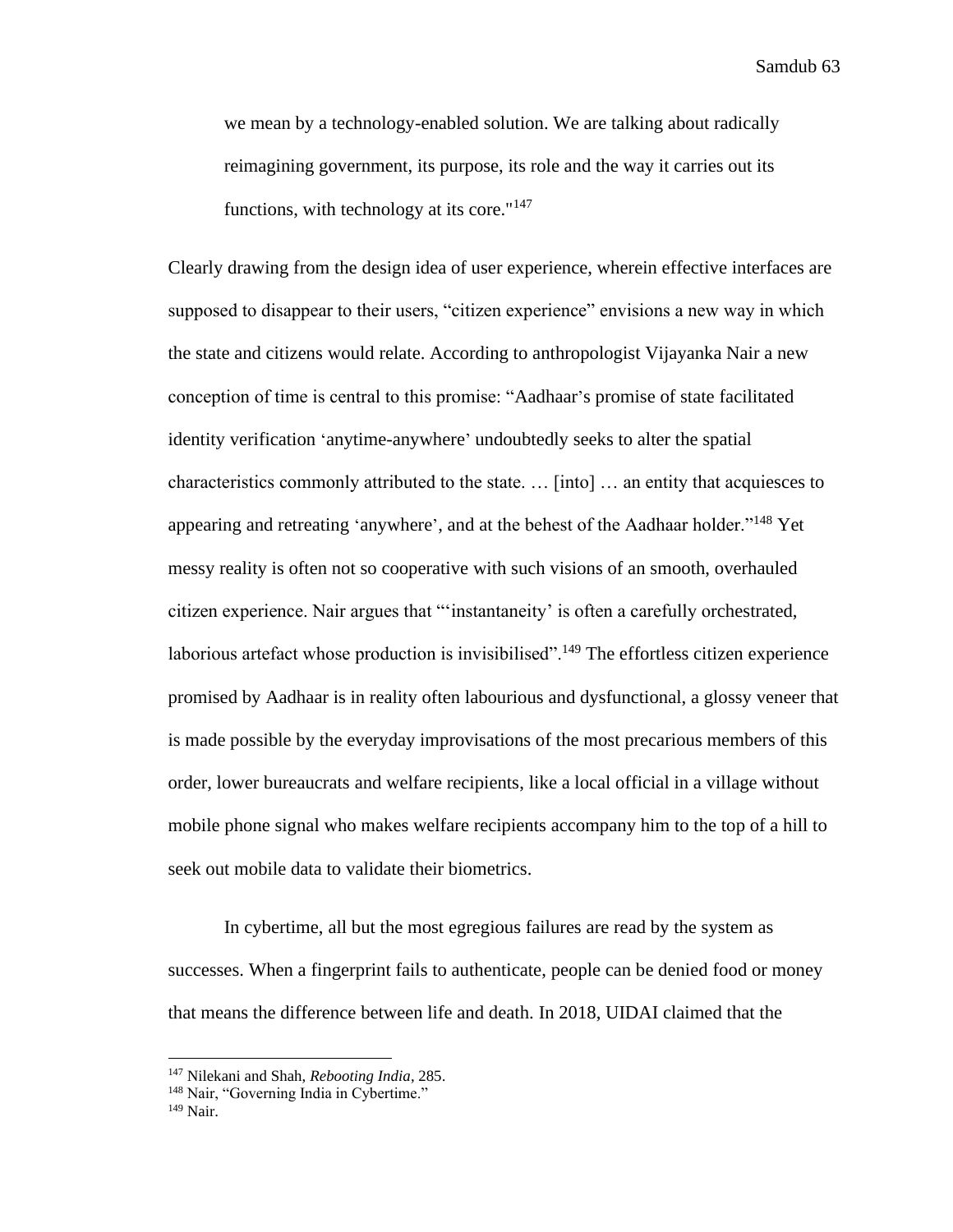we mean by a technology-enabled solution. We are talking about radically reimagining government, its purpose, its role and the way it carries out its functions, with technology at its core."[147]

Clearly drawing from the design idea of user experience, wherein effective interfaces are supposed to disappear to their users, "citizen experience" envisions a new way in which the state and citizens would relate. According to anthropologist Vijayanka Nair a new conception of time is central to this promise: "Aadhaar's promise of state facilitated identity verification 'anytime-anywhere' undoubtedly seeks to alter the spatial characteristics commonly attributed to the state. … [into] … an entity that acquiesces to appearing and retreating 'anywhere', and at the behest of the Aadhaar holder."[148] Yet messy reality is often not so cooperative with such visions of an smooth, overhauled citizen experience. Nair argues that "'instantaneity' is often a carefully orchestrated, laborious artefact whose production is invisibilised".[149] The effortless citizen experience promised by Aadhaar is in reality often labourious and dysfunctional, a glossy veneer that is made possible by the everyday improvisations of the most precarious members of this order, lower bureaucrats and welfare recipients, like a local official in a village without mobile phone signal who makes welfare recipients accompany him to the top of a hill to seek out mobile data to validate their biometrics.

In cybertime, all but the most egregious failures are read by the system as successes. When a fingerprint fails to authenticate, people can be denied food or money that means the difference between life and death. In 2018, UIDAI claimed that the

---

[147] Nilekani and Shah, *Rebooting India*, 285.

[148] Nair, "Governing India in Cybertime."

[149] Nair.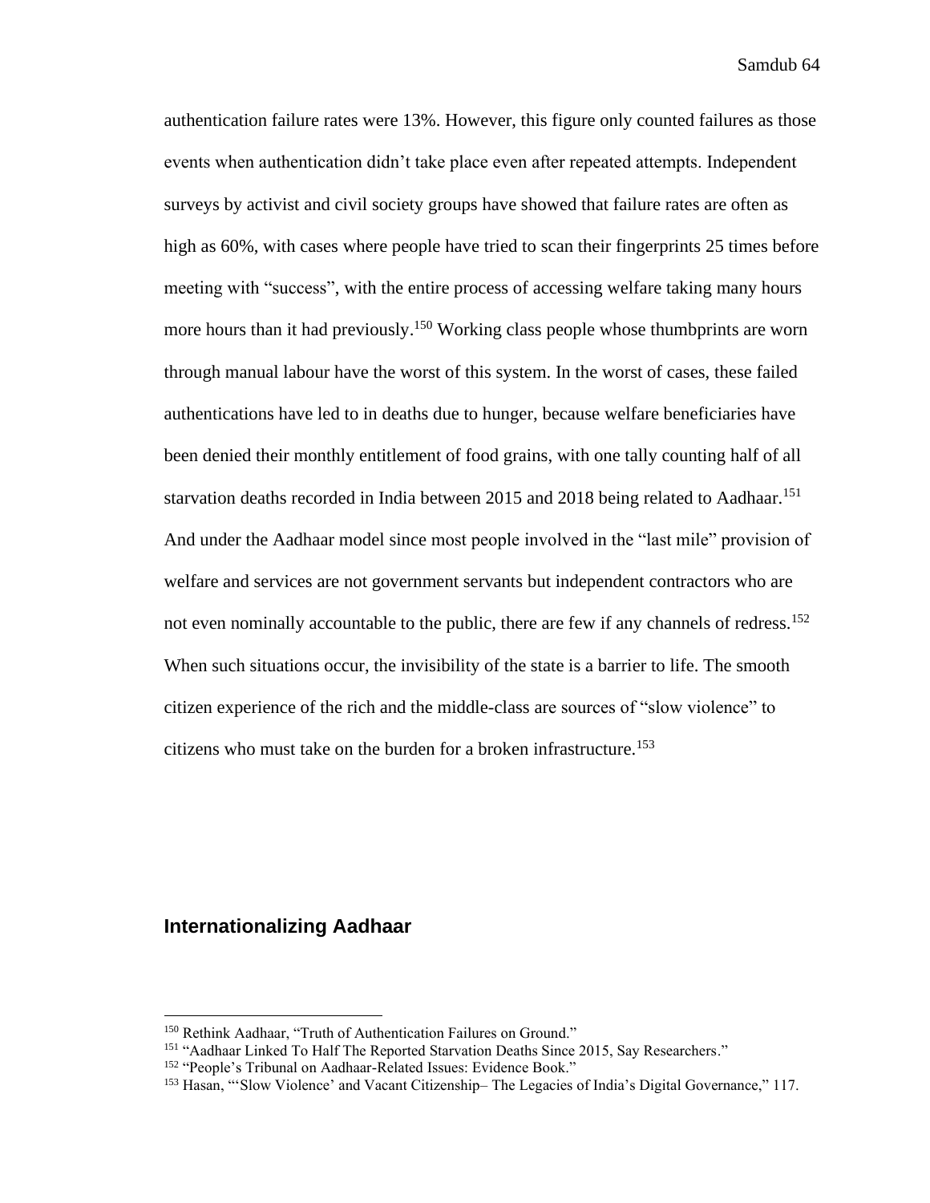authentication failure rates were 13%. However, this figure only counted failures as those events when authentication didn't take place even after repeated attempts. Independent surveys by activist and civil society groups have showed that failure rates are often as high as 60%, with cases where people have tried to scan their fingerprints 25 times before meeting with "success", with the entire process of accessing welfare taking many hours more hours than it had previously.[150] Working class people whose thumbprints are worn through manual labour have the worst of this system. In the worst of cases, these failed authentications have led to in deaths due to hunger, because welfare beneficiaries have been denied their monthly entitlement of food grains, with one tally counting half of all starvation deaths recorded in India between 2015 and 2018 being related to Aadhaar.[151] And under the Aadhaar model since most people involved in the "last mile" provision of welfare and services are not government servants but independent contractors who are not even nominally accountable to the public, there are few if any channels of redress.[152] When such situations occur, the invisibility of the state is a barrier to life. The smooth citizen experience of the rich and the middle-class are sources of "slow violence" to citizens who must take on the burden for a broken infrastructure.[153]

## Internationalizing Aadhaar

[150] Rethink Aadhaar, "Truth of Authentication Failures on Ground."

[151] "Aadhaar Linked To Half The Reported Starvation Deaths Since 2015, Say Researchers."

[152] "People's Tribunal on Aadhaar-Related Issues: Evidence Book."

[153] Hasan, "'Slow Violence' and Vacant Citizenship– The Legacies of India's Digital Governance," 117.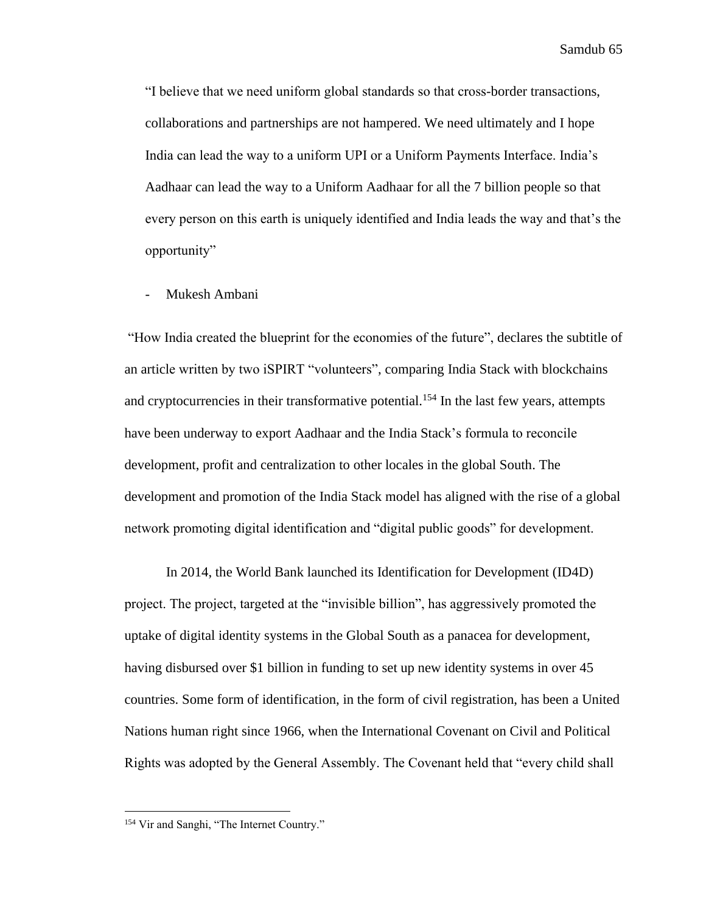> "I believe that we need uniform global standards so that cross-border transactions, collaborations and partnerships are not hampered. We need ultimately and I hope India can lead the way to a uniform UPI or a Uniform Payments Interface. India's Aadhaar can lead the way to a Uniform Aadhaar for all the 7 billion people so that every person on this earth is uniquely identified and India leads the way and that's the opportunity"
>
> - Mukesh Ambani

"How India created the blueprint for the economies of the future", declares the subtitle of an article written by two iSPIRT "volunteers", comparing India Stack with blockchains and cryptocurrencies in their transformative potential.[154] In the last few years, attempts have been underway to export Aadhaar and the India Stack's formula to reconcile development, profit and centralization to other locales in the global South. The development and promotion of the India Stack model has aligned with the rise of a global network promoting digital identification and "digital public goods" for development.

In 2014, the World Bank launched its Identification for Development (ID4D) project. The project, targeted at the "invisible billion", has aggressively promoted the uptake of digital identity systems in the Global South as a panacea for development, having disbursed over $1 billion in funding to set up new identity systems in over 45 countries. Some form of identification, in the form of civil registration, has been a United Nations human right since 1966, when the International Covenant on Civil and Political Rights was adopted by the General Assembly. The Covenant held that "every child shall

---

[154] Vir and Sanghi, "The Internet Country."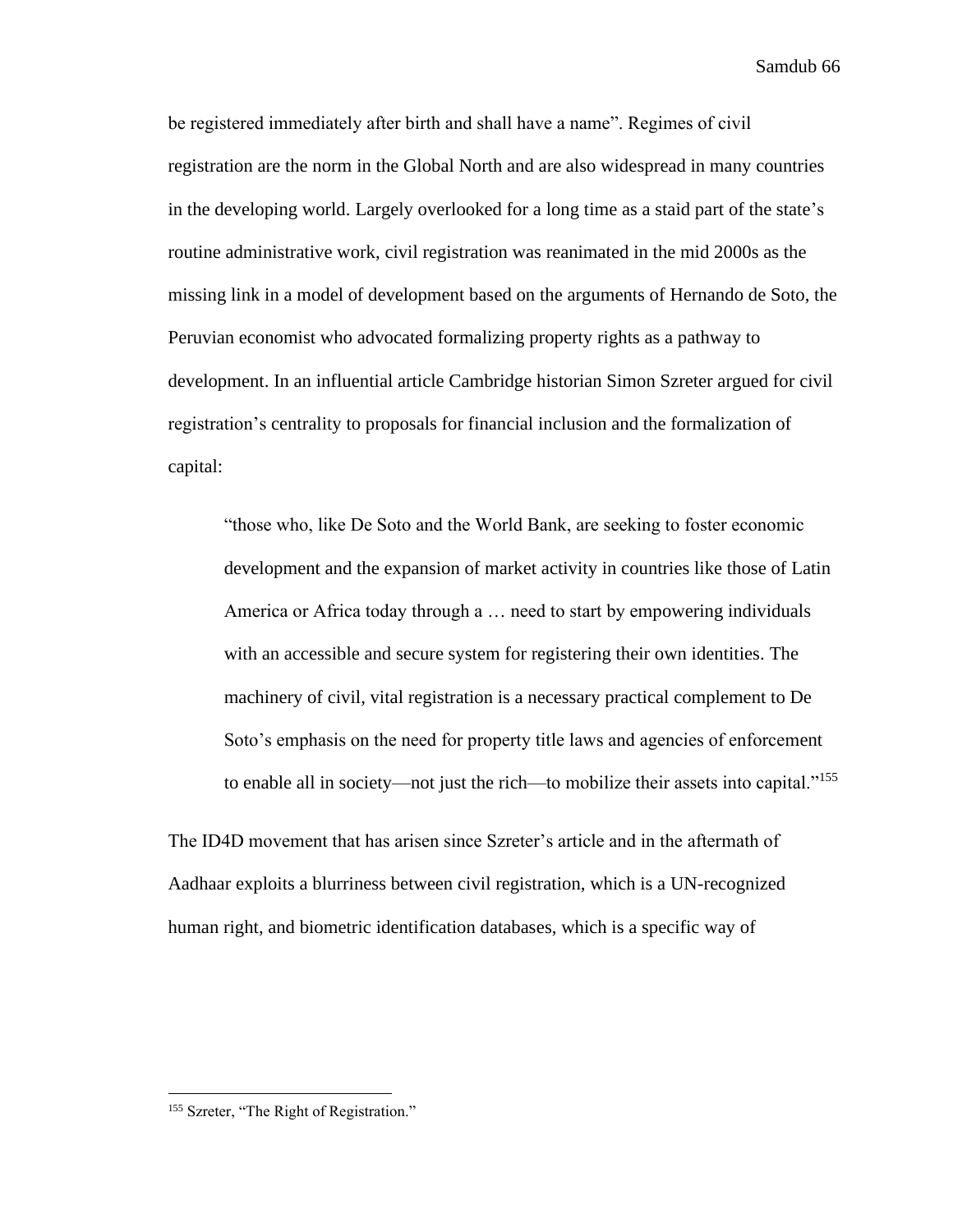be registered immediately after birth and shall have a name". Regimes of civil registration are the norm in the Global North and are also widespread in many countries in the developing world. Largely overlooked for a long time as a staid part of the state's routine administrative work, civil registration was reanimated in the mid 2000s as the missing link in a model of development based on the arguments of Hernando de Soto, the Peruvian economist who advocated formalizing property rights as a pathway to development. In an influential article Cambridge historian Simon Szreter argued for civil registration's centrality to proposals for financial inclusion and the formalization of capital:

> "those who, like De Soto and the World Bank, are seeking to foster economic development and the expansion of market activity in countries like those of Latin America or Africa today through a … need to start by empowering individuals with an accessible and secure system for registering their own identities. The machinery of civil, vital registration is a necessary practical complement to De Soto's emphasis on the need for property title laws and agencies of enforcement to enable all in society—not just the rich—to mobilize their assets into capital."[155]

The ID4D movement that has arisen since Szreter's article and in the aftermath of Aadhaar exploits a blurriness between civil registration, which is a UN-recognized human right, and biometric identification databases, which is a specific way of

[155] Szreter, "The Right of Registration."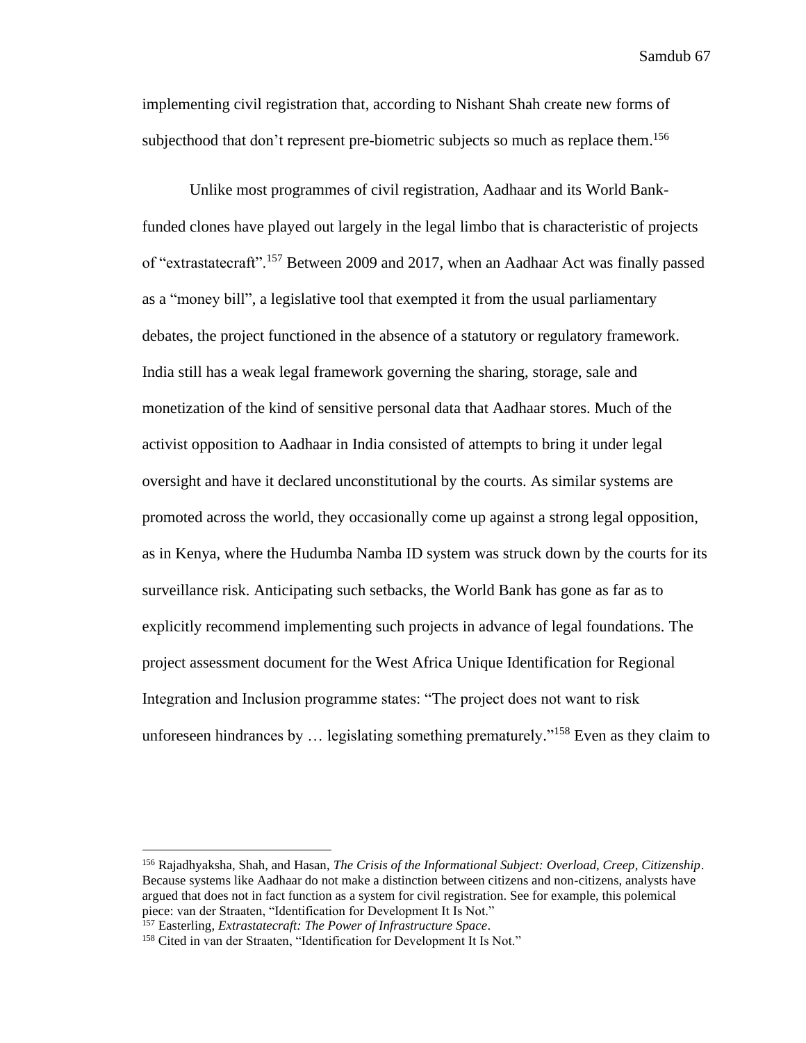implementing civil registration that, according to Nishant Shah create new forms of subjecthood that don't represent pre-biometric subjects so much as replace them.[156]

Unlike most programmes of civil registration, Aadhaar and its World Bank-funded clones have played out largely in the legal limbo that is characteristic of projects of "extrastatecraft".[157] Between 2009 and 2017, when an Aadhaar Act was finally passed as a "money bill", a legislative tool that exempted it from the usual parliamentary debates, the project functioned in the absence of a statutory or regulatory framework. India still has a weak legal framework governing the sharing, storage, sale and monetization of the kind of sensitive personal data that Aadhaar stores. Much of the activist opposition to Aadhaar in India consisted of attempts to bring it under legal oversight and have it declared unconstitutional by the courts. As similar systems are promoted across the world, they occasionally come up against a strong legal opposition, as in Kenya, where the Hudumba Namba ID system was struck down by the courts for its surveillance risk. Anticipating such setbacks, the World Bank has gone as far as to explicitly recommend implementing such projects in advance of legal foundations. The project assessment document for the West Africa Unique Identification for Regional Integration and Inclusion programme states: "The project does not want to risk unforeseen hindrances by … legislating something prematurely."[158] Even as they claim to

---

[156] Rajadhyaksha, Shah, and Hasan, *The Crisis of the Informational Subject: Overload, Creep, Citizenship*. Because systems like Aadhaar do not make a distinction between citizens and non-citizens, analysts have argued that does not in fact function as a system for civil registration. See for example, this polemical piece: van der Straaten, "Identification for Development It Is Not."

[157] Easterling, *Extrastatecraft: The Power of Infrastructure Space*.

[158] Cited in van der Straaten, "Identification for Development It Is Not."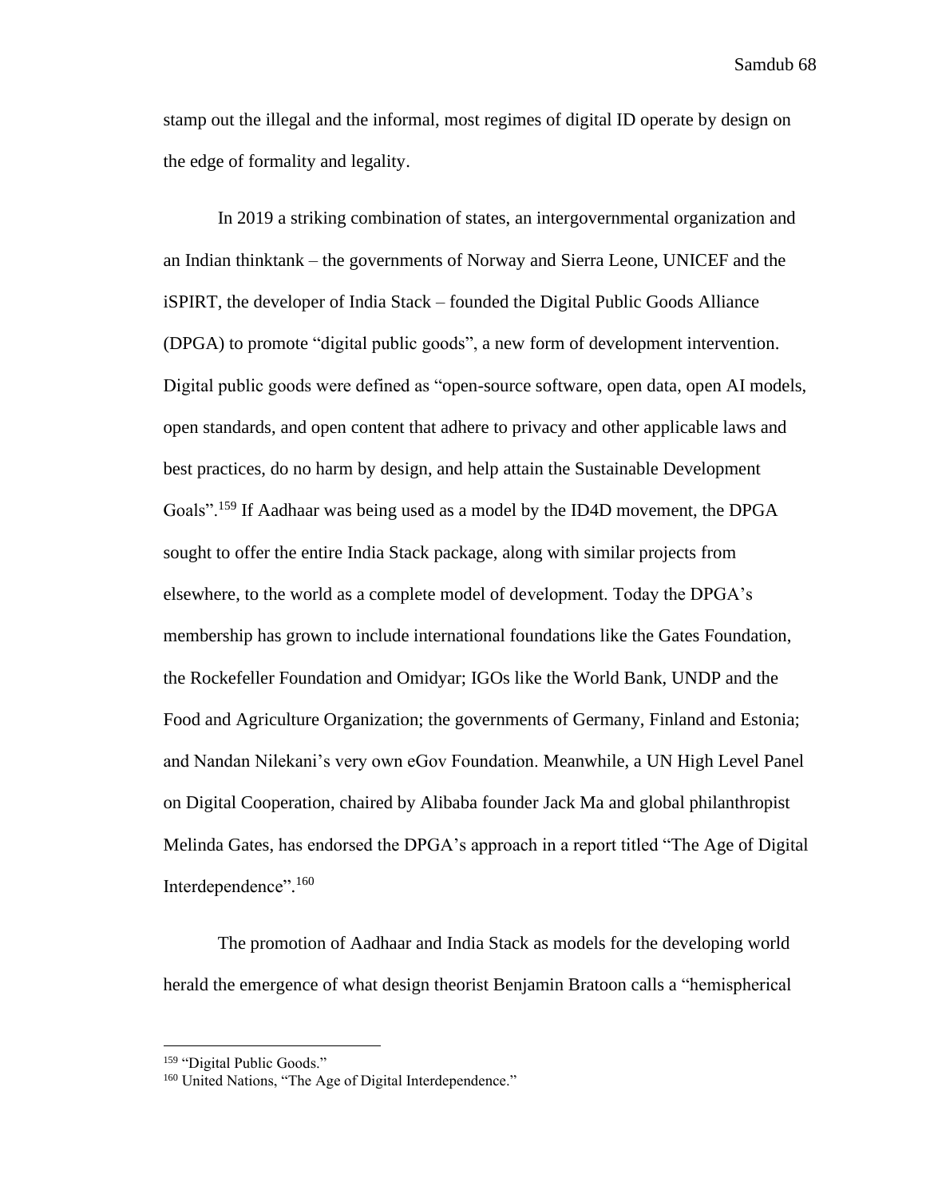stamp out the illegal and the informal, most regimes of digital ID operate by design on the edge of formality and legality.

In 2019 a striking combination of states, an intergovernmental organization and an Indian thinktank – the governments of Norway and Sierra Leone, UNICEF and the iSPIRT, the developer of India Stack – founded the Digital Public Goods Alliance (DPGA) to promote "digital public goods", a new form of development intervention. Digital public goods were defined as "open-source software, open data, open AI models, open standards, and open content that adhere to privacy and other applicable laws and best practices, do no harm by design, and help attain the Sustainable Development Goals".[159] If Aadhaar was being used as a model by the ID4D movement, the DPGA sought to offer the entire India Stack package, along with similar projects from elsewhere, to the world as a complete model of development. Today the DPGA's membership has grown to include international foundations like the Gates Foundation, the Rockefeller Foundation and Omidyar; IGOs like the World Bank, UNDP and the Food and Agriculture Organization; the governments of Germany, Finland and Estonia; and Nandan Nilekani's very own eGov Foundation. Meanwhile, a UN High Level Panel on Digital Cooperation, chaired by Alibaba founder Jack Ma and global philanthropist Melinda Gates, has endorsed the DPGA's approach in a report titled "The Age of Digital Interdependence".[160]

The promotion of Aadhaar and India Stack as models for the developing world herald the emergence of what design theorist Benjamin Bratoon calls a "hemispherical

---

[159] "Digital Public Goods."

[160] United Nations, "The Age of Digital Interdependence."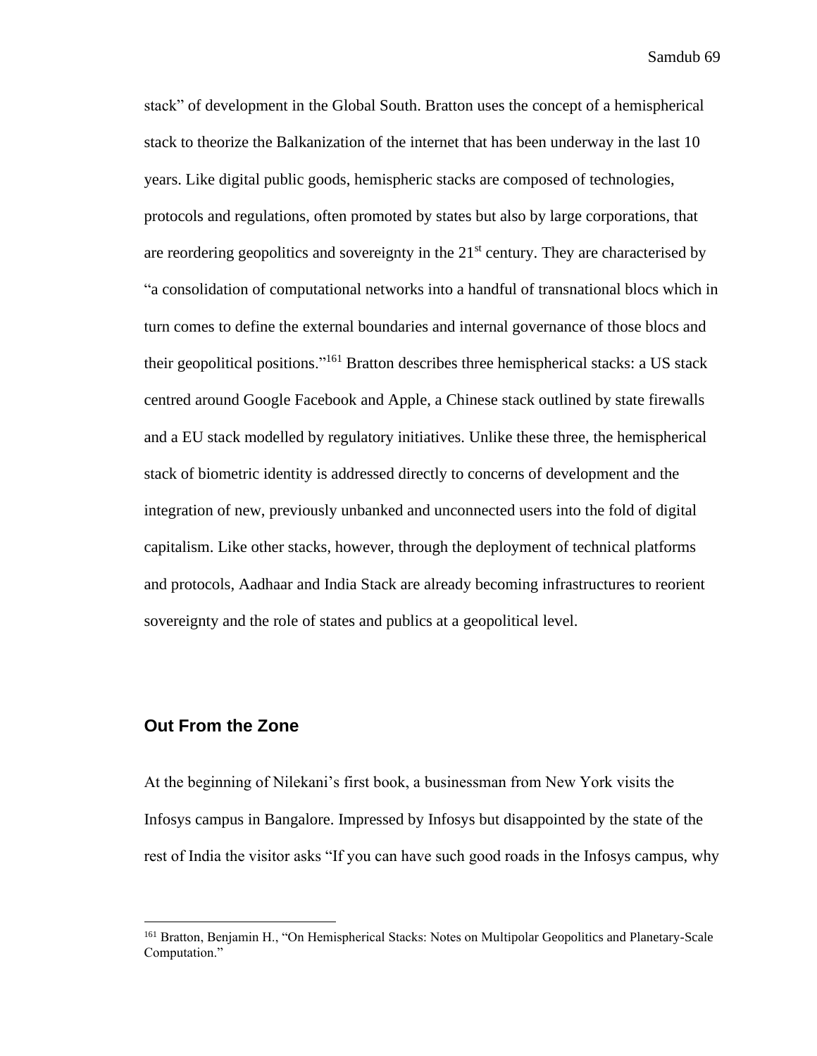stack" of development in the Global South. Bratton uses the concept of a hemispherical stack to theorize the Balkanization of the internet that has been underway in the last 10 years. Like digital public goods, hemispheric stacks are composed of technologies, protocols and regulations, often promoted by states but also by large corporations, that are reordering geopolitics and sovereignty in the 21st century. They are characterised by "a consolidation of computational networks into a handful of transnational blocs which in turn comes to define the external boundaries and internal governance of those blocs and their geopolitical positions."[161] Bratton describes three hemispherical stacks: a US stack centred around Google Facebook and Apple, a Chinese stack outlined by state firewalls and a EU stack modelled by regulatory initiatives. Unlike these three, the hemispherical stack of biometric identity is addressed directly to concerns of development and the integration of new, previously unbanked and unconnected users into the fold of digital capitalism. Like other stacks, however, through the deployment of technical platforms and protocols, Aadhaar and India Stack are already becoming infrastructures to reorient sovereignty and the role of states and publics at a geopolitical level.

## Out From the Zone

At the beginning of Nilekani's first book, a businessman from New York visits the Infosys campus in Bangalore. Impressed by Infosys but disappointed by the state of the rest of India the visitor asks "If you can have such good roads in the Infosys campus, why

---

[161] Bratton, Benjamin H., "On Hemispherical Stacks: Notes on Multipolar Geopolitics and Planetary-Scale Computation."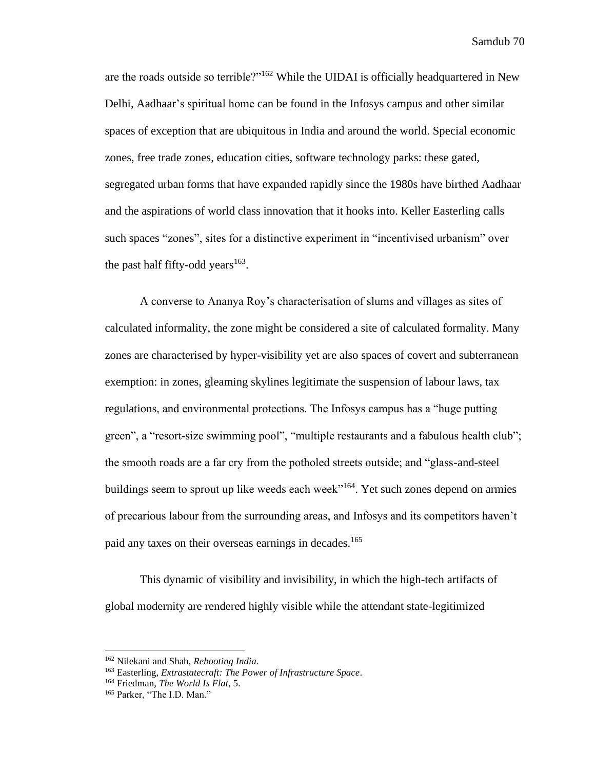are the roads outside so terrible?"[162] While the UIDAI is officially headquartered in New Delhi, Aadhaar's spiritual home can be found in the Infosys campus and other similar spaces of exception that are ubiquitous in India and around the world. Special economic zones, free trade zones, education cities, software technology parks: these gated, segregated urban forms that have expanded rapidly since the 1980s have birthed Aadhaar and the aspirations of world class innovation that it hooks into. Keller Easterling calls such spaces "zones", sites for a distinctive experiment in "incentivised urbanism" over the past half fifty-odd years[163].

A converse to Ananya Roy's characterisation of slums and villages as sites of calculated informality, the zone might be considered a site of calculated formality. Many zones are characterised by hyper-visibility yet are also spaces of covert and subterranean exemption: in zones, gleaming skylines legitimate the suspension of labour laws, tax regulations, and environmental protections. The Infosys campus has a "huge putting green", a "resort-size swimming pool", "multiple restaurants and a fabulous health club"; the smooth roads are a far cry from the potholed streets outside; and "glass-and-steel buildings seem to sprout up like weeds each week"[164]. Yet such zones depend on armies of precarious labour from the surrounding areas, and Infosys and its competitors haven't paid any taxes on their overseas earnings in decades.[165]

This dynamic of visibility and invisibility, in which the high-tech artifacts of global modernity are rendered highly visible while the attendant state-legitimized

---

[162] Nilekani and Shah, *Rebooting India*.

[163] Easterling, *Extrastatecraft: The Power of Infrastructure Space*.

[164] Friedman, *The World Is Flat*, 5.

[165] Parker, "The I.D. Man."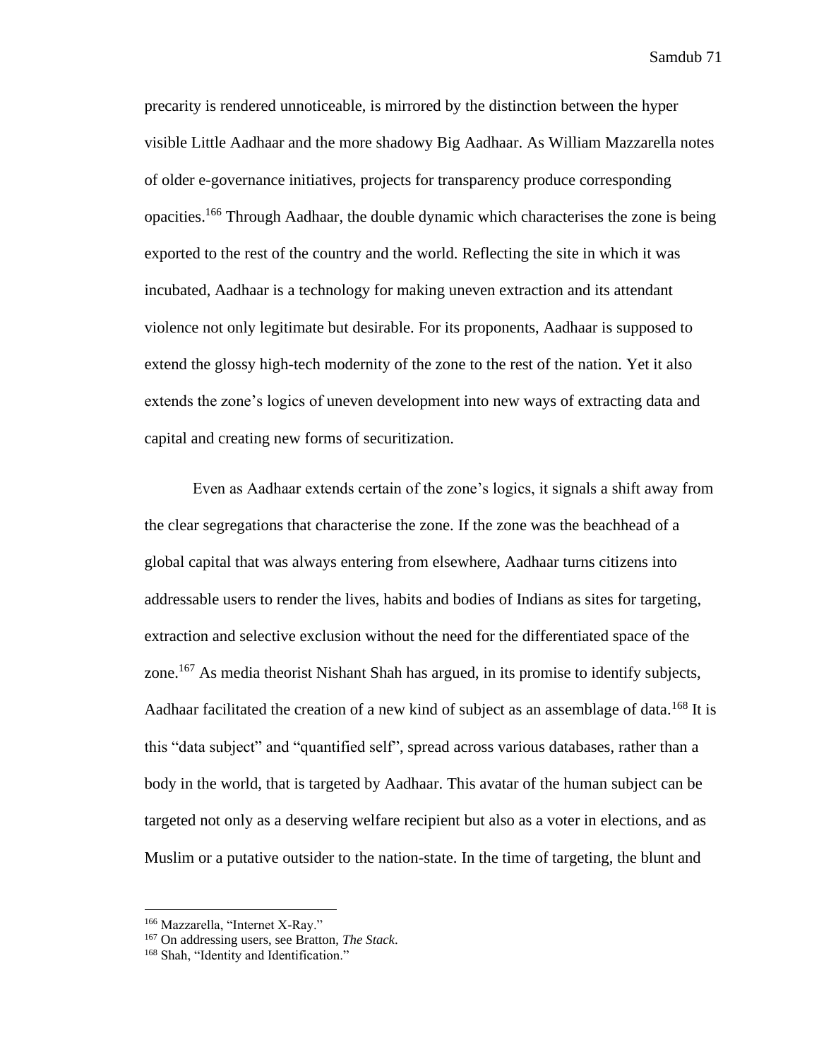precarity is rendered unnoticeable, is mirrored by the distinction between the hyper visible Little Aadhaar and the more shadowy Big Aadhaar. As William Mazzarella notes of older e-governance initiatives, projects for transparency produce corresponding opacities.[166] Through Aadhaar, the double dynamic which characterises the zone is being exported to the rest of the country and the world. Reflecting the site in which it was incubated, Aadhaar is a technology for making uneven extraction and its attendant violence not only legitimate but desirable. For its proponents, Aadhaar is supposed to extend the glossy high-tech modernity of the zone to the rest of the nation. Yet it also extends the zone's logics of uneven development into new ways of extracting data and capital and creating new forms of securitization.

Even as Aadhaar extends certain of the zone's logics, it signals a shift away from the clear segregations that characterise the zone. If the zone was the beachhead of a global capital that was always entering from elsewhere, Aadhaar turns citizens into addressable users to render the lives, habits and bodies of Indians as sites for targeting, extraction and selective exclusion without the need for the differentiated space of the zone.[167] As media theorist Nishant Shah has argued, in its promise to identify subjects, Aadhaar facilitated the creation of a new kind of subject as an assemblage of data.[168] It is this "data subject" and "quantified self", spread across various databases, rather than a body in the world, that is targeted by Aadhaar. This avatar of the human subject can be targeted not only as a deserving welfare recipient but also as a voter in elections, and as Muslim or a putative outsider to the nation-state. In the time of targeting, the blunt and

---

[166] Mazzarella, "Internet X-Ray."

[167] On addressing users, see Bratton, *The Stack*.

[168] Shah, "Identity and Identification."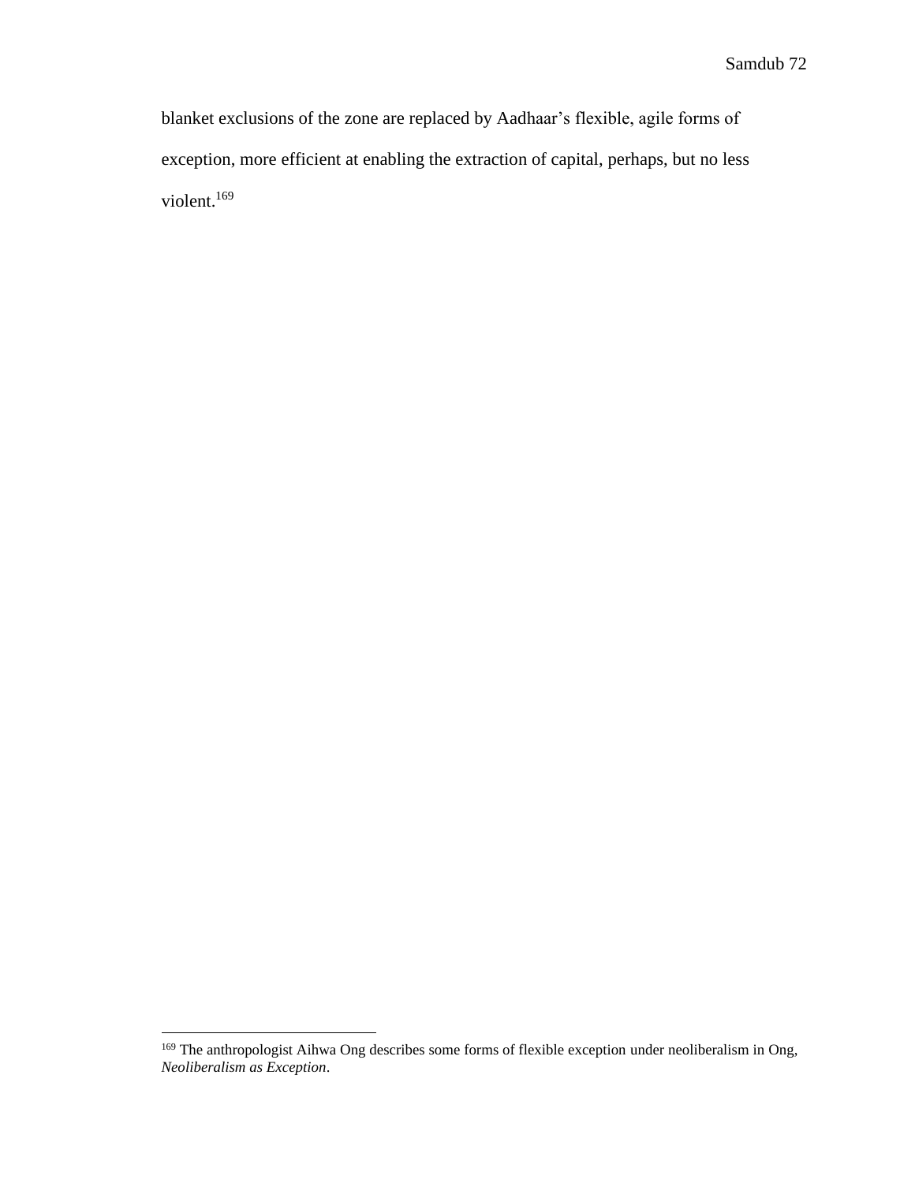blanket exclusions of the zone are replaced by Aadhaar's flexible, agile forms of exception, more efficient at enabling the extraction of capital, perhaps, but no less violent.[169]

[169] The anthropologist Aihwa Ong describes some forms of flexible exception under neoliberalism in Ong, *Neoliberalism as Exception*.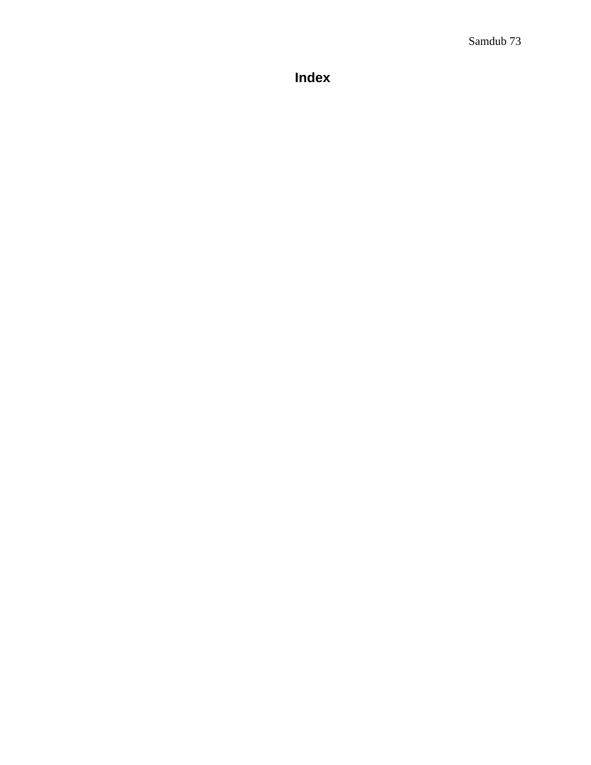# Index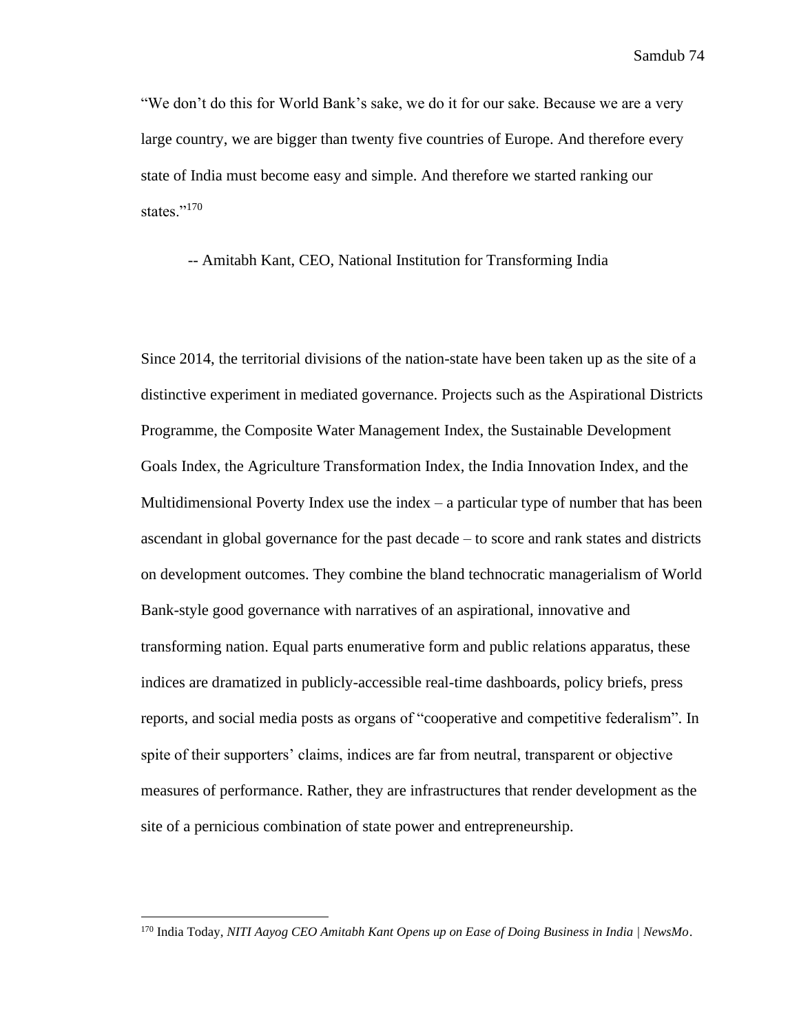"We don't do this for World Bank's sake, we do it for our sake. Because we are a very large country, we are bigger than twenty five countries of Europe. And therefore every state of India must become easy and simple. And therefore we started ranking our states."[170]

-- Amitabh Kant, CEO, National Institution for Transforming India

Since 2014, the territorial divisions of the nation-state have been taken up as the site of a distinctive experiment in mediated governance. Projects such as the Aspirational Districts Programme, the Composite Water Management Index, the Sustainable Development Goals Index, the Agriculture Transformation Index, the India Innovation Index, and the Multidimensional Poverty Index use the index – a particular type of number that has been ascendant in global governance for the past decade – to score and rank states and districts on development outcomes. They combine the bland technocratic managerialism of World Bank-style good governance with narratives of an aspirational, innovative and transforming nation. Equal parts enumerative form and public relations apparatus, these indices are dramatized in publicly-accessible real-time dashboards, policy briefs, press reports, and social media posts as organs of "cooperative and competitive federalism". In spite of their supporters' claims, indices are far from neutral, transparent or objective measures of performance. Rather, they are infrastructures that render development as the site of a pernicious combination of state power and entrepreneurship.

---

[170] India Today, *NITI Aayog CEO Amitabh Kant Opens up on Ease of Doing Business in India | NewsMo*.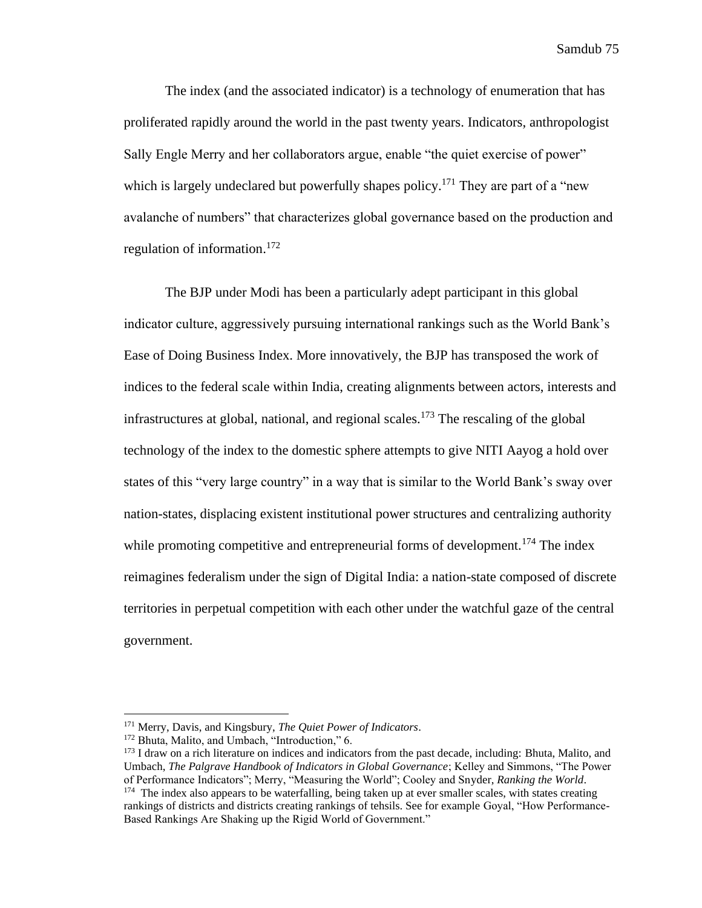The index (and the associated indicator) is a technology of enumeration that has proliferated rapidly around the world in the past twenty years. Indicators, anthropologist Sally Engle Merry and her collaborators argue, enable "the quiet exercise of power" which is largely undeclared but powerfully shapes policy.[171] They are part of a "new avalanche of numbers" that characterizes global governance based on the production and regulation of information.[172]

The BJP under Modi has been a particularly adept participant in this global indicator culture, aggressively pursuing international rankings such as the World Bank's Ease of Doing Business Index. More innovatively, the BJP has transposed the work of indices to the federal scale within India, creating alignments between actors, interests and infrastructures at global, national, and regional scales.[173] The rescaling of the global technology of the index to the domestic sphere attempts to give NITI Aayog a hold over states of this "very large country" in a way that is similar to the World Bank's sway over nation-states, displacing existent institutional power structures and centralizing authority while promoting competitive and entrepreneurial forms of development.[174] The index reimagines federalism under the sign of Digital India: a nation-state composed of discrete territories in perpetual competition with each other under the watchful gaze of the central government.

---

[171] Merry, Davis, and Kingsbury, *The Quiet Power of Indicators*.

[172] Bhuta, Malito, and Umbach, "Introduction," 6.

[173] I draw on a rich literature on indices and indicators from the past decade, including: Bhuta, Malito, and Umbach, *The Palgrave Handbook of Indicators in Global Governance*; Kelley and Simmons, "The Power of Performance Indicators"; Merry, "Measuring the World"; Cooley and Snyder, *Ranking the World*.

[174] The index also appears to be waterfalling, being taken up at ever smaller scales, with states creating rankings of districts and districts creating rankings of tehsils. See for example Goyal, "How Performance-Based Rankings Are Shaking up the Rigid World of Government."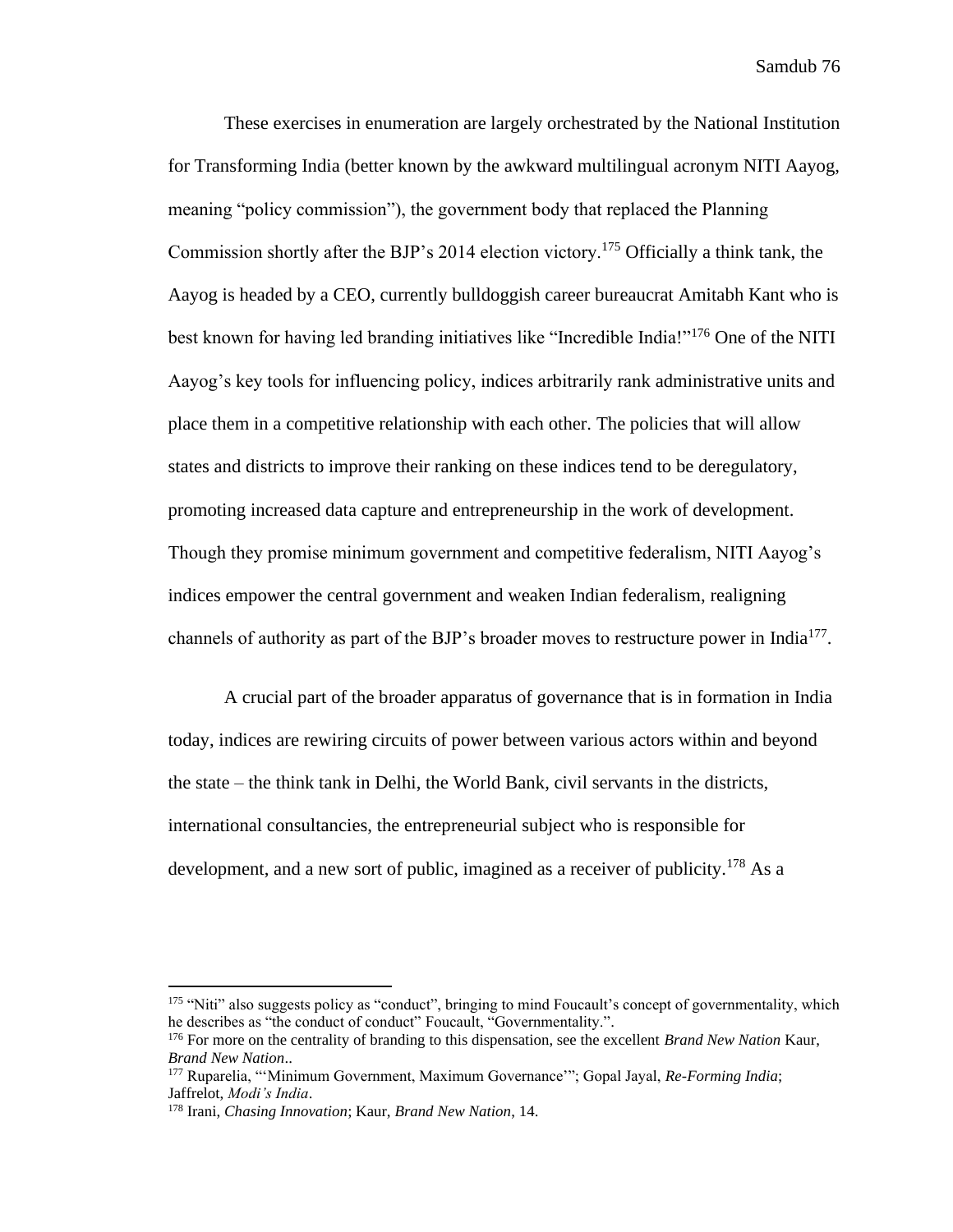These exercises in enumeration are largely orchestrated by the National Institution for Transforming India (better known by the awkward multilingual acronym NITI Aayog, meaning "policy commission"), the government body that replaced the Planning Commission shortly after the BJP's 2014 election victory.[175] Officially a think tank, the Aayog is headed by a CEO, currently bulldoggish career bureaucrat Amitabh Kant who is best known for having led branding initiatives like "Incredible India!"[176] One of the NITI Aayog's key tools for influencing policy, indices arbitrarily rank administrative units and place them in a competitive relationship with each other. The policies that will allow states and districts to improve their ranking on these indices tend to be deregulatory, promoting increased data capture and entrepreneurship in the work of development. Though they promise minimum government and competitive federalism, NITI Aayog's indices empower the central government and weaken Indian federalism, realigning channels of authority as part of the BJP's broader moves to restructure power in India[177].

A crucial part of the broader apparatus of governance that is in formation in India today, indices are rewiring circuits of power between various actors within and beyond the state – the think tank in Delhi, the World Bank, civil servants in the districts, international consultancies, the entrepreneurial subject who is responsible for development, and a new sort of public, imagined as a receiver of publicity.[178] As a

---

[175] "Niti" also suggests policy as "conduct", bringing to mind Foucault's concept of governmentality, which he describes as "the conduct of conduct" Foucault, "Governmentality.".

[176] For more on the centrality of branding to this dispensation, see the excellent *Brand New Nation* Kaur, *Brand New Nation*..

[177] Ruparelia, "'Minimum Government, Maximum Governance'"; Gopal Jayal, *Re-Forming India*; Jaffrelot, *Modi's India*.

[178] Irani, *Chasing Innovation*; Kaur, *Brand New Nation*, 14.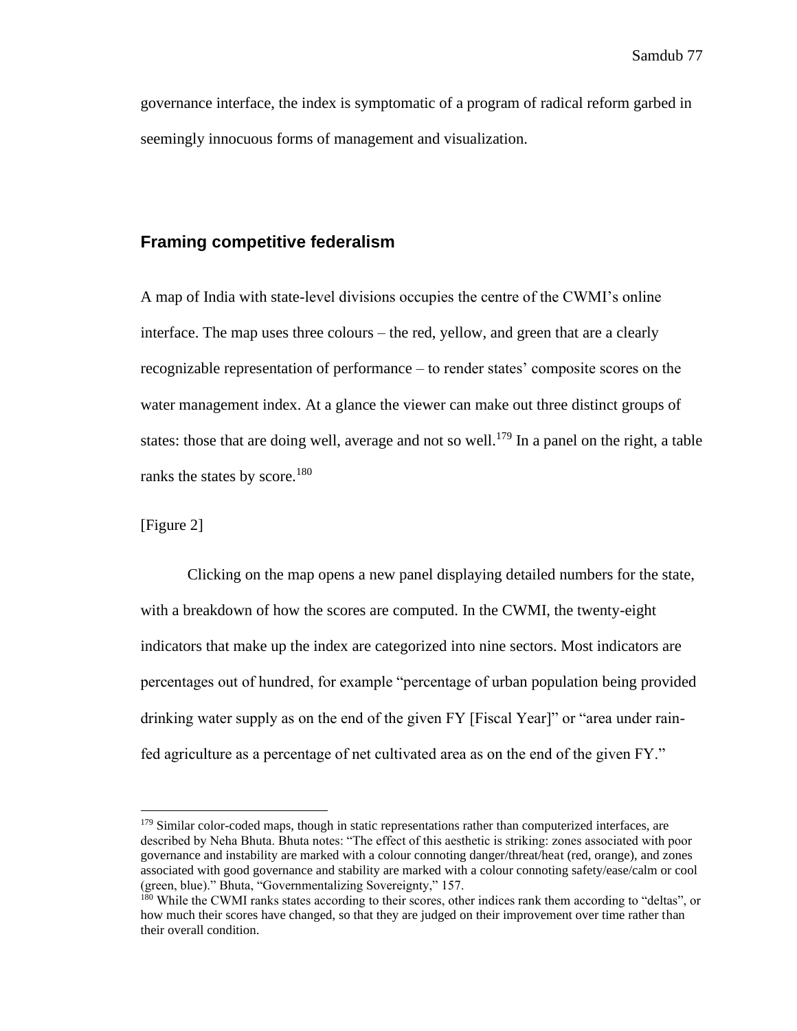governance interface, the index is symptomatic of a program of radical reform garbed in seemingly innocuous forms of management and visualization.

## Framing competitive federalism

A map of India with state-level divisions occupies the centre of the CWMI's online interface. The map uses three colours – the red, yellow, and green that are a clearly recognizable representation of performance – to render states' composite scores on the water management index. At a glance the viewer can make out three distinct groups of states: those that are doing well, average and not so well.[179] In a panel on the right, a table ranks the states by score.[180]

[Figure 2]

Clicking on the map opens a new panel displaying detailed numbers for the state, with a breakdown of how the scores are computed. In the CWMI, the twenty-eight indicators that make up the index are categorized into nine sectors. Most indicators are percentages out of hundred, for example "percentage of urban population being provided drinking water supply as on the end of the given FY [Fiscal Year]" or "area under rain-fed agriculture as a percentage of net cultivated area as on the end of the given FY."

---

[179] Similar color-coded maps, though in static representations rather than computerized interfaces, are described by Neha Bhuta. Bhuta notes: "The effect of this aesthetic is striking: zones associated with poor governance and instability are marked with a colour connoting danger/threat/heat (red, orange), and zones associated with good governance and stability are marked with a colour connoting safety/ease/calm or cool (green, blue)." Bhuta, "Governmentalizing Sovereignty," 157.

[180] While the CWMI ranks states according to their scores, other indices rank them according to "deltas", or how much their scores have changed, so that they are judged on their improvement over time rather than their overall condition.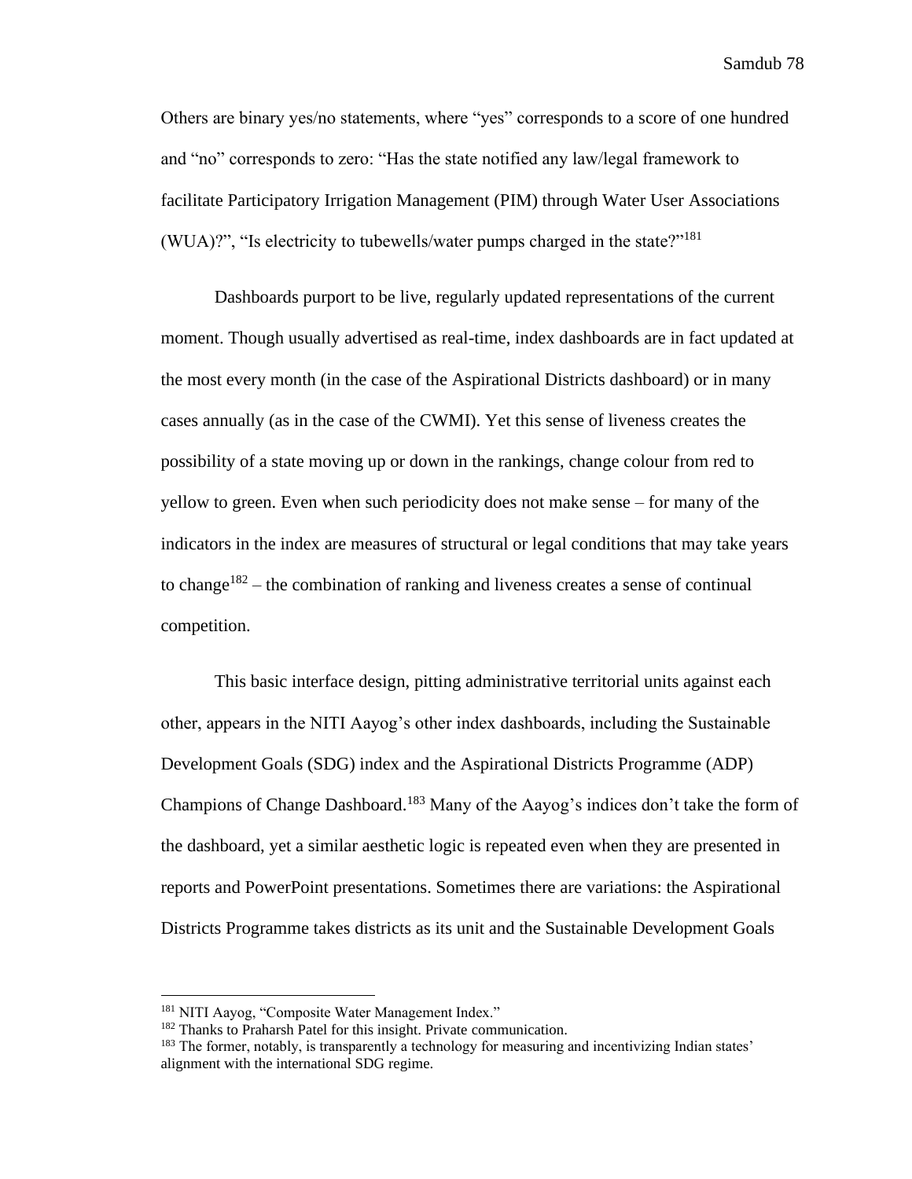Others are binary yes/no statements, where "yes" corresponds to a score of one hundred and "no" corresponds to zero: "Has the state notified any law/legal framework to facilitate Participatory Irrigation Management (PIM) through Water User Associations (WUA)?", "Is electricity to tubewells/water pumps charged in the state?"[181]

Dashboards purport to be live, regularly updated representations of the current moment. Though usually advertised as real-time, index dashboards are in fact updated at the most every month (in the case of the Aspirational Districts dashboard) or in many cases annually (as in the case of the CWMI). Yet this sense of liveness creates the possibility of a state moving up or down in the rankings, change colour from red to yellow to green. Even when such periodicity does not make sense – for many of the indicators in the index are measures of structural or legal conditions that may take years to change[182] – the combination of ranking and liveness creates a sense of continual competition.

This basic interface design, pitting administrative territorial units against each other, appears in the NITI Aayog's other index dashboards, including the Sustainable Development Goals (SDG) index and the Aspirational Districts Programme (ADP) Champions of Change Dashboard.[183] Many of the Aayog's indices don't take the form of the dashboard, yet a similar aesthetic logic is repeated even when they are presented in reports and PowerPoint presentations. Sometimes there are variations: the Aspirational Districts Programme takes districts as its unit and the Sustainable Development Goals

---

[181] NITI Aayog, "Composite Water Management Index."

[182] Thanks to Praharsh Patel for this insight. Private communication.

[183] The former, notably, is transparently a technology for measuring and incentivizing Indian states' alignment with the international SDG regime.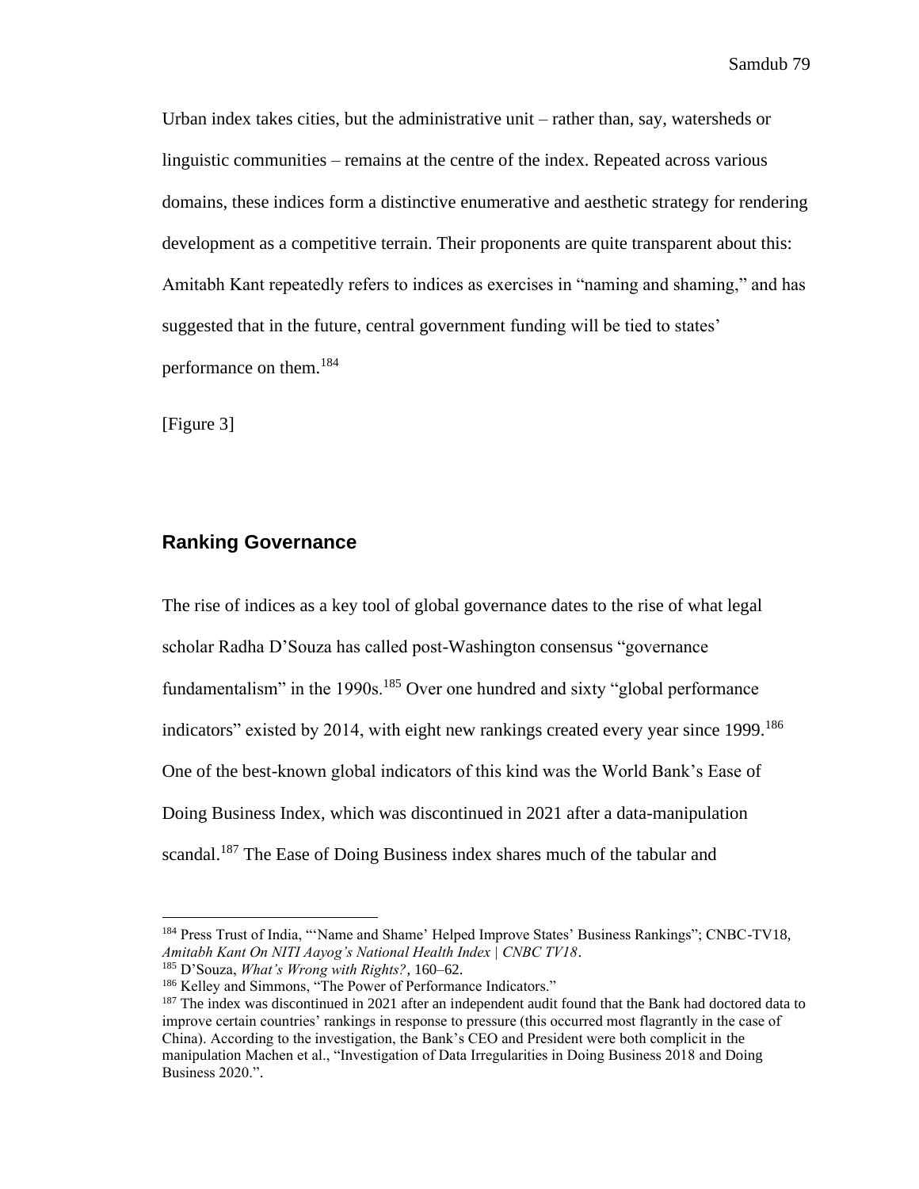Urban index takes cities, but the administrative unit – rather than, say, watersheds or linguistic communities – remains at the centre of the index. Repeated across various domains, these indices form a distinctive enumerative and aesthetic strategy for rendering development as a competitive terrain. Their proponents are quite transparent about this: Amitabh Kant repeatedly refers to indices as exercises in "naming and shaming," and has suggested that in the future, central government funding will be tied to states' performance on them.[184]

[Figure 3]

## Ranking Governance

The rise of indices as a key tool of global governance dates to the rise of what legal scholar Radha D'Souza has called post-Washington consensus "governance fundamentalism" in the 1990s.[185] Over one hundred and sixty "global performance indicators" existed by 2014, with eight new rankings created every year since 1999.[186] One of the best-known global indicators of this kind was the World Bank's Ease of Doing Business Index, which was discontinued in 2021 after a data-manipulation scandal.[187] The Ease of Doing Business index shares much of the tabular and

---

[184] Press Trust of India, "'Name and Shame' Helped Improve States' Business Rankings"; CNBC-TV18, *Amitabh Kant On NITI Aayog's National Health Index | CNBC TV18*.

[185] D'Souza, *What's Wrong with Rights?*, 160–62.

[186] Kelley and Simmons, "The Power of Performance Indicators."

[187] The index was discontinued in 2021 after an independent audit found that the Bank had doctored data to improve certain countries' rankings in response to pressure (this occurred most flagrantly in the case of China). According to the investigation, the Bank's CEO and President were both complicit in the manipulation Machen et al., "Investigation of Data Irregularities in Doing Business 2018 and Doing Business 2020.".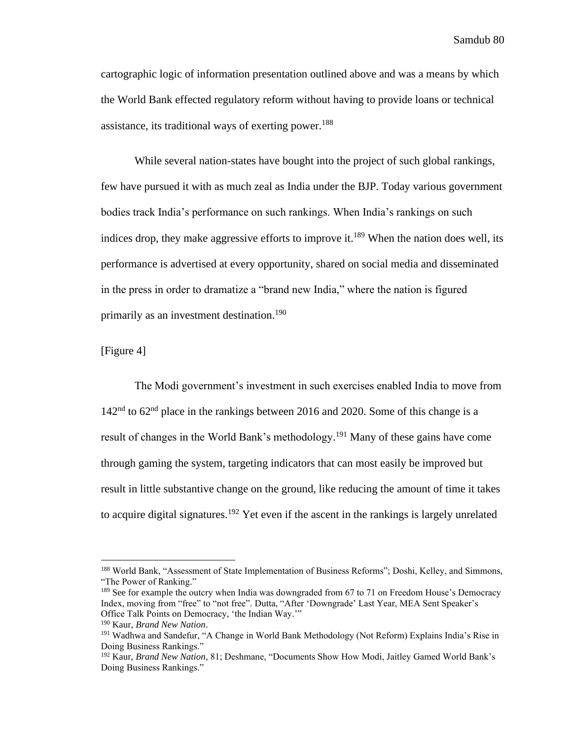cartographic logic of information presentation outlined above and was a means by which the World Bank effected regulatory reform without having to provide loans or technical assistance, its traditional ways of exerting power.[188]

While several nation-states have bought into the project of such global rankings, few have pursued it with as much zeal as India under the BJP. Today various government bodies track India's performance on such rankings. When India's rankings on such indices drop, they make aggressive efforts to improve it.[189] When the nation does well, its performance is advertised at every opportunity, shared on social media and disseminated in the press in order to dramatize a "brand new India," where the nation is figured primarily as an investment destination.[190]

[Figure 4]

The Modi government's investment in such exercises enabled India to move from 142nd to 62nd place in the rankings between 2016 and 2020. Some of this change is a result of changes in the World Bank's methodology.[191] Many of these gains have come through gaming the system, targeting indicators that can most easily be improved but result in little substantive change on the ground, like reducing the amount of time it takes to acquire digital signatures.[192] Yet even if the ascent in the rankings is largely unrelated

---

[188] World Bank, "Assessment of State Implementation of Business Reforms"; Doshi, Kelley, and Simmons, "The Power of Ranking."

[189] See for example the outcry when India was downgraded from 67 to 71 on Freedom House's Democracy Index, moving from "free" to "not free". Dutta, "After 'Downgrade' Last Year, MEA Sent Speaker's Office Talk Points on Democracy, 'the Indian Way.'"

[190] Kaur, *Brand New Nation*.

[191] Wadhwa and Sandefur, "A Change in World Bank Methodology (Not Reform) Explains India's Rise in Doing Business Rankings."

[192] Kaur, *Brand New Nation*, 81; Deshmane, "Documents Show How Modi, Jaitley Gamed World Bank's Doing Business Rankings."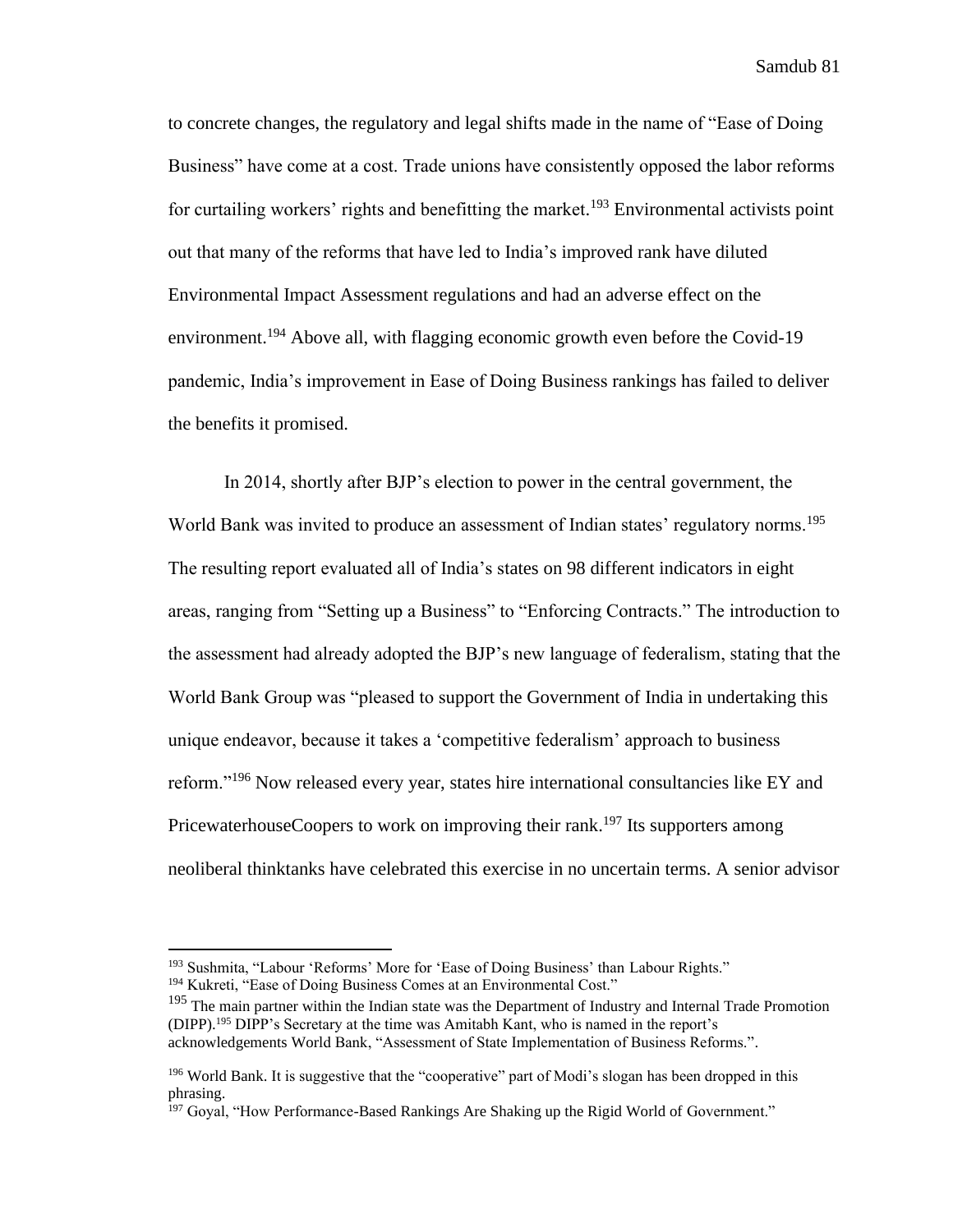to concrete changes, the regulatory and legal shifts made in the name of "Ease of Doing Business" have come at a cost. Trade unions have consistently opposed the labor reforms for curtailing workers' rights and benefitting the market.[193] Environmental activists point out that many of the reforms that have led to India's improved rank have diluted Environmental Impact Assessment regulations and had an adverse effect on the environment.[194] Above all, with flagging economic growth even before the Covid-19 pandemic, India's improvement in Ease of Doing Business rankings has failed to deliver the benefits it promised.

In 2014, shortly after BJP's election to power in the central government, the World Bank was invited to produce an assessment of Indian states' regulatory norms.[195] The resulting report evaluated all of India's states on 98 different indicators in eight areas, ranging from "Setting up a Business" to "Enforcing Contracts." The introduction to the assessment had already adopted the BJP's new language of federalism, stating that the World Bank Group was "pleased to support the Government of India in undertaking this unique endeavor, because it takes a 'competitive federalism' approach to business reform."[196] Now released every year, states hire international consultancies like EY and PricewaterhouseCoopers to work on improving their rank.[197] Its supporters among neoliberal thinktanks have celebrated this exercise in no uncertain terms. A senior advisor

---

[193] Sushmita, "Labour 'Reforms' More for 'Ease of Doing Business' than Labour Rights."

[194] Kukreti, "Ease of Doing Business Comes at an Environmental Cost."

[195] The main partner within the Indian state was the Department of Industry and Internal Trade Promotion (DIPP).[195] DIPP's Secretary at the time was Amitabh Kant, who is named in the report's acknowledgements World Bank, "Assessment of State Implementation of Business Reforms.".

[196] World Bank. It is suggestive that the "cooperative" part of Modi's slogan has been dropped in this phrasing.

[197] Goyal, "How Performance-Based Rankings Are Shaking up the Rigid World of Government."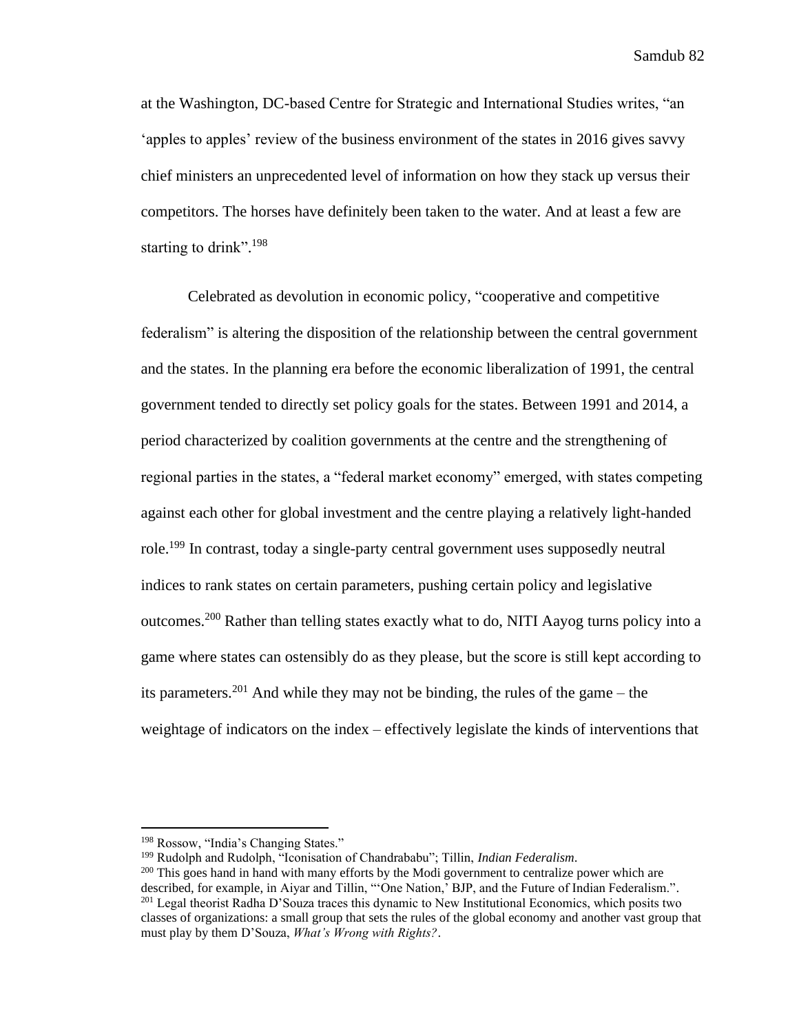at the Washington, DC-based Centre for Strategic and International Studies writes, "an 'apples to apples' review of the business environment of the states in 2016 gives savvy chief ministers an unprecedented level of information on how they stack up versus their competitors. The horses have definitely been taken to the water. And at least a few are starting to drink".[198]

Celebrated as devolution in economic policy, "cooperative and competitive federalism" is altering the disposition of the relationship between the central government and the states. In the planning era before the economic liberalization of 1991, the central government tended to directly set policy goals for the states. Between 1991 and 2014, a period characterized by coalition governments at the centre and the strengthening of regional parties in the states, a "federal market economy" emerged, with states competing against each other for global investment and the centre playing a relatively light-handed role.[199] In contrast, today a single-party central government uses supposedly neutral indices to rank states on certain parameters, pushing certain policy and legislative outcomes.[200] Rather than telling states exactly what to do, NITI Aayog turns policy into a game where states can ostensibly do as they please, but the score is still kept according to its parameters.[201] And while they may not be binding, the rules of the game – the weightage of indicators on the index – effectively legislate the kinds of interventions that

---

[198] Rossow, "India's Changing States."

[199] Rudolph and Rudolph, "Iconisation of Chandrababu"; Tillin, *Indian Federalism*.

[200] This goes hand in hand with many efforts by the Modi government to centralize power which are described, for example, in Aiyar and Tillin, "'One Nation,' BJP, and the Future of Indian Federalism.".

[201] Legal theorist Radha D'Souza traces this dynamic to New Institutional Economics, which posits two classes of organizations: a small group that sets the rules of the global economy and another vast group that must play by them D'Souza, *What's Wrong with Rights?*.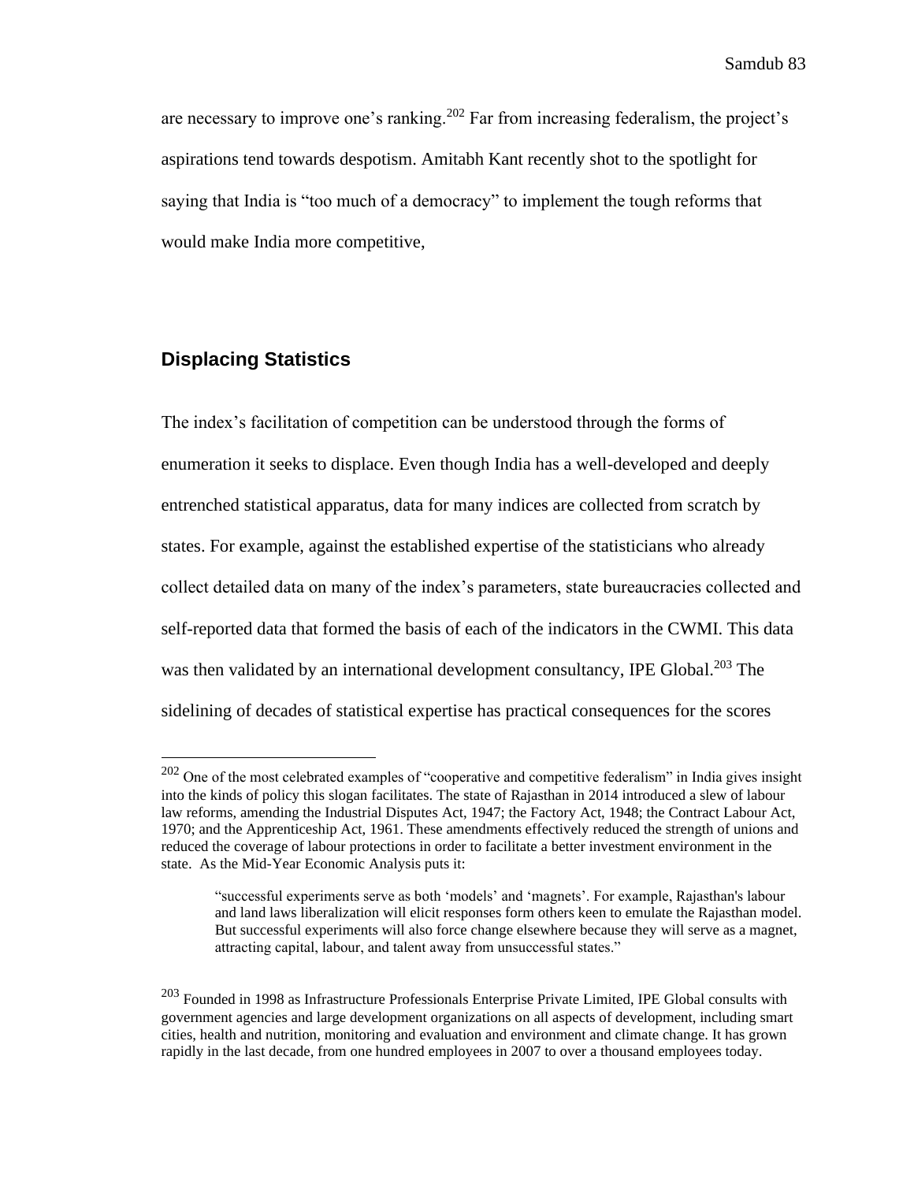are necessary to improve one's ranking.[202] Far from increasing federalism, the project's aspirations tend towards despotism. Amitabh Kant recently shot to the spotlight for saying that India is "too much of a democracy" to implement the tough reforms that would make India more competitive,

## Displacing Statistics

The index's facilitation of competition can be understood through the forms of enumeration it seeks to displace. Even though India has a well-developed and deeply entrenched statistical apparatus, data for many indices are collected from scratch by states. For example, against the established expertise of the statisticians who already collect detailed data on many of the index's parameters, state bureaucracies collected and self-reported data that formed the basis of each of the indicators in the CWMI. This data was then validated by an international development consultancy, IPE Global.[203] The sidelining of decades of statistical expertise has practical consequences for the scores

---

[202] One of the most celebrated examples of "cooperative and competitive federalism" in India gives insight into the kinds of policy this slogan facilitates. The state of Rajasthan in 2014 introduced a slew of labour law reforms, amending the Industrial Disputes Act, 1947; the Factory Act, 1948; the Contract Labour Act, 1970; and the Apprenticeship Act, 1961. These amendments effectively reduced the strength of unions and reduced the coverage of labour protections in order to facilitate a better investment environment in the state. As the Mid-Year Economic Analysis puts it:

> "successful experiments serve as both 'models' and 'magnets'. For example, Rajasthan's labour and land laws liberalization will elicit responses form others keen to emulate the Rajasthan model. But successful experiments will also force change elsewhere because they will serve as a magnet, attracting capital, labour, and talent away from unsuccessful states."

[203] Founded in 1998 as Infrastructure Professionals Enterprise Private Limited, IPE Global consults with government agencies and large development organizations on all aspects of development, including smart cities, health and nutrition, monitoring and evaluation and environment and climate change. It has grown rapidly in the last decade, from one hundred employees in 2007 to over a thousand employees today.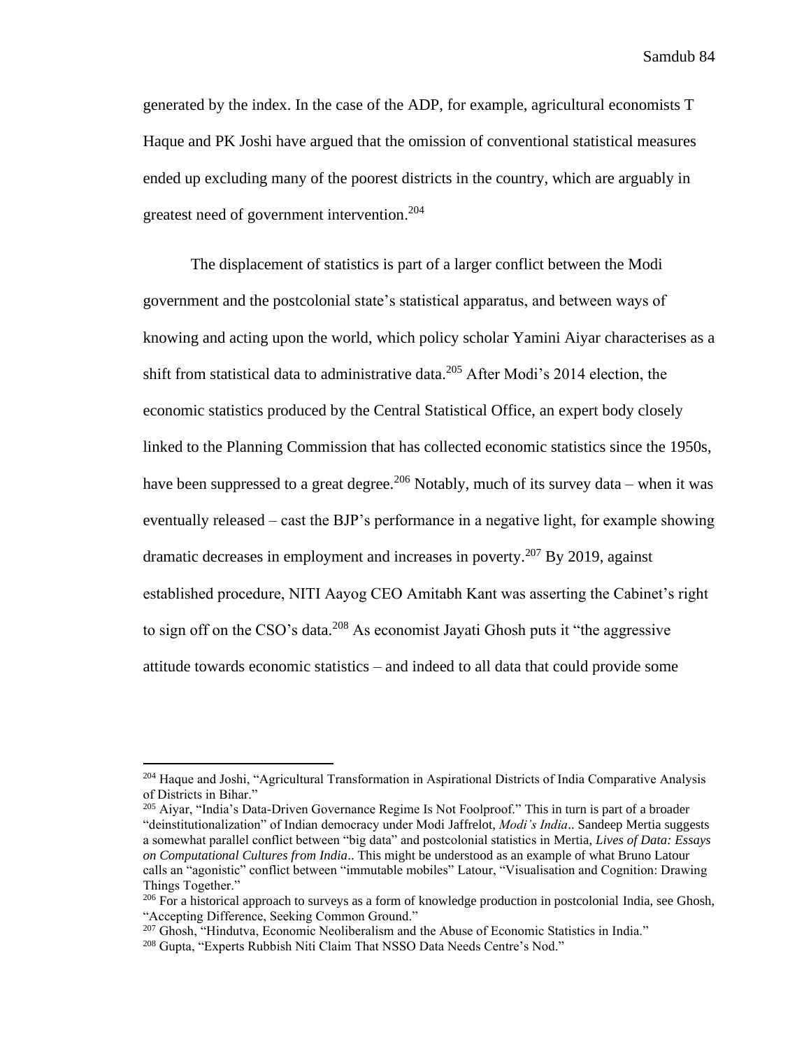generated by the index. In the case of the ADP, for example, agricultural economists T Haque and PK Joshi have argued that the omission of conventional statistical measures ended up excluding many of the poorest districts in the country, which are arguably in greatest need of government intervention.[204]

The displacement of statistics is part of a larger conflict between the Modi government and the postcolonial state's statistical apparatus, and between ways of knowing and acting upon the world, which policy scholar Yamini Aiyar characterises as a shift from statistical data to administrative data.[205] After Modi's 2014 election, the economic statistics produced by the Central Statistical Office, an expert body closely linked to the Planning Commission that has collected economic statistics since the 1950s, have been suppressed to a great degree.[206] Notably, much of its survey data – when it was eventually released – cast the BJP's performance in a negative light, for example showing dramatic decreases in employment and increases in poverty.[207] By 2019, against established procedure, NITI Aayog CEO Amitabh Kant was asserting the Cabinet's right to sign off on the CSO's data.[208] As economist Jayati Ghosh puts it "the aggressive attitude towards economic statistics – and indeed to all data that could provide some

---

[204] Haque and Joshi, "Agricultural Transformation in Aspirational Districts of India Comparative Analysis of Districts in Bihar."

[205] Aiyar, "India's Data-Driven Governance Regime Is Not Foolproof." This in turn is part of a broader "deinstitutionalization" of Indian democracy under Modi Jaffrelot, *Modi's India*.. Sandeep Mertia suggests a somewhat parallel conflict between "big data" and postcolonial statistics in Mertia, *Lives of Data: Essays on Computational Cultures from India*.. This might be understood as an example of what Bruno Latour calls an "agonistic" conflict between "immutable mobiles" Latour, "Visualisation and Cognition: Drawing Things Together."

[206] For a historical approach to surveys as a form of knowledge production in postcolonial India, see Ghosh, "Accepting Difference, Seeking Common Ground."

[207] Ghosh, "Hindutva, Economic Neoliberalism and the Abuse of Economic Statistics in India."

[208] Gupta, "Experts Rubbish Niti Claim That NSSO Data Needs Centre's Nod."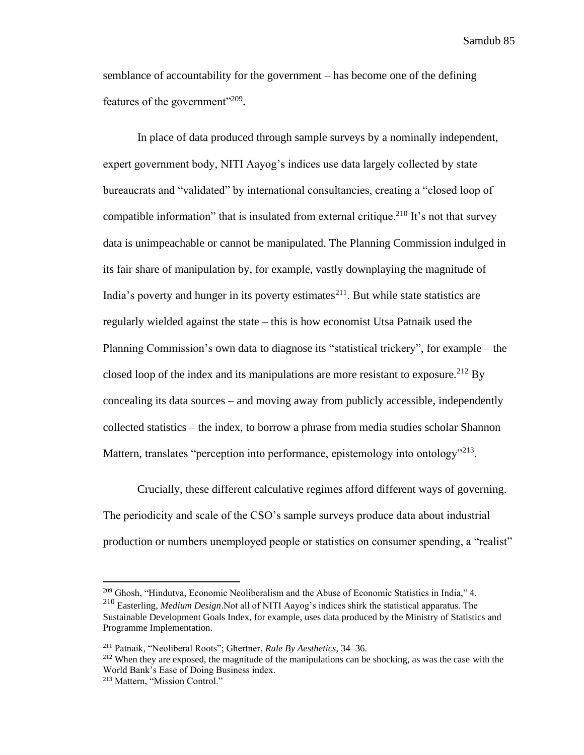semblance of accountability for the government – has become one of the defining features of the government"[209].

In place of data produced through sample surveys by a nominally independent, expert government body, NITI Aayog's indices use data largely collected by state bureaucrats and "validated" by international consultancies, creating a "closed loop of compatible information" that is insulated from external critique.[210] It's not that survey data is unimpeachable or cannot be manipulated. The Planning Commission indulged in its fair share of manipulation by, for example, vastly downplaying the magnitude of India's poverty and hunger in its poverty estimates[211]. But while state statistics are regularly wielded against the state – this is how economist Utsa Patnaik used the Planning Commission's own data to diagnose its "statistical trickery", for example – the closed loop of the index and its manipulations are more resistant to exposure.[212] By concealing its data sources – and moving away from publicly accessible, independently collected statistics – the index, to borrow a phrase from media studies scholar Shannon Mattern, translates "perception into performance, epistemology into ontology"[213].

Crucially, these different calculative regimes afford different ways of governing. The periodicity and scale of the CSO's sample surveys produce data about industrial production or numbers unemployed people or statistics on consumer spending, a "realist"

---

[209] Ghosh, "Hindutva, Economic Neoliberalism and the Abuse of Economic Statistics in India," 4.

[210] Easterling, *Medium Design*.Not all of NITI Aayog's indices shirk the statistical apparatus. The Sustainable Development Goals Index, for example, uses data produced by the Ministry of Statistics and Programme Implementation.

[211] Patnaik, "Neoliberal Roots"; Ghertner, *Rule By Aesthetics*, 34–36.

[212] When they are exposed, the magnitude of the manipulations can be shocking, as was the case with the World Bank's Ease of Doing Business index.

[213] Mattern, "Mission Control."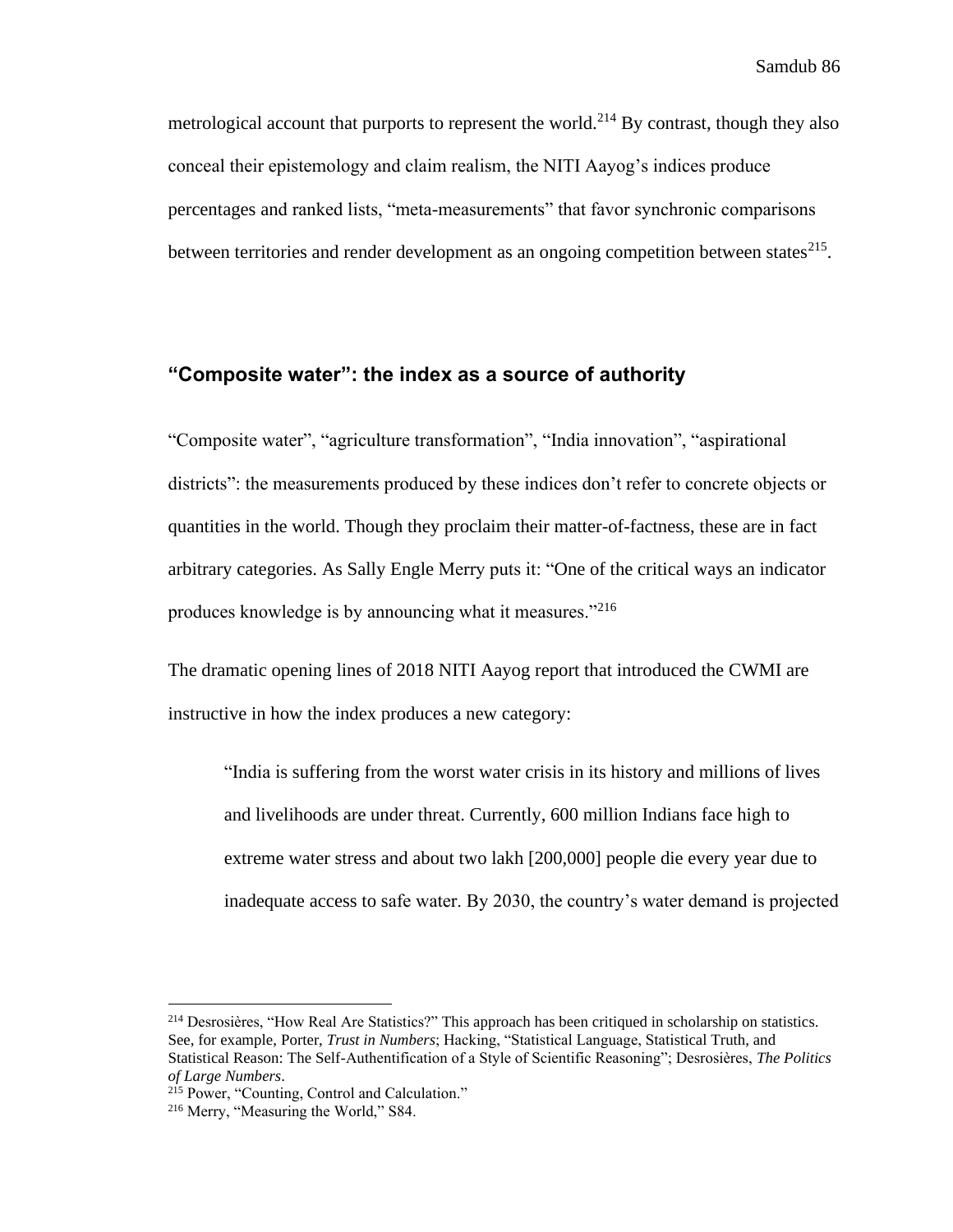metrological account that purports to represent the world.[214] By contrast, though they also conceal their epistemology and claim realism, the NITI Aayog's indices produce percentages and ranked lists, "meta-measurements" that favor synchronic comparisons between territories and render development as an ongoing competition between states[215].

## "Composite water": the index as a source of authority

"Composite water", "agriculture transformation", "India innovation", "aspirational districts": the measurements produced by these indices don't refer to concrete objects or quantities in the world. Though they proclaim their matter-of-factness, these are in fact arbitrary categories. As Sally Engle Merry puts it: "One of the critical ways an indicator produces knowledge is by announcing what it measures."[216]

The dramatic opening lines of 2018 NITI Aayog report that introduced the CWMI are instructive in how the index produces a new category:

> "India is suffering from the worst water crisis in its history and millions of lives and livelihoods are under threat. Currently, 600 million Indians face high to extreme water stress and about two lakh [200,000] people die every year due to inadequate access to safe water. By 2030, the country's water demand is projected

---

[214] Desrosières, "How Real Are Statistics?" This approach has been critiqued in scholarship on statistics. See, for example, Porter, *Trust in Numbers*; Hacking, "Statistical Language, Statistical Truth, and Statistical Reason: The Self-Authentification of a Style of Scientific Reasoning"; Desrosières, *The Politics of Large Numbers*.

[215] Power, "Counting, Control and Calculation."

[216] Merry, "Measuring the World," S84.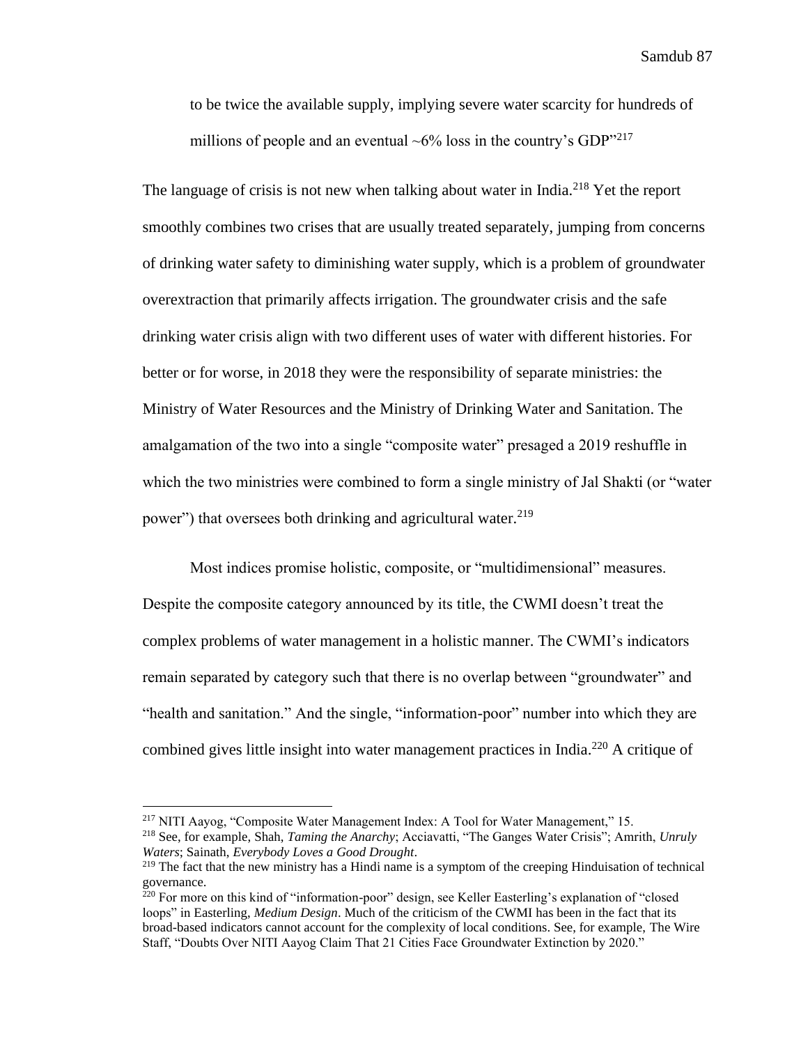to be twice the available supply, implying severe water scarcity for hundreds of millions of people and an eventual ~6% loss in the country's GDP"[217]

The language of crisis is not new when talking about water in India.[218] Yet the report smoothly combines two crises that are usually treated separately, jumping from concerns of drinking water safety to diminishing water supply, which is a problem of groundwater overextraction that primarily affects irrigation. The groundwater crisis and the safe drinking water crisis align with two different uses of water with different histories. For better or for worse, in 2018 they were the responsibility of separate ministries: the Ministry of Water Resources and the Ministry of Drinking Water and Sanitation. The amalgamation of the two into a single "composite water" presaged a 2019 reshuffle in which the two ministries were combined to form a single ministry of Jal Shakti (or "water power") that oversees both drinking and agricultural water.[219]

Most indices promise holistic, composite, or "multidimensional" measures. Despite the composite category announced by its title, the CWMI doesn't treat the complex problems of water management in a holistic manner. The CWMI's indicators remain separated by category such that there is no overlap between "groundwater" and "health and sanitation." And the single, "information-poor" number into which they are combined gives little insight into water management practices in India.[220] A critique of

---

[217] NITI Aayog, "Composite Water Management Index: A Tool for Water Management," 15.

[218] See, for example, Shah, *Taming the Anarchy*; Acciavatti, "The Ganges Water Crisis"; Amrith, *Unruly Waters*; Sainath, *Everybody Loves a Good Drought*.

[219] The fact that the new ministry has a Hindi name is a symptom of the creeping Hinduisation of technical governance.

[220] For more on this kind of "information-poor" design, see Keller Easterling's explanation of "closed loops" in Easterling, *Medium Design*. Much of the criticism of the CWMI has been in the fact that its broad-based indicators cannot account for the complexity of local conditions. See, for example, The Wire Staff, "Doubts Over NITI Aayog Claim That 21 Cities Face Groundwater Extinction by 2020."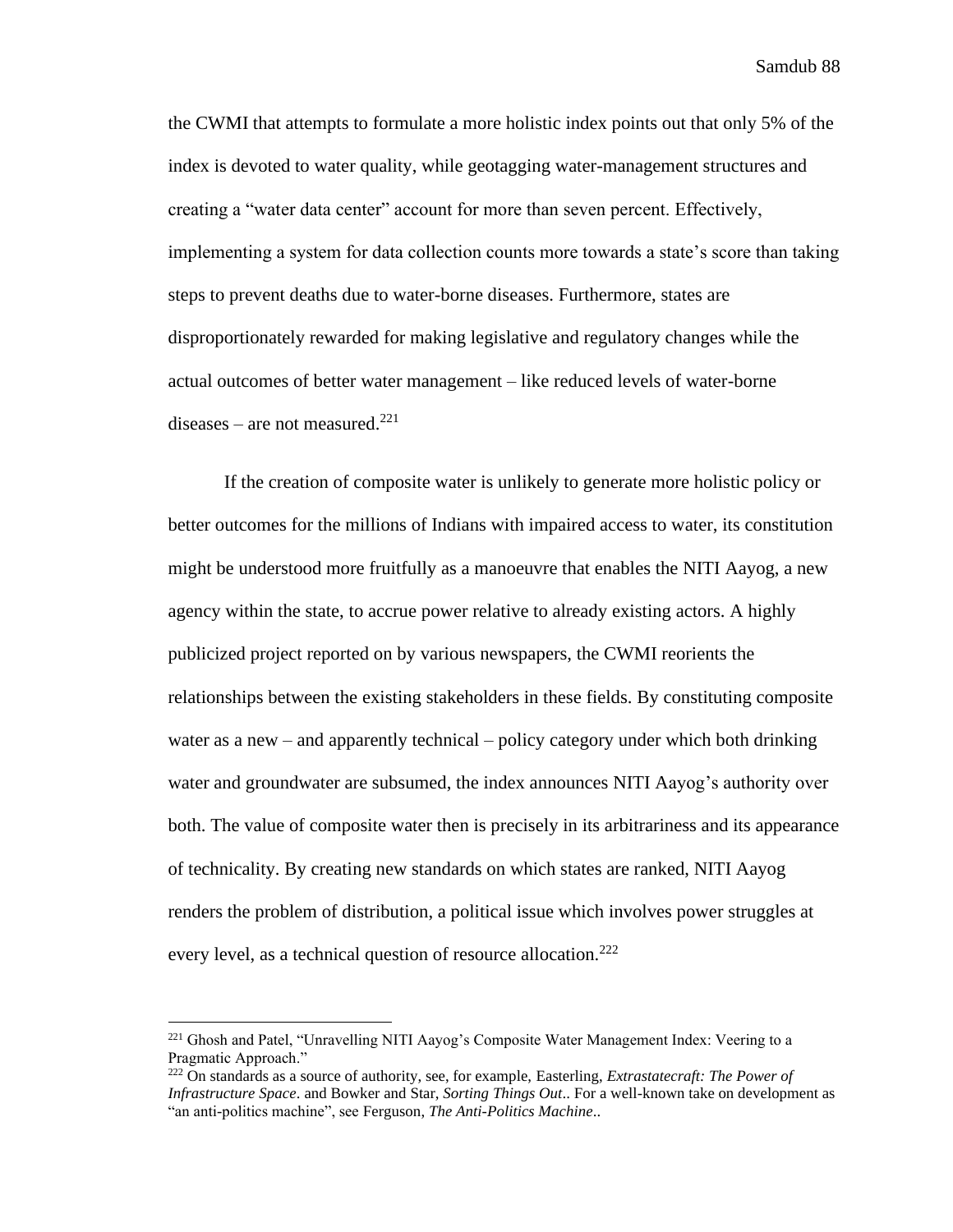the CWMI that attempts to formulate a more holistic index points out that only 5% of the index is devoted to water quality, while geotagging water-management structures and creating a "water data center" account for more than seven percent. Effectively, implementing a system for data collection counts more towards a state's score than taking steps to prevent deaths due to water-borne diseases. Furthermore, states are disproportionately rewarded for making legislative and regulatory changes while the actual outcomes of better water management – like reduced levels of water-borne diseases – are not measured.[221]

If the creation of composite water is unlikely to generate more holistic policy or better outcomes for the millions of Indians with impaired access to water, its constitution might be understood more fruitfully as a manoeuvre that enables the NITI Aayog, a new agency within the state, to accrue power relative to already existing actors. A highly publicized project reported on by various newspapers, the CWMI reorients the relationships between the existing stakeholders in these fields. By constituting composite water as a new – and apparently technical – policy category under which both drinking water and groundwater are subsumed, the index announces NITI Aayog's authority over both. The value of composite water then is precisely in its arbitrariness and its appearance of technicality. By creating new standards on which states are ranked, NITI Aayog renders the problem of distribution, a political issue which involves power struggles at every level, as a technical question of resource allocation.[222]

---

[221] Ghosh and Patel, "Unravelling NITI Aayog's Composite Water Management Index: Veering to a Pragmatic Approach."

[222] On standards as a source of authority, see, for example, Easterling, *Extrastatecraft: The Power of Infrastructure Space*. and Bowker and Star, *Sorting Things Out*.. For a well-known take on development as "an anti-politics machine", see Ferguson, *The Anti-Politics Machine*..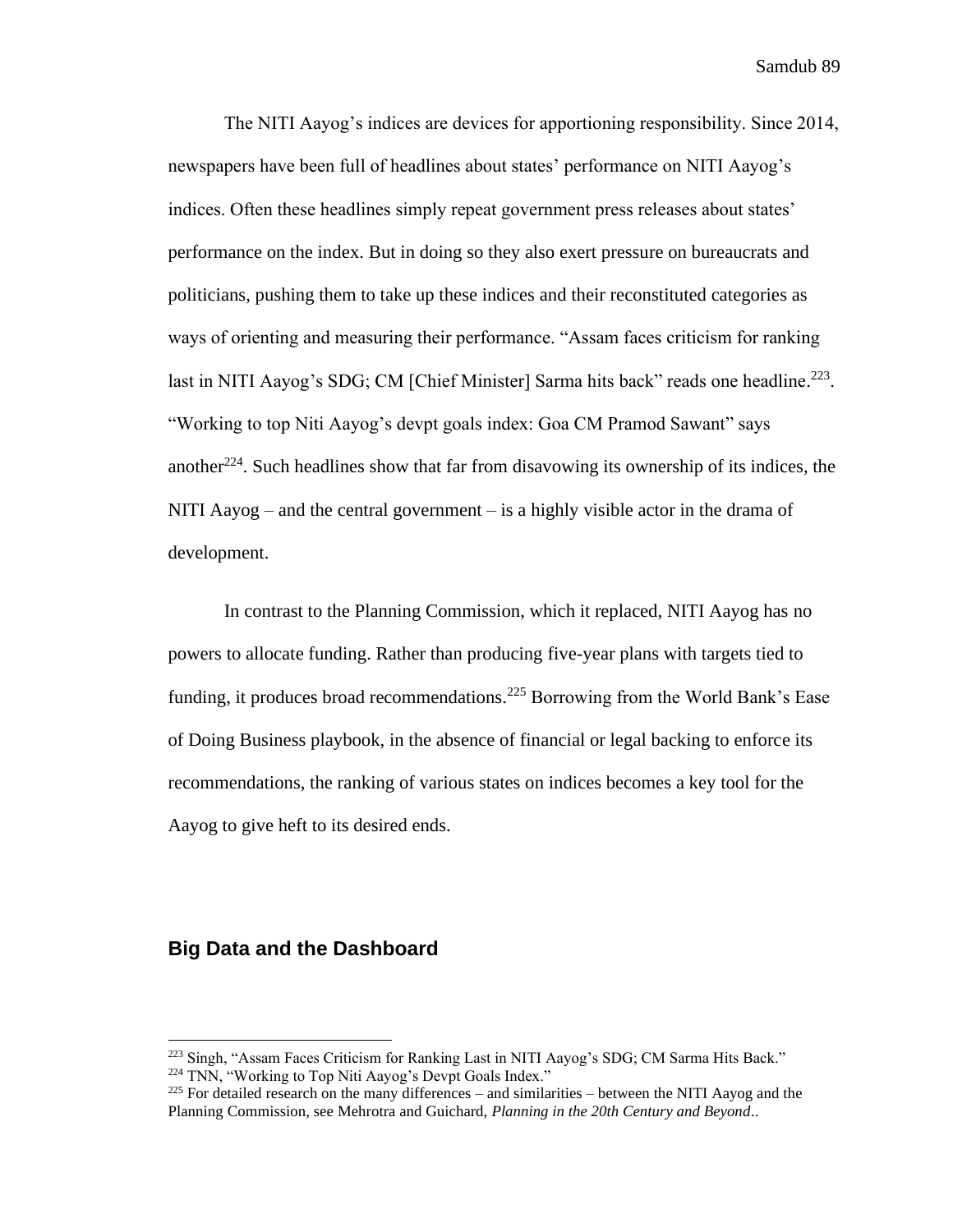The NITI Aayog's indices are devices for apportioning responsibility. Since 2014, newspapers have been full of headlines about states' performance on NITI Aayog's indices. Often these headlines simply repeat government press releases about states' performance on the index. But in doing so they also exert pressure on bureaucrats and politicians, pushing them to take up these indices and their reconstituted categories as ways of orienting and measuring their performance. "Assam faces criticism for ranking last in NITI Aayog's SDG; CM [Chief Minister] Sarma hits back" reads one headline.[223]. "Working to top Niti Aayog's devpt goals index: Goa CM Pramod Sawant" says another[224]. Such headlines show that far from disavowing its ownership of its indices, the NITI Aayog – and the central government – is a highly visible actor in the drama of development.

In contrast to the Planning Commission, which it replaced, NITI Aayog has no powers to allocate funding. Rather than producing five-year plans with targets tied to funding, it produces broad recommendations.[225] Borrowing from the World Bank's Ease of Doing Business playbook, in the absence of financial or legal backing to enforce its recommendations, the ranking of various states on indices becomes a key tool for the Aayog to give heft to its desired ends.

## Big Data and the Dashboard

[223] Singh, "Assam Faces Criticism for Ranking Last in NITI Aayog's SDG; CM Sarma Hits Back."
[224] TNN, "Working to Top Niti Aayog's Devpt Goals Index."
[225] For detailed research on the many differences – and similarities – between the NITI Aayog and the Planning Commission, see Mehrotra and Guichard, *Planning in the 20th Century and Beyond*..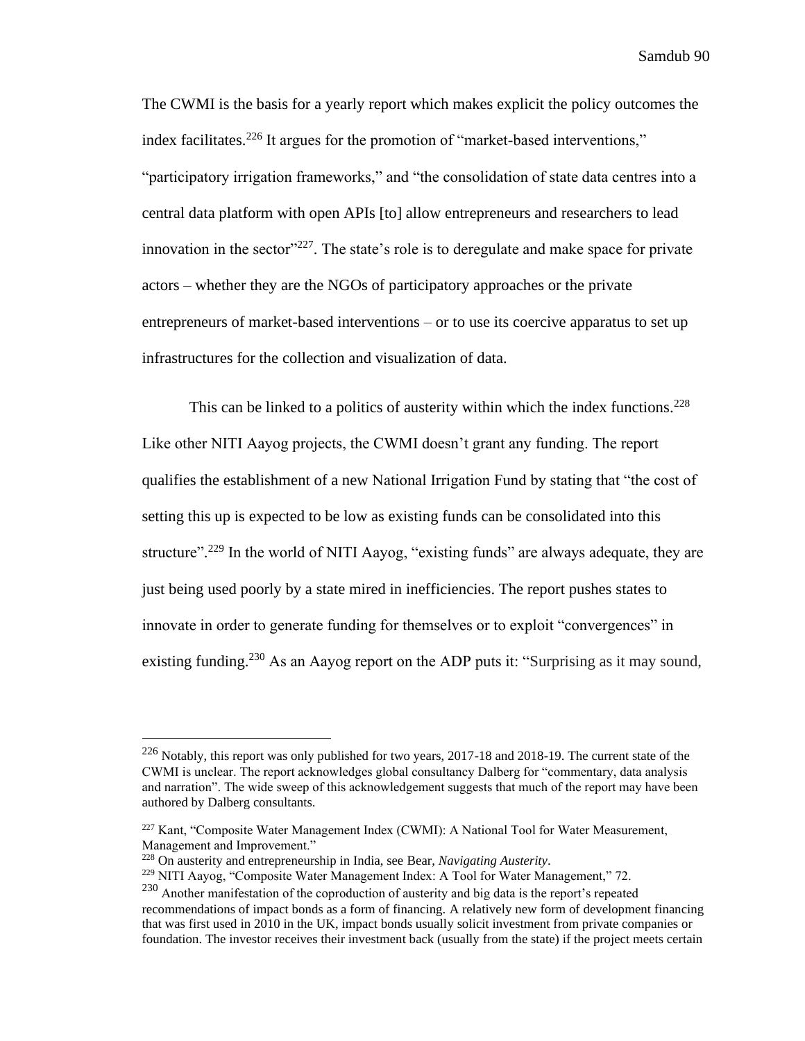The CWMI is the basis for a yearly report which makes explicit the policy outcomes the index facilitates.[226] It argues for the promotion of "market-based interventions," "participatory irrigation frameworks," and "the consolidation of state data centres into a central data platform with open APIs [to] allow entrepreneurs and researchers to lead innovation in the sector"[227]. The state's role is to deregulate and make space for private actors – whether they are the NGOs of participatory approaches or the private entrepreneurs of market-based interventions – or to use its coercive apparatus to set up infrastructures for the collection and visualization of data.

This can be linked to a politics of austerity within which the index functions.[228] Like other NITI Aayog projects, the CWMI doesn't grant any funding. The report qualifies the establishment of a new National Irrigation Fund by stating that "the cost of setting this up is expected to be low as existing funds can be consolidated into this structure".[229] In the world of NITI Aayog, "existing funds" are always adequate, they are just being used poorly by a state mired in inefficiencies. The report pushes states to innovate in order to generate funding for themselves or to exploit "convergences" in existing funding.[230] As an Aayog report on the ADP puts it: "Surprising as it may sound,

---

[226] Notably, this report was only published for two years, 2017-18 and 2018-19. The current state of the CWMI is unclear. The report acknowledges global consultancy Dalberg for "commentary, data analysis and narration". The wide sweep of this acknowledgement suggests that much of the report may have been authored by Dalberg consultants.

[227] Kant, "Composite Water Management Index (CWMI): A National Tool for Water Measurement, Management and Improvement."

[228] On austerity and entrepreneurship in India, see Bear, *Navigating Austerity*.

[229] NITI Aayog, "Composite Water Management Index: A Tool for Water Management," 72.

[230] Another manifestation of the coproduction of austerity and big data is the report's repeated recommendations of impact bonds as a form of financing. A relatively new form of development financing that was first used in 2010 in the UK, impact bonds usually solicit investment from private companies or foundation. The investor receives their investment back (usually from the state) if the project meets certain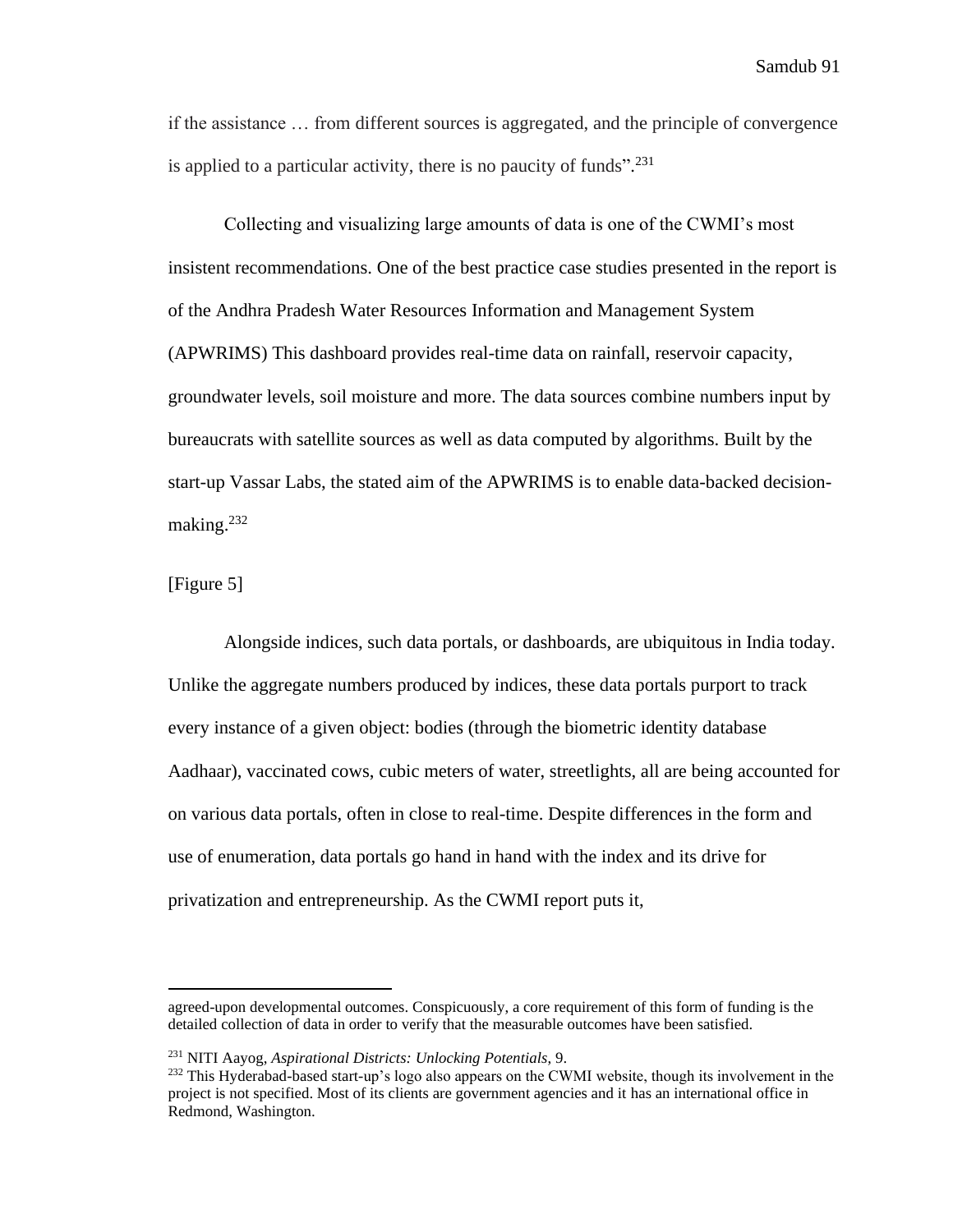if the assistance … from different sources is aggregated, and the principle of convergence is applied to a particular activity, there is no paucity of funds".[231]

Collecting and visualizing large amounts of data is one of the CWMI's most insistent recommendations. One of the best practice case studies presented in the report is of the Andhra Pradesh Water Resources Information and Management System (APWRIMS) This dashboard provides real-time data on rainfall, reservoir capacity, groundwater levels, soil moisture and more. The data sources combine numbers input by bureaucrats with satellite sources as well as data computed by algorithms. Built by the start-up Vassar Labs, the stated aim of the APWRIMS is to enable data-backed decision-making.[232]

[Figure 5]

Alongside indices, such data portals, or dashboards, are ubiquitous in India today. Unlike the aggregate numbers produced by indices, these data portals purport to track every instance of a given object: bodies (through the biometric identity database Aadhaar), vaccinated cows, cubic meters of water, streetlights, all are being accounted for on various data portals, often in close to real-time. Despite differences in the form and use of enumeration, data portals go hand in hand with the index and its drive for privatization and entrepreneurship. As the CWMI report puts it,

---

agreed-upon developmental outcomes. Conspicuously, a core requirement of this form of funding is the detailed collection of data in order to verify that the measurable outcomes have been satisfied.

[231] NITI Aayog, *Aspirational Districts: Unlocking Potentials*, 9.

[232] This Hyderabad-based start-up's logo also appears on the CWMI website, though its involvement in the project is not specified. Most of its clients are government agencies and it has an international office in Redmond, Washington.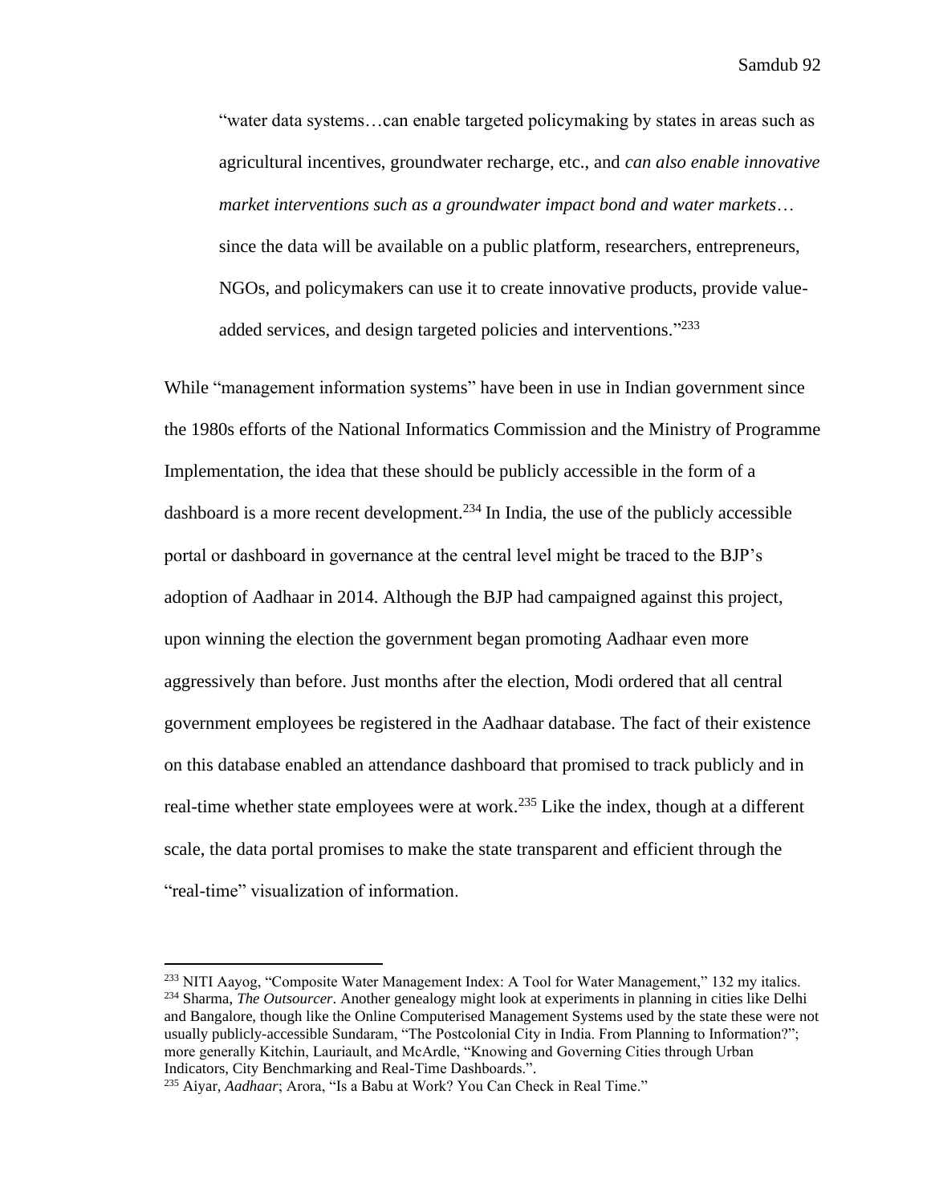> "water data systems…can enable targeted policymaking by states in areas such as agricultural incentives, groundwater recharge, etc., and *can also enable innovative market interventions such as a groundwater impact bond and water markets*… since the data will be available on a public platform, researchers, entrepreneurs, NGOs, and policymakers can use it to create innovative products, provide value-added services, and design targeted policies and interventions."[233]

While "management information systems" have been in use in Indian government since the 1980s efforts of the National Informatics Commission and the Ministry of Programme Implementation, the idea that these should be publicly accessible in the form of a dashboard is a more recent development.[234] In India, the use of the publicly accessible portal or dashboard in governance at the central level might be traced to the BJP's adoption of Aadhaar in 2014. Although the BJP had campaigned against this project, upon winning the election the government began promoting Aadhaar even more aggressively than before. Just months after the election, Modi ordered that all central government employees be registered in the Aadhaar database. The fact of their existence on this database enabled an attendance dashboard that promised to track publicly and in real-time whether state employees were at work.[235] Like the index, though at a different scale, the data portal promises to make the state transparent and efficient through the "real-time" visualization of information.

---

[233] NITI Aayog, "Composite Water Management Index: A Tool for Water Management," 132 my italics.

[234] Sharma, *The Outsourcer*. Another genealogy might look at experiments in planning in cities like Delhi and Bangalore, though like the Online Computerised Management Systems used by the state these were not usually publicly-accessible Sundaram, "The Postcolonial City in India. From Planning to Information?"; more generally Kitchin, Lauriault, and McArdle, "Knowing and Governing Cities through Urban Indicators, City Benchmarking and Real-Time Dashboards.".

[235] Aiyar, *Aadhaar*; Arora, "Is a Babu at Work? You Can Check in Real Time."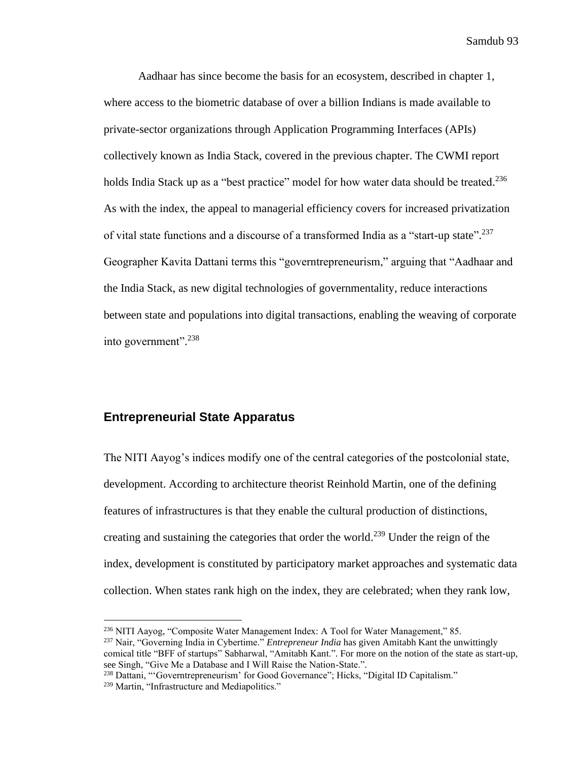Aadhaar has since become the basis for an ecosystem, described in chapter 1, where access to the biometric database of over a billion Indians is made available to private-sector organizations through Application Programming Interfaces (APIs) collectively known as India Stack, covered in the previous chapter. The CWMI report holds India Stack up as a "best practice" model for how water data should be treated.[236] As with the index, the appeal to managerial efficiency covers for increased privatization of vital state functions and a discourse of a transformed India as a "start-up state".[237] Geographer Kavita Dattani terms this "governtrepreneurism," arguing that "Aadhaar and the India Stack, as new digital technologies of governmentality, reduce interactions between state and populations into digital transactions, enabling the weaving of corporate into government".[238]

## Entrepreneurial State Apparatus

The NITI Aayog's indices modify one of the central categories of the postcolonial state, development. According to architecture theorist Reinhold Martin, one of the defining features of infrastructures is that they enable the cultural production of distinctions, creating and sustaining the categories that order the world.[239] Under the reign of the index, development is constituted by participatory market approaches and systematic data collection. When states rank high on the index, they are celebrated; when they rank low,

---

[236] NITI Aayog, "Composite Water Management Index: A Tool for Water Management," 85.

[237] Nair, "Governing India in Cybertime." *Entrepreneur India* has given Amitabh Kant the unwittingly comical title "BFF of startups" Sabharwal, "Amitabh Kant.". For more on the notion of the state as start-up, see Singh, "Give Me a Database and I Will Raise the Nation-State.".

[238] Dattani, "'Governtrepreneurism' for Good Governance"; Hicks, "Digital ID Capitalism."

[239] Martin, "Infrastructure and Mediapolitics."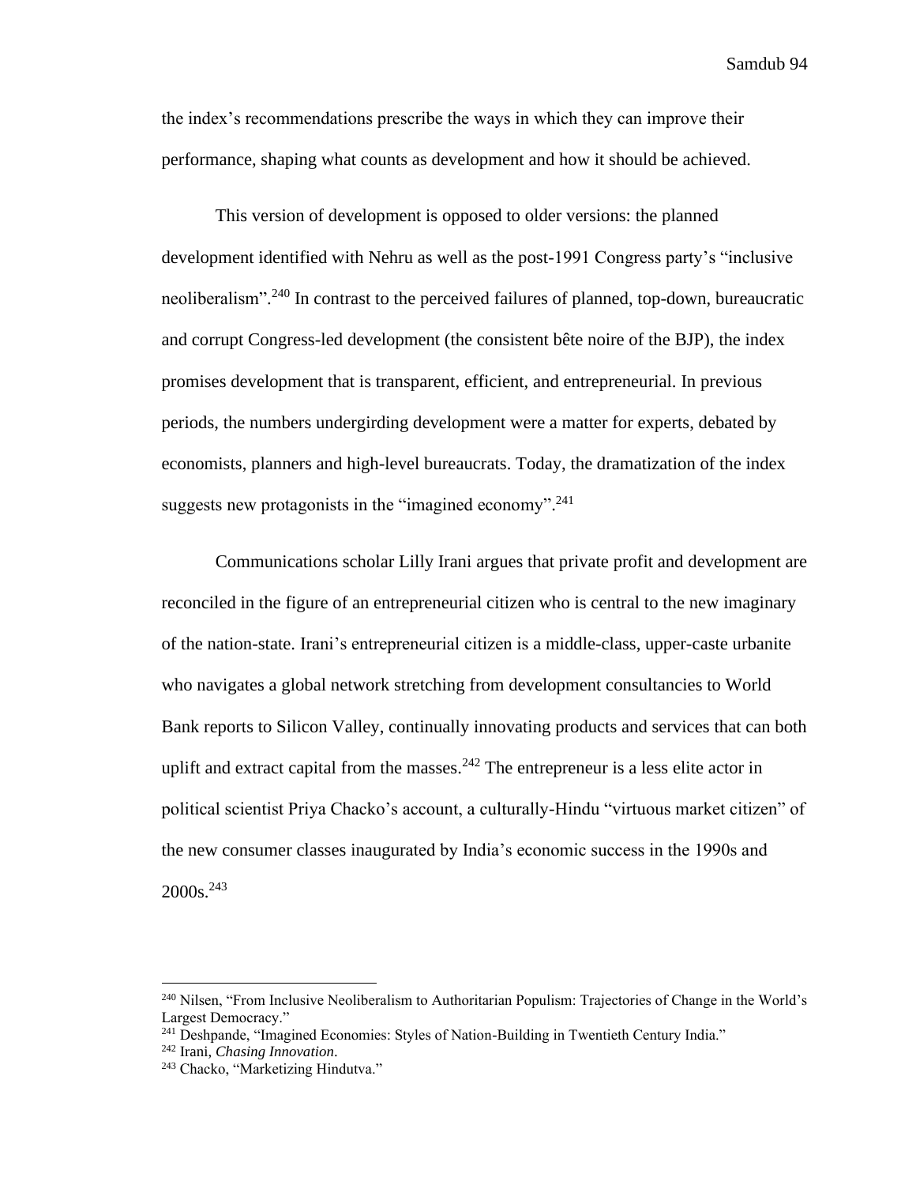the index's recommendations prescribe the ways in which they can improve their performance, shaping what counts as development and how it should be achieved.

This version of development is opposed to older versions: the planned development identified with Nehru as well as the post-1991 Congress party's "inclusive neoliberalism".[240] In contrast to the perceived failures of planned, top-down, bureaucratic and corrupt Congress-led development (the consistent bête noire of the BJP), the index promises development that is transparent, efficient, and entrepreneurial. In previous periods, the numbers undergirding development were a matter for experts, debated by economists, planners and high-level bureaucrats. Today, the dramatization of the index suggests new protagonists in the "imagined economy".[241]

Communications scholar Lilly Irani argues that private profit and development are reconciled in the figure of an entrepreneurial citizen who is central to the new imaginary of the nation-state. Irani's entrepreneurial citizen is a middle-class, upper-caste urbanite who navigates a global network stretching from development consultancies to World Bank reports to Silicon Valley, continually innovating products and services that can both uplift and extract capital from the masses.[242] The entrepreneur is a less elite actor in political scientist Priya Chacko's account, a culturally-Hindu "virtuous market citizen" of the new consumer classes inaugurated by India's economic success in the 1990s and 2000s.[243]

---

[240] Nilsen, "From Inclusive Neoliberalism to Authoritarian Populism: Trajectories of Change in the World's Largest Democracy."

[241] Deshpande, "Imagined Economies: Styles of Nation-Building in Twentieth Century India."

[242] Irani, *Chasing Innovation*.

[243] Chacko, "Marketizing Hindutva."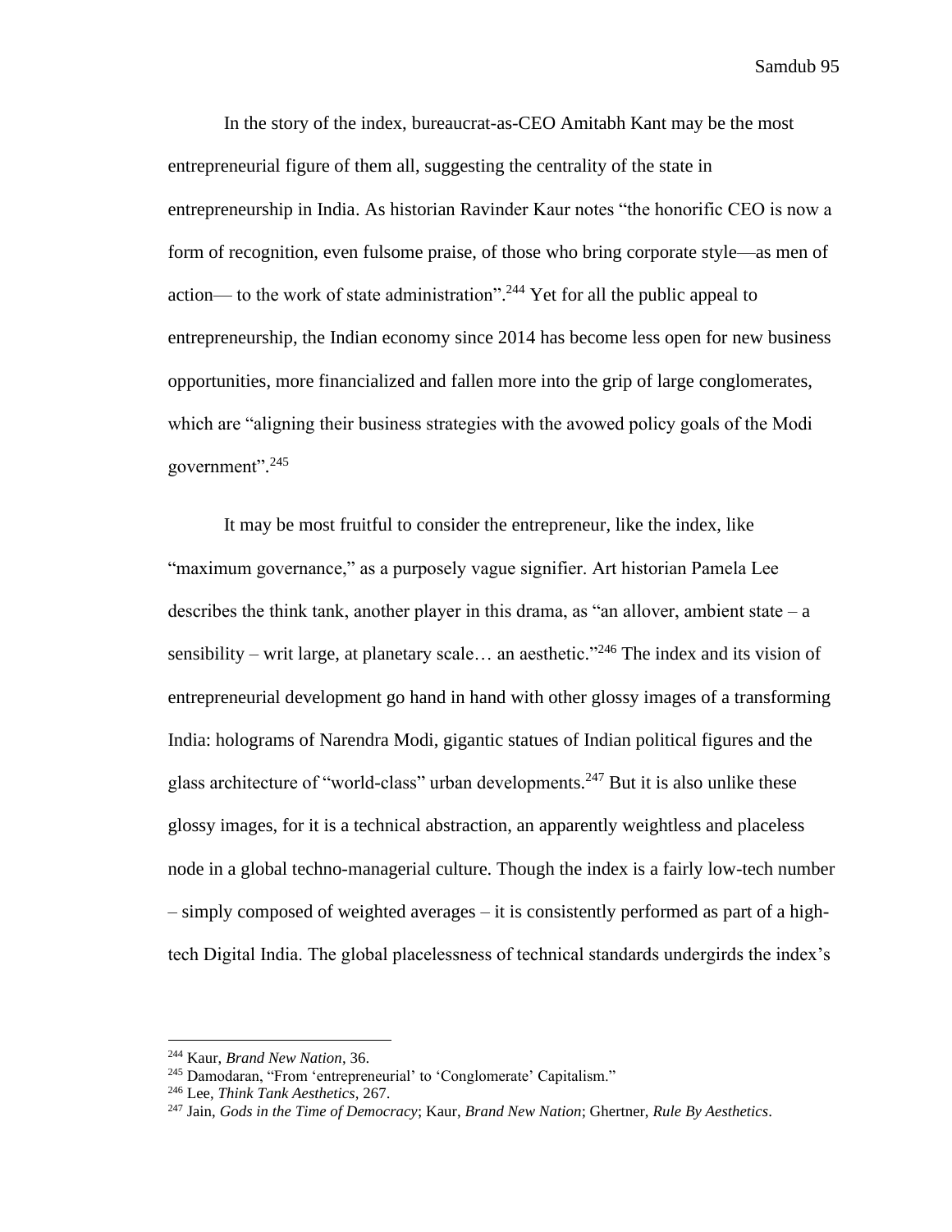In the story of the index, bureaucrat-as-CEO Amitabh Kant may be the most entrepreneurial figure of them all, suggesting the centrality of the state in entrepreneurship in India. As historian Ravinder Kaur notes "the honorific CEO is now a form of recognition, even fulsome praise, of those who bring corporate style—as men of action— to the work of state administration".[244] Yet for all the public appeal to entrepreneurship, the Indian economy since 2014 has become less open for new business opportunities, more financialized and fallen more into the grip of large conglomerates, which are "aligning their business strategies with the avowed policy goals of the Modi government".[245]

It may be most fruitful to consider the entrepreneur, like the index, like "maximum governance," as a purposely vague signifier. Art historian Pamela Lee describes the think tank, another player in this drama, as "an allover, ambient state – a sensibility – writ large, at planetary scale… an aesthetic."[246] The index and its vision of entrepreneurial development go hand in hand with other glossy images of a transforming India: holograms of Narendra Modi, gigantic statues of Indian political figures and the glass architecture of "world-class" urban developments.[247] But it is also unlike these glossy images, for it is a technical abstraction, an apparently weightless and placeless node in a global techno-managerial culture. Though the index is a fairly low-tech number – simply composed of weighted averages – it is consistently performed as part of a high-tech Digital India. The global placelessness of technical standards undergirds the index's

---

[244] Kaur, *Brand New Nation*, 36.

[245] Damodaran, "From 'entrepreneurial' to 'Conglomerate' Capitalism."

[246] Lee, *Think Tank Aesthetics*, 267.

[247] Jain, *Gods in the Time of Democracy*; Kaur, *Brand New Nation*; Ghertner, *Rule By Aesthetics*.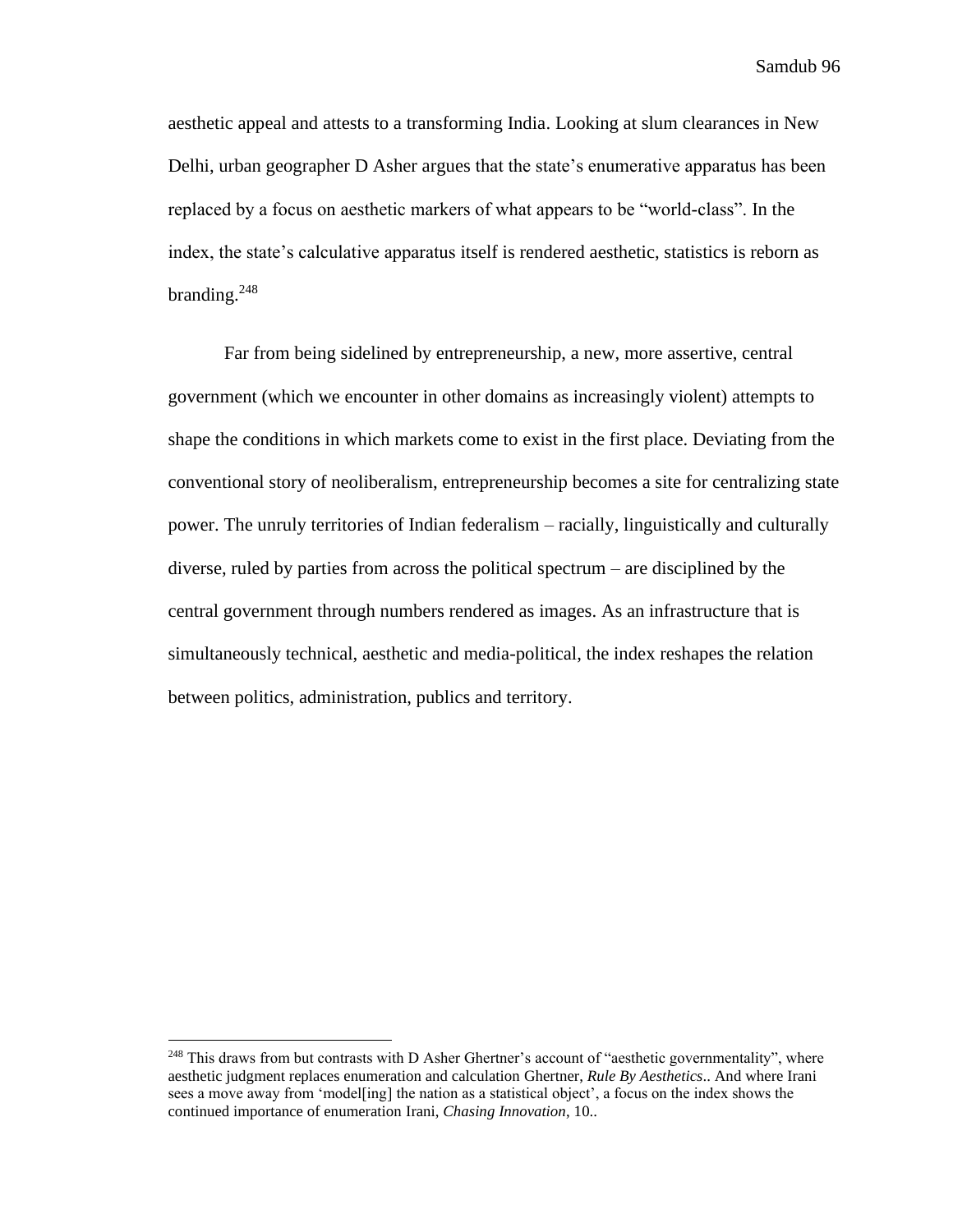aesthetic appeal and attests to a transforming India. Looking at slum clearances in New Delhi, urban geographer D Asher argues that the state's enumerative apparatus has been replaced by a focus on aesthetic markers of what appears to be "world-class". In the index, the state's calculative apparatus itself is rendered aesthetic, statistics is reborn as branding.[248]

Far from being sidelined by entrepreneurship, a new, more assertive, central government (which we encounter in other domains as increasingly violent) attempts to shape the conditions in which markets come to exist in the first place. Deviating from the conventional story of neoliberalism, entrepreneurship becomes a site for centralizing state power. The unruly territories of Indian federalism – racially, linguistically and culturally diverse, ruled by parties from across the political spectrum – are disciplined by the central government through numbers rendered as images. As an infrastructure that is simultaneously technical, aesthetic and media-political, the index reshapes the relation between politics, administration, publics and territory.

---

[248] This draws from but contrasts with D Asher Ghertner's account of "aesthetic governmentality", where aesthetic judgment replaces enumeration and calculation Ghertner, *Rule By Aesthetics*.. And where Irani sees a move away from 'model[ing] the nation as a statistical object', a focus on the index shows the continued importance of enumeration Irani, *Chasing Innovation*, 10..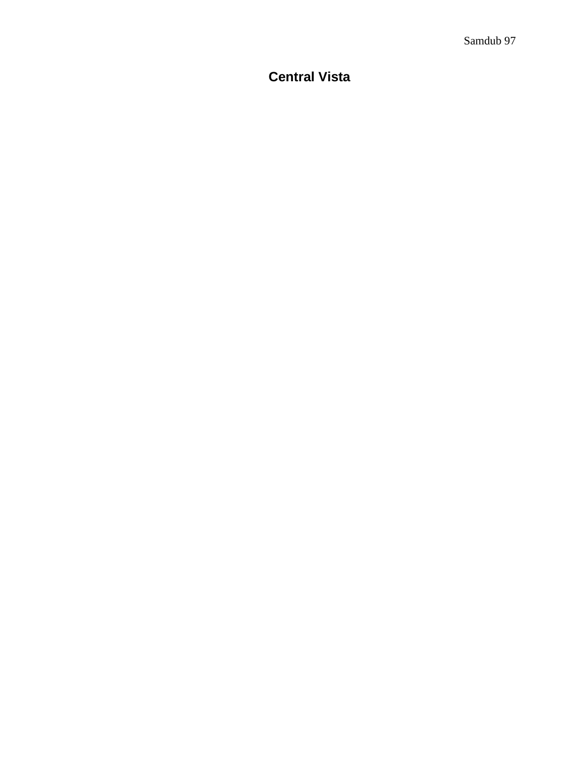# Central Vista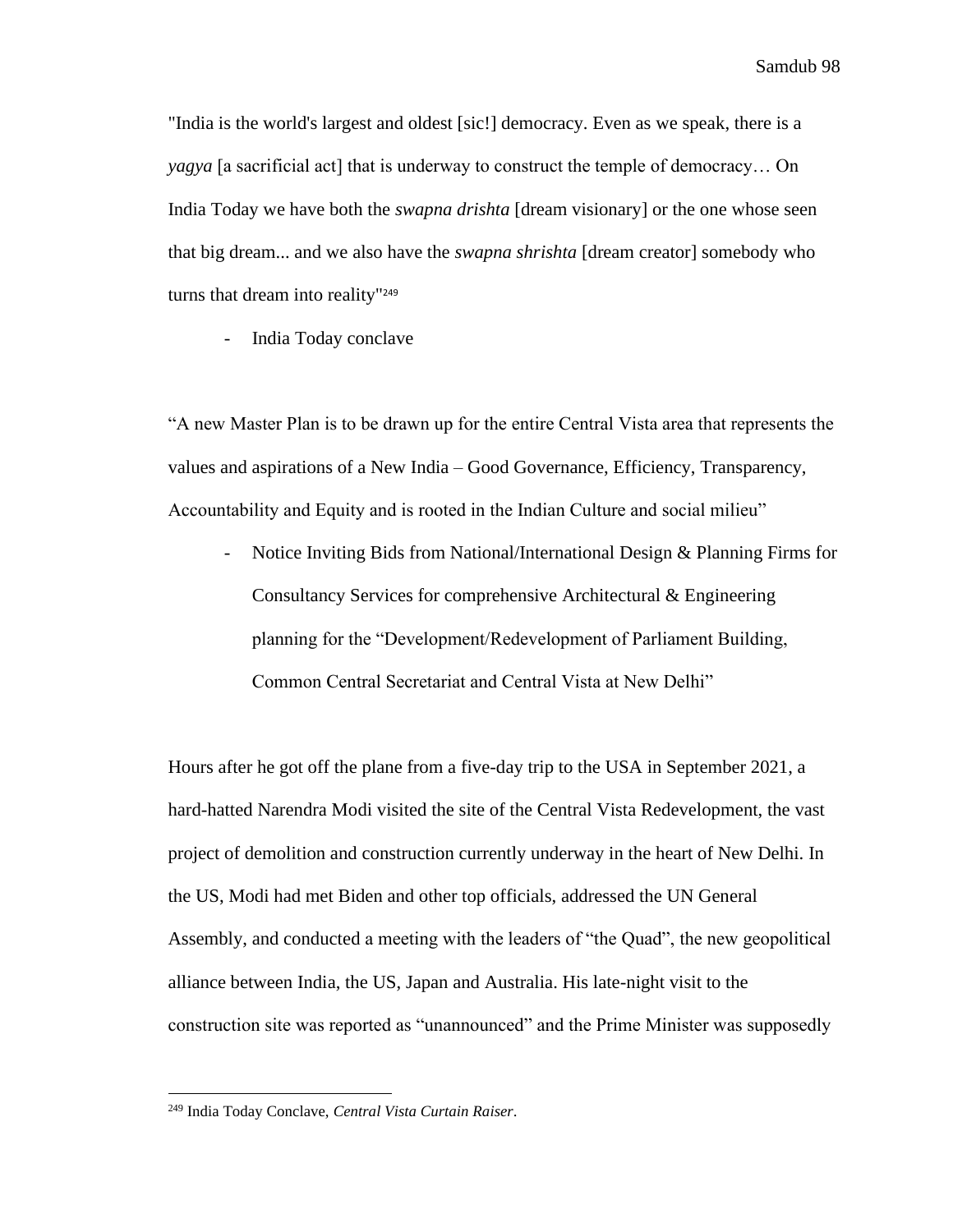"India is the world's largest and oldest [sic!] democracy. Even as we speak, there is a *yagya* [a sacrificial act] that is underway to construct the temple of democracy… On India Today we have both the *swapna drishta* [dream visionary] or the one whose seen that big dream... and we also have the *swapna shrishta* [dream creator] somebody who turns that dream into reality"[249]

- India Today conclave

"A new Master Plan is to be drawn up for the entire Central Vista area that represents the values and aspirations of a New India – Good Governance, Efficiency, Transparency, Accountability and Equity and is rooted in the Indian Culture and social milieu"

- Notice Inviting Bids from National/International Design & Planning Firms for Consultancy Services for comprehensive Architectural & Engineering planning for the "Development/Redevelopment of Parliament Building, Common Central Secretariat and Central Vista at New Delhi"

Hours after he got off the plane from a five-day trip to the USA in September 2021, a hard-hatted Narendra Modi visited the site of the Central Vista Redevelopment, the vast project of demolition and construction currently underway in the heart of New Delhi. In the US, Modi had met Biden and other top officials, addressed the UN General Assembly, and conducted a meeting with the leaders of "the Quad", the new geopolitical alliance between India, the US, Japan and Australia. His late-night visit to the construction site was reported as "unannounced" and the Prime Minister was supposedly

---

[249] India Today Conclave, *Central Vista Curtain Raiser*.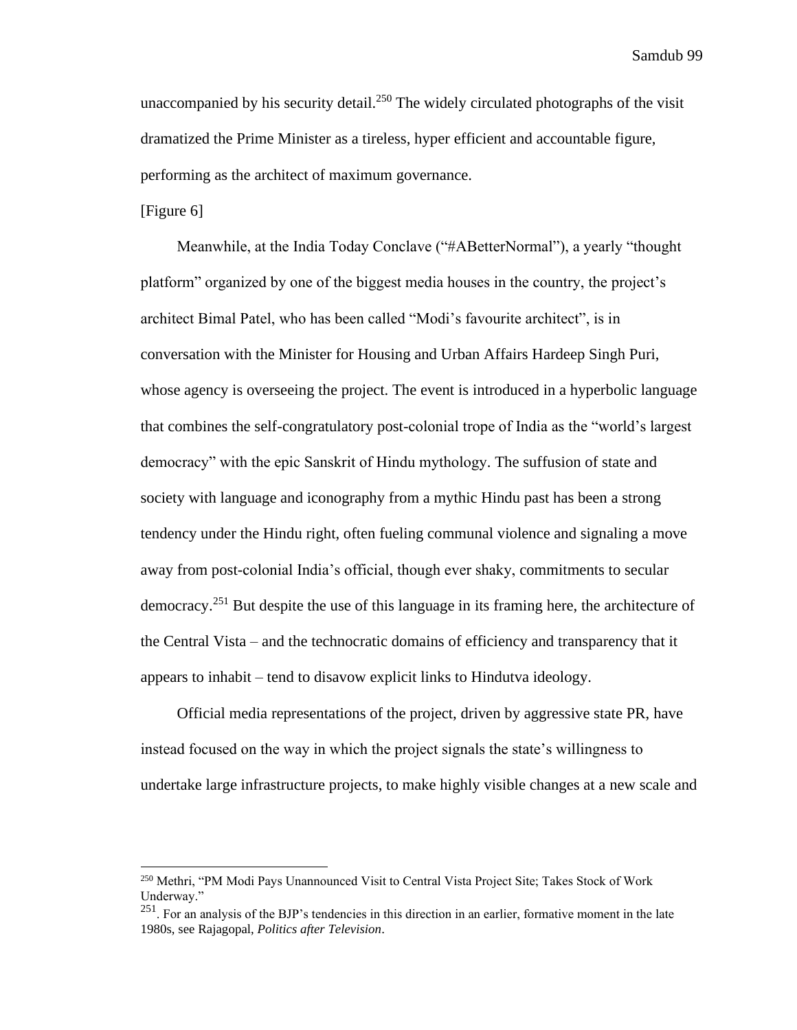unaccompanied by his security detail.[250] The widely circulated photographs of the visit dramatized the Prime Minister as a tireless, hyper efficient and accountable figure, performing as the architect of maximum governance.

[Figure 6]

Meanwhile, at the India Today Conclave ("#ABetterNormal"), a yearly "thought platform" organized by one of the biggest media houses in the country, the project's architect Bimal Patel, who has been called "Modi's favourite architect", is in conversation with the Minister for Housing and Urban Affairs Hardeep Singh Puri, whose agency is overseeing the project. The event is introduced in a hyperbolic language that combines the self-congratulatory post-colonial trope of India as the "world's largest democracy" with the epic Sanskrit of Hindu mythology. The suffusion of state and society with language and iconography from a mythic Hindu past has been a strong tendency under the Hindu right, often fueling communal violence and signaling a move away from post-colonial India's official, though ever shaky, commitments to secular democracy.[251] But despite the use of this language in its framing here, the architecture of the Central Vista – and the technocratic domains of efficiency and transparency that it appears to inhabit – tend to disavow explicit links to Hindutva ideology.

Official media representations of the project, driven by aggressive state PR, have instead focused on the way in which the project signals the state's willingness to undertake large infrastructure projects, to make highly visible changes at a new scale and

---

[250] Methri, "PM Modi Pays Unannounced Visit to Central Vista Project Site; Takes Stock of Work Underway."

[251]. For an analysis of the BJP's tendencies in this direction in an earlier, formative moment in the late 1980s, see Rajagopal, *Politics after Television*.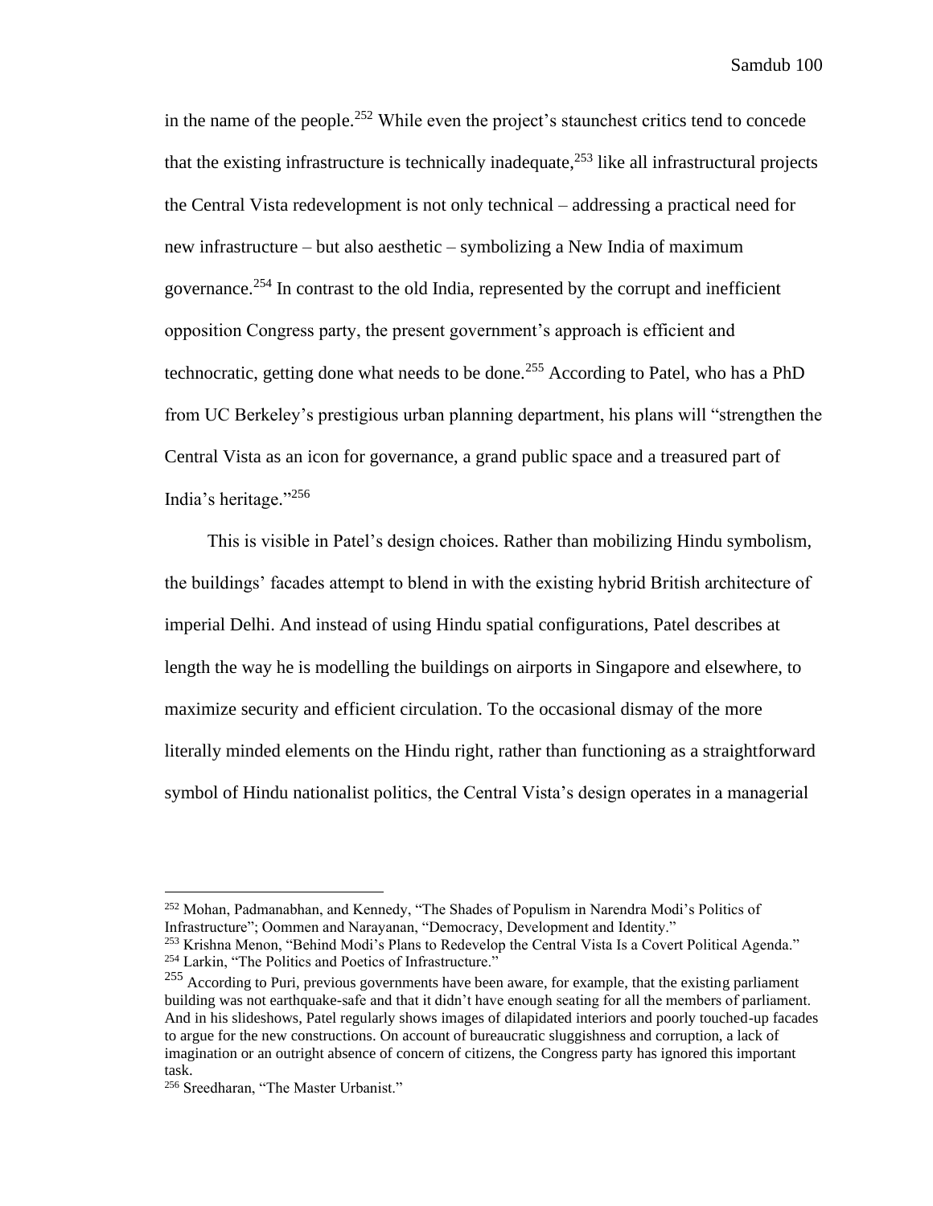in the name of the people.[252] While even the project's staunchest critics tend to concede that the existing infrastructure is technically inadequate,[253] like all infrastructural projects the Central Vista redevelopment is not only technical – addressing a practical need for new infrastructure – but also aesthetic – symbolizing a New India of maximum governance.[254] In contrast to the old India, represented by the corrupt and inefficient opposition Congress party, the present government's approach is efficient and technocratic, getting done what needs to be done.[255] According to Patel, who has a PhD from UC Berkeley's prestigious urban planning department, his plans will "strengthen the Central Vista as an icon for governance, a grand public space and a treasured part of India's heritage."[256]

This is visible in Patel's design choices. Rather than mobilizing Hindu symbolism, the buildings' facades attempt to blend in with the existing hybrid British architecture of imperial Delhi. And instead of using Hindu spatial configurations, Patel describes at length the way he is modelling the buildings on airports in Singapore and elsewhere, to maximize security and efficient circulation. To the occasional dismay of the more literally minded elements on the Hindu right, rather than functioning as a straightforward symbol of Hindu nationalist politics, the Central Vista's design operates in a managerial

---

[252] Mohan, Padmanabhan, and Kennedy, "The Shades of Populism in Narendra Modi's Politics of Infrastructure"; Oommen and Narayanan, "Democracy, Development and Identity."

[253] Krishna Menon, "Behind Modi's Plans to Redevelop the Central Vista Is a Covert Political Agenda."

[254] Larkin, "The Politics and Poetics of Infrastructure."

[255] According to Puri, previous governments have been aware, for example, that the existing parliament building was not earthquake-safe and that it didn't have enough seating for all the members of parliament. And in his slideshows, Patel regularly shows images of dilapidated interiors and poorly touched-up facades to argue for the new constructions. On account of bureaucratic sluggishness and corruption, a lack of imagination or an outright absence of concern of citizens, the Congress party has ignored this important task.

[256] Sreedharan, "The Master Urbanist."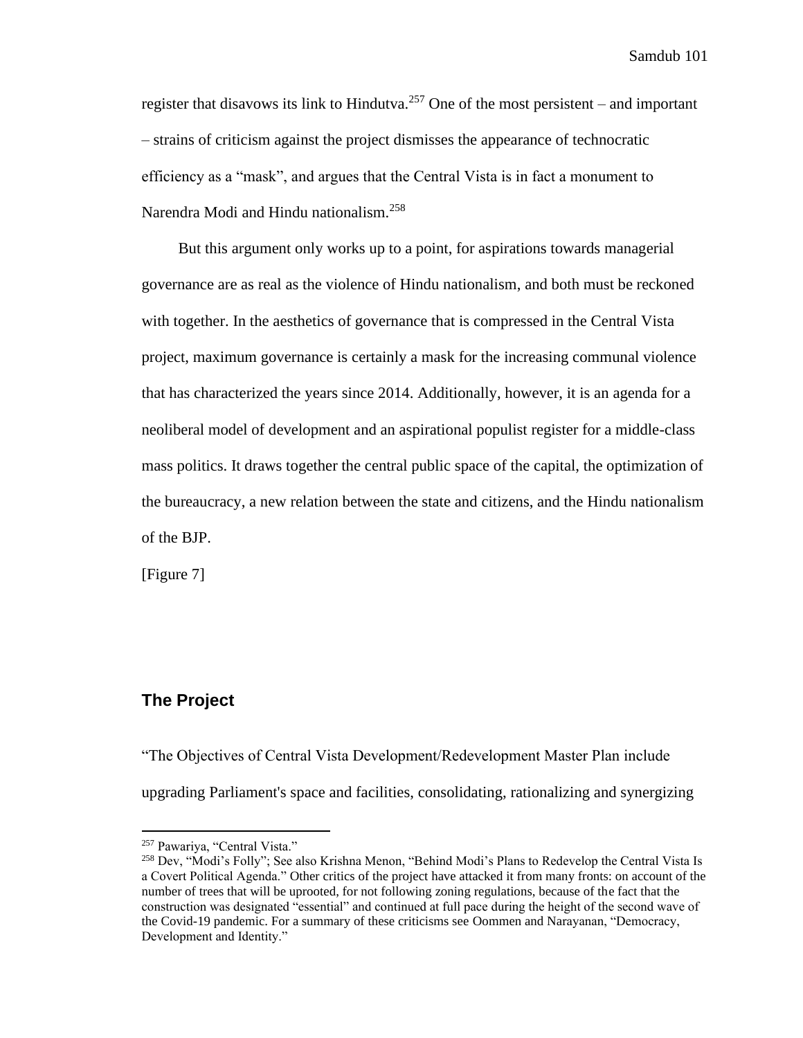register that disavows its link to Hindutva.[257] One of the most persistent – and important – strains of criticism against the project dismisses the appearance of technocratic efficiency as a "mask", and argues that the Central Vista is in fact a monument to Narendra Modi and Hindu nationalism.[258]

But this argument only works up to a point, for aspirations towards managerial governance are as real as the violence of Hindu nationalism, and both must be reckoned with together. In the aesthetics of governance that is compressed in the Central Vista project, maximum governance is certainly a mask for the increasing communal violence that has characterized the years since 2014. Additionally, however, it is an agenda for a neoliberal model of development and an aspirational populist register for a middle-class mass politics. It draws together the central public space of the capital, the optimization of the bureaucracy, a new relation between the state and citizens, and the Hindu nationalism of the BJP.

[Figure 7]

## The Project

"The Objectives of Central Vista Development/Redevelopment Master Plan include upgrading Parliament's space and facilities, consolidating, rationalizing and synergizing

---

[257] Pawariya, "Central Vista."

[258] Dev, "Modi's Folly"; See also Krishna Menon, "Behind Modi's Plans to Redevelop the Central Vista Is a Covert Political Agenda." Other critics of the project have attacked it from many fronts: on account of the number of trees that will be uprooted, for not following zoning regulations, because of the fact that the construction was designated "essential" and continued at full pace during the height of the second wave of the Covid-19 pandemic. For a summary of these criticisms see Oommen and Narayanan, "Democracy, Development and Identity."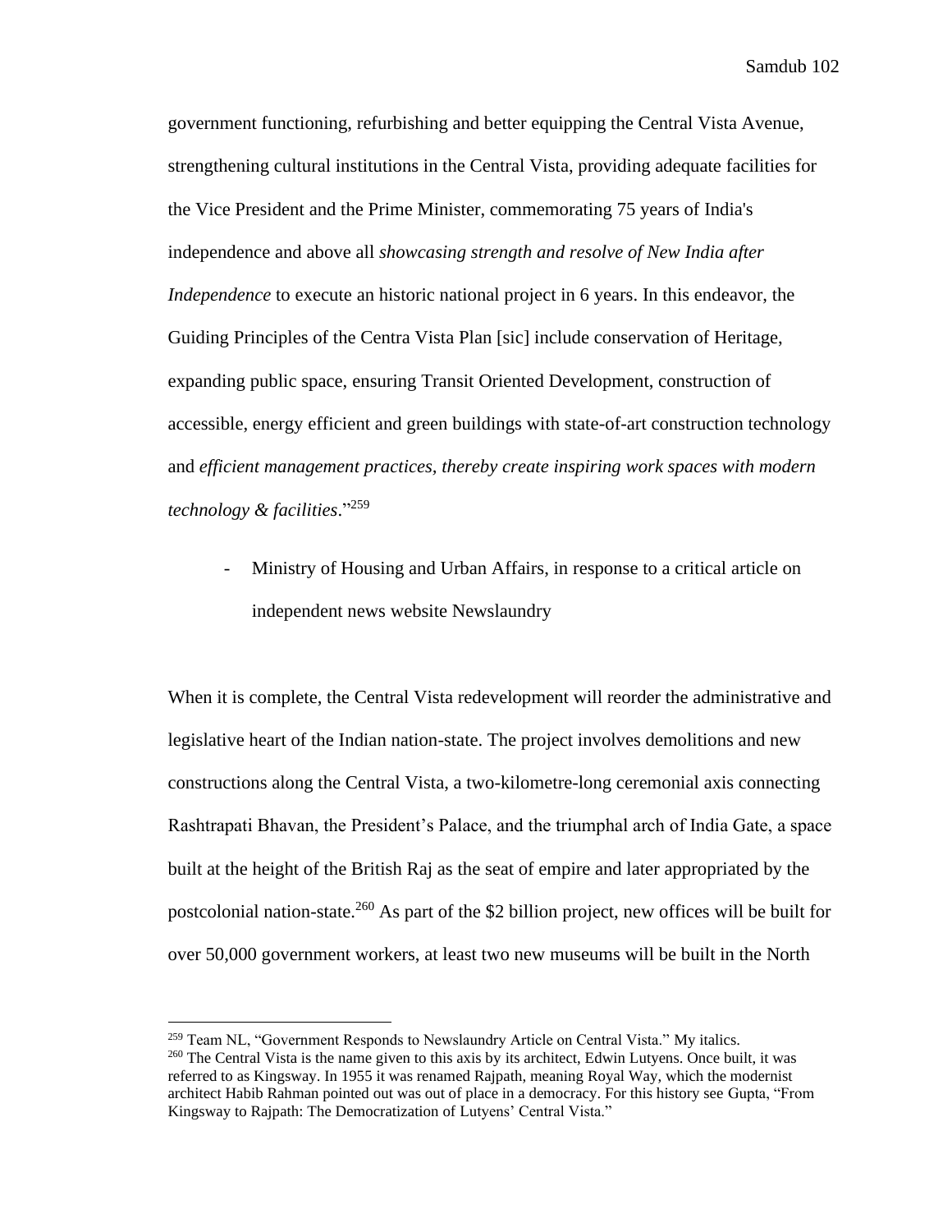government functioning, refurbishing and better equipping the Central Vista Avenue, strengthening cultural institutions in the Central Vista, providing adequate facilities for the Vice President and the Prime Minister, commemorating 75 years of India's independence and above all *showcasing strength and resolve of New India after Independence* to execute an historic national project in 6 years. In this endeavor, the Guiding Principles of the Centra Vista Plan [sic] include conservation of Heritage, expanding public space, ensuring Transit Oriented Development, construction of accessible, energy efficient and green buildings with state-of-art construction technology and *efficient management practices, thereby create inspiring work spaces with modern technology & facilities*."[259]

- Ministry of Housing and Urban Affairs, in response to a critical article on independent news website Newslaundry

When it is complete, the Central Vista redevelopment will reorder the administrative and legislative heart of the Indian nation-state. The project involves demolitions and new constructions along the Central Vista, a two-kilometre-long ceremonial axis connecting Rashtrapati Bhavan, the President's Palace, and the triumphal arch of India Gate, a space built at the height of the British Raj as the seat of empire and later appropriated by the postcolonial nation-state.[260] As part of the $2 billion project, new offices will be built for over 50,000 government workers, at least two new museums will be built in the North

---

[259] Team NL, "Government Responds to Newslaundry Article on Central Vista." My italics.

[260] The Central Vista is the name given to this axis by its architect, Edwin Lutyens. Once built, it was referred to as Kingsway. In 1955 it was renamed Rajpath, meaning Royal Way, which the modernist architect Habib Rahman pointed out was out of place in a democracy. For this history see Gupta, "From Kingsway to Rajpath: The Democratization of Lutyens' Central Vista."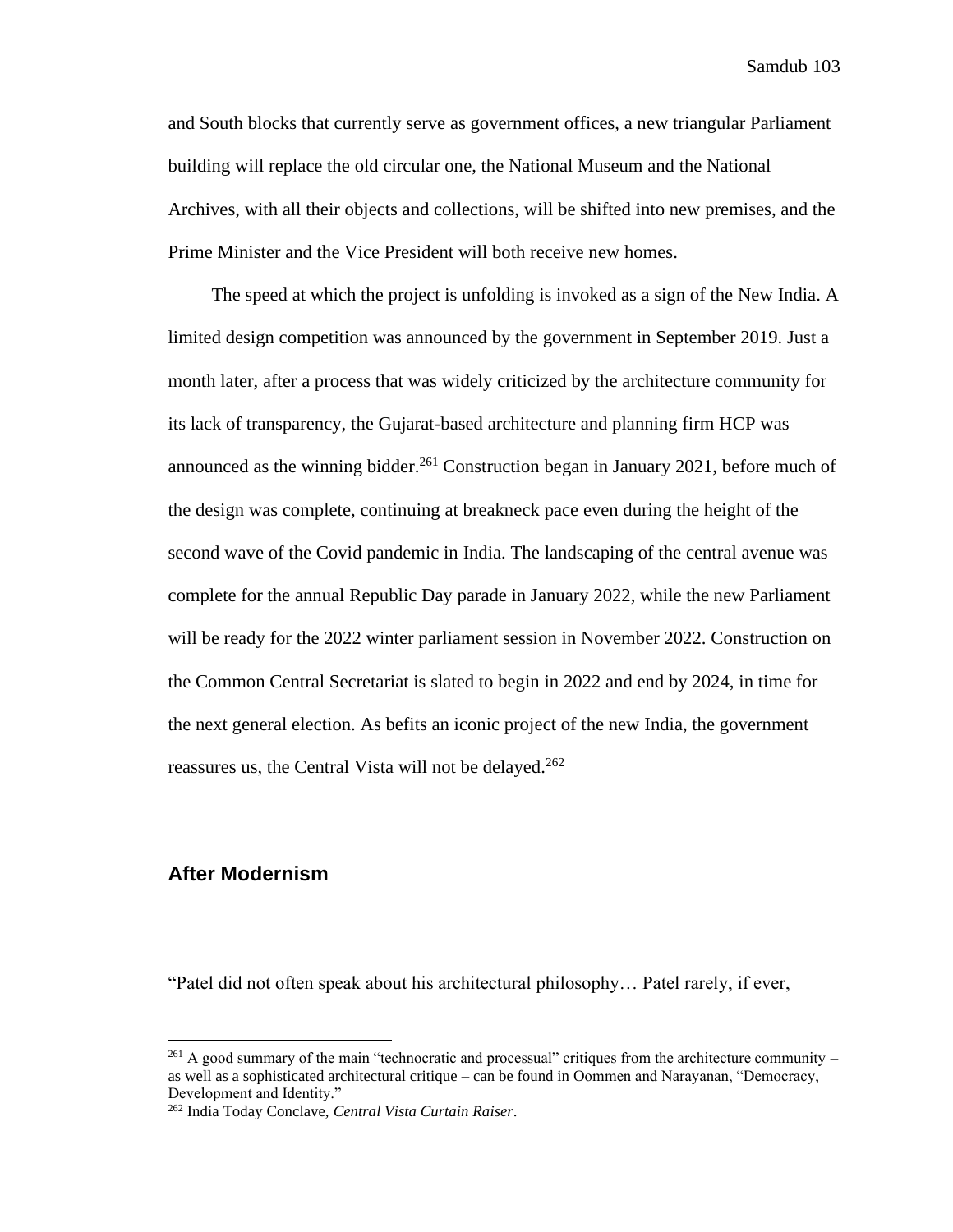and South blocks that currently serve as government offices, a new triangular Parliament building will replace the old circular one, the National Museum and the National Archives, with all their objects and collections, will be shifted into new premises, and the Prime Minister and the Vice President will both receive new homes.

The speed at which the project is unfolding is invoked as a sign of the New India. A limited design competition was announced by the government in September 2019. Just a month later, after a process that was widely criticized by the architecture community for its lack of transparency, the Gujarat-based architecture and planning firm HCP was announced as the winning bidder.[261] Construction began in January 2021, before much of the design was complete, continuing at breakneck pace even during the height of the second wave of the Covid pandemic in India. The landscaping of the central avenue was complete for the annual Republic Day parade in January 2022, while the new Parliament will be ready for the 2022 winter parliament session in November 2022. Construction on the Common Central Secretariat is slated to begin in 2022 and end by 2024, in time for the next general election. As befits an iconic project of the new India, the government reassures us, the Central Vista will not be delayed.[262]

## After Modernism

"Patel did not often speak about his architectural philosophy… Patel rarely, if ever,

[261] A good summary of the main "technocratic and processual" critiques from the architecture community – as well as a sophisticated architectural critique – can be found in Oommen and Narayanan, "Democracy, Development and Identity."

[262] India Today Conclave, *Central Vista Curtain Raiser*.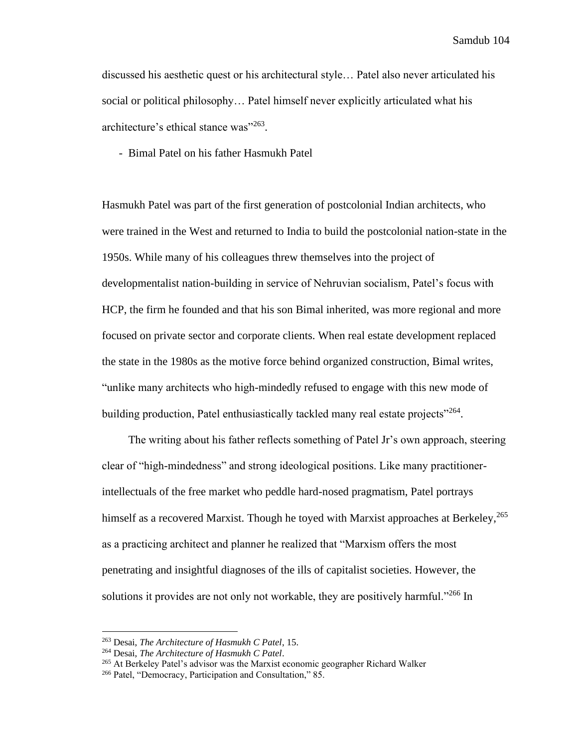discussed his aesthetic quest or his architectural style… Patel also never articulated his social or political philosophy… Patel himself never explicitly articulated what his architecture's ethical stance was"[263].

- Bimal Patel on his father Hasmukh Patel

Hasmukh Patel was part of the first generation of postcolonial Indian architects, who were trained in the West and returned to India to build the postcolonial nation-state in the 1950s. While many of his colleagues threw themselves into the project of developmentalist nation-building in service of Nehruvian socialism, Patel's focus with HCP, the firm he founded and that his son Bimal inherited, was more regional and more focused on private sector and corporate clients. When real estate development replaced the state in the 1980s as the motive force behind organized construction, Bimal writes, "unlike many architects who high-mindedly refused to engage with this new mode of building production, Patel enthusiastically tackled many real estate projects"[264].

The writing about his father reflects something of Patel Jr's own approach, steering clear of "high-mindedness" and strong ideological positions. Like many practitioner-intellectuals of the free market who peddle hard-nosed pragmatism, Patel portrays himself as a recovered Marxist. Though he toyed with Marxist approaches at Berkeley,[265] as a practicing architect and planner he realized that "Marxism offers the most penetrating and insightful diagnoses of the ills of capitalist societies. However, the solutions it provides are not only not workable, they are positively harmful."[266] In

[263] Desai, *The Architecture of Hasmukh C Patel*, 15.

[264] Desai, *The Architecture of Hasmukh C Patel*.

[265] At Berkeley Patel's advisor was the Marxist economic geographer Richard Walker

[266] Patel, "Democracy, Participation and Consultation," 85.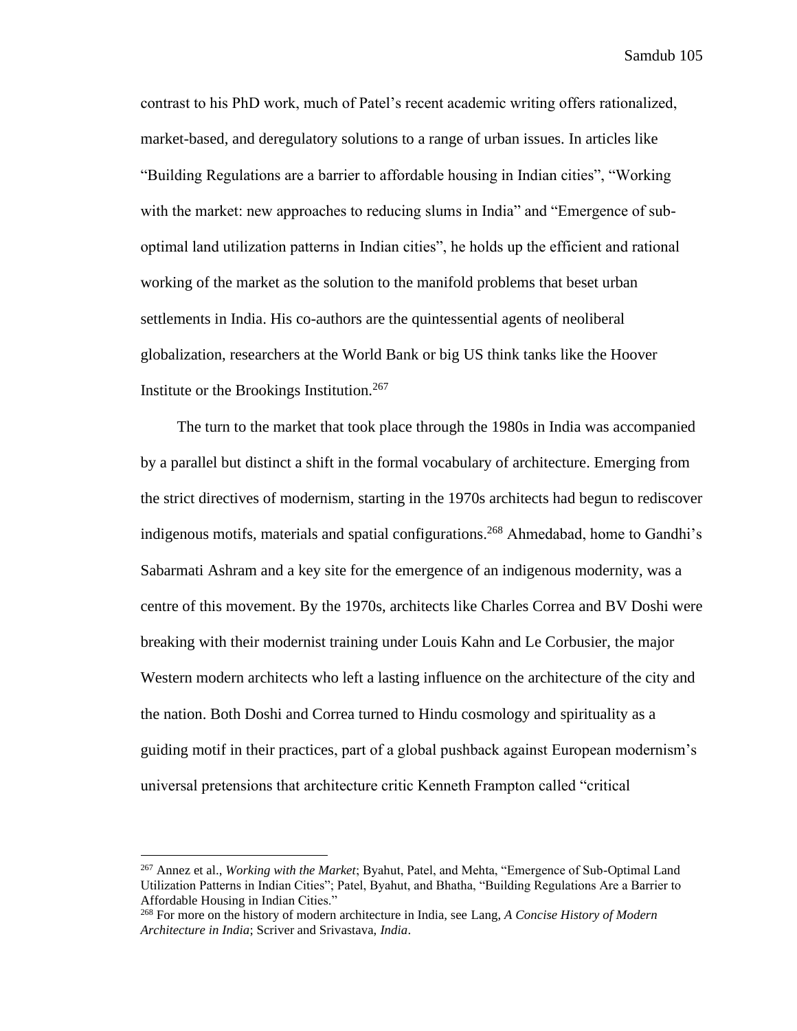contrast to his PhD work, much of Patel's recent academic writing offers rationalized, market-based, and deregulatory solutions to a range of urban issues. In articles like "Building Regulations are a barrier to affordable housing in Indian cities", "Working with the market: new approaches to reducing slums in India" and "Emergence of sub-optimal land utilization patterns in Indian cities", he holds up the efficient and rational working of the market as the solution to the manifold problems that beset urban settlements in India. His co-authors are the quintessential agents of neoliberal globalization, researchers at the World Bank or big US think tanks like the Hoover Institute or the Brookings Institution.[267]

The turn to the market that took place through the 1980s in India was accompanied by a parallel but distinct a shift in the formal vocabulary of architecture. Emerging from the strict directives of modernism, starting in the 1970s architects had begun to rediscover indigenous motifs, materials and spatial configurations.[268] Ahmedabad, home to Gandhi's Sabarmati Ashram and a key site for the emergence of an indigenous modernity, was a centre of this movement. By the 1970s, architects like Charles Correa and BV Doshi were breaking with their modernist training under Louis Kahn and Le Corbusier, the major Western modern architects who left a lasting influence on the architecture of the city and the nation. Both Doshi and Correa turned to Hindu cosmology and spirituality as a guiding motif in their practices, part of a global pushback against European modernism's universal pretensions that architecture critic Kenneth Frampton called "critical

---

[267] Annez et al., *Working with the Market*; Byahut, Patel, and Mehta, "Emergence of Sub-Optimal Land Utilization Patterns in Indian Cities"; Patel, Byahut, and Bhatha, "Building Regulations Are a Barrier to Affordable Housing in Indian Cities."

[268] For more on the history of modern architecture in India, see Lang, *A Concise History of Modern Architecture in India*; Scriver and Srivastava, *India*.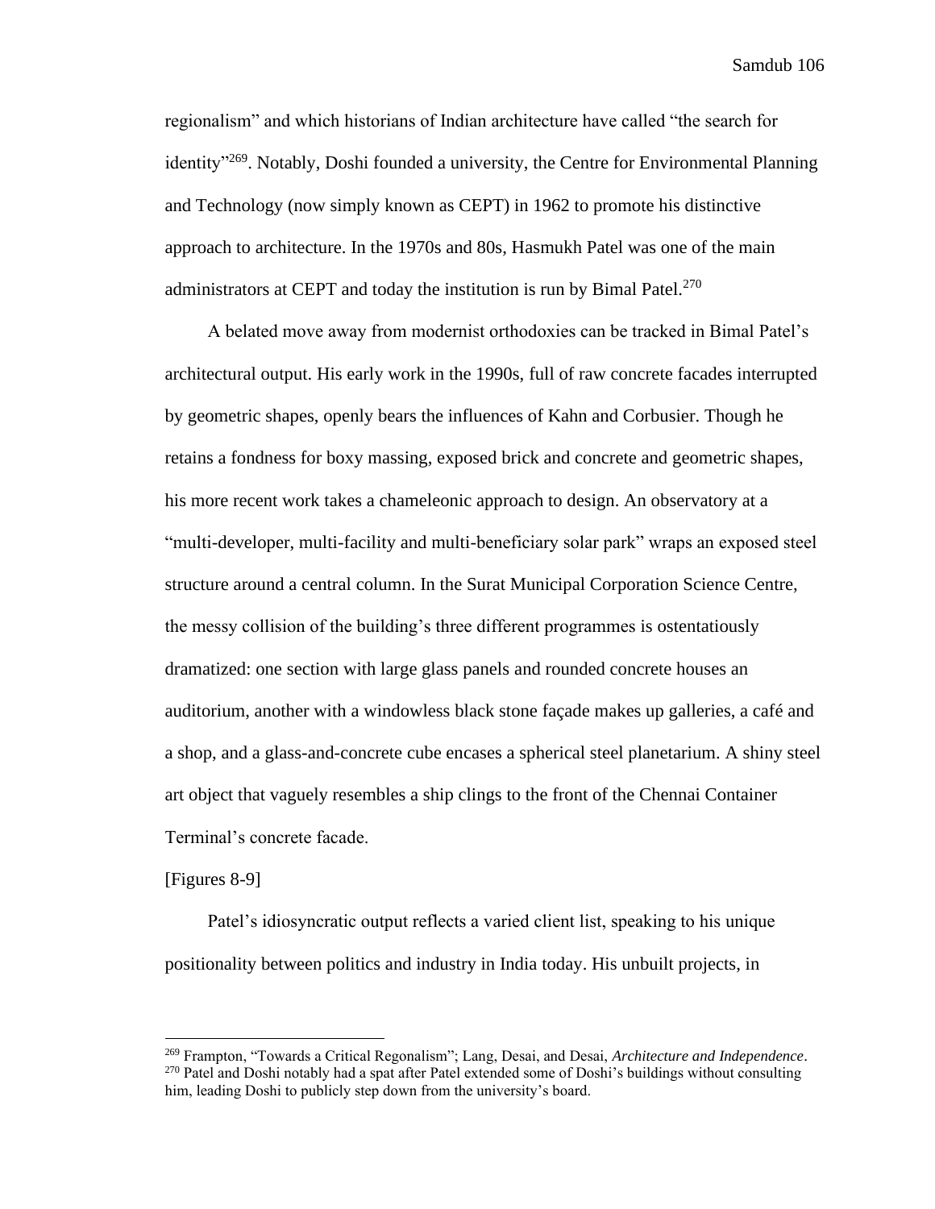regionalism" and which historians of Indian architecture have called "the search for identity"[269]. Notably, Doshi founded a university, the Centre for Environmental Planning and Technology (now simply known as CEPT) in 1962 to promote his distinctive approach to architecture. In the 1970s and 80s, Hasmukh Patel was one of the main administrators at CEPT and today the institution is run by Bimal Patel.[270]

A belated move away from modernist orthodoxies can be tracked in Bimal Patel's architectural output. His early work in the 1990s, full of raw concrete facades interrupted by geometric shapes, openly bears the influences of Kahn and Corbusier. Though he retains a fondness for boxy massing, exposed brick and concrete and geometric shapes, his more recent work takes a chameleonic approach to design. An observatory at a "multi-developer, multi-facility and multi-beneficiary solar park" wraps an exposed steel structure around a central column. In the Surat Municipal Corporation Science Centre, the messy collision of the building's three different programmes is ostentatiously dramatized: one section with large glass panels and rounded concrete houses an auditorium, another with a windowless black stone façade makes up galleries, a café and a shop, and a glass-and-concrete cube encases a spherical steel planetarium. A shiny steel art object that vaguely resembles a ship clings to the front of the Chennai Container Terminal's concrete facade.

[Figures 8-9]

Patel's idiosyncratic output reflects a varied client list, speaking to his unique positionality between politics and industry in India today. His unbuilt projects, in

---

[269] Frampton, "Towards a Critical Regonalism"; Lang, Desai, and Desai, *Architecture and Independence*.

[270] Patel and Doshi notably had a spat after Patel extended some of Doshi's buildings without consulting him, leading Doshi to publicly step down from the university's board.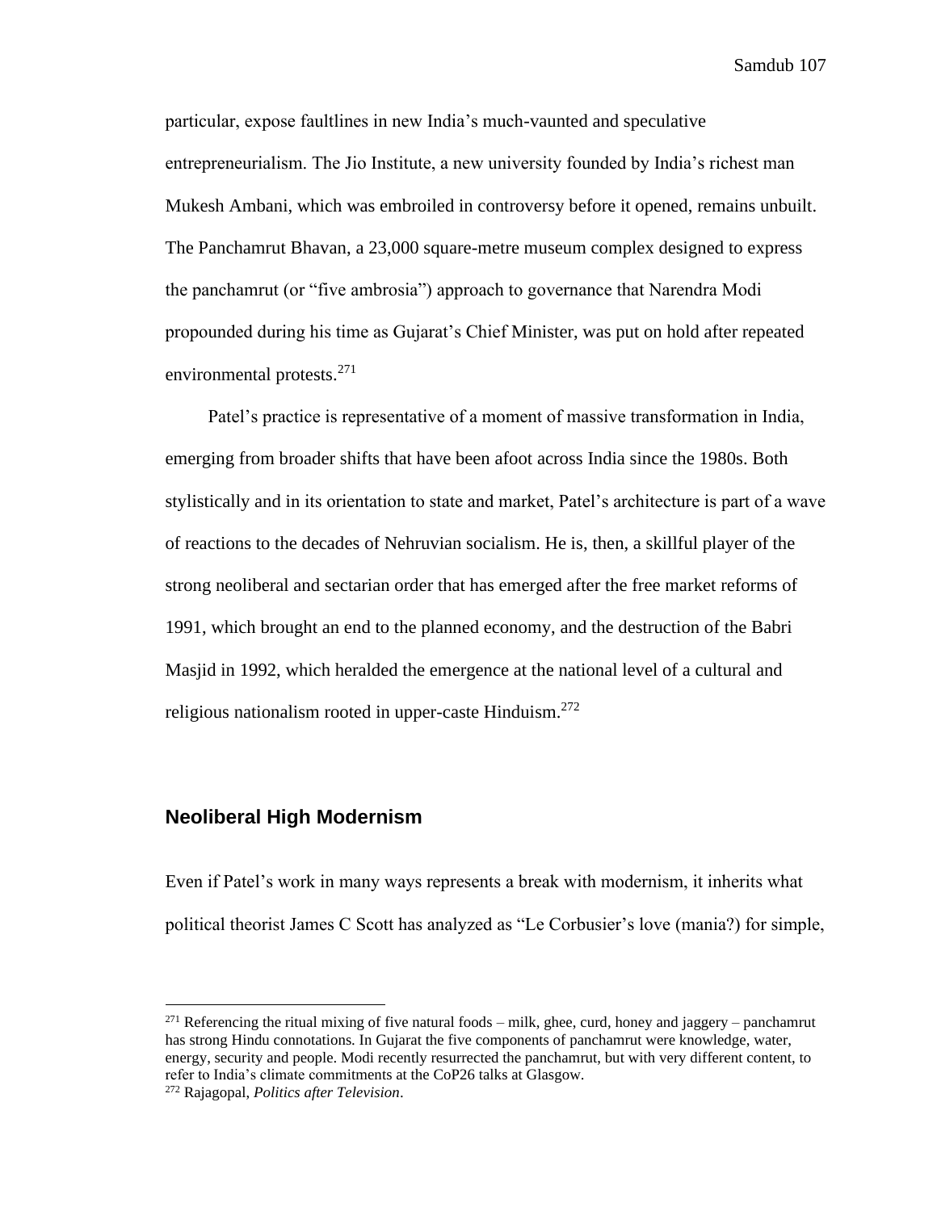particular, expose faultlines in new India's much-vaunted and speculative entrepreneurialism. The Jio Institute, a new university founded by India's richest man Mukesh Ambani, which was embroiled in controversy before it opened, remains unbuilt. The Panchamrut Bhavan, a 23,000 square-metre museum complex designed to express the panchamrut (or "five ambrosia") approach to governance that Narendra Modi propounded during his time as Gujarat's Chief Minister, was put on hold after repeated environmental protests.[271]

Patel's practice is representative of a moment of massive transformation in India, emerging from broader shifts that have been afoot across India since the 1980s. Both stylistically and in its orientation to state and market, Patel's architecture is part of a wave of reactions to the decades of Nehruvian socialism. He is, then, a skillful player of the strong neoliberal and sectarian order that has emerged after the free market reforms of 1991, which brought an end to the planned economy, and the destruction of the Babri Masjid in 1992, which heralded the emergence at the national level of a cultural and religious nationalism rooted in upper-caste Hinduism.[272]

## Neoliberal High Modernism

Even if Patel's work in many ways represents a break with modernism, it inherits what political theorist James C Scott has analyzed as "Le Corbusier's love (mania?) for simple,

---

[271] Referencing the ritual mixing of five natural foods – milk, ghee, curd, honey and jaggery – panchamrut has strong Hindu connotations. In Gujarat the five components of panchamrut were knowledge, water, energy, security and people. Modi recently resurrected the panchamrut, but with very different content, to refer to India's climate commitments at the CoP26 talks at Glasgow.

[272] Rajagopal, *Politics after Television*.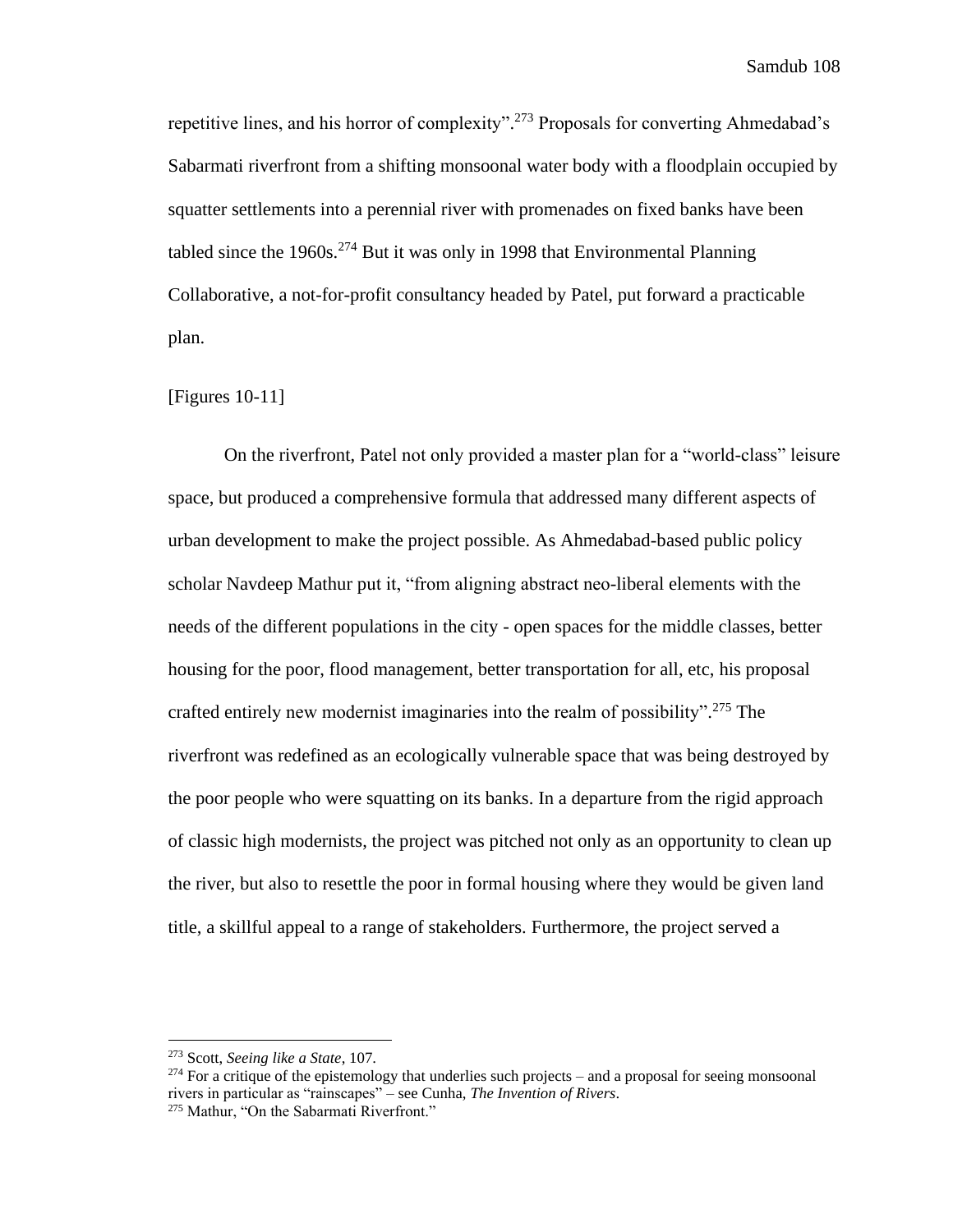repetitive lines, and his horror of complexity".[273] Proposals for converting Ahmedabad's Sabarmati riverfront from a shifting monsoonal water body with a floodplain occupied by squatter settlements into a perennial river with promenades on fixed banks have been tabled since the 1960s.[274] But it was only in 1998 that Environmental Planning Collaborative, a not-for-profit consultancy headed by Patel, put forward a practicable plan.

[Figures 10-11]

On the riverfront, Patel not only provided a master plan for a "world-class" leisure space, but produced a comprehensive formula that addressed many different aspects of urban development to make the project possible. As Ahmedabad-based public policy scholar Navdeep Mathur put it, "from aligning abstract neo-liberal elements with the needs of the different populations in the city - open spaces for the middle classes, better housing for the poor, flood management, better transportation for all, etc, his proposal crafted entirely new modernist imaginaries into the realm of possibility".[275] The riverfront was redefined as an ecologically vulnerable space that was being destroyed by the poor people who were squatting on its banks. In a departure from the rigid approach of classic high modernists, the project was pitched not only as an opportunity to clean up the river, but also to resettle the poor in formal housing where they would be given land title, a skillful appeal to a range of stakeholders. Furthermore, the project served a

---

[273] Scott, *Seeing like a State*, 107.

[274] For a critique of the epistemology that underlies such projects – and a proposal for seeing monsoonal rivers in particular as "rainscapes" – see Cunha, *The Invention of Rivers*.

[275] Mathur, "On the Sabarmati Riverfront."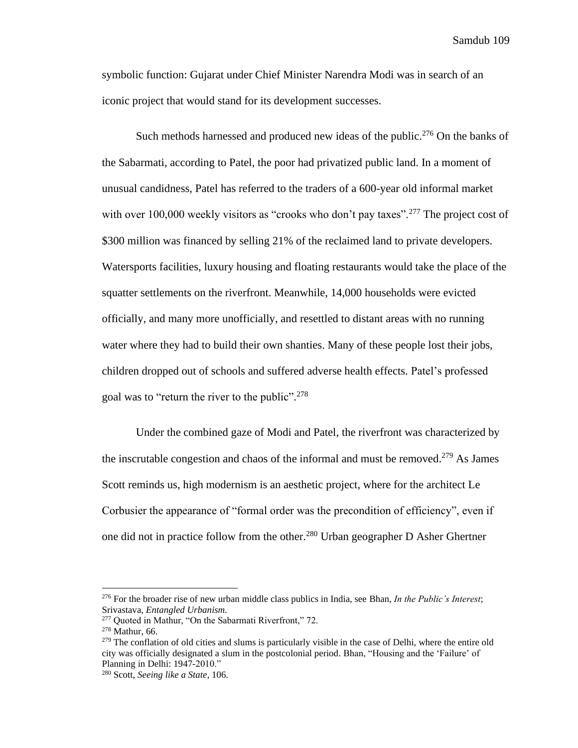symbolic function: Gujarat under Chief Minister Narendra Modi was in search of an iconic project that would stand for its development successes.

Such methods harnessed and produced new ideas of the public.[276] On the banks of the Sabarmati, according to Patel, the poor had privatized public land. In a moment of unusual candidness, Patel has referred to the traders of a 600-year old informal market with over 100,000 weekly visitors as "crooks who don't pay taxes".[277] The project cost of $300 million was financed by selling 21% of the reclaimed land to private developers. Watersports facilities, luxury housing and floating restaurants would take the place of the squatter settlements on the riverfront. Meanwhile, 14,000 households were evicted officially, and many more unofficially, and resettled to distant areas with no running water where they had to build their own shanties. Many of these people lost their jobs, children dropped out of schools and suffered adverse health effects. Patel's professed goal was to "return the river to the public".[278]

Under the combined gaze of Modi and Patel, the riverfront was characterized by the inscrutable congestion and chaos of the informal and must be removed.[279] As James Scott reminds us, high modernism is an aesthetic project, where for the architect Le Corbusier the appearance of "formal order was the precondition of efficiency", even if one did not in practice follow from the other.[280] Urban geographer D Asher Ghertner

---

[276] For the broader rise of new urban middle class publics in India, see Bhan, *In the Public's Interest*; Srivastava, *Entangled Urbanism*.

[277] Quoted in Mathur, "On the Sabarmati Riverfront," 72.

[278] Mathur, 66.

[279] The conflation of old cities and slums is particularly visible in the case of Delhi, where the entire old city was officially designated a slum in the postcolonial period. Bhan, "Housing and the 'Failure' of Planning in Delhi: 1947-2010."

[280] Scott, *Seeing like a State*, 106.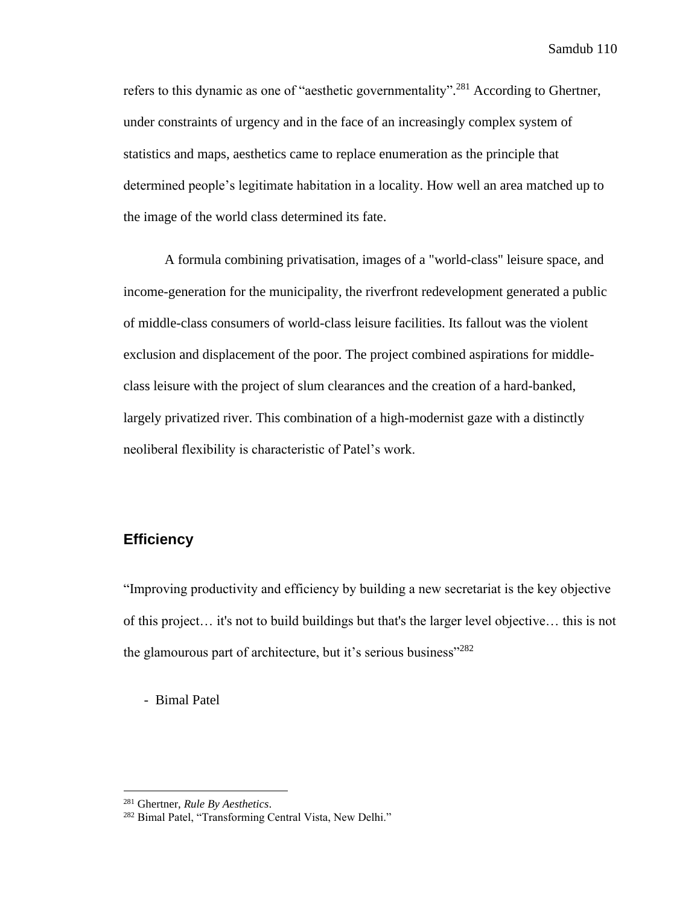refers to this dynamic as one of "aesthetic governmentality".[281] According to Ghertner, under constraints of urgency and in the face of an increasingly complex system of statistics and maps, aesthetics came to replace enumeration as the principle that determined people's legitimate habitation in a locality. How well an area matched up to the image of the world class determined its fate.

A formula combining privatisation, images of a "world-class" leisure space, and income-generation for the municipality, the riverfront redevelopment generated a public of middle-class consumers of world-class leisure facilities. Its fallout was the violent exclusion and displacement of the poor. The project combined aspirations for middle-class leisure with the project of slum clearances and the creation of a hard-banked, largely privatized river. This combination of a high-modernist gaze with a distinctly neoliberal flexibility is characteristic of Patel's work.

## Efficiency

"Improving productivity and efficiency by building a new secretariat is the key objective of this project… it's not to build buildings but that's the larger level objective… this is not the glamourous part of architecture, but it's serious business"[282]

- Bimal Patel

---

[281] Ghertner, *Rule By Aesthetics*.

[282] Bimal Patel, "Transforming Central Vista, New Delhi."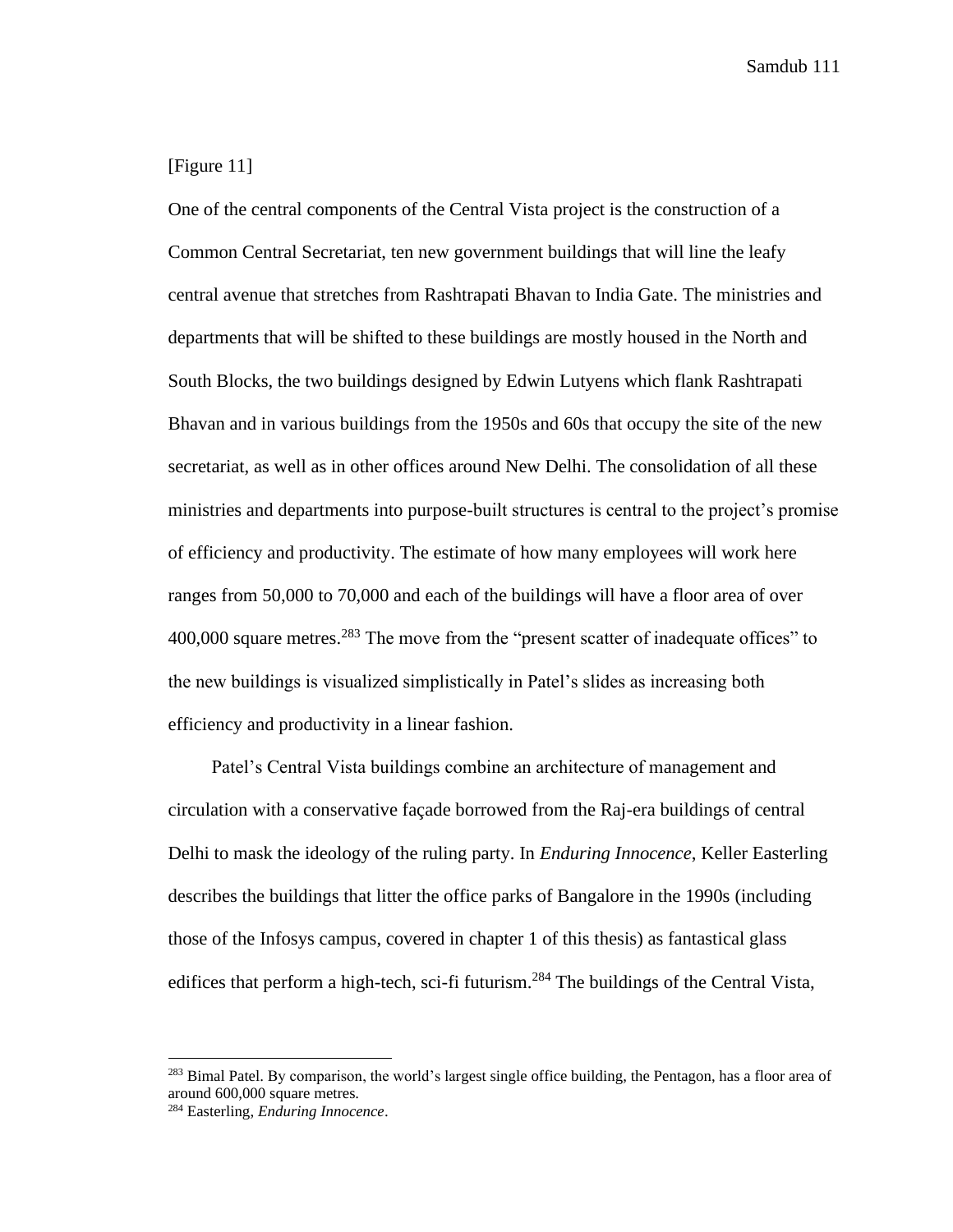[Figure 11]

One of the central components of the Central Vista project is the construction of a Common Central Secretariat, ten new government buildings that will line the leafy central avenue that stretches from Rashtrapati Bhavan to India Gate. The ministries and departments that will be shifted to these buildings are mostly housed in the North and South Blocks, the two buildings designed by Edwin Lutyens which flank Rashtrapati Bhavan and in various buildings from the 1950s and 60s that occupy the site of the new secretariat, as well as in other offices around New Delhi. The consolidation of all these ministries and departments into purpose-built structures is central to the project's promise of efficiency and productivity. The estimate of how many employees will work here ranges from 50,000 to 70,000 and each of the buildings will have a floor area of over 400,000 square metres.[283] The move from the "present scatter of inadequate offices" to the new buildings is visualized simplistically in Patel's slides as increasing both efficiency and productivity in a linear fashion.

Patel's Central Vista buildings combine an architecture of management and circulation with a conservative façade borrowed from the Raj-era buildings of central Delhi to mask the ideology of the ruling party. In *Enduring Innocence*, Keller Easterling describes the buildings that litter the office parks of Bangalore in the 1990s (including those of the Infosys campus, covered in chapter 1 of this thesis) as fantastical glass edifices that perform a high-tech, sci-fi futurism.[284] The buildings of the Central Vista,

---

[283] Bimal Patel. By comparison, the world's largest single office building, the Pentagon, has a floor area of around 600,000 square metres.

[284] Easterling, *Enduring Innocence*.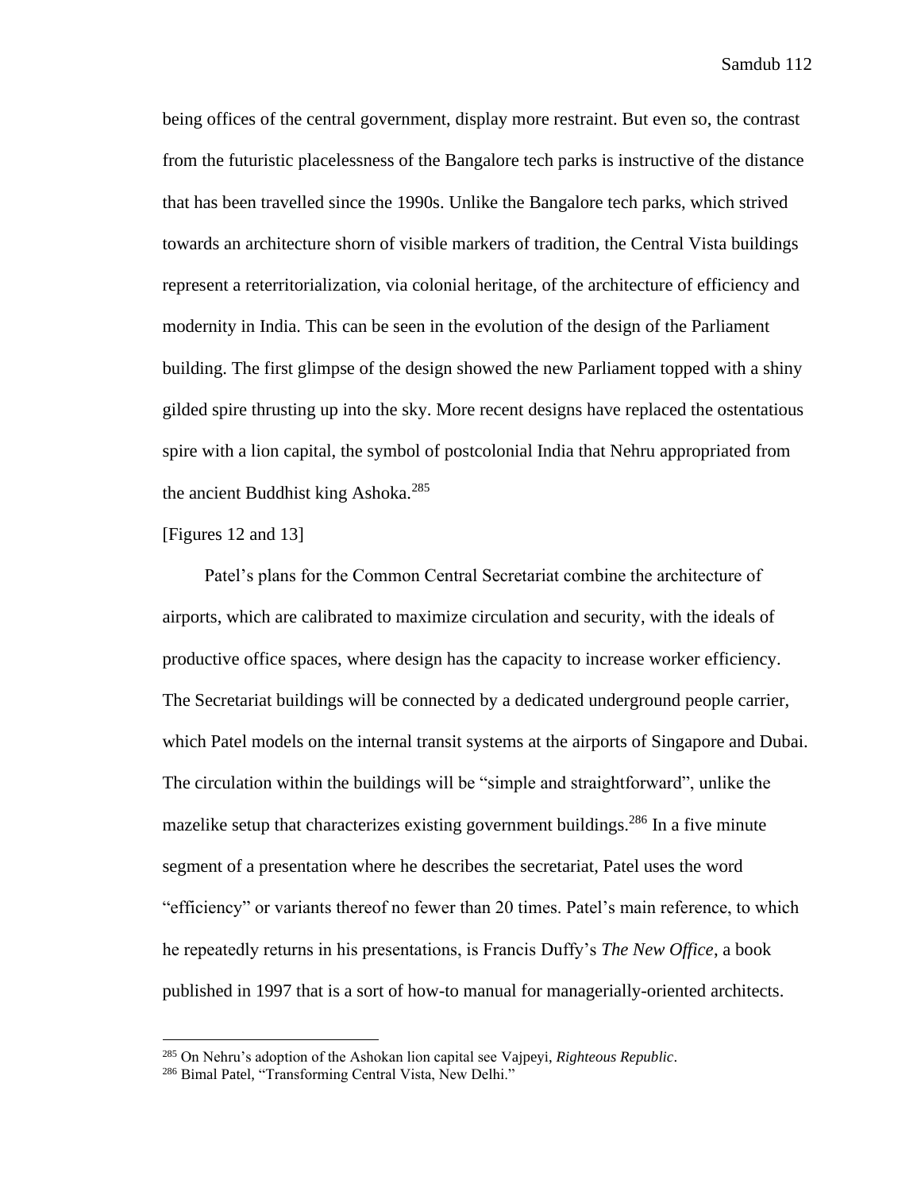being offices of the central government, display more restraint. But even so, the contrast from the futuristic placelessness of the Bangalore tech parks is instructive of the distance that has been travelled since the 1990s. Unlike the Bangalore tech parks, which strived towards an architecture shorn of visible markers of tradition, the Central Vista buildings represent a reterritorialization, via colonial heritage, of the architecture of efficiency and modernity in India. This can be seen in the evolution of the design of the Parliament building. The first glimpse of the design showed the new Parliament topped with a shiny gilded spire thrusting up into the sky. More recent designs have replaced the ostentatious spire with a lion capital, the symbol of postcolonial India that Nehru appropriated from the ancient Buddhist king Ashoka.[285]

[Figures 12 and 13]

Patel's plans for the Common Central Secretariat combine the architecture of airports, which are calibrated to maximize circulation and security, with the ideals of productive office spaces, where design has the capacity to increase worker efficiency. The Secretariat buildings will be connected by a dedicated underground people carrier, which Patel models on the internal transit systems at the airports of Singapore and Dubai. The circulation within the buildings will be "simple and straightforward", unlike the mazelike setup that characterizes existing government buildings.[286] In a five minute segment of a presentation where he describes the secretariat, Patel uses the word "efficiency" or variants thereof no fewer than 20 times. Patel's main reference, to which he repeatedly returns in his presentations, is Francis Duffy's *The New Office*, a book published in 1997 that is a sort of how-to manual for managerially-oriented architects.

---

[285] On Nehru's adoption of the Ashokan lion capital see Vajpeyi, *Righteous Republic*.

[286] Bimal Patel, "Transforming Central Vista, New Delhi."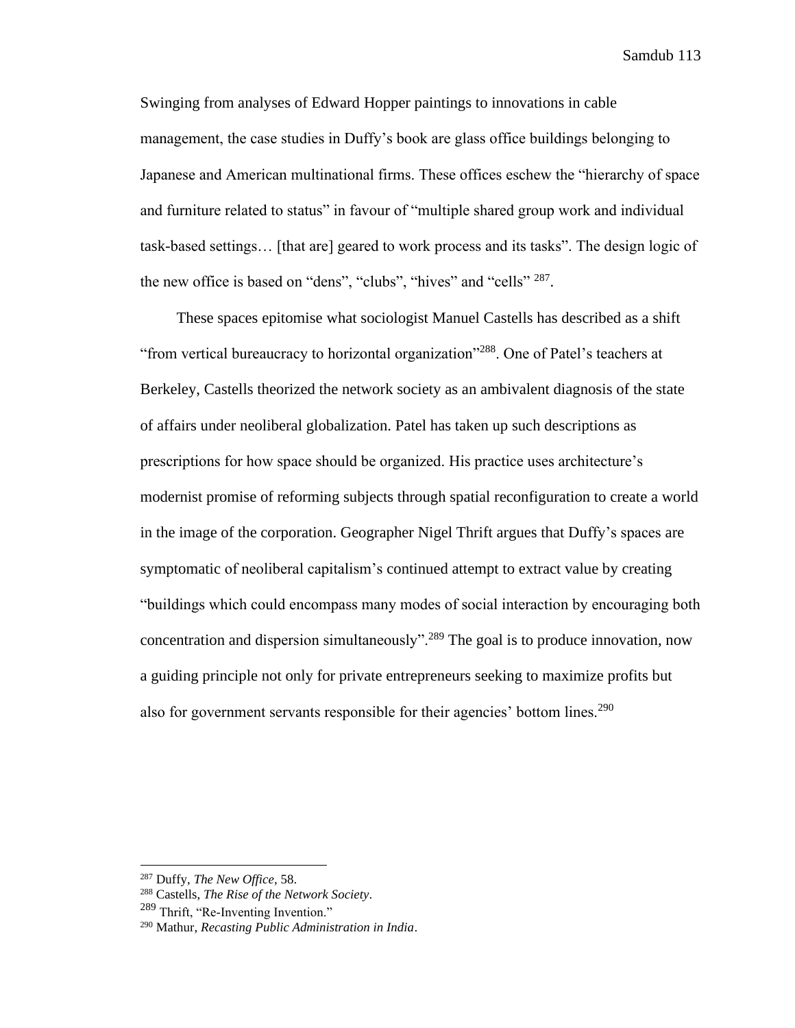Swinging from analyses of Edward Hopper paintings to innovations in cable management, the case studies in Duffy's book are glass office buildings belonging to Japanese and American multinational firms. These offices eschew the "hierarchy of space and furniture related to status" in favour of "multiple shared group work and individual task-based settings… [that are] geared to work process and its tasks". The design logic of the new office is based on "dens", "clubs", "hives" and "cells" [287].

These spaces epitomise what sociologist Manuel Castells has described as a shift "from vertical bureaucracy to horizontal organization"[288]. One of Patel's teachers at Berkeley, Castells theorized the network society as an ambivalent diagnosis of the state of affairs under neoliberal globalization. Patel has taken up such descriptions as prescriptions for how space should be organized. His practice uses architecture's modernist promise of reforming subjects through spatial reconfiguration to create a world in the image of the corporation. Geographer Nigel Thrift argues that Duffy's spaces are symptomatic of neoliberal capitalism's continued attempt to extract value by creating "buildings which could encompass many modes of social interaction by encouraging both concentration and dispersion simultaneously".[289] The goal is to produce innovation, now a guiding principle not only for private entrepreneurs seeking to maximize profits but also for government servants responsible for their agencies' bottom lines.[290]

[287] Duffy, *The New Office*, 58.
[288] Castells, *The Rise of the Network Society*.
[289] Thrift, "Re-Inventing Invention."
[290] Mathur, *Recasting Public Administration in India*.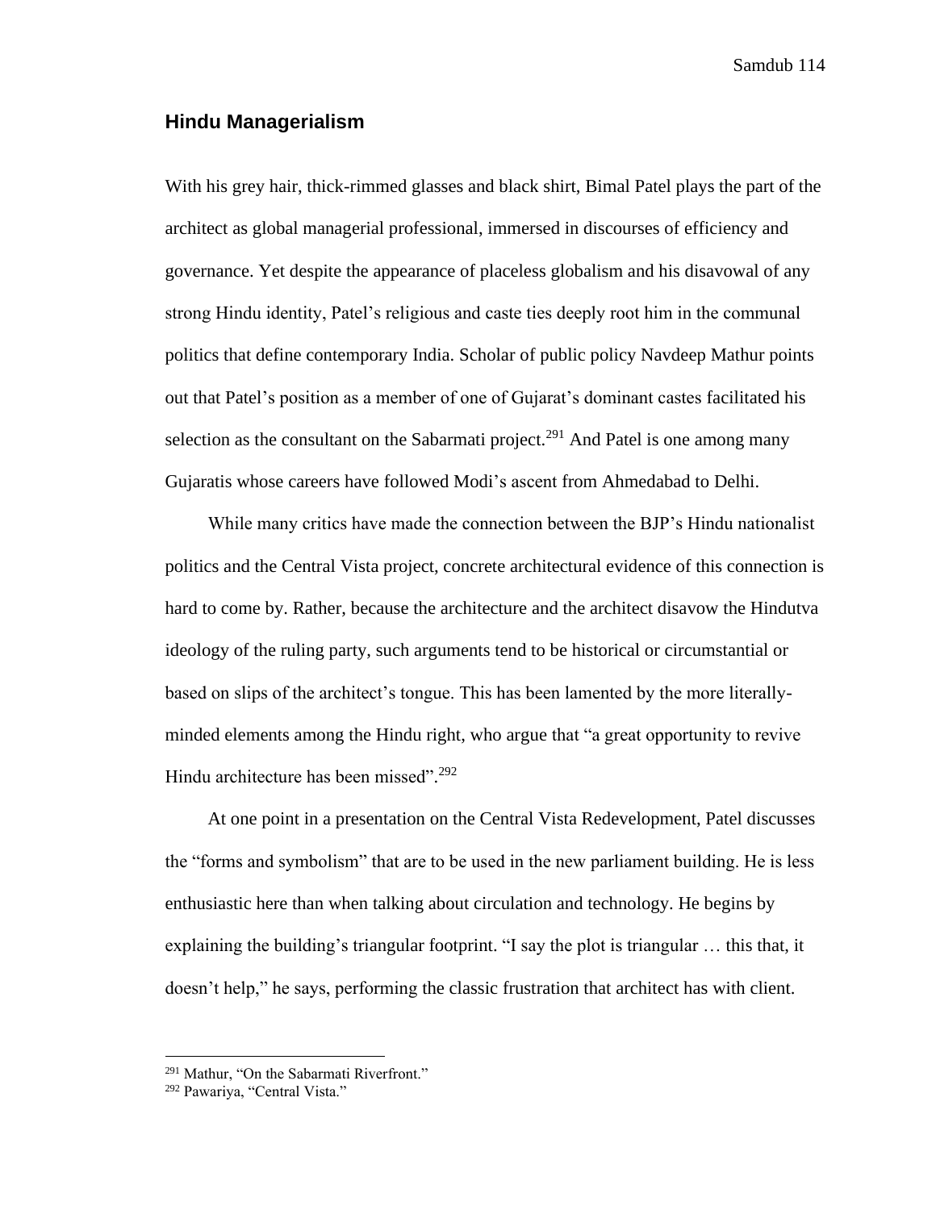## Hindu Managerialism

With his grey hair, thick-rimmed glasses and black shirt, Bimal Patel plays the part of the architect as global managerial professional, immersed in discourses of efficiency and governance. Yet despite the appearance of placeless globalism and his disavowal of any strong Hindu identity, Patel's religious and caste ties deeply root him in the communal politics that define contemporary India. Scholar of public policy Navdeep Mathur points out that Patel's position as a member of one of Gujarat's dominant castes facilitated his selection as the consultant on the Sabarmati project.[291] And Patel is one among many Gujaratis whose careers have followed Modi's ascent from Ahmedabad to Delhi.

While many critics have made the connection between the BJP's Hindu nationalist politics and the Central Vista project, concrete architectural evidence of this connection is hard to come by. Rather, because the architecture and the architect disavow the Hindutva ideology of the ruling party, such arguments tend to be historical or circumstantial or based on slips of the architect's tongue. This has been lamented by the more literally-minded elements among the Hindu right, who argue that "a great opportunity to revive Hindu architecture has been missed".[292]

At one point in a presentation on the Central Vista Redevelopment, Patel discusses the "forms and symbolism" that are to be used in the new parliament building. He is less enthusiastic here than when talking about circulation and technology. He begins by explaining the building's triangular footprint. "I say the plot is triangular … this that, it doesn't help," he says, performing the classic frustration that architect has with client.

---

[291] Mathur, "On the Sabarmati Riverfront."

[292] Pawariya, "Central Vista."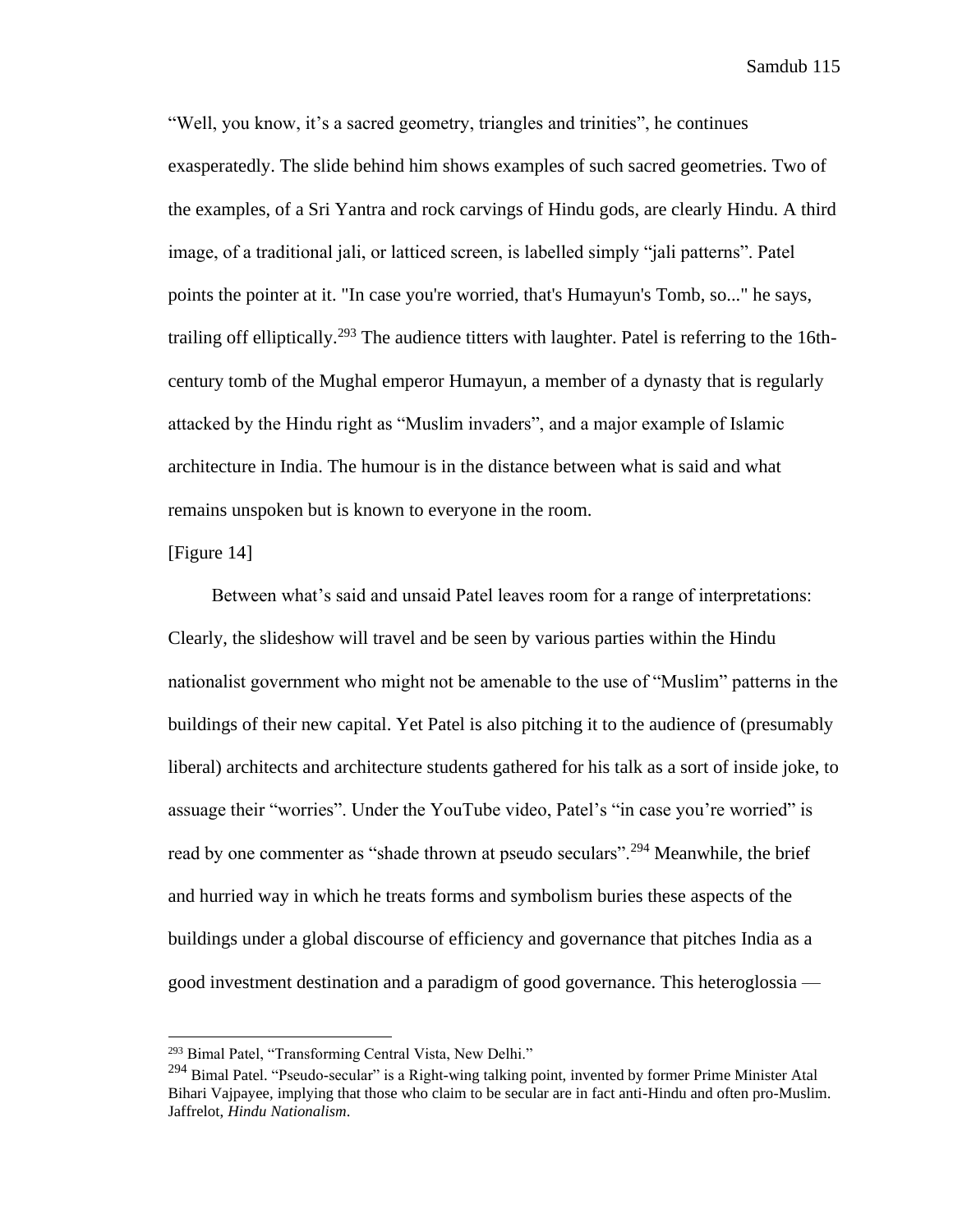"Well, you know, it's a sacred geometry, triangles and trinities", he continues exasperatedly. The slide behind him shows examples of such sacred geometries. Two of the examples, of a Sri Yantra and rock carvings of Hindu gods, are clearly Hindu. A third image, of a traditional jali, or latticed screen, is labelled simply "jali patterns". Patel points the pointer at it. "In case you're worried, that's Humayun's Tomb, so..." he says, trailing off elliptically.[293] The audience titters with laughter. Patel is referring to the 16th-century tomb of the Mughal emperor Humayun, a member of a dynasty that is regularly attacked by the Hindu right as "Muslim invaders", and a major example of Islamic architecture in India. The humour is in the distance between what is said and what remains unspoken but is known to everyone in the room.

[Figure 14]

Between what's said and unsaid Patel leaves room for a range of interpretations: Clearly, the slideshow will travel and be seen by various parties within the Hindu nationalist government who might not be amenable to the use of "Muslim" patterns in the buildings of their new capital. Yet Patel is also pitching it to the audience of (presumably liberal) architects and architecture students gathered for his talk as a sort of inside joke, to assuage their "worries". Under the YouTube video, Patel's "in case you're worried" is read by one commenter as "shade thrown at pseudo seculars".[294] Meanwhile, the brief and hurried way in which he treats forms and symbolism buries these aspects of the buildings under a global discourse of efficiency and governance that pitches India as a good investment destination and a paradigm of good governance. This heteroglossia —

---

[293] Bimal Patel, "Transforming Central Vista, New Delhi."

[294] Bimal Patel. "Pseudo-secular" is a Right-wing talking point, invented by former Prime Minister Atal Bihari Vajpayee, implying that those who claim to be secular are in fact anti-Hindu and often pro-Muslim. Jaffrelot, *Hindu Nationalism*.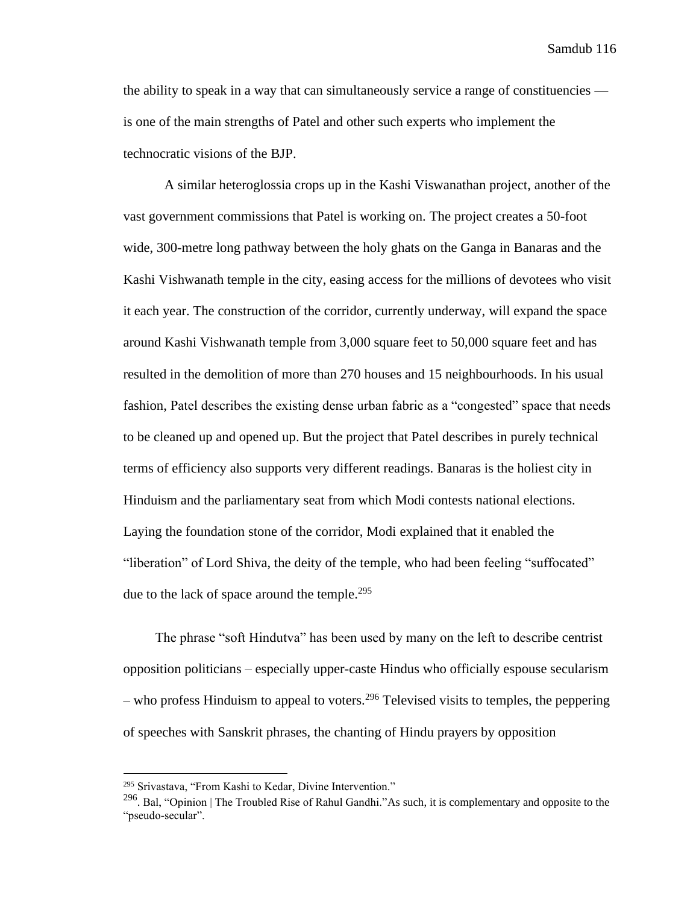the ability to speak in a way that can simultaneously service a range of constituencies — is one of the main strengths of Patel and other such experts who implement the technocratic visions of the BJP.

A similar heteroglossia crops up in the Kashi Viswanathan project, another of the vast government commissions that Patel is working on. The project creates a 50-foot wide, 300-metre long pathway between the holy ghats on the Ganga in Banaras and the Kashi Vishwanath temple in the city, easing access for the millions of devotees who visit it each year. The construction of the corridor, currently underway, will expand the space around Kashi Vishwanath temple from 3,000 square feet to 50,000 square feet and has resulted in the demolition of more than 270 houses and 15 neighbourhoods. In his usual fashion, Patel describes the existing dense urban fabric as a "congested" space that needs to be cleaned up and opened up. But the project that Patel describes in purely technical terms of efficiency also supports very different readings. Banaras is the holiest city in Hinduism and the parliamentary seat from which Modi contests national elections. Laying the foundation stone of the corridor, Modi explained that it enabled the "liberation" of Lord Shiva, the deity of the temple, who had been feeling "suffocated" due to the lack of space around the temple.[295]

The phrase "soft Hindutva" has been used by many on the left to describe centrist opposition politicians – especially upper-caste Hindus who officially espouse secularism – who profess Hinduism to appeal to voters.[296] Televised visits to temples, the peppering of speeches with Sanskrit phrases, the chanting of Hindu prayers by opposition

---

[295] Srivastava, "From Kashi to Kedar, Divine Intervention."

[296]. Bal, "Opinion | The Troubled Rise of Rahul Gandhi."As such, it is complementary and opposite to the "pseudo-secular".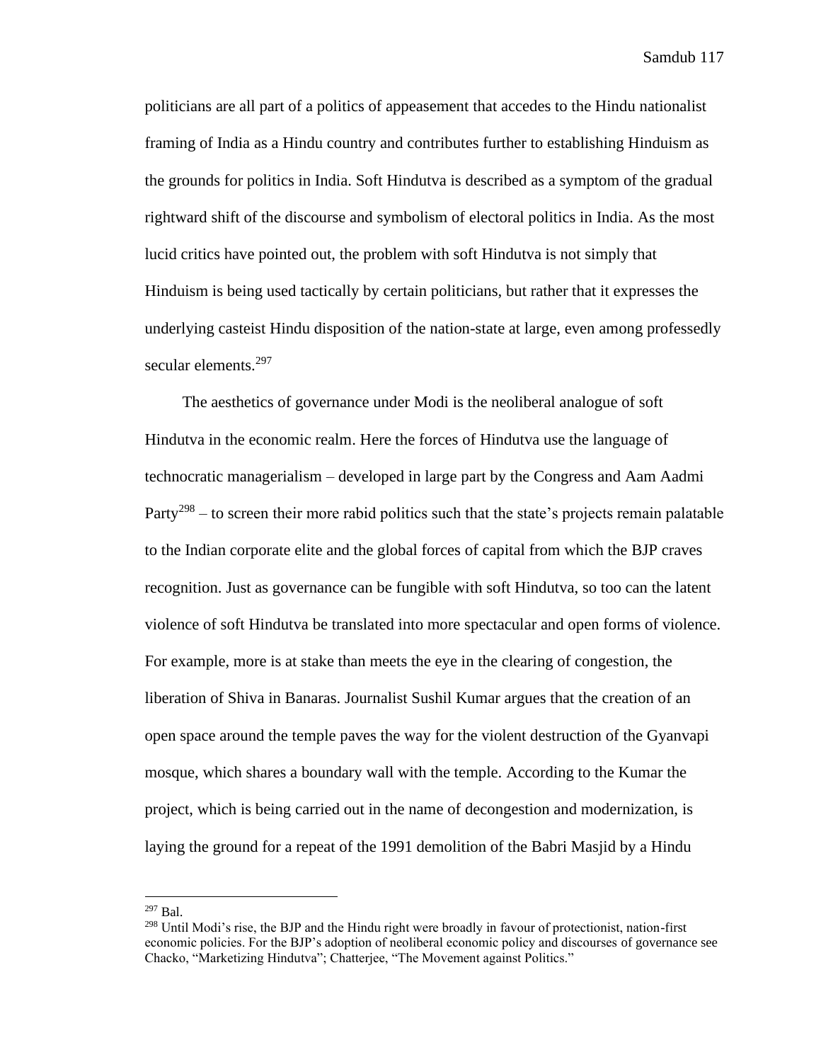politicians are all part of a politics of appeasement that accedes to the Hindu nationalist framing of India as a Hindu country and contributes further to establishing Hinduism as the grounds for politics in India. Soft Hindutva is described as a symptom of the gradual rightward shift of the discourse and symbolism of electoral politics in India. As the most lucid critics have pointed out, the problem with soft Hindutva is not simply that Hinduism is being used tactically by certain politicians, but rather that it expresses the underlying casteist Hindu disposition of the nation-state at large, even among professedly secular elements.[297]

The aesthetics of governance under Modi is the neoliberal analogue of soft Hindutva in the economic realm. Here the forces of Hindutva use the language of technocratic managerialism – developed in large part by the Congress and Aam Aadmi Party[298] – to screen their more rabid politics such that the state's projects remain palatable to the Indian corporate elite and the global forces of capital from which the BJP craves recognition. Just as governance can be fungible with soft Hindutva, so too can the latent violence of soft Hindutva be translated into more spectacular and open forms of violence. For example, more is at stake than meets the eye in the clearing of congestion, the liberation of Shiva in Banaras. Journalist Sushil Kumar argues that the creation of an open space around the temple paves the way for the violent destruction of the Gyanvapi mosque, which shares a boundary wall with the temple. According to the Kumar the project, which is being carried out in the name of decongestion and modernization, is laying the ground for a repeat of the 1991 demolition of the Babri Masjid by a Hindu

---

[297] Bal.

[298] Until Modi's rise, the BJP and the Hindu right were broadly in favour of protectionist, nation-first economic policies. For the BJP's adoption of neoliberal economic policy and discourses of governance see Chacko, "Marketizing Hindutva"; Chatterjee, "The Movement against Politics."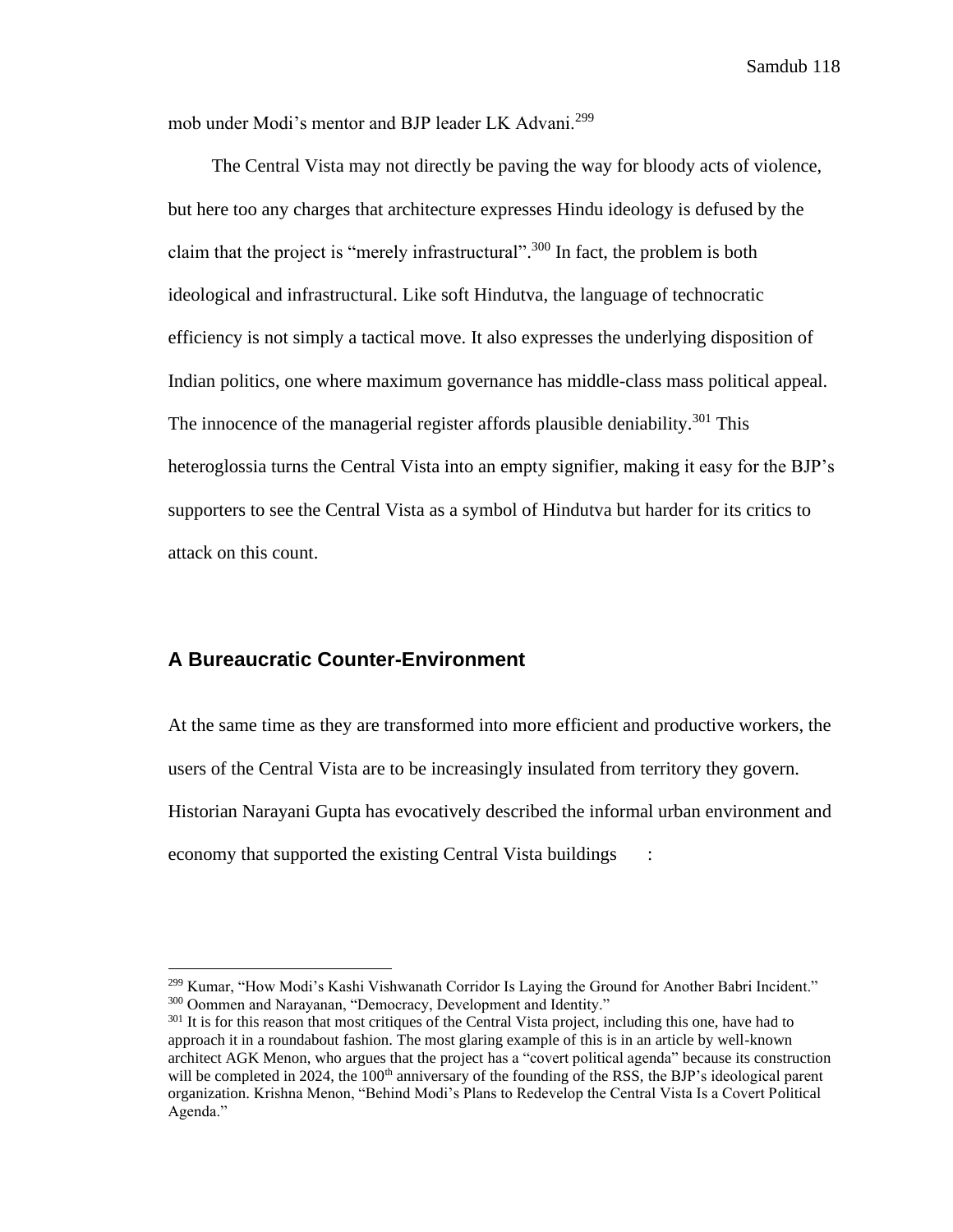mob under Modi's mentor and BJP leader LK Advani.[299]

The Central Vista may not directly be paving the way for bloody acts of violence, but here too any charges that architecture expresses Hindu ideology is defused by the claim that the project is "merely infrastructural".[300] In fact, the problem is both ideological and infrastructural. Like soft Hindutva, the language of technocratic efficiency is not simply a tactical move. It also expresses the underlying disposition of Indian politics, one where maximum governance has middle-class mass political appeal. The innocence of the managerial register affords plausible deniability.[301] This heteroglossia turns the Central Vista into an empty signifier, making it easy for the BJP's supporters to see the Central Vista as a symbol of Hindutva but harder for its critics to attack on this count.

## A Bureaucratic Counter-Environment

At the same time as they are transformed into more efficient and productive workers, the users of the Central Vista are to be increasingly insulated from territory they govern. Historian Narayani Gupta has evocatively described the informal urban environment and economy that supported the existing Central Vista buildings :

---

[299] Kumar, "How Modi's Kashi Vishwanath Corridor Is Laying the Ground for Another Babri Incident."

[300] Oommen and Narayanan, "Democracy, Development and Identity."

[301] It is for this reason that most critiques of the Central Vista project, including this one, have had to approach it in a roundabout fashion. The most glaring example of this is in an article by well-known architect AGK Menon, who argues that the project has a "covert political agenda" because its construction will be completed in 2024, the 100th anniversary of the founding of the RSS, the BJP's ideological parent organization. Krishna Menon, "Behind Modi's Plans to Redevelop the Central Vista Is a Covert Political Agenda."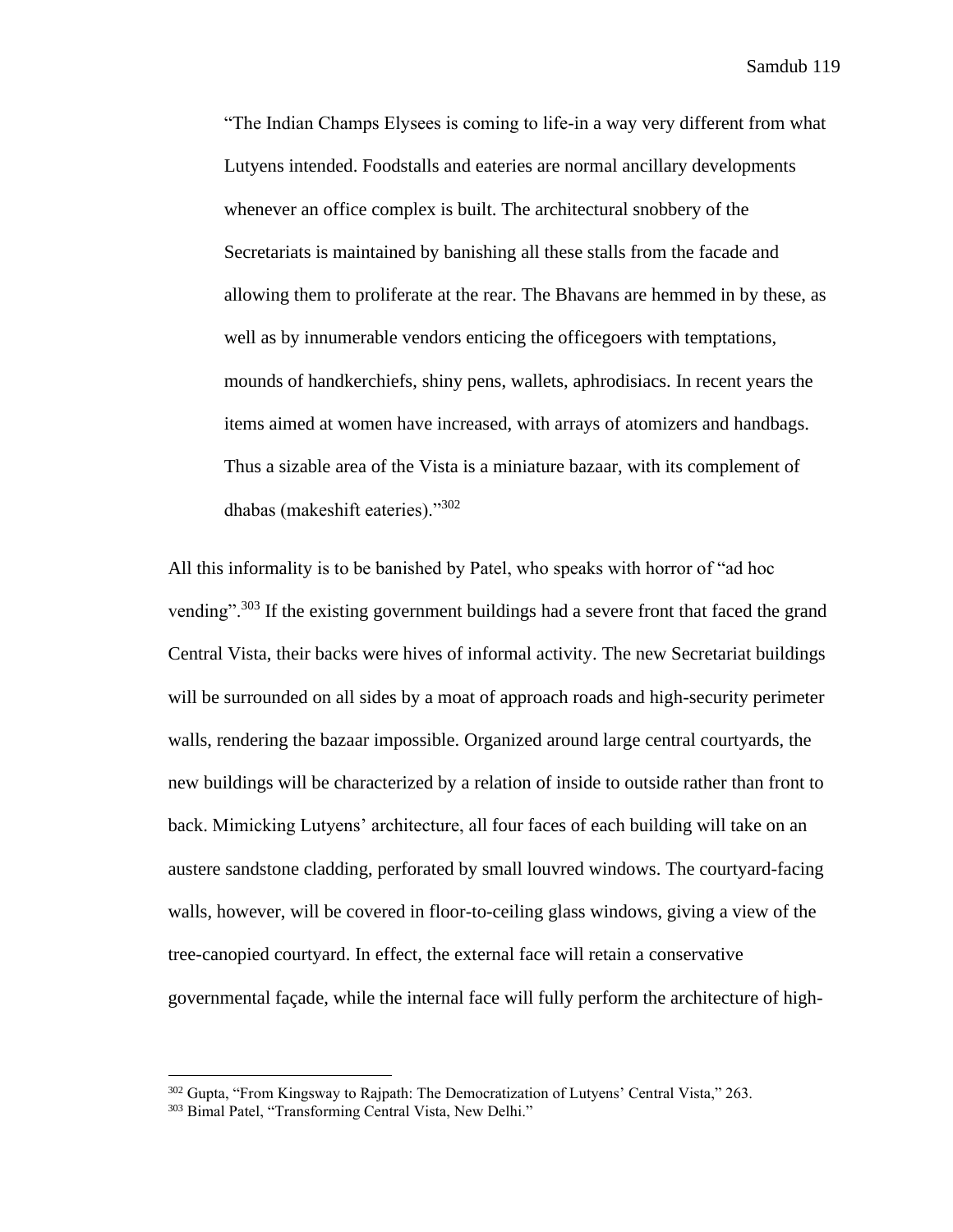> "The Indian Champs Elysees is coming to life-in a way very different from what Lutyens intended. Foodstalls and eateries are normal ancillary developments whenever an office complex is built. The architectural snobbery of the Secretariats is maintained by banishing all these stalls from the facade and allowing them to proliferate at the rear. The Bhavans are hemmed in by these, as well as by innumerable vendors enticing the officegoers with temptations, mounds of handkerchiefs, shiny pens, wallets, aphrodisiacs. In recent years the items aimed at women have increased, with arrays of atomizers and handbags. Thus a sizable area of the Vista is a miniature bazaar, with its complement of dhabas (makeshift eateries)."[302]

All this informality is to be banished by Patel, who speaks with horror of "ad hoc vending".[303] If the existing government buildings had a severe front that faced the grand Central Vista, their backs were hives of informal activity. The new Secretariat buildings will be surrounded on all sides by a moat of approach roads and high-security perimeter walls, rendering the bazaar impossible. Organized around large central courtyards, the new buildings will be characterized by a relation of inside to outside rather than front to back. Mimicking Lutyens' architecture, all four faces of each building will take on an austere sandstone cladding, perforated by small louvred windows. The courtyard-facing walls, however, will be covered in floor-to-ceiling glass windows, giving a view of the tree-canopied courtyard. In effect, the external face will retain a conservative governmental façade, while the internal face will fully perform the architecture of high-

---

[302] Gupta, "From Kingsway to Rajpath: The Democratization of Lutyens' Central Vista," 263.

[303] Bimal Patel, "Transforming Central Vista, New Delhi."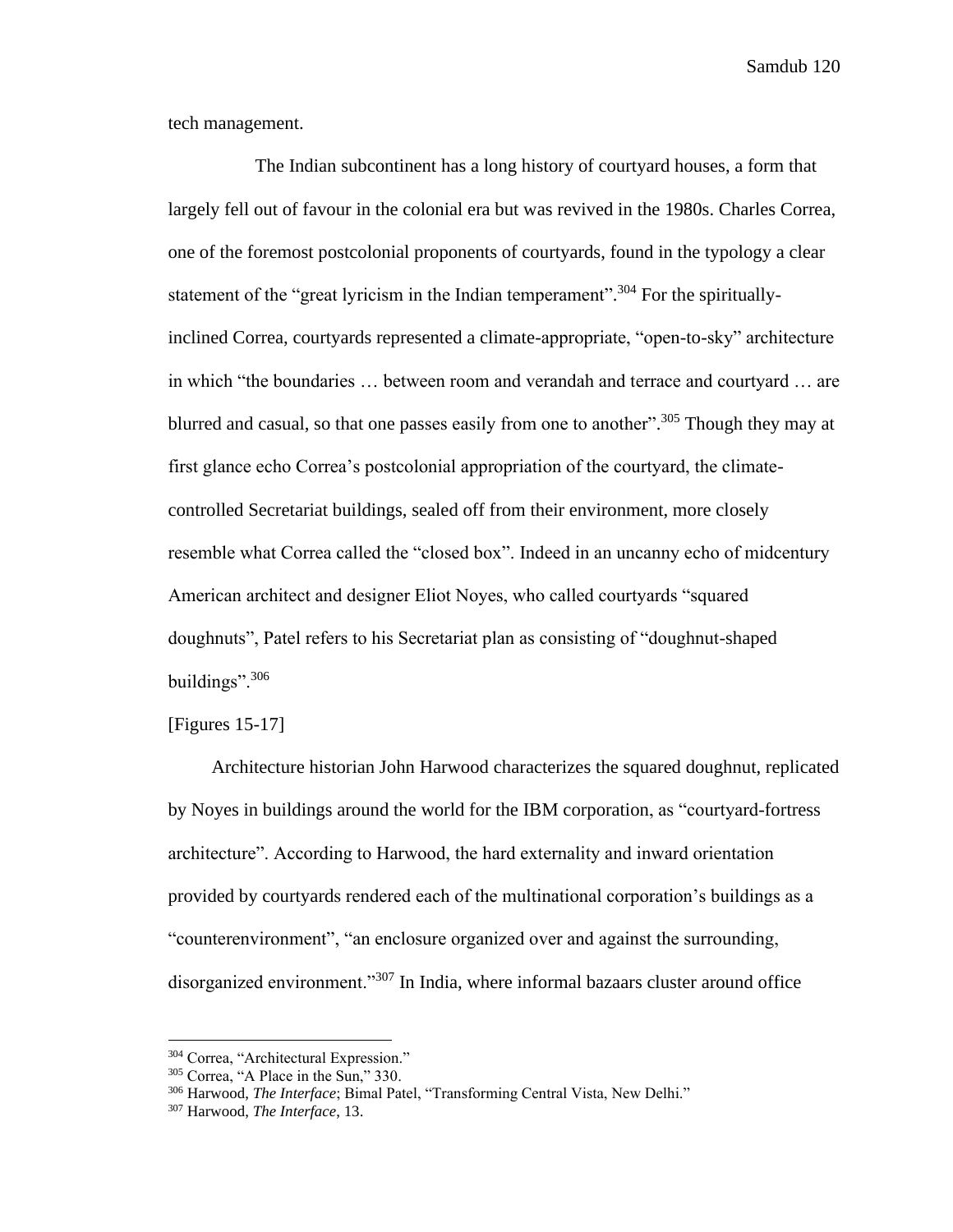tech management.

The Indian subcontinent has a long history of courtyard houses, a form that largely fell out of favour in the colonial era but was revived in the 1980s. Charles Correa, one of the foremost postcolonial proponents of courtyards, found in the typology a clear statement of the "great lyricism in the Indian temperament".[304] For the spiritually-inclined Correa, courtyards represented a climate-appropriate, "open-to-sky" architecture in which "the boundaries … between room and verandah and terrace and courtyard … are blurred and casual, so that one passes easily from one to another".[305] Though they may at first glance echo Correa's postcolonial appropriation of the courtyard, the climate-controlled Secretariat buildings, sealed off from their environment, more closely resemble what Correa called the "closed box". Indeed in an uncanny echo of midcentury American architect and designer Eliot Noyes, who called courtyards "squared doughnuts", Patel refers to his Secretariat plan as consisting of "doughnut-shaped buildings".[306]

[Figures 15-17]

Architecture historian John Harwood characterizes the squared doughnut, replicated by Noyes in buildings around the world for the IBM corporation, as "courtyard-fortress architecture". According to Harwood, the hard externality and inward orientation provided by courtyards rendered each of the multinational corporation's buildings as a "counterenvironment", "an enclosure organized over and against the surrounding, disorganized environment."[307] In India, where informal bazaars cluster around office

---

[304] Correa, "Architectural Expression."

[305] Correa, "A Place in the Sun," 330.

[306] Harwood, *The Interface*; Bimal Patel, "Transforming Central Vista, New Delhi."

[307] Harwood, *The Interface*, 13.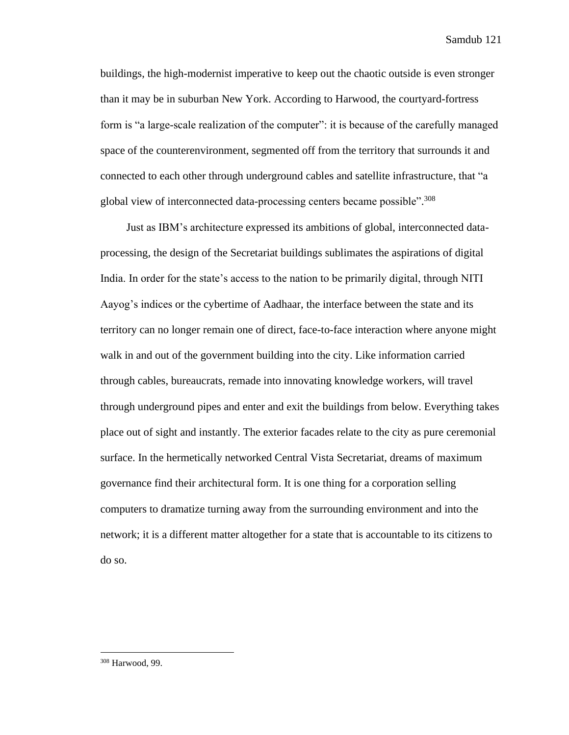buildings, the high-modernist imperative to keep out the chaotic outside is even stronger than it may be in suburban New York. According to Harwood, the courtyard-fortress form is "a large-scale realization of the computer": it is because of the carefully managed space of the counterenvironment, segmented off from the territory that surrounds it and connected to each other through underground cables and satellite infrastructure, that "a global view of interconnected data-processing centers became possible".[308]

Just as IBM's architecture expressed its ambitions of global, interconnected data-processing, the design of the Secretariat buildings sublimates the aspirations of digital India. In order for the state's access to the nation to be primarily digital, through NITI Aayog's indices or the cybertime of Aadhaar, the interface between the state and its territory can no longer remain one of direct, face-to-face interaction where anyone might walk in and out of the government building into the city. Like information carried through cables, bureaucrats, remade into innovating knowledge workers, will travel through underground pipes and enter and exit the buildings from below. Everything takes place out of sight and instantly. The exterior facades relate to the city as pure ceremonial surface. In the hermetically networked Central Vista Secretariat, dreams of maximum governance find their architectural form. It is one thing for a corporation selling computers to dramatize turning away from the surrounding environment and into the network; it is a different matter altogether for a state that is accountable to its citizens to do so.

---

[308] Harwood, 99.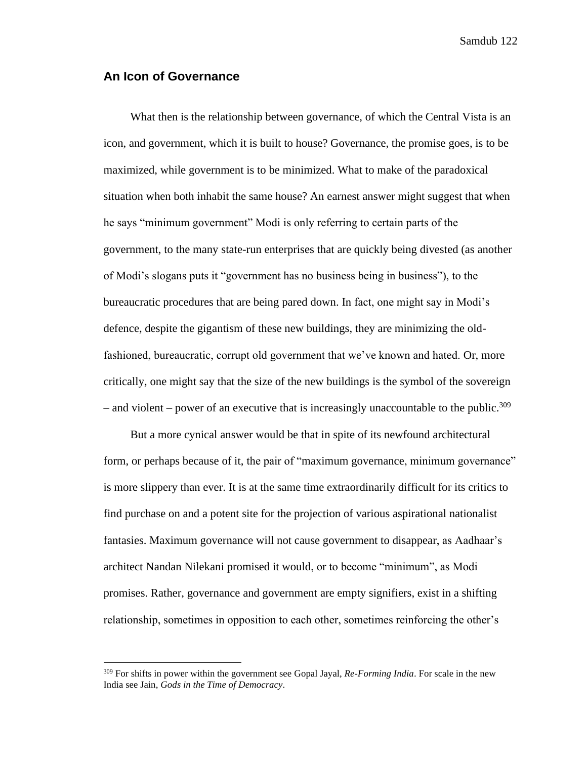## An Icon of Governance

What then is the relationship between governance, of which the Central Vista is an icon, and government, which it is built to house? Governance, the promise goes, is to be maximized, while government is to be minimized. What to make of the paradoxical situation when both inhabit the same house? An earnest answer might suggest that when he says "minimum government" Modi is only referring to certain parts of the government, to the many state-run enterprises that are quickly being divested (as another of Modi's slogans puts it "government has no business being in business"), to the bureaucratic procedures that are being pared down. In fact, one might say in Modi's defence, despite the gigantism of these new buildings, they are minimizing the old-fashioned, bureaucratic, corrupt old government that we've known and hated. Or, more critically, one might say that the size of the new buildings is the symbol of the sovereign – and violent – power of an executive that is increasingly unaccountable to the public.[309]

But a more cynical answer would be that in spite of its newfound architectural form, or perhaps because of it, the pair of "maximum governance, minimum governance" is more slippery than ever. It is at the same time extraordinarily difficult for its critics to find purchase on and a potent site for the projection of various aspirational nationalist fantasies. Maximum governance will not cause government to disappear, as Aadhaar's architect Nandan Nilekani promised it would, or to become "minimum", as Modi promises. Rather, governance and government are empty signifiers, exist in a shifting relationship, sometimes in opposition to each other, sometimes reinforcing the other's

[309] For shifts in power within the government see Gopal Jayal, *Re-Forming India*. For scale in the new India see Jain, *Gods in the Time of Democracy*.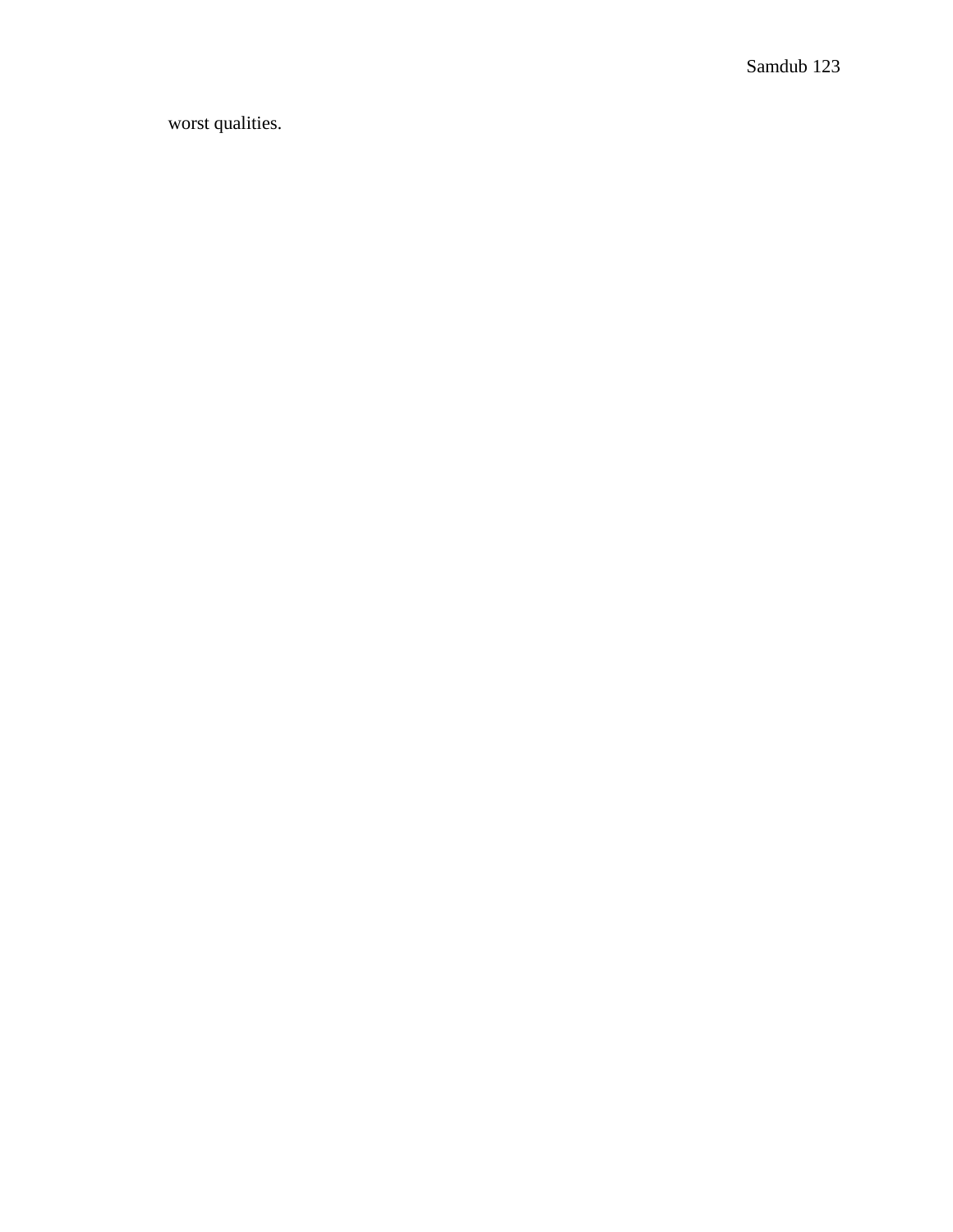worst qualities.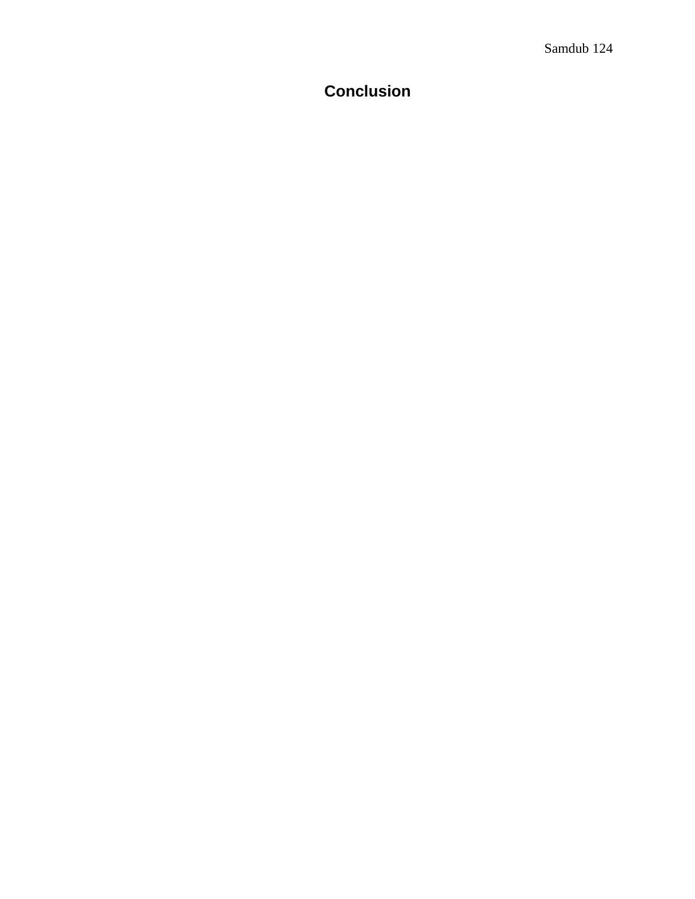# Conclusion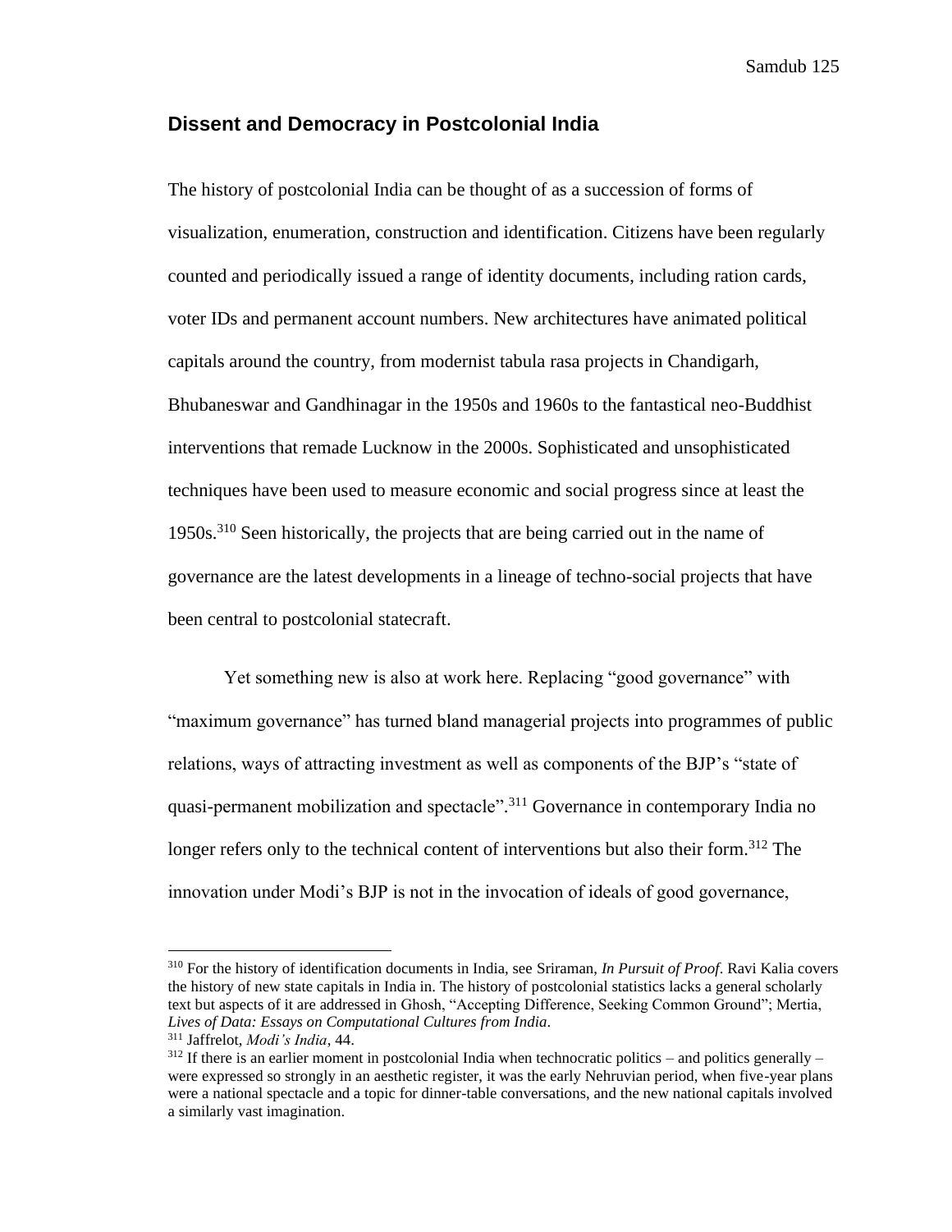## Dissent and Democracy in Postcolonial India

The history of postcolonial India can be thought of as a succession of forms of visualization, enumeration, construction and identification. Citizens have been regularly counted and periodically issued a range of identity documents, including ration cards, voter IDs and permanent account numbers. New architectures have animated political capitals around the country, from modernist tabula rasa projects in Chandigarh, Bhubaneswar and Gandhinagar in the 1950s and 1960s to the fantastical neo-Buddhist interventions that remade Lucknow in the 2000s. Sophisticated and unsophisticated techniques have been used to measure economic and social progress since at least the 1950s.[310] Seen historically, the projects that are being carried out in the name of governance are the latest developments in a lineage of techno-social projects that have been central to postcolonial statecraft.

Yet something new is also at work here. Replacing "good governance" with "maximum governance" has turned bland managerial projects into programmes of public relations, ways of attracting investment as well as components of the BJP's "state of quasi-permanent mobilization and spectacle".[311] Governance in contemporary India no longer refers only to the technical content of interventions but also their form.[312] The innovation under Modi's BJP is not in the invocation of ideals of good governance,

---

[310] For the history of identification documents in India, see Sriraman, *In Pursuit of Proof*. Ravi Kalia covers the history of new state capitals in India in. The history of postcolonial statistics lacks a general scholarly text but aspects of it are addressed in Ghosh, "Accepting Difference, Seeking Common Ground"; Mertia, *Lives of Data: Essays on Computational Cultures from India*.

[311] Jaffrelot, *Modi's India*, 44.

[312] If there is an earlier moment in postcolonial India when technocratic politics – and politics generally – were expressed so strongly in an aesthetic register, it was the early Nehruvian period, when five-year plans were a national spectacle and a topic for dinner-table conversations, and the new national capitals involved a similarly vast imagination.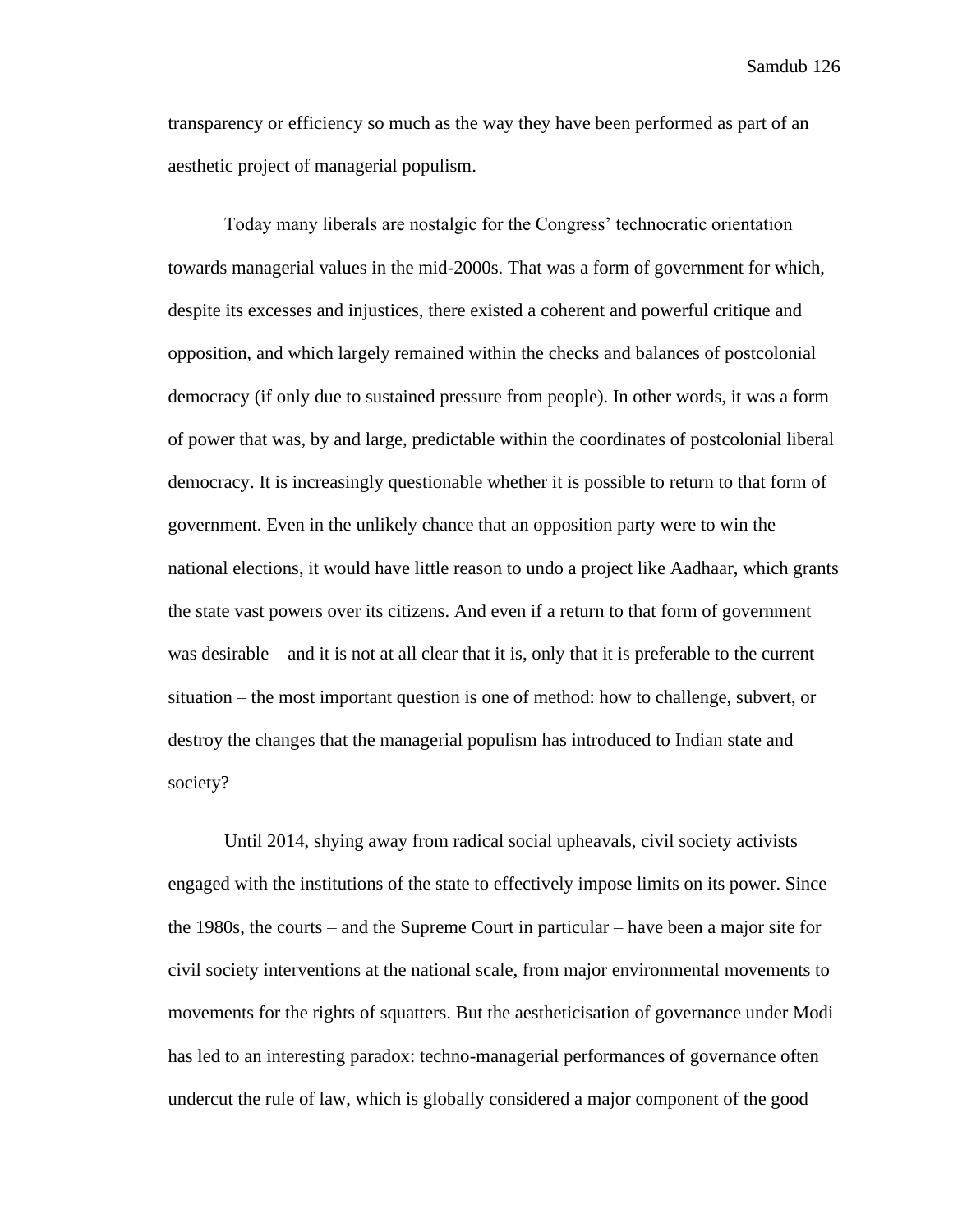transparency or efficiency so much as the way they have been performed as part of an aesthetic project of managerial populism.

Today many liberals are nostalgic for the Congress' technocratic orientation towards managerial values in the mid-2000s. That was a form of government for which, despite its excesses and injustices, there existed a coherent and powerful critique and opposition, and which largely remained within the checks and balances of postcolonial democracy (if only due to sustained pressure from people). In other words, it was a form of power that was, by and large, predictable within the coordinates of postcolonial liberal democracy. It is increasingly questionable whether it is possible to return to that form of government. Even in the unlikely chance that an opposition party were to win the national elections, it would have little reason to undo a project like Aadhaar, which grants the state vast powers over its citizens. And even if a return to that form of government was desirable – and it is not at all clear that it is, only that it is preferable to the current situation – the most important question is one of method: how to challenge, subvert, or destroy the changes that the managerial populism has introduced to Indian state and society?

Until 2014, shying away from radical social upheavals, civil society activists engaged with the institutions of the state to effectively impose limits on its power. Since the 1980s, the courts – and the Supreme Court in particular – have been a major site for civil society interventions at the national scale, from major environmental movements to movements for the rights of squatters. But the aestheticisation of governance under Modi has led to an interesting paradox: techno-managerial performances of governance often undercut the rule of law, which is globally considered a major component of the good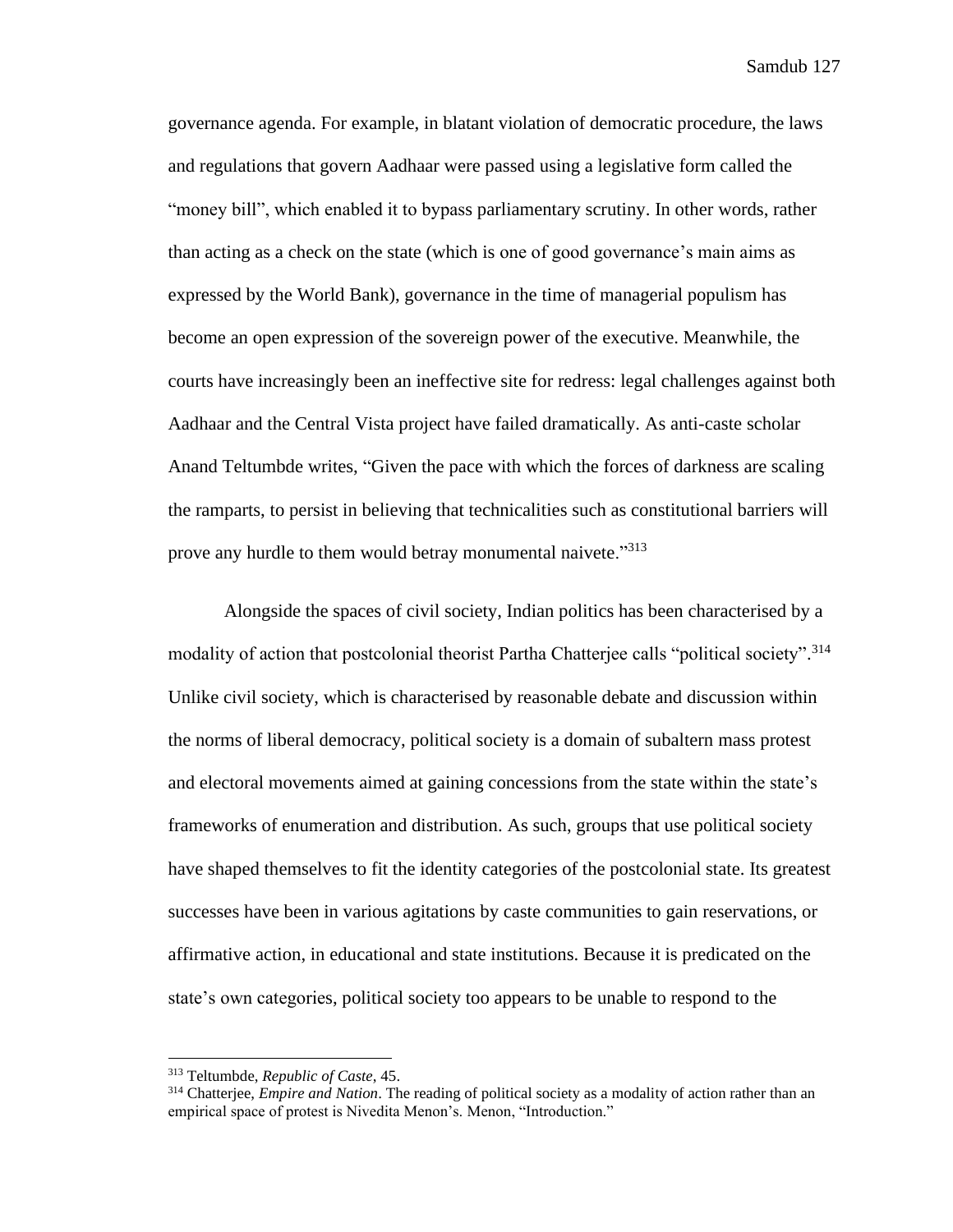governance agenda. For example, in blatant violation of democratic procedure, the laws and regulations that govern Aadhaar were passed using a legislative form called the "money bill", which enabled it to bypass parliamentary scrutiny. In other words, rather than acting as a check on the state (which is one of good governance's main aims as expressed by the World Bank), governance in the time of managerial populism has become an open expression of the sovereign power of the executive. Meanwhile, the courts have increasingly been an ineffective site for redress: legal challenges against both Aadhaar and the Central Vista project have failed dramatically. As anti-caste scholar Anand Teltumbde writes, "Given the pace with which the forces of darkness are scaling the ramparts, to persist in believing that technicalities such as constitutional barriers will prove any hurdle to them would betray monumental naivete."[313]

Alongside the spaces of civil society, Indian politics has been characterised by a modality of action that postcolonial theorist Partha Chatterjee calls "political society".[314] Unlike civil society, which is characterised by reasonable debate and discussion within the norms of liberal democracy, political society is a domain of subaltern mass protest and electoral movements aimed at gaining concessions from the state within the state's frameworks of enumeration and distribution. As such, groups that use political society have shaped themselves to fit the identity categories of the postcolonial state. Its greatest successes have been in various agitations by caste communities to gain reservations, or affirmative action, in educational and state institutions. Because it is predicated on the state's own categories, political society too appears to be unable to respond to the

[313] Teltumbde, *Republic of Caste*, 45.

[314] Chatterjee, *Empire and Nation*. The reading of political society as a modality of action rather than an empirical space of protest is Nivedita Menon's. Menon, "Introduction."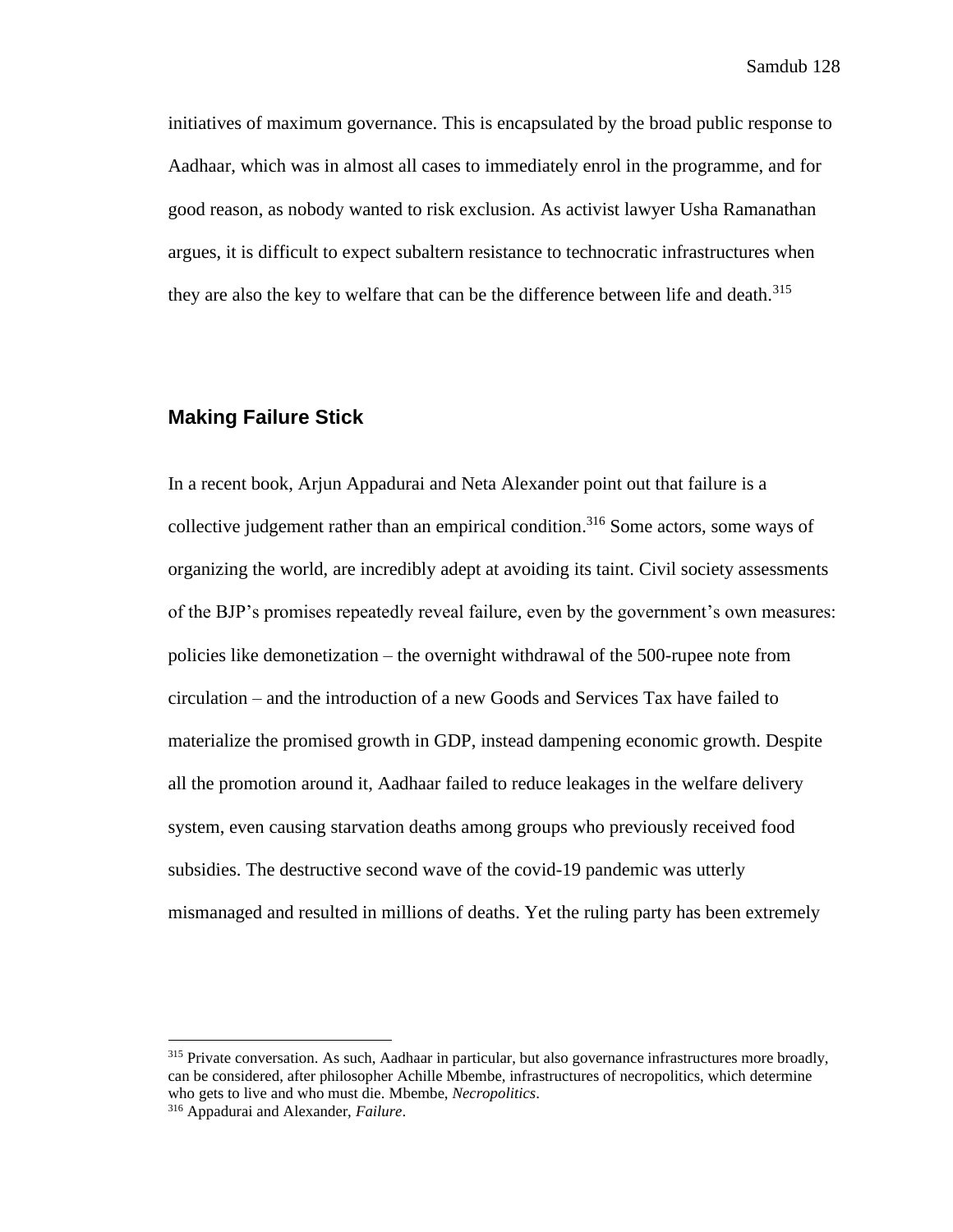initiatives of maximum governance. This is encapsulated by the broad public response to Aadhaar, which was in almost all cases to immediately enrol in the programme, and for good reason, as nobody wanted to risk exclusion. As activist lawyer Usha Ramanathan argues, it is difficult to expect subaltern resistance to technocratic infrastructures when they are also the key to welfare that can be the difference between life and death.[315]

## Making Failure Stick

In a recent book, Arjun Appadurai and Neta Alexander point out that failure is a collective judgement rather than an empirical condition.[316] Some actors, some ways of organizing the world, are incredibly adept at avoiding its taint. Civil society assessments of the BJP's promises repeatedly reveal failure, even by the government's own measures: policies like demonetization – the overnight withdrawal of the 500-rupee note from circulation – and the introduction of a new Goods and Services Tax have failed to materialize the promised growth in GDP, instead dampening economic growth. Despite all the promotion around it, Aadhaar failed to reduce leakages in the welfare delivery system, even causing starvation deaths among groups who previously received food subsidies. The destructive second wave of the covid-19 pandemic was utterly mismanaged and resulted in millions of deaths. Yet the ruling party has been extremely

[315] Private conversation. As such, Aadhaar in particular, but also governance infrastructures more broadly, can be considered, after philosopher Achille Mbembe, infrastructures of necropolitics, which determine who gets to live and who must die. Mbembe, *Necropolitics*.

[316] Appadurai and Alexander, *Failure*.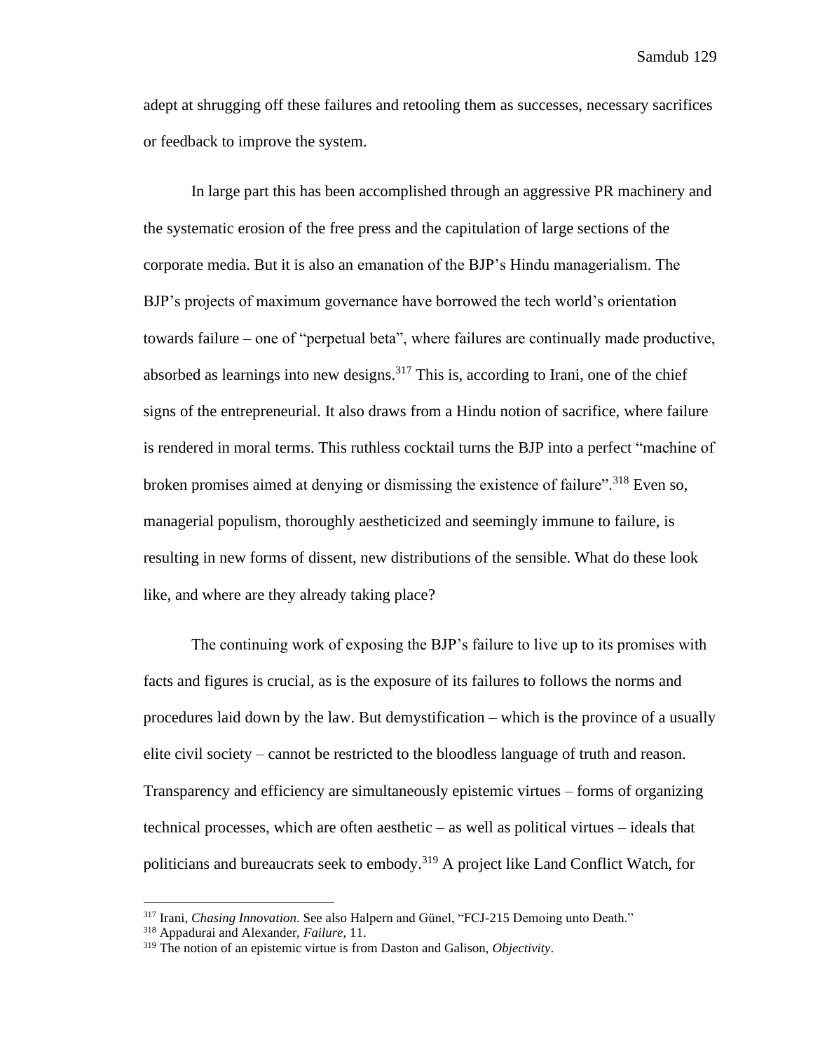adept at shrugging off these failures and retooling them as successes, necessary sacrifices or feedback to improve the system.

In large part this has been accomplished through an aggressive PR machinery and the systematic erosion of the free press and the capitulation of large sections of the corporate media. But it is also an emanation of the BJP's Hindu managerialism. The BJP's projects of maximum governance have borrowed the tech world's orientation towards failure – one of "perpetual beta", where failures are continually made productive, absorbed as learnings into new designs.[317] This is, according to Irani, one of the chief signs of the entrepreneurial. It also draws from a Hindu notion of sacrifice, where failure is rendered in moral terms. This ruthless cocktail turns the BJP into a perfect "machine of broken promises aimed at denying or dismissing the existence of failure".[318] Even so, managerial populism, thoroughly aestheticized and seemingly immune to failure, is resulting in new forms of dissent, new distributions of the sensible. What do these look like, and where are they already taking place?

The continuing work of exposing the BJP's failure to live up to its promises with facts and figures is crucial, as is the exposure of its failures to follows the norms and procedures laid down by the law. But demystification – which is the province of a usually elite civil society – cannot be restricted to the bloodless language of truth and reason. Transparency and efficiency are simultaneously epistemic virtues – forms of organizing technical processes, which are often aesthetic – as well as political virtues – ideals that politicians and bureaucrats seek to embody.[319] A project like Land Conflict Watch, for

---

[317] Irani, *Chasing Innovation*. See also Halpern and Günel, "FCJ-215 Demoing unto Death."

[318] Appadurai and Alexander, *Failure*, 11.

[319] The notion of an epistemic virtue is from Daston and Galison, *Objectivity*.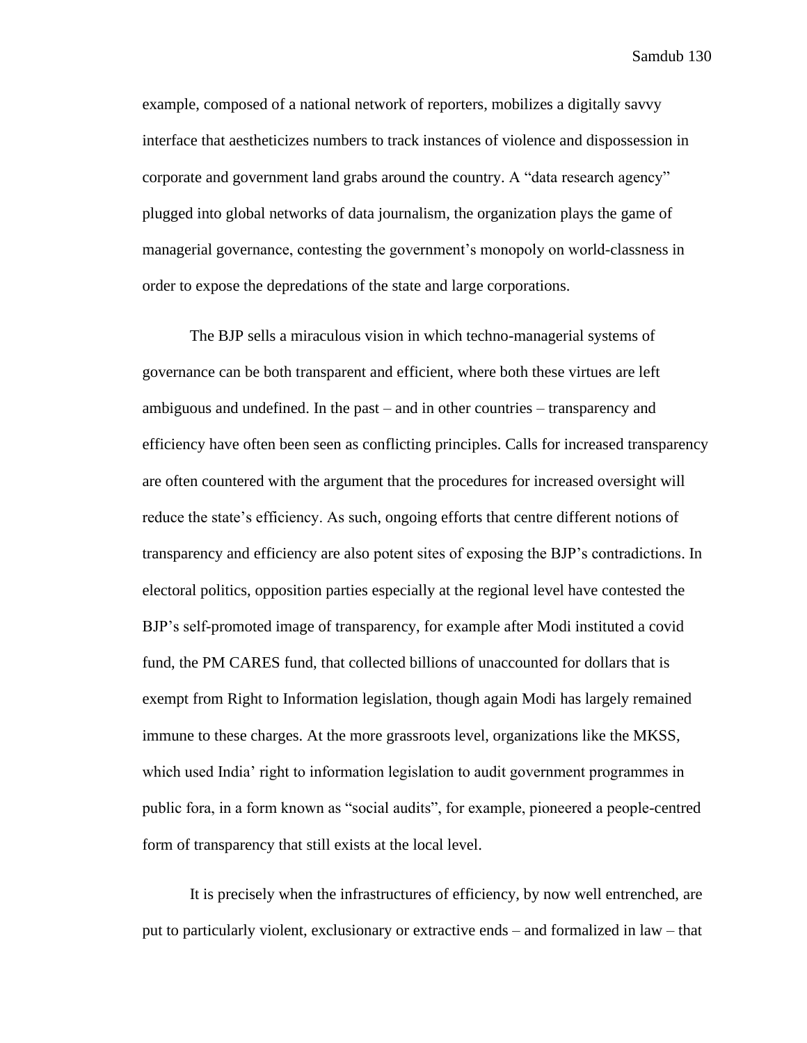example, composed of a national network of reporters, mobilizes a digitally savvy interface that aestheticizes numbers to track instances of violence and dispossession in corporate and government land grabs around the country. A "data research agency" plugged into global networks of data journalism, the organization plays the game of managerial governance, contesting the government's monopoly on world-classness in order to expose the depredations of the state and large corporations.

The BJP sells a miraculous vision in which techno-managerial systems of governance can be both transparent and efficient, where both these virtues are left ambiguous and undefined. In the past – and in other countries – transparency and efficiency have often been seen as conflicting principles. Calls for increased transparency are often countered with the argument that the procedures for increased oversight will reduce the state's efficiency. As such, ongoing efforts that centre different notions of transparency and efficiency are also potent sites of exposing the BJP's contradictions. In electoral politics, opposition parties especially at the regional level have contested the BJP's self-promoted image of transparency, for example after Modi instituted a covid fund, the PM CARES fund, that collected billions of unaccounted for dollars that is exempt from Right to Information legislation, though again Modi has largely remained immune to these charges. At the more grassroots level, organizations like the MKSS, which used India' right to information legislation to audit government programmes in public fora, in a form known as "social audits", for example, pioneered a people-centred form of transparency that still exists at the local level.

It is precisely when the infrastructures of efficiency, by now well entrenched, are put to particularly violent, exclusionary or extractive ends – and formalized in law – that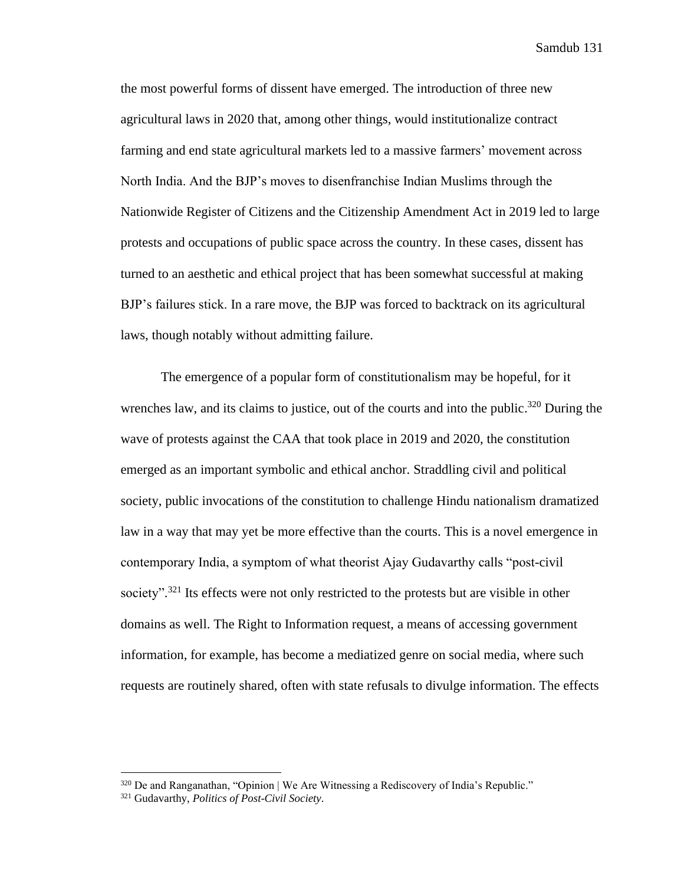the most powerful forms of dissent have emerged. The introduction of three new agricultural laws in 2020 that, among other things, would institutionalize contract farming and end state agricultural markets led to a massive farmers' movement across North India. And the BJP's moves to disenfranchise Indian Muslims through the Nationwide Register of Citizens and the Citizenship Amendment Act in 2019 led to large protests and occupations of public space across the country. In these cases, dissent has turned to an aesthetic and ethical project that has been somewhat successful at making BJP's failures stick. In a rare move, the BJP was forced to backtrack on its agricultural laws, though notably without admitting failure.

The emergence of a popular form of constitutionalism may be hopeful, for it wrenches law, and its claims to justice, out of the courts and into the public.[320] During the wave of protests against the CAA that took place in 2019 and 2020, the constitution emerged as an important symbolic and ethical anchor. Straddling civil and political society, public invocations of the constitution to challenge Hindu nationalism dramatized law in a way that may yet be more effective than the courts. This is a novel emergence in contemporary India, a symptom of what theorist Ajay Gudavarthy calls "post-civil society".[321] Its effects were not only restricted to the protests but are visible in other domains as well. The Right to Information request, a means of accessing government information, for example, has become a mediatized genre on social media, where such requests are routinely shared, often with state refusals to divulge information. The effects

---

[320] De and Ranganathan, "Opinion | We Are Witnessing a Rediscovery of India's Republic."

[321] Gudavarthy, *Politics of Post-Civil Society*.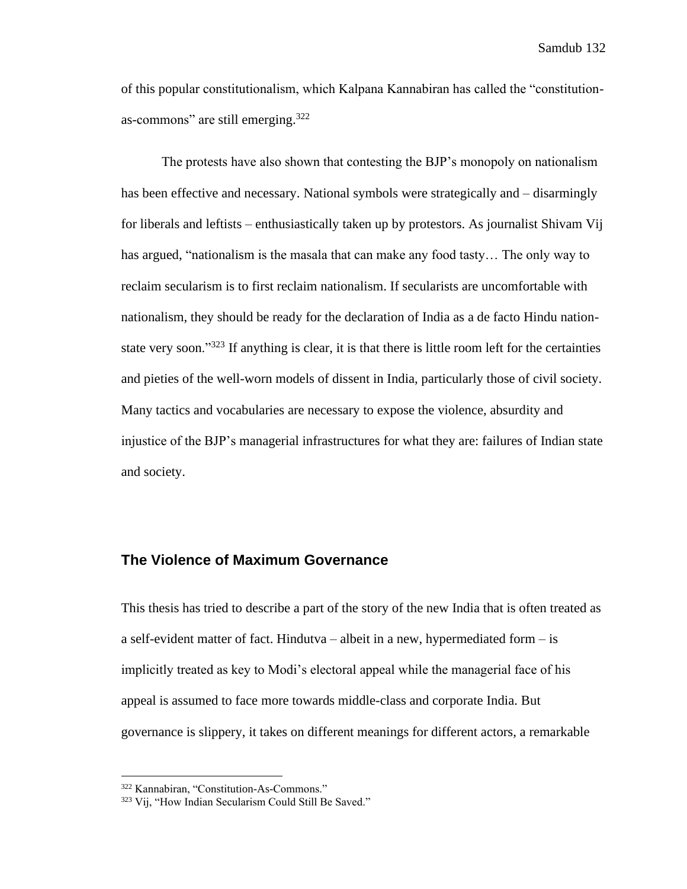of this popular constitutionalism, which Kalpana Kannabiran has called the "constitution-as-commons" are still emerging.[322]

The protests have also shown that contesting the BJP's monopoly on nationalism has been effective and necessary. National symbols were strategically and – disarmingly for liberals and leftists – enthusiastically taken up by protestors. As journalist Shivam Vij has argued, "nationalism is the masala that can make any food tasty… The only way to reclaim secularism is to first reclaim nationalism. If secularists are uncomfortable with nationalism, they should be ready for the declaration of India as a de facto Hindu nation-state very soon."[323] If anything is clear, it is that there is little room left for the certainties and pieties of the well-worn models of dissent in India, particularly those of civil society. Many tactics and vocabularies are necessary to expose the violence, absurdity and injustice of the BJP's managerial infrastructures for what they are: failures of Indian state and society.

## The Violence of Maximum Governance

This thesis has tried to describe a part of the story of the new India that is often treated as a self-evident matter of fact. Hindutva – albeit in a new, hypermediated form – is implicitly treated as key to Modi's electoral appeal while the managerial face of his appeal is assumed to face more towards middle-class and corporate India. But governance is slippery, it takes on different meanings for different actors, a remarkable

[322] Kannabiran, "Constitution-As-Commons."

[323] Vij, "How Indian Secularism Could Still Be Saved."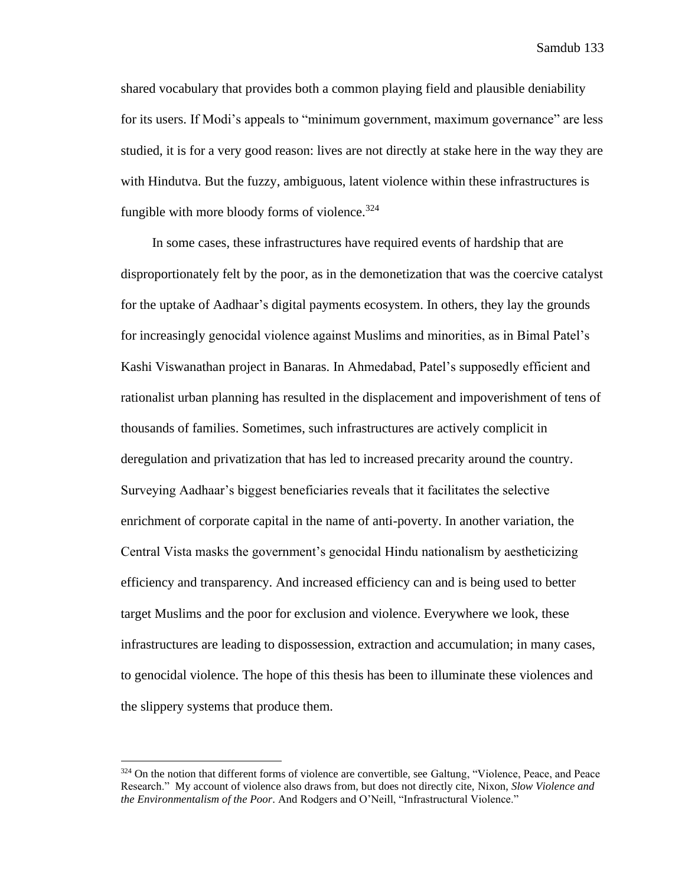shared vocabulary that provides both a common playing field and plausible deniability for its users. If Modi's appeals to "minimum government, maximum governance" are less studied, it is for a very good reason: lives are not directly at stake here in the way they are with Hindutva. But the fuzzy, ambiguous, latent violence within these infrastructures is fungible with more bloody forms of violence.[324]

In some cases, these infrastructures have required events of hardship that are disproportionately felt by the poor, as in the demonetization that was the coercive catalyst for the uptake of Aadhaar's digital payments ecosystem. In others, they lay the grounds for increasingly genocidal violence against Muslims and minorities, as in Bimal Patel's Kashi Viswanathan project in Banaras. In Ahmedabad, Patel's supposedly efficient and rationalist urban planning has resulted in the displacement and impoverishment of tens of thousands of families. Sometimes, such infrastructures are actively complicit in deregulation and privatization that has led to increased precarity around the country. Surveying Aadhaar's biggest beneficiaries reveals that it facilitates the selective enrichment of corporate capital in the name of anti-poverty. In another variation, the Central Vista masks the government's genocidal Hindu nationalism by aestheticizing efficiency and transparency. And increased efficiency can and is being used to better target Muslims and the poor for exclusion and violence. Everywhere we look, these infrastructures are leading to dispossession, extraction and accumulation; in many cases, to genocidal violence. The hope of this thesis has been to illuminate these violences and the slippery systems that produce them.

---

[324] On the notion that different forms of violence are convertible, see Galtung, "Violence, Peace, and Peace Research." My account of violence also draws from, but does not directly cite, Nixon, *Slow Violence and the Environmentalism of the Poor*. And Rodgers and O'Neill, "Infrastructural Violence."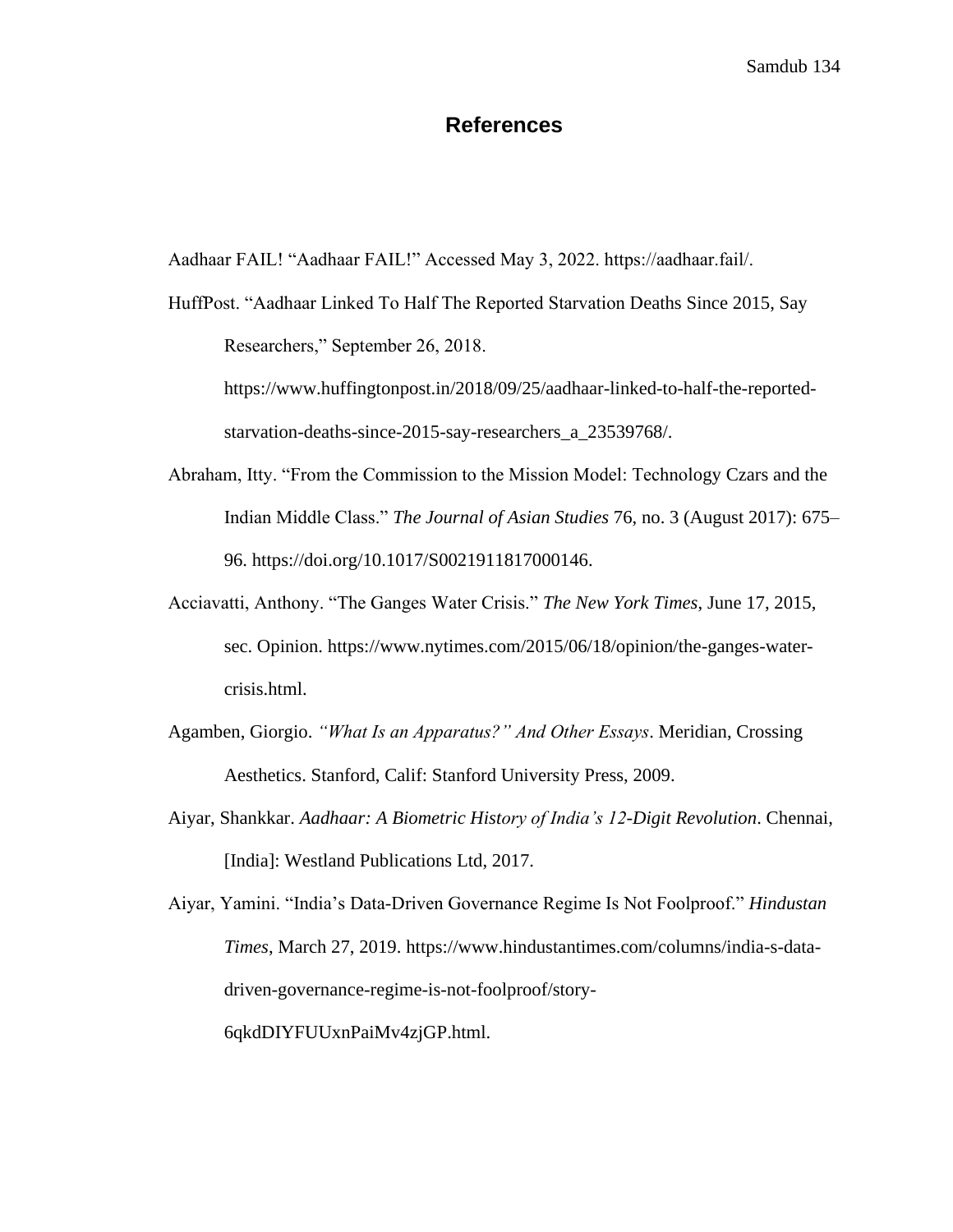# References

Aadhaar FAIL! "Aadhaar FAIL!" Accessed May 3, 2022. https://aadhaar.fail/.

HuffPost. "Aadhaar Linked To Half The Reported Starvation Deaths Since 2015, Say Researchers," September 26, 2018. https://www.huffingtonpost.in/2018/09/25/aadhaar-linked-to-half-the-reported-starvation-deaths-since-2015-say-researchers_a_23539768/.

Abraham, Itty. "From the Commission to the Mission Model: Technology Czars and the Indian Middle Class." *The Journal of Asian Studies* 76, no. 3 (August 2017): 675–96. https://doi.org/10.1017/S0021911817000146.

Acciavatti, Anthony. "The Ganges Water Crisis." *The New York Times*, June 17, 2015, sec. Opinion. https://www.nytimes.com/2015/06/18/opinion/the-ganges-water-crisis.html.

Agamben, Giorgio. *"What Is an Apparatus?" And Other Essays*. Meridian, Crossing Aesthetics. Stanford, Calif: Stanford University Press, 2009.

Aiyar, Shankkar. *Aadhaar: A Biometric History of India's 12-Digit Revolution*. Chennai, [India]: Westland Publications Ltd, 2017.

Aiyar, Yamini. "India's Data-Driven Governance Regime Is Not Foolproof." *Hindustan Times*, March 27, 2019. https://www.hindustantimes.com/columns/india-s-data-driven-governance-regime-is-not-foolproof/story-6qkdDIYFUUxnPaiMv4zjGP.html.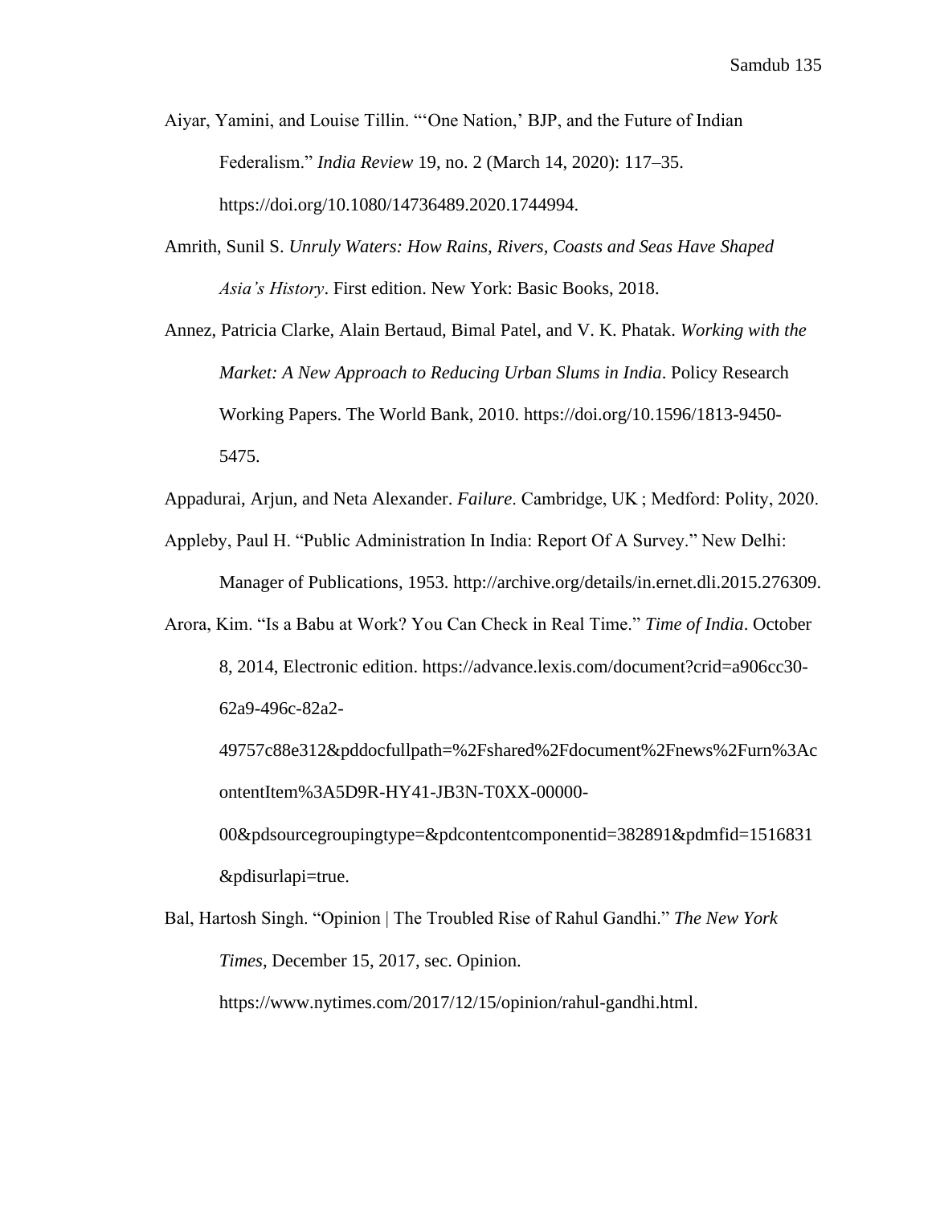Aiyar, Yamini, and Louise Tillin. "'One Nation,' BJP, and the Future of Indian Federalism." *India Review* 19, no. 2 (March 14, 2020): 117–35. https://doi.org/10.1080/14736489.2020.1744994.

Amrith, Sunil S. *Unruly Waters: How Rains, Rivers, Coasts and Seas Have Shaped Asia's History*. First edition. New York: Basic Books, 2018.

Annez, Patricia Clarke, Alain Bertaud, Bimal Patel, and V. K. Phatak. *Working with the Market: A New Approach to Reducing Urban Slums in India*. Policy Research Working Papers. The World Bank, 2010. https://doi.org/10.1596/1813-9450-5475.

Appadurai, Arjun, and Neta Alexander. *Failure*. Cambridge, UK ; Medford: Polity, 2020.

Appleby, Paul H. "Public Administration In India: Report Of A Survey." New Delhi: Manager of Publications, 1953. http://archive.org/details/in.ernet.dli.2015.276309.

Arora, Kim. "Is a Babu at Work? You Can Check in Real Time." *Time of India*. October 8, 2014, Electronic edition. https://advance.lexis.com/document?crid=a906cc30-62a9-496c-82a2-49757c88e312&pddocfullpath=%2Fshared%2Fdocument%2Fnews%2Furn%3AcontentItem%3A5D9R-HY41-JB3N-T0XX-00000-00&pdsourcegroupingtype=&pdcontentcomponentid=382891&pdmfid=1516831&pdisurlapi=true.

Bal, Hartosh Singh. "Opinion | The Troubled Rise of Rahul Gandhi." *The New York Times*, December 15, 2017, sec. Opinion. https://www.nytimes.com/2017/12/15/opinion/rahul-gandhi.html.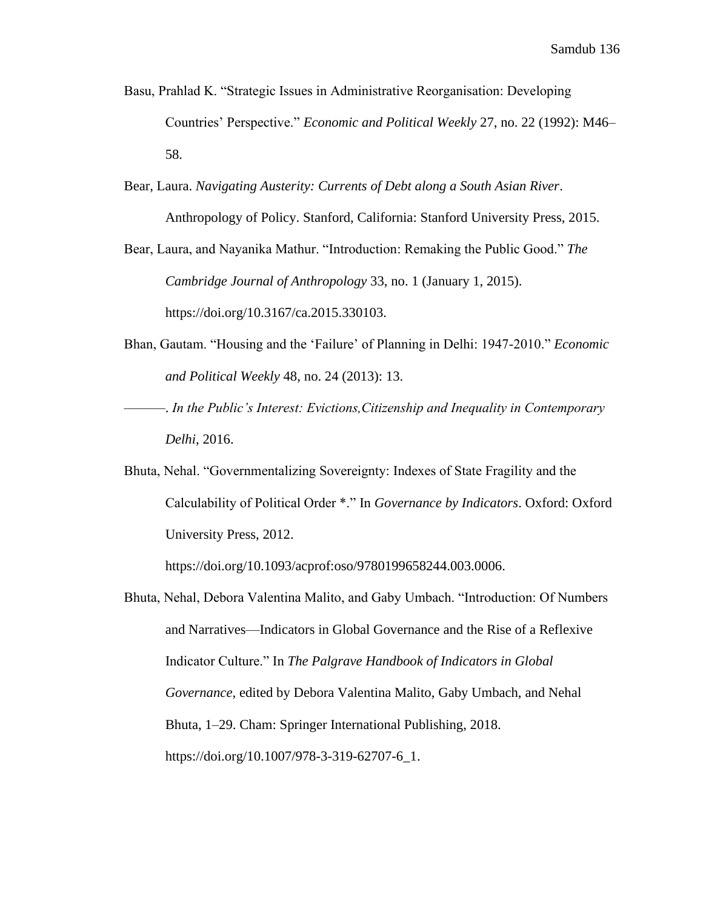Basu, Prahlad K. "Strategic Issues in Administrative Reorganisation: Developing Countries' Perspective." *Economic and Political Weekly* 27, no. 22 (1992): M46–58.

Bear, Laura. *Navigating Austerity: Currents of Debt along a South Asian River*. Anthropology of Policy. Stanford, California: Stanford University Press, 2015.

Bear, Laura, and Nayanika Mathur. "Introduction: Remaking the Public Good." *The Cambridge Journal of Anthropology* 33, no. 1 (January 1, 2015). https://doi.org/10.3167/ca.2015.330103.

Bhan, Gautam. "Housing and the 'Failure' of Planning in Delhi: 1947-2010." *Economic and Political Weekly* 48, no. 24 (2013): 13.

———. *In the Public's Interest: Evictions,Citizenship and Inequality in Contemporary Delhi*, 2016.

Bhuta, Nehal. "Governmentalizing Sovereignty: Indexes of State Fragility and the Calculability of Political Order *." In *Governance by Indicators*. Oxford: Oxford University Press, 2012. https://doi.org/10.1093/acprof:oso/9780199658244.003.0006.

Bhuta, Nehal, Debora Valentina Malito, and Gaby Umbach. "Introduction: Of Numbers and Narratives—Indicators in Global Governance and the Rise of a Reflexive Indicator Culture." In *The Palgrave Handbook of Indicators in Global Governance*, edited by Debora Valentina Malito, Gaby Umbach, and Nehal Bhuta, 1–29. Cham: Springer International Publishing, 2018. https://doi.org/10.1007/978-3-319-62707-6_1.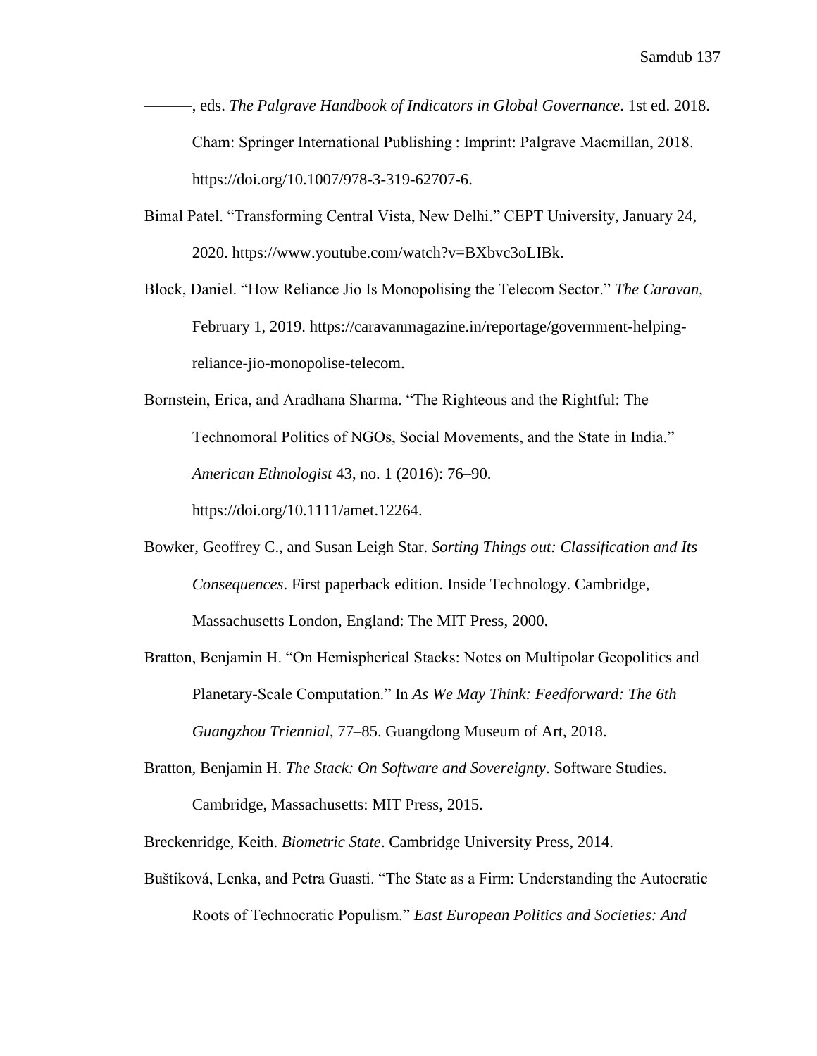———, eds. *The Palgrave Handbook of Indicators in Global Governance*. 1st ed. 2018. Cham: Springer International Publishing : Imprint: Palgrave Macmillan, 2018. https://doi.org/10.1007/978-3-319-62707-6.

Bimal Patel. “Transforming Central Vista, New Delhi.” CEPT University, January 24, 2020. https://www.youtube.com/watch?v=BXbvc3oLIBk.

Block, Daniel. “How Reliance Jio Is Monopolising the Telecom Sector.” *The Caravan*, February 1, 2019. https://caravanmagazine.in/reportage/government-helping-reliance-jio-monopolise-telecom.

Bornstein, Erica, and Aradhana Sharma. “The Righteous and the Rightful: The Technomoral Politics of NGOs, Social Movements, and the State in India.” *American Ethnologist* 43, no. 1 (2016): 76–90. https://doi.org/10.1111/amet.12264.

Bowker, Geoffrey C., and Susan Leigh Star. *Sorting Things out: Classification and Its Consequences*. First paperback edition. Inside Technology. Cambridge, Massachusetts London, England: The MIT Press, 2000.

Bratton, Benjamin H. “On Hemispherical Stacks: Notes on Multipolar Geopolitics and Planetary-Scale Computation.” In *As We May Think: Feedforward: The 6th Guangzhou Triennial*, 77–85. Guangdong Museum of Art, 2018.

Bratton, Benjamin H. *The Stack: On Software and Sovereignty*. Software Studies. Cambridge, Massachusetts: MIT Press, 2015.

Breckenridge, Keith. *Biometric State*. Cambridge University Press, 2014.

Buštíková, Lenka, and Petra Guasti. “The State as a Firm: Understanding the Autocratic Roots of Technocratic Populism.” *East European Politics and Societies: And*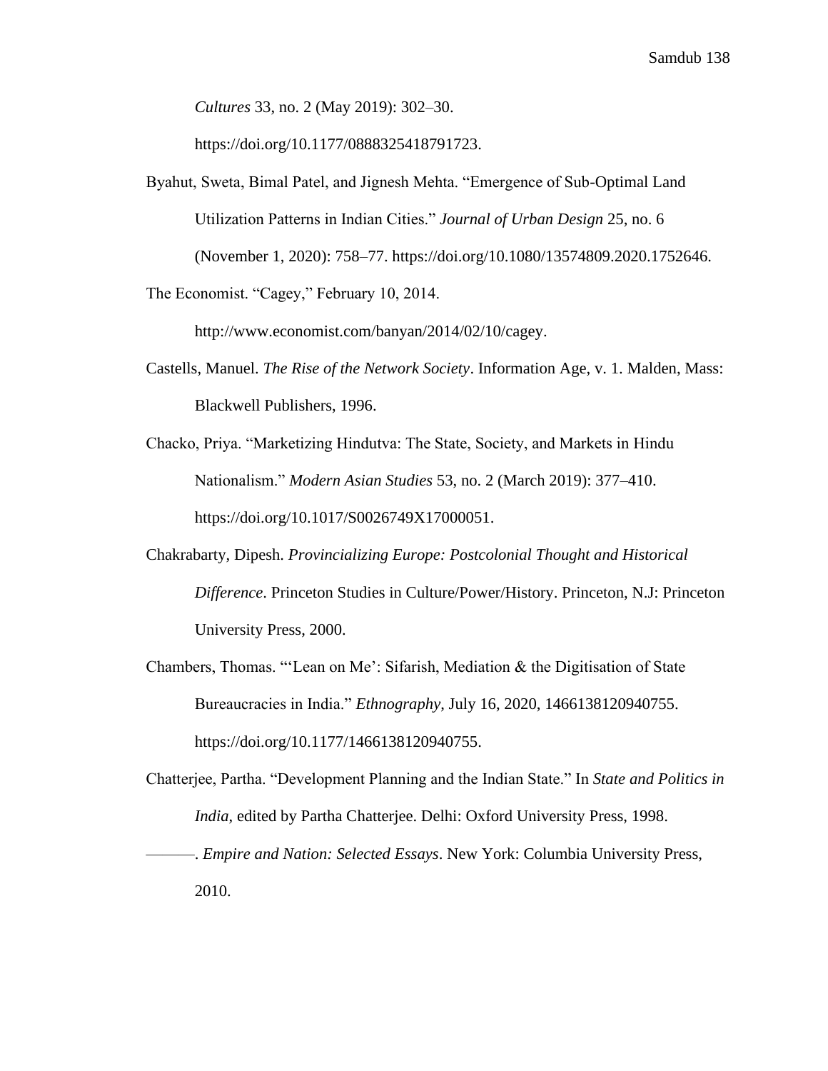*Cultures* 33, no. 2 (May 2019): 302–30. https://doi.org/10.1177/0888325418791723.

Byahut, Sweta, Bimal Patel, and Jignesh Mehta. "Emergence of Sub-Optimal Land Utilization Patterns in Indian Cities." *Journal of Urban Design* 25, no. 6 (November 1, 2020): 758–77. https://doi.org/10.1080/13574809.2020.1752646.

The Economist. "Cagey," February 10, 2014. http://www.economist.com/banyan/2014/02/10/cagey.

Castells, Manuel. *The Rise of the Network Society*. Information Age, v. 1. Malden, Mass: Blackwell Publishers, 1996.

Chacko, Priya. "Marketizing Hindutva: The State, Society, and Markets in Hindu Nationalism." *Modern Asian Studies* 53, no. 2 (March 2019): 377–410. https://doi.org/10.1017/S0026749X17000051.

Chakrabarty, Dipesh. *Provincializing Europe: Postcolonial Thought and Historical Difference*. Princeton Studies in Culture/Power/History. Princeton, N.J: Princeton University Press, 2000.

Chambers, Thomas. "'Lean on Me': Sifarish, Mediation & the Digitisation of State Bureaucracies in India." *Ethnography*, July 16, 2020, 1466138120940755. https://doi.org/10.1177/1466138120940755.

Chatterjee, Partha. "Development Planning and the Indian State." In *State and Politics in India*, edited by Partha Chatterjee. Delhi: Oxford University Press, 1998.

———. *Empire and Nation: Selected Essays*. New York: Columbia University Press, 2010.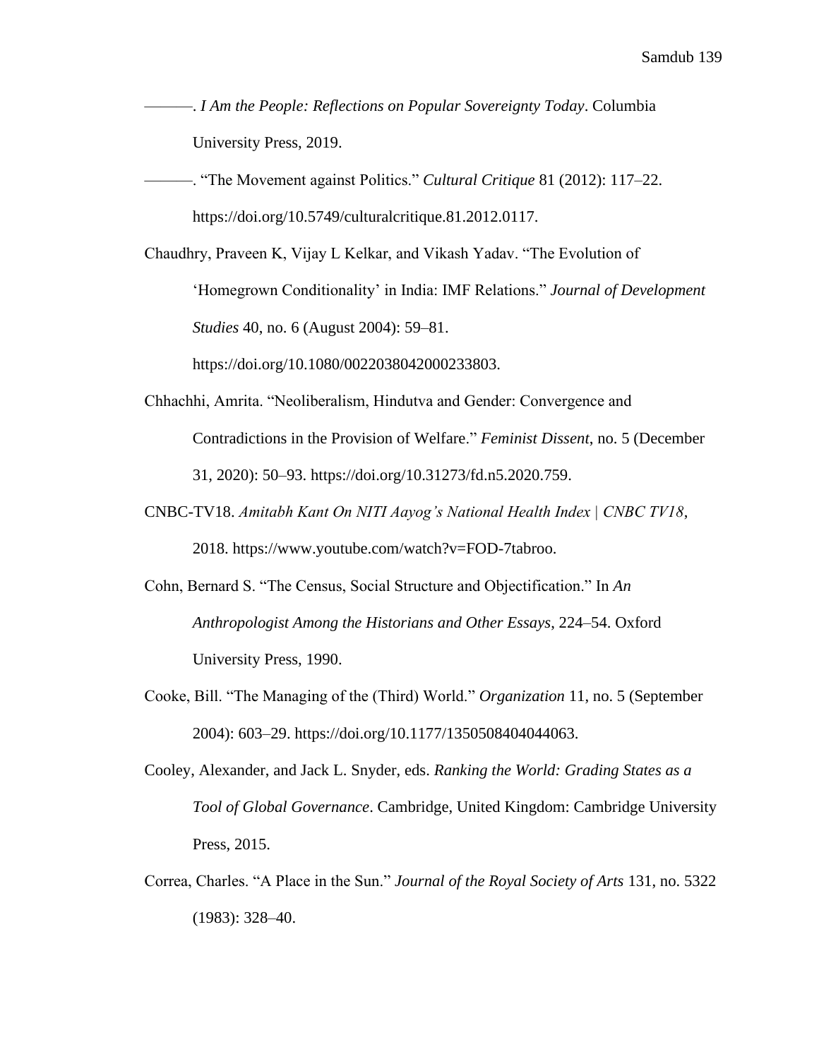———. *I Am the People: Reflections on Popular Sovereignty Today*. Columbia University Press, 2019.

———. "The Movement against Politics." *Cultural Critique* 81 (2012): 117–22. https://doi.org/10.5749/culturalcritique.81.2012.0117.

Chaudhry, Praveen K, Vijay L Kelkar, and Vikash Yadav. "The Evolution of 'Homegrown Conditionality' in India: IMF Relations." *Journal of Development Studies* 40, no. 6 (August 2004): 59–81. https://doi.org/10.1080/0022038042000233803.

Chhachhi, Amrita. "Neoliberalism, Hindutva and Gender: Convergence and Contradictions in the Provision of Welfare." *Feminist Dissent*, no. 5 (December 31, 2020): 50–93. https://doi.org/10.31273/fd.n5.2020.759.

CNBC-TV18. *Amitabh Kant On NITI Aayog's National Health Index | CNBC TV18*, 2018. https://www.youtube.com/watch?v=FOD-7tabroo.

Cohn, Bernard S. "The Census, Social Structure and Objectification." In *An Anthropologist Among the Historians and Other Essays*, 224–54. Oxford University Press, 1990.

Cooke, Bill. "The Managing of the (Third) World." *Organization* 11, no. 5 (September 2004): 603–29. https://doi.org/10.1177/1350508404044063.

Cooley, Alexander, and Jack L. Snyder, eds. *Ranking the World: Grading States as a Tool of Global Governance*. Cambridge, United Kingdom: Cambridge University Press, 2015.

Correa, Charles. "A Place in the Sun." *Journal of the Royal Society of Arts* 131, no. 5322 (1983): 328–40.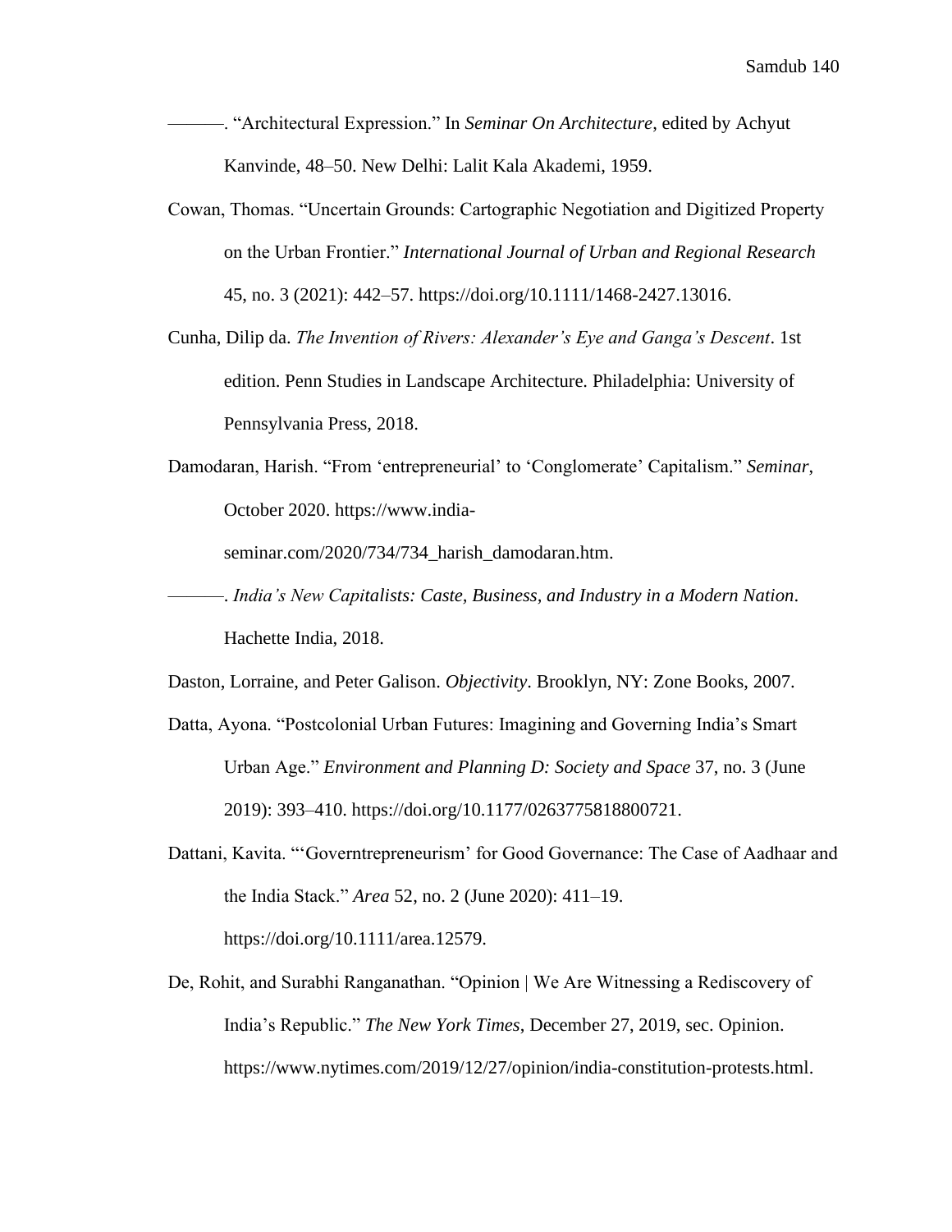———. “Architectural Expression.” In *Seminar On Architecture*, edited by Achyut Kanvinde, 48–50. New Delhi: Lalit Kala Akademi, 1959.

Cowan, Thomas. “Uncertain Grounds: Cartographic Negotiation and Digitized Property on the Urban Frontier.” *International Journal of Urban and Regional Research* 45, no. 3 (2021): 442–57. https://doi.org/10.1111/1468-2427.13016.

Cunha, Dilip da. *The Invention of Rivers: Alexander’s Eye and Ganga’s Descent*. 1st edition. Penn Studies in Landscape Architecture. Philadelphia: University of Pennsylvania Press, 2018.

Damodaran, Harish. “From ‘entrepreneurial’ to ‘Conglomerate’ Capitalism.” *Seminar*, October 2020. https://www.india-seminar.com/2020/734/734_harish_damodaran.htm.

———. *India’s New Capitalists: Caste, Business, and Industry in a Modern Nation*. Hachette India, 2018.

Daston, Lorraine, and Peter Galison. *Objectivity*. Brooklyn, NY: Zone Books, 2007.

Datta, Ayona. “Postcolonial Urban Futures: Imagining and Governing India’s Smart Urban Age.” *Environment and Planning D: Society and Space* 37, no. 3 (June 2019): 393–410. https://doi.org/10.1177/0263775818800721.

Dattani, Kavita. “‘Governtrepreneurism’ for Good Governance: The Case of Aadhaar and the India Stack.” *Area* 52, no. 2 (June 2020): 411–19. https://doi.org/10.1111/area.12579.

De, Rohit, and Surabhi Ranganathan. “Opinion | We Are Witnessing a Rediscovery of India’s Republic.” *The New York Times*, December 27, 2019, sec. Opinion. https://www.nytimes.com/2019/12/27/opinion/india-constitution-protests.html.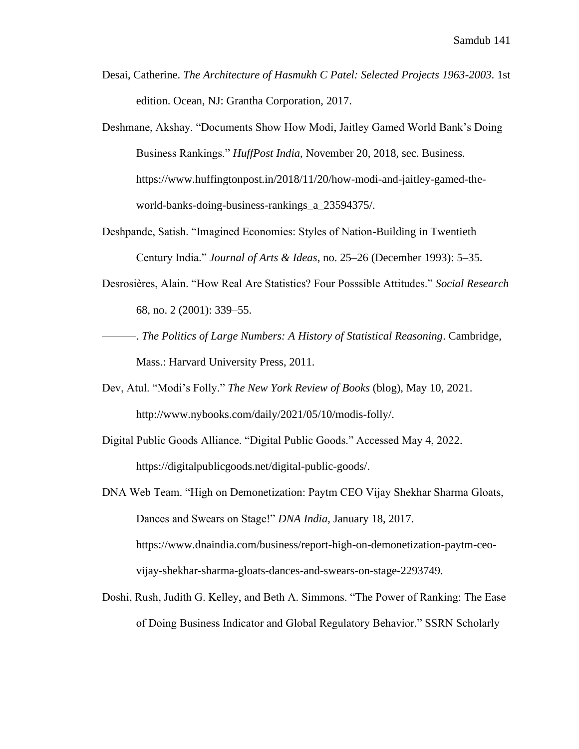Desai, Catherine. *The Architecture of Hasmukh C Patel: Selected Projects 1963-2003*. 1st edition. Ocean, NJ: Grantha Corporation, 2017.

Deshmane, Akshay. "Documents Show How Modi, Jaitley Gamed World Bank's Doing Business Rankings." *HuffPost India*, November 20, 2018, sec. Business. https://www.huffingtonpost.in/2018/11/20/how-modi-and-jaitley-gamed-the-world-banks-doing-business-rankings_a_23594375/.

Deshpande, Satish. "Imagined Economies: Styles of Nation-Building in Twentieth Century India." *Journal of Arts & Ideas*, no. 25–26 (December 1993): 5–35.

Desrosières, Alain. "How Real Are Statistics? Four Posssible Attitudes." *Social Research* 68, no. 2 (2001): 339–55.

———. *The Politics of Large Numbers: A History of Statistical Reasoning*. Cambridge, Mass.: Harvard University Press, 2011.

Dev, Atul. "Modi's Folly." *The New York Review of Books* (blog), May 10, 2021. http://www.nybooks.com/daily/2021/05/10/modis-folly/.

Digital Public Goods Alliance. "Digital Public Goods." Accessed May 4, 2022. https://digitalpublicgoods.net/digital-public-goods/.

DNA Web Team. "High on Demonetization: Paytm CEO Vijay Shekhar Sharma Gloats, Dances and Swears on Stage!" *DNA India*, January 18, 2017. https://www.dnaindia.com/business/report-high-on-demonetization-paytm-ceo-vijay-shekhar-sharma-gloats-dances-and-swears-on-stage-2293749.

Doshi, Rush, Judith G. Kelley, and Beth A. Simmons. "The Power of Ranking: The Ease of Doing Business Indicator and Global Regulatory Behavior." SSRN Scholarly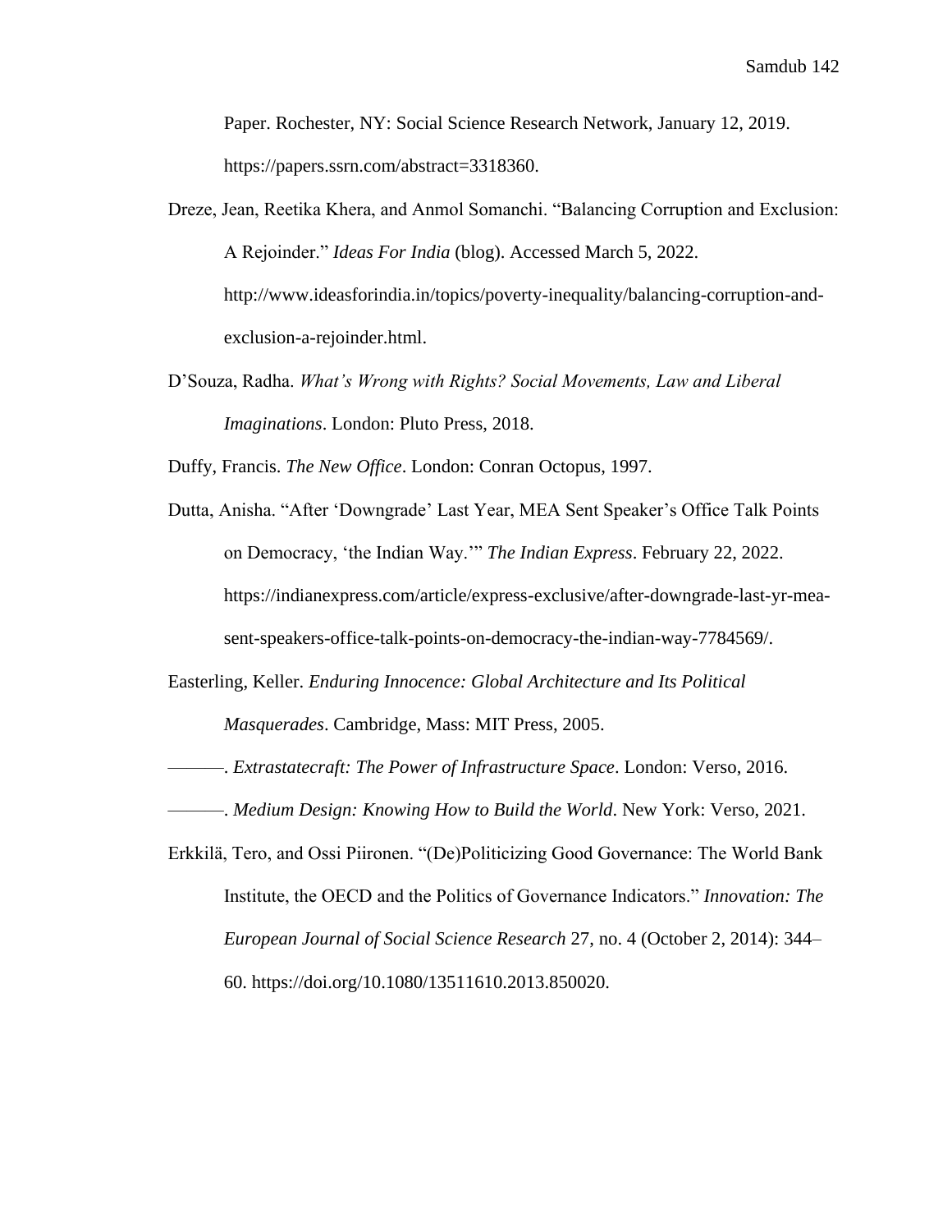Paper. Rochester, NY: Social Science Research Network, January 12, 2019. https://papers.ssrn.com/abstract=3318360.

Dreze, Jean, Reetika Khera, and Anmol Somanchi. "Balancing Corruption and Exclusion: A Rejoinder." *Ideas For India* (blog). Accessed March 5, 2022. http://www.ideasforindia.in/topics/poverty-inequality/balancing-corruption-and-exclusion-a-rejoinder.html.

D'Souza, Radha. *What's Wrong with Rights? Social Movements, Law and Liberal Imaginations*. London: Pluto Press, 2018.

Duffy, Francis. *The New Office*. London: Conran Octopus, 1997.

Dutta, Anisha. "After 'Downgrade' Last Year, MEA Sent Speaker's Office Talk Points on Democracy, 'the Indian Way.'" *The Indian Express*. February 22, 2022. https://indianexpress.com/article/express-exclusive/after-downgrade-last-yr-mea-sent-speakers-office-talk-points-on-democracy-the-indian-way-7784569/.

Easterling, Keller. *Enduring Innocence: Global Architecture and Its Political Masquerades*. Cambridge, Mass: MIT Press, 2005.

———. *Extrastatecraft: The Power of Infrastructure Space*. London: Verso, 2016.

———. *Medium Design: Knowing How to Build the World*. New York: Verso, 2021.

Erkkilä, Tero, and Ossi Piironen. "(De)Politicizing Good Governance: The World Bank Institute, the OECD and the Politics of Governance Indicators." *Innovation: The European Journal of Social Science Research* 27, no. 4 (October 2, 2014): 344–60. https://doi.org/10.1080/13511610.2013.850020.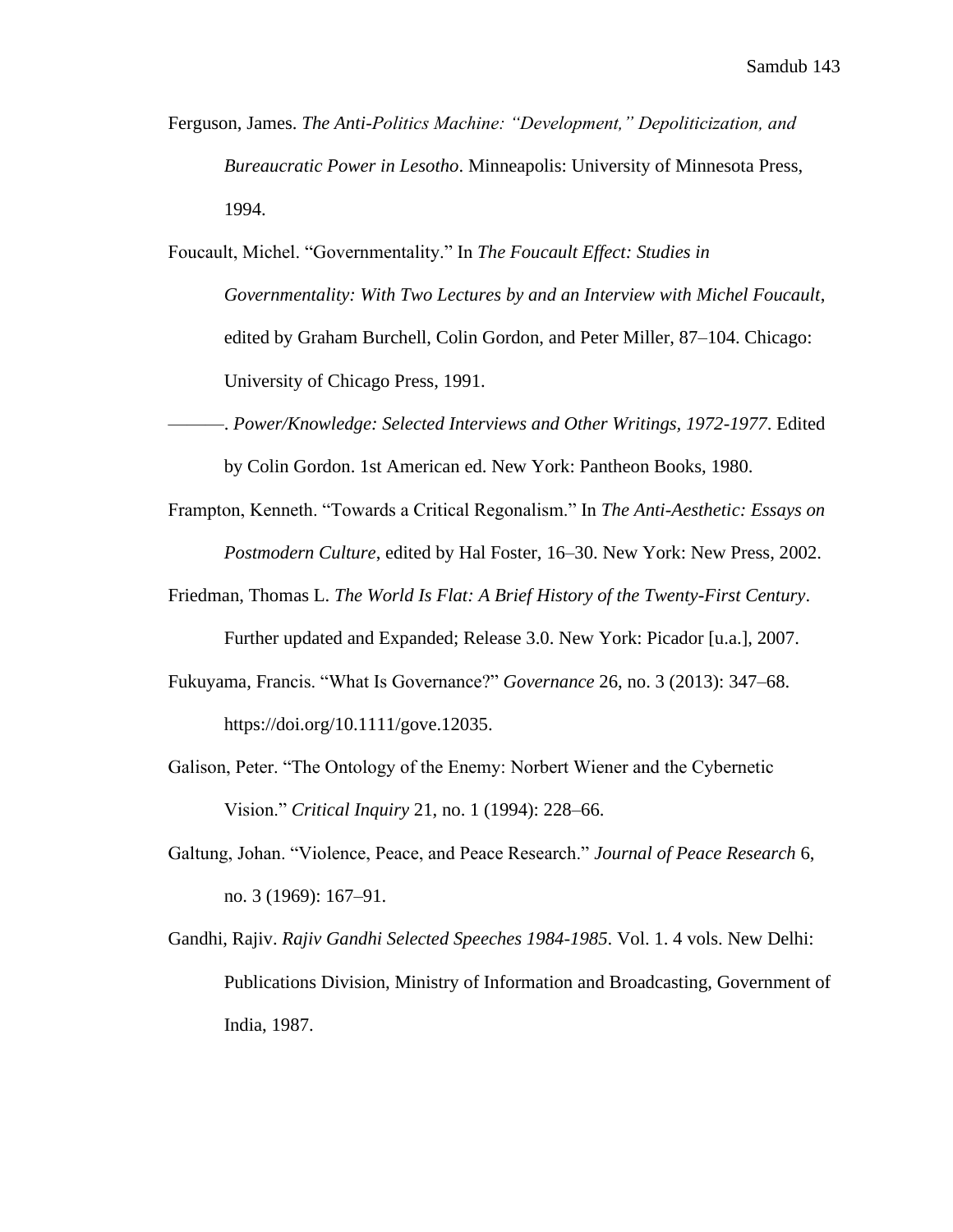Ferguson, James. *The Anti-Politics Machine: "Development," Depoliticization, and Bureaucratic Power in Lesotho*. Minneapolis: University of Minnesota Press, 1994.

Foucault, Michel. "Governmentality." In *The Foucault Effect: Studies in Governmentality: With Two Lectures by and an Interview with Michel Foucault*, edited by Graham Burchell, Colin Gordon, and Peter Miller, 87–104. Chicago: University of Chicago Press, 1991.

———. *Power/Knowledge: Selected Interviews and Other Writings, 1972-1977*. Edited by Colin Gordon. 1st American ed. New York: Pantheon Books, 1980.

Frampton, Kenneth. "Towards a Critical Regonalism." In *The Anti-Aesthetic: Essays on Postmodern Culture*, edited by Hal Foster, 16–30. New York: New Press, 2002.

Friedman, Thomas L. *The World Is Flat: A Brief History of the Twenty-First Century*. Further updated and Expanded; Release 3.0. New York: Picador [u.a.], 2007.

Fukuyama, Francis. "What Is Governance?" *Governance* 26, no. 3 (2013): 347–68. https://doi.org/10.1111/gove.12035.

Galison, Peter. "The Ontology of the Enemy: Norbert Wiener and the Cybernetic Vision." *Critical Inquiry* 21, no. 1 (1994): 228–66.

Galtung, Johan. "Violence, Peace, and Peace Research." *Journal of Peace Research* 6, no. 3 (1969): 167–91.

Gandhi, Rajiv. *Rajiv Gandhi Selected Speeches 1984-1985*. Vol. 1. 4 vols. New Delhi: Publications Division, Ministry of Information and Broadcasting, Government of India, 1987.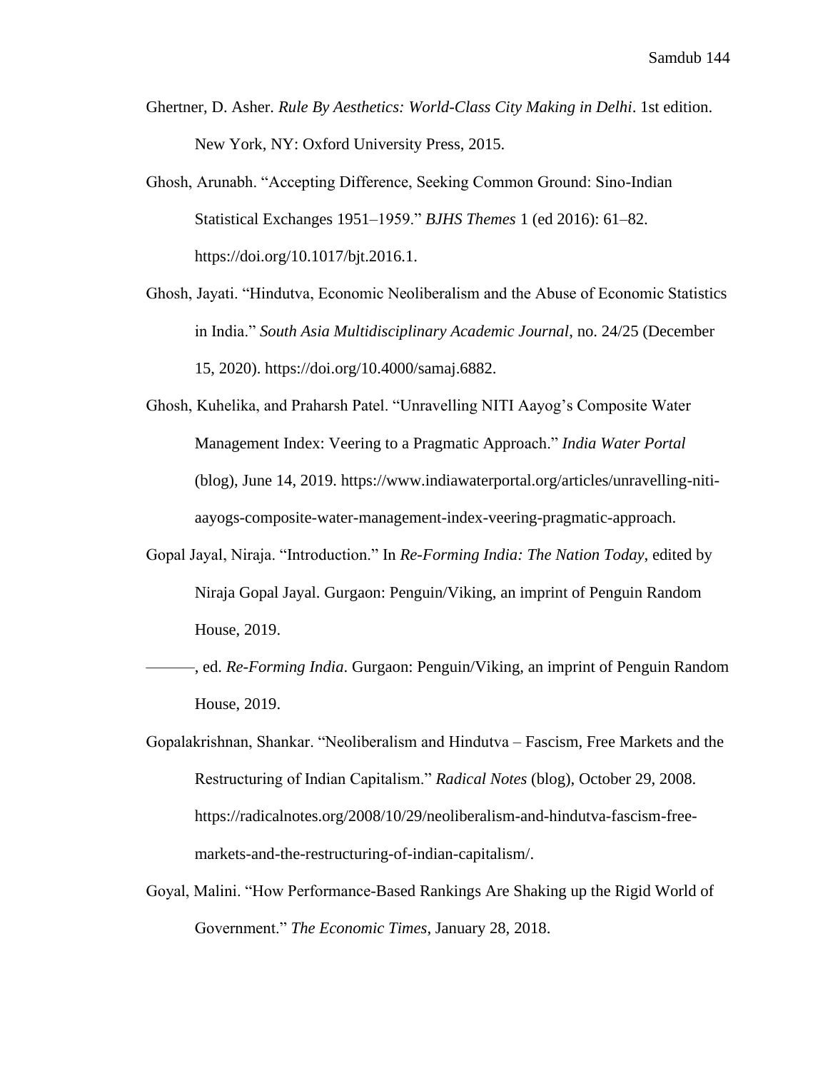Ghertner, D. Asher. *Rule By Aesthetics: World-Class City Making in Delhi*. 1st edition. New York, NY: Oxford University Press, 2015.

Ghosh, Arunabh. "Accepting Difference, Seeking Common Ground: Sino-Indian Statistical Exchanges 1951–1959." *BJHS Themes* 1 (ed 2016): 61–82. https://doi.org/10.1017/bjt.2016.1.

Ghosh, Jayati. "Hindutva, Economic Neoliberalism and the Abuse of Economic Statistics in India." *South Asia Multidisciplinary Academic Journal*, no. 24/25 (December 15, 2020). https://doi.org/10.4000/samaj.6882.

Ghosh, Kuhelika, and Praharsh Patel. "Unravelling NITI Aayog's Composite Water Management Index: Veering to a Pragmatic Approach." *India Water Portal* (blog), June 14, 2019. https://www.indiawaterportal.org/articles/unravelling-niti-aayogs-composite-water-management-index-veering-pragmatic-approach.

Gopal Jayal, Niraja. "Introduction." In *Re-Forming India: The Nation Today*, edited by Niraja Gopal Jayal. Gurgaon: Penguin/Viking, an imprint of Penguin Random House, 2019.

———, ed. *Re-Forming India*. Gurgaon: Penguin/Viking, an imprint of Penguin Random House, 2019.

Gopalakrishnan, Shankar. "Neoliberalism and Hindutva – Fascism, Free Markets and the Restructuring of Indian Capitalism." *Radical Notes* (blog), October 29, 2008. https://radicalnotes.org/2008/10/29/neoliberalism-and-hindutva-fascism-free-markets-and-the-restructuring-of-indian-capitalism/.

Goyal, Malini. "How Performance-Based Rankings Are Shaking up the Rigid World of Government." *The Economic Times*, January 28, 2018.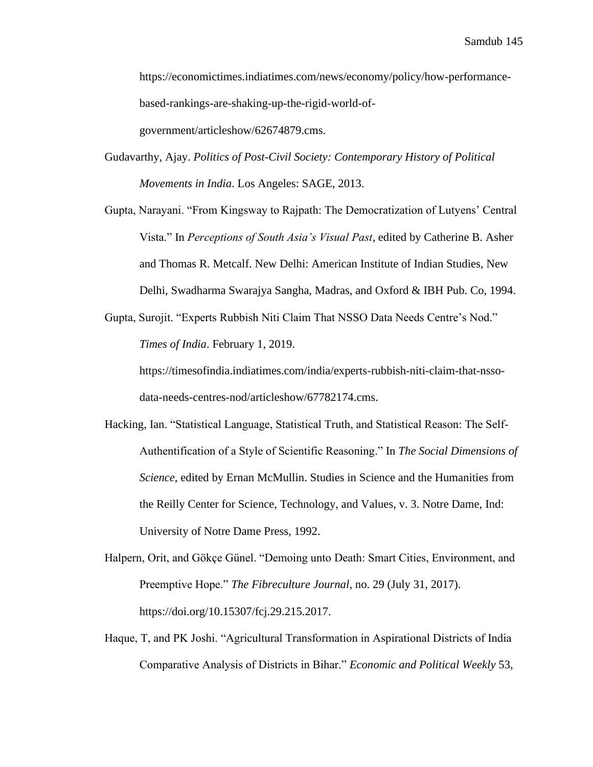https://economictimes.indiatimes.com/news/economy/policy/how-performance-based-rankings-are-shaking-up-the-rigid-world-of-government/articleshow/62674879.cms.

Gudavarthy, Ajay. *Politics of Post-Civil Society: Contemporary History of Political Movements in India*. Los Angeles: SAGE, 2013.

Gupta, Narayani. "From Kingsway to Rajpath: The Democratization of Lutyens' Central Vista." In *Perceptions of South Asia's Visual Past*, edited by Catherine B. Asher and Thomas R. Metcalf. New Delhi: American Institute of Indian Studies, New Delhi, Swadharma Swarajya Sangha, Madras, and Oxford & IBH Pub. Co, 1994.

Gupta, Surojit. "Experts Rubbish Niti Claim That NSSO Data Needs Centre's Nod." *Times of India*. February 1, 2019. https://timesofindia.indiatimes.com/india/experts-rubbish-niti-claim-that-nsso-data-needs-centres-nod/articleshow/67782174.cms.

Hacking, Ian. "Statistical Language, Statistical Truth, and Statistical Reason: The Self-Authentification of a Style of Scientific Reasoning." In *The Social Dimensions of Science*, edited by Ernan McMullin. Studies in Science and the Humanities from the Reilly Center for Science, Technology, and Values, v. 3. Notre Dame, Ind: University of Notre Dame Press, 1992.

Halpern, Orit, and Gökçe Günel. "Demoing unto Death: Smart Cities, Environment, and Preemptive Hope." *The Fibreculture Journal*, no. 29 (July 31, 2017). https://doi.org/10.15307/fcj.29.215.2017.

Haque, T, and PK Joshi. "Agricultural Transformation in Aspirational Districts of India Comparative Analysis of Districts in Bihar." *Economic and Political Weekly* 53,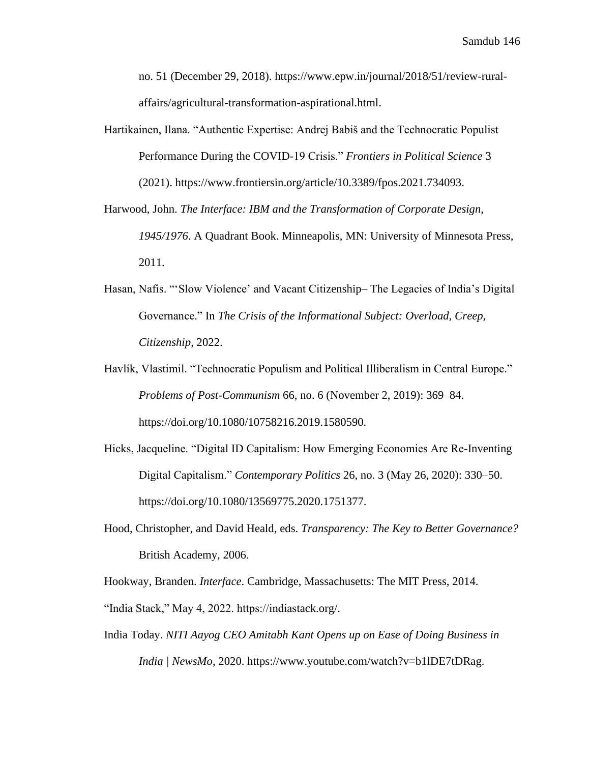no. 51 (December 29, 2018). https://www.epw.in/journal/2018/51/review-rural-affairs/agricultural-transformation-aspirational.html.

Hartikainen, Ilana. "Authentic Expertise: Andrej Babiš and the Technocratic Populist Performance During the COVID-19 Crisis." *Frontiers in Political Science* 3 (2021). https://www.frontiersin.org/article/10.3389/fpos.2021.734093.

Harwood, John. *The Interface: IBM and the Transformation of Corporate Design, 1945/1976*. A Quadrant Book. Minneapolis, MN: University of Minnesota Press, 2011.

Hasan, Nafis. "'Slow Violence' and Vacant Citizenship– The Legacies of India's Digital Governance." In *The Crisis of the Informational Subject: Overload, Creep, Citizenship*, 2022.

Havlík, Vlastimil. "Technocratic Populism and Political Illiberalism in Central Europe." *Problems of Post-Communism* 66, no. 6 (November 2, 2019): 369–84. https://doi.org/10.1080/10758216.2019.1580590.

Hicks, Jacqueline. "Digital ID Capitalism: How Emerging Economies Are Re-Inventing Digital Capitalism." *Contemporary Politics* 26, no. 3 (May 26, 2020): 330–50. https://doi.org/10.1080/13569775.2020.1751377.

Hood, Christopher, and David Heald, eds. *Transparency: The Key to Better Governance?* British Academy, 2006.

Hookway, Branden. *Interface*. Cambridge, Massachusetts: The MIT Press, 2014.

"India Stack," May 4, 2022. https://indiastack.org/.

India Today. *NITI Aayog CEO Amitabh Kant Opens up on Ease of Doing Business in India | NewsMo*, 2020. https://www.youtube.com/watch?v=b1lDE7tDRag.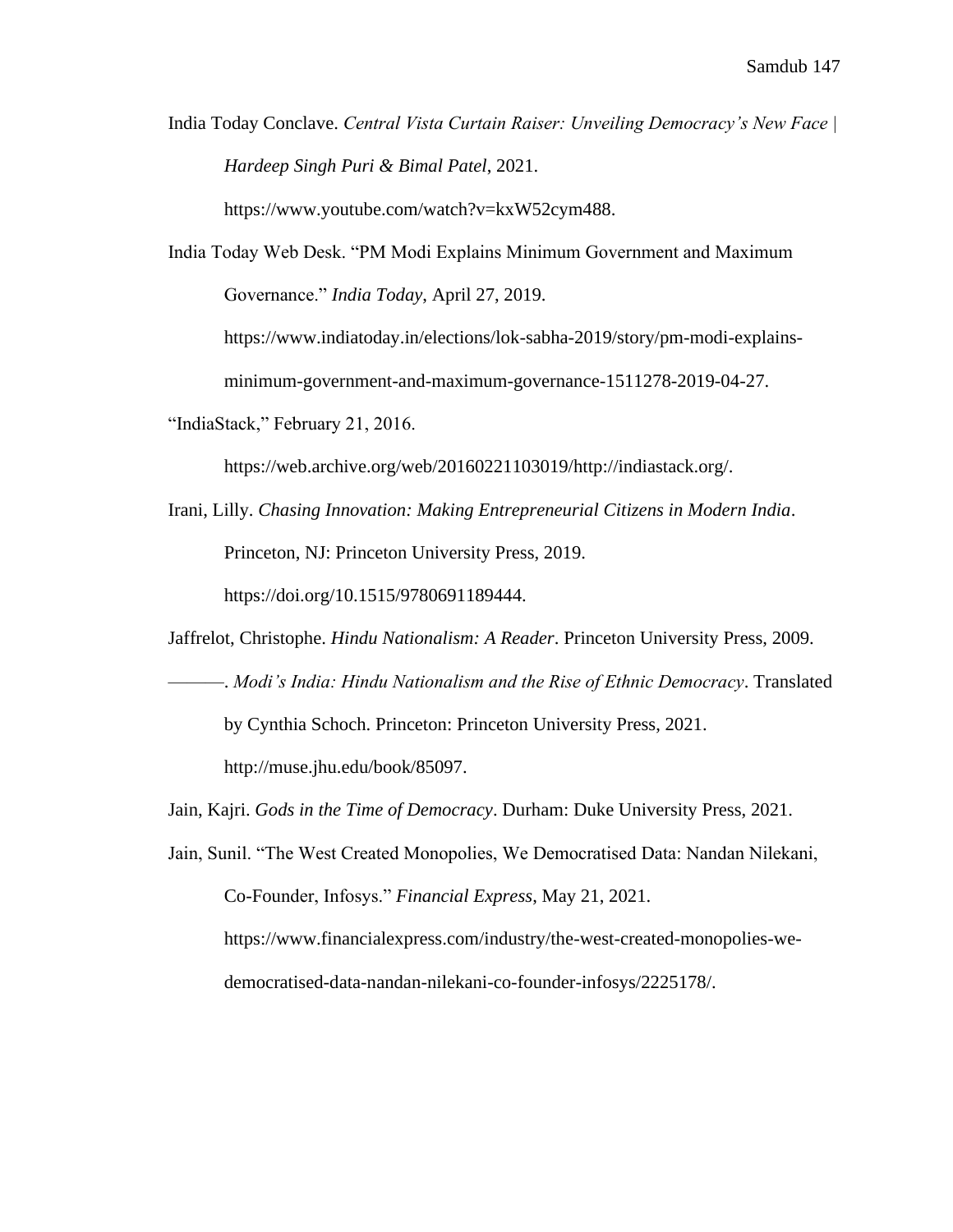India Today Conclave. *Central Vista Curtain Raiser: Unveiling Democracy's New Face | Hardeep Singh Puri & Bimal Patel*, 2021. https://www.youtube.com/watch?v=kxW52cym488.

India Today Web Desk. "PM Modi Explains Minimum Government and Maximum Governance." *India Today*, April 27, 2019. https://www.indiatoday.in/elections/lok-sabha-2019/story/pm-modi-explains-minimum-government-and-maximum-governance-1511278-2019-04-27.

"IndiaStack," February 21, 2016. https://web.archive.org/web/20160221103019/http://indiastack.org/.

Irani, Lilly. *Chasing Innovation: Making Entrepreneurial Citizens in Modern India*. Princeton, NJ: Princeton University Press, 2019. https://doi.org/10.1515/9780691189444.

Jaffrelot, Christophe. *Hindu Nationalism: A Reader*. Princeton University Press, 2009.

———. *Modi's India: Hindu Nationalism and the Rise of Ethnic Democracy*. Translated by Cynthia Schoch. Princeton: Princeton University Press, 2021. http://muse.jhu.edu/book/85097.

Jain, Kajri. *Gods in the Time of Democracy*. Durham: Duke University Press, 2021.

Jain, Sunil. "The West Created Monopolies, We Democratised Data: Nandan Nilekani, Co-Founder, Infosys." *Financial Express*, May 21, 2021. https://www.financialexpress.com/industry/the-west-created-monopolies-we-democratised-data-nandan-nilekani-co-founder-infosys/2225178/.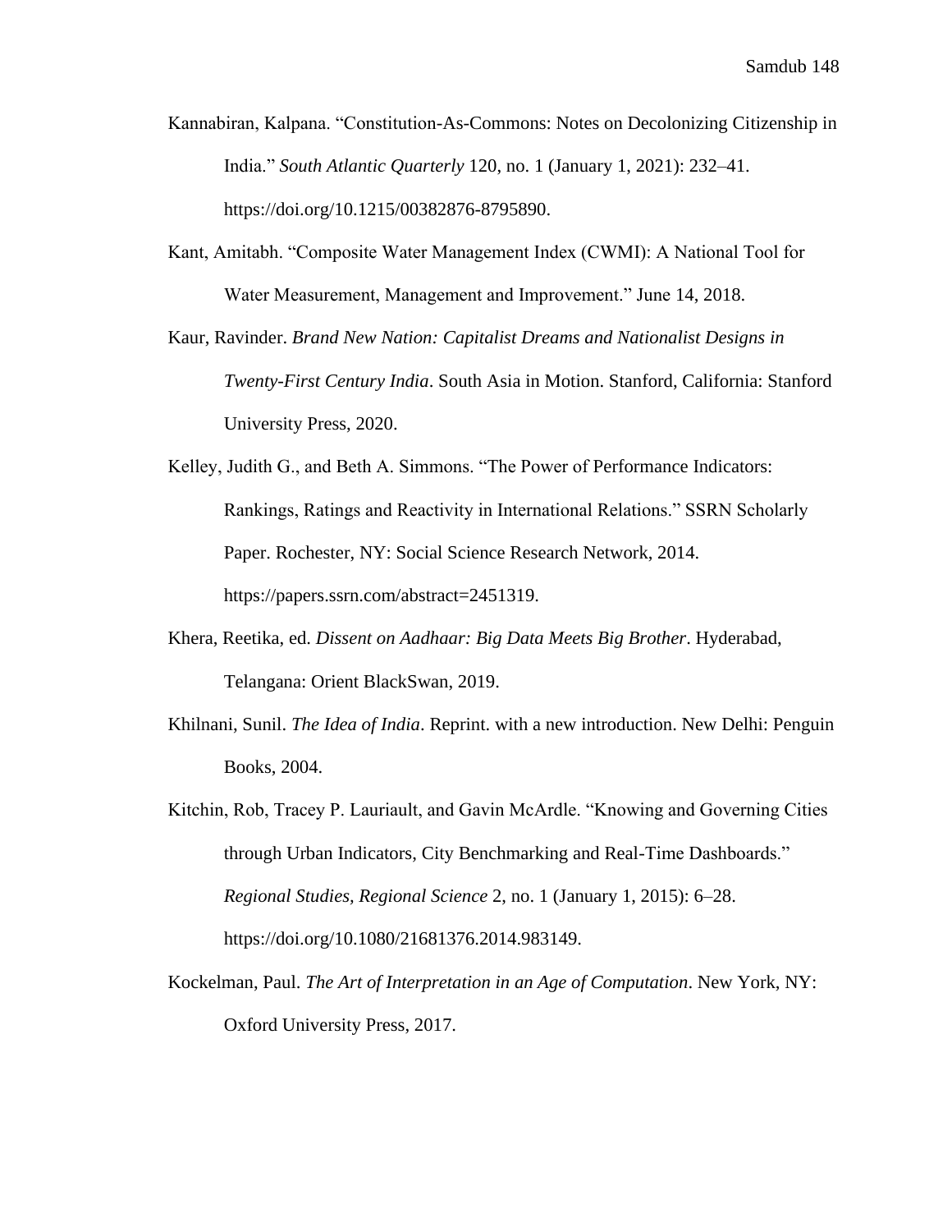Kannabiran, Kalpana. "Constitution-As-Commons: Notes on Decolonizing Citizenship in India." *South Atlantic Quarterly* 120, no. 1 (January 1, 2021): 232–41. https://doi.org/10.1215/00382876-8795890.

Kant, Amitabh. "Composite Water Management Index (CWMI): A National Tool for Water Measurement, Management and Improvement." June 14, 2018.

Kaur, Ravinder. *Brand New Nation: Capitalist Dreams and Nationalist Designs in Twenty-First Century India*. South Asia in Motion. Stanford, California: Stanford University Press, 2020.

Kelley, Judith G., and Beth A. Simmons. "The Power of Performance Indicators: Rankings, Ratings and Reactivity in International Relations." SSRN Scholarly Paper. Rochester, NY: Social Science Research Network, 2014. https://papers.ssrn.com/abstract=2451319.

Khera, Reetika, ed. *Dissent on Aadhaar: Big Data Meets Big Brother*. Hyderabad, Telangana: Orient BlackSwan, 2019.

Khilnani, Sunil. *The Idea of India*. Reprint. with a new introduction. New Delhi: Penguin Books, 2004.

Kitchin, Rob, Tracey P. Lauriault, and Gavin McArdle. "Knowing and Governing Cities through Urban Indicators, City Benchmarking and Real-Time Dashboards." *Regional Studies, Regional Science* 2, no. 1 (January 1, 2015): 6–28. https://doi.org/10.1080/21681376.2014.983149.

Kockelman, Paul. *The Art of Interpretation in an Age of Computation*. New York, NY: Oxford University Press, 2017.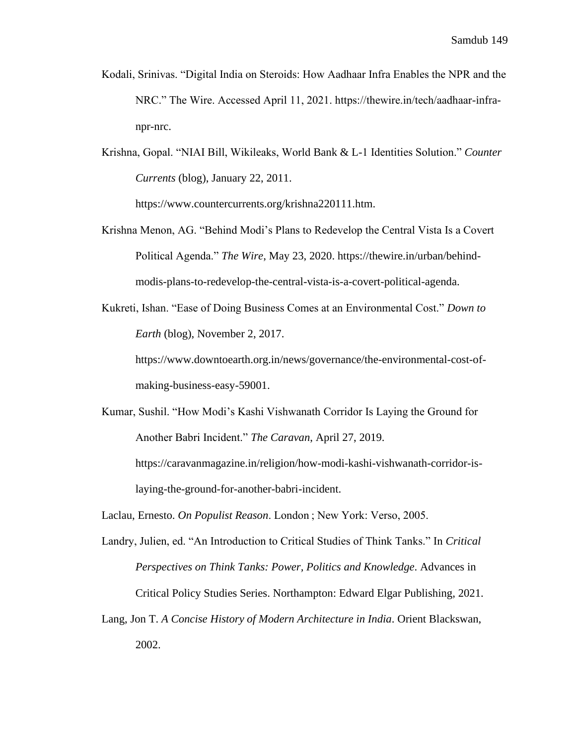Kodali, Srinivas. "Digital India on Steroids: How Aadhaar Infra Enables the NPR and the NRC." The Wire. Accessed April 11, 2021. https://thewire.in/tech/aadhaar-infra-npr-nrc.

Krishna, Gopal. "NIAI Bill, Wikileaks, World Bank & L-1 Identities Solution." *Counter Currents* (blog), January 22, 2011. https://www.countercurrents.org/krishna220111.htm.

Krishna Menon, AG. "Behind Modi's Plans to Redevelop the Central Vista Is a Covert Political Agenda." *The Wire*, May 23, 2020. https://thewire.in/urban/behind-modis-plans-to-redevelop-the-central-vista-is-a-covert-political-agenda.

Kukreti, Ishan. "Ease of Doing Business Comes at an Environmental Cost." *Down to Earth* (blog), November 2, 2017. https://www.downtoearth.org.in/news/governance/the-environmental-cost-of-making-business-easy-59001.

Kumar, Sushil. "How Modi's Kashi Vishwanath Corridor Is Laying the Ground for Another Babri Incident." *The Caravan*, April 27, 2019. https://caravanmagazine.in/religion/how-modi-kashi-vishwanath-corridor-is-laying-the-ground-for-another-babri-incident.

Laclau, Ernesto. *On Populist Reason*. London ; New York: Verso, 2005.

Landry, Julien, ed. "An Introduction to Critical Studies of Think Tanks." In *Critical Perspectives on Think Tanks: Power, Politics and Knowledge*. Advances in Critical Policy Studies Series. Northampton: Edward Elgar Publishing, 2021.

Lang, Jon T. *A Concise History of Modern Architecture in India*. Orient Blackswan, 2002.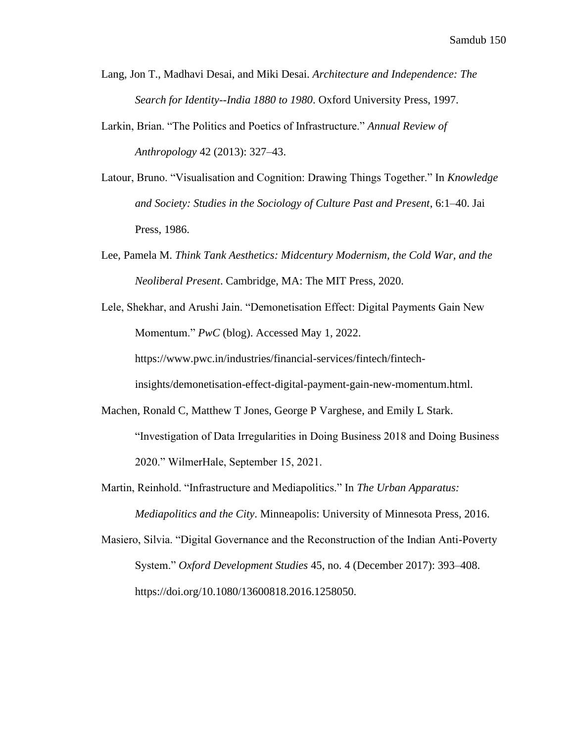Lang, Jon T., Madhavi Desai, and Miki Desai. *Architecture and Independence: The Search for Identity--India 1880 to 1980*. Oxford University Press, 1997.

Larkin, Brian. "The Politics and Poetics of Infrastructure." *Annual Review of Anthropology* 42 (2013): 327–43.

Latour, Bruno. "Visualisation and Cognition: Drawing Things Together." In *Knowledge and Society: Studies in the Sociology of Culture Past and Present*, 6:1–40. Jai Press, 1986.

Lee, Pamela M. *Think Tank Aesthetics: Midcentury Modernism, the Cold War, and the Neoliberal Present*. Cambridge, MA: The MIT Press, 2020.

Lele, Shekhar, and Arushi Jain. "Demonetisation Effect: Digital Payments Gain New Momentum." *PwC* (blog). Accessed May 1, 2022. https://www.pwc.in/industries/financial-services/fintech/fintech-insights/demonetisation-effect-digital-payment-gain-new-momentum.html.

Machen, Ronald C, Matthew T Jones, George P Varghese, and Emily L Stark. "Investigation of Data Irregularities in Doing Business 2018 and Doing Business 2020." WilmerHale, September 15, 2021.

Martin, Reinhold. "Infrastructure and Mediapolitics." In *The Urban Apparatus: Mediapolitics and the City*. Minneapolis: University of Minnesota Press, 2016.

Masiero, Silvia. "Digital Governance and the Reconstruction of the Indian Anti-Poverty System." *Oxford Development Studies* 45, no. 4 (December 2017): 393–408. https://doi.org/10.1080/13600818.2016.1258050.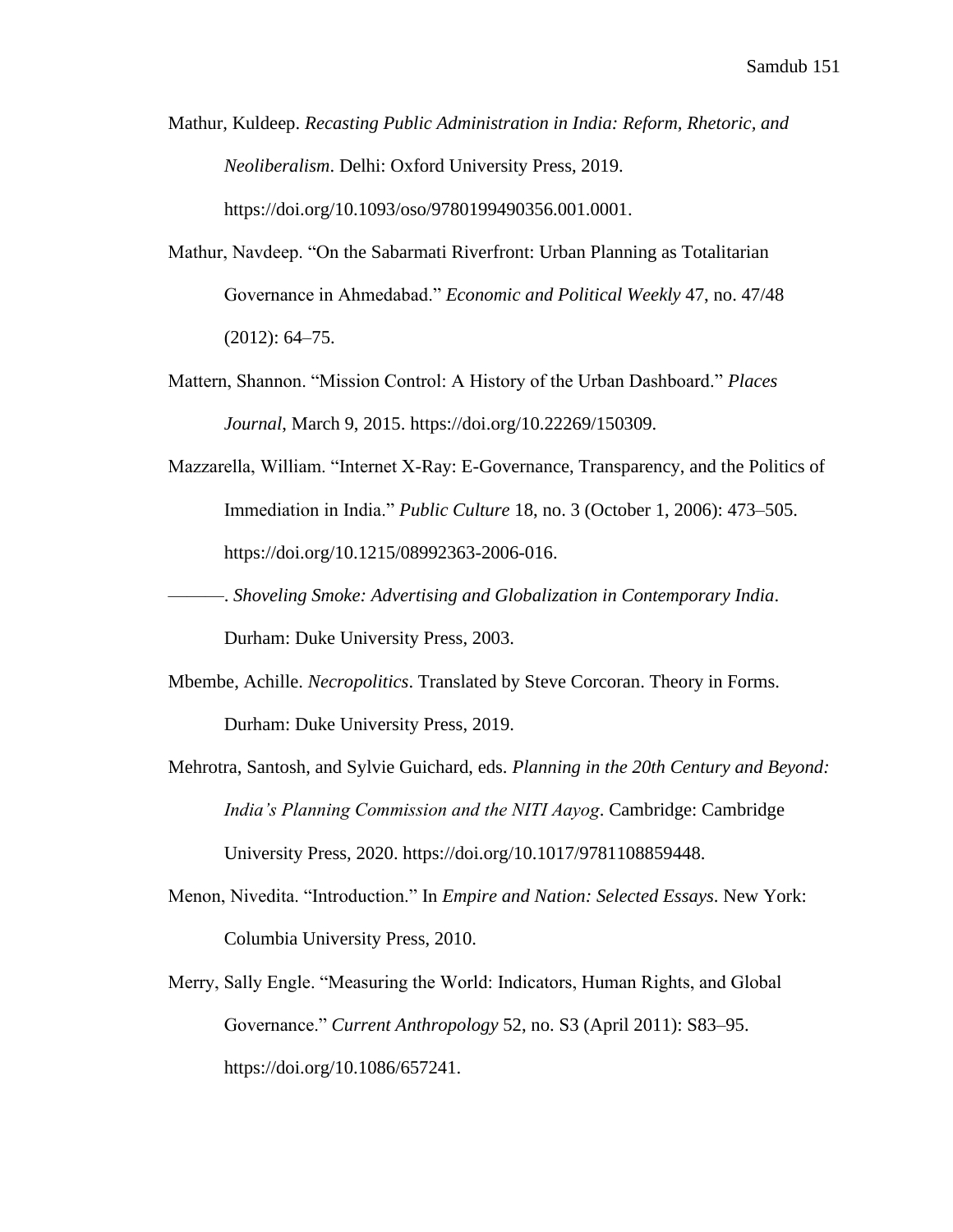Mathur, Kuldeep. *Recasting Public Administration in India: Reform, Rhetoric, and Neoliberalism*. Delhi: Oxford University Press, 2019. https://doi.org/10.1093/oso/9780199490356.001.0001.

Mathur, Navdeep. "On the Sabarmati Riverfront: Urban Planning as Totalitarian Governance in Ahmedabad." *Economic and Political Weekly* 47, no. 47/48 (2012): 64–75.

Mattern, Shannon. "Mission Control: A History of the Urban Dashboard." *Places Journal*, March 9, 2015. https://doi.org/10.22269/150309.

Mazzarella, William. "Internet X-Ray: E-Governance, Transparency, and the Politics of Immediation in India." *Public Culture* 18, no. 3 (October 1, 2006): 473–505. https://doi.org/10.1215/08992363-2006-016.

———. *Shoveling Smoke: Advertising and Globalization in Contemporary India*. Durham: Duke University Press, 2003.

Mbembe, Achille. *Necropolitics*. Translated by Steve Corcoran. Theory in Forms. Durham: Duke University Press, 2019.

Mehrotra, Santosh, and Sylvie Guichard, eds. *Planning in the 20th Century and Beyond: India's Planning Commission and the NITI Aayog*. Cambridge: Cambridge University Press, 2020. https://doi.org/10.1017/9781108859448.

Menon, Nivedita. "Introduction." In *Empire and Nation: Selected Essays*. New York: Columbia University Press, 2010.

Merry, Sally Engle. "Measuring the World: Indicators, Human Rights, and Global Governance." *Current Anthropology* 52, no. S3 (April 2011): S83–95. https://doi.org/10.1086/657241.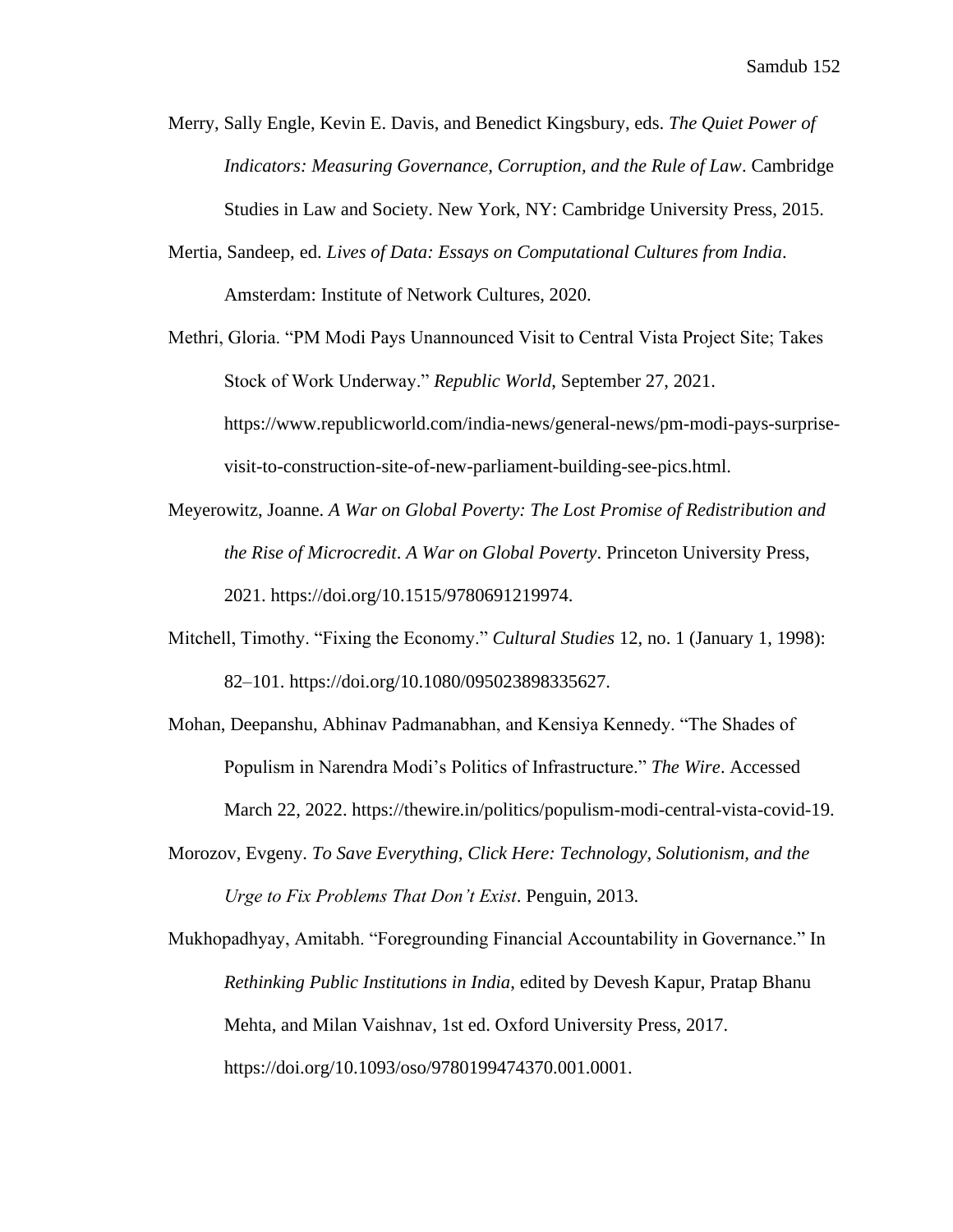Merry, Sally Engle, Kevin E. Davis, and Benedict Kingsbury, eds. *The Quiet Power of Indicators: Measuring Governance, Corruption, and the Rule of Law*. Cambridge Studies in Law and Society. New York, NY: Cambridge University Press, 2015.

Mertia, Sandeep, ed. *Lives of Data: Essays on Computational Cultures from India*. Amsterdam: Institute of Network Cultures, 2020.

Methri, Gloria. "PM Modi Pays Unannounced Visit to Central Vista Project Site; Takes Stock of Work Underway." *Republic World*, September 27, 2021. https://www.republicworld.com/india-news/general-news/pm-modi-pays-surprise-visit-to-construction-site-of-new-parliament-building-see-pics.html.

Meyerowitz, Joanne. *A War on Global Poverty: The Lost Promise of Redistribution and the Rise of Microcredit*. *A War on Global Poverty*. Princeton University Press, 2021. https://doi.org/10.1515/9780691219974.

Mitchell, Timothy. "Fixing the Economy." *Cultural Studies* 12, no. 1 (January 1, 1998): 82–101. https://doi.org/10.1080/095023898335627.

Mohan, Deepanshu, Abhinav Padmanabhan, and Kensiya Kennedy. "The Shades of Populism in Narendra Modi's Politics of Infrastructure." *The Wire*. Accessed March 22, 2022. https://thewire.in/politics/populism-modi-central-vista-covid-19.

Morozov, Evgeny. *To Save Everything, Click Here: Technology, Solutionism, and the Urge to Fix Problems That Don't Exist*. Penguin, 2013.

Mukhopadhyay, Amitabh. "Foregrounding Financial Accountability in Governance." In *Rethinking Public Institutions in India*, edited by Devesh Kapur, Pratap Bhanu Mehta, and Milan Vaishnav, 1st ed. Oxford University Press, 2017. https://doi.org/10.1093/oso/9780199474370.001.0001.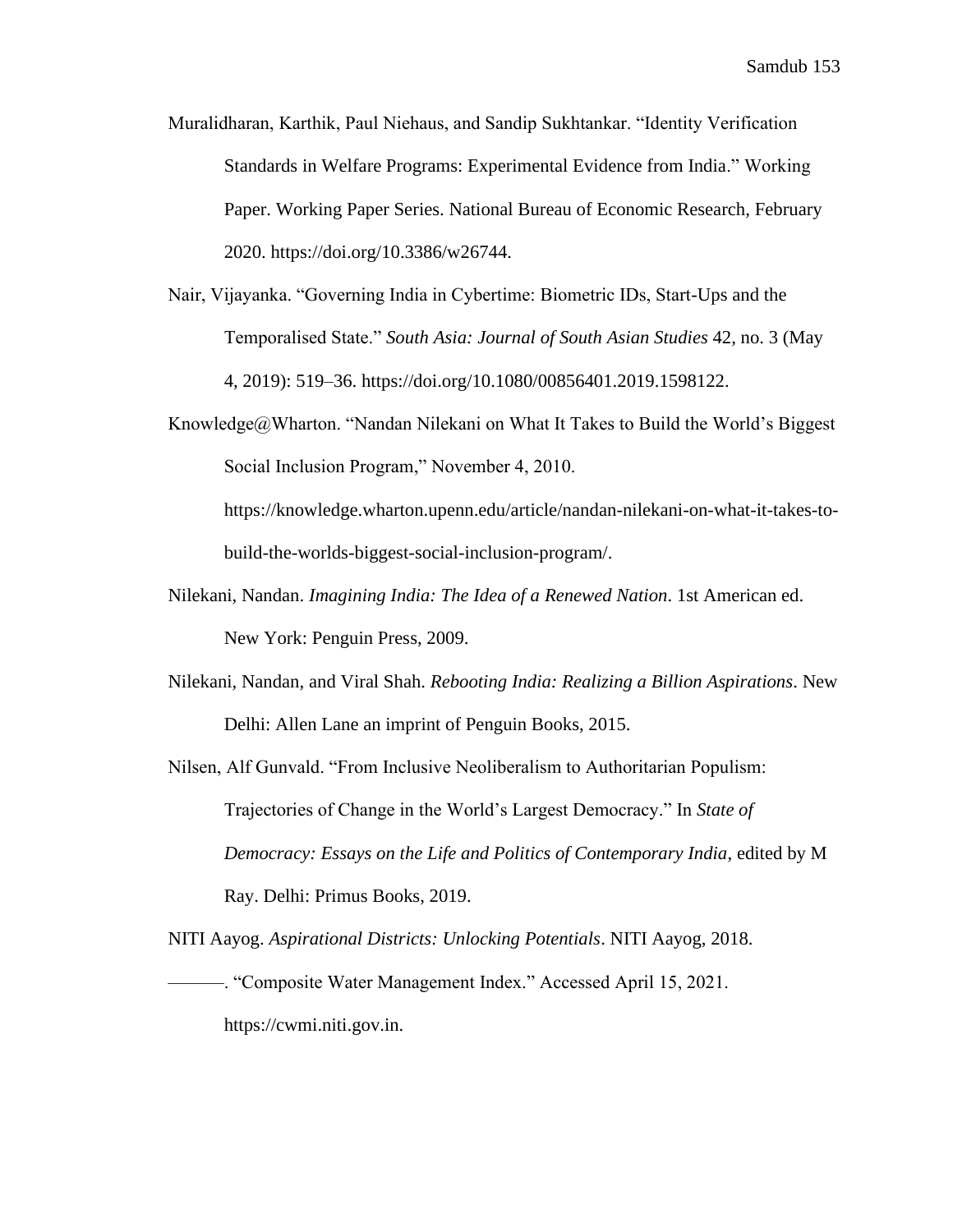Muralidharan, Karthik, Paul Niehaus, and Sandip Sukhtankar. "Identity Verification Standards in Welfare Programs: Experimental Evidence from India." Working Paper. Working Paper Series. National Bureau of Economic Research, February 2020. https://doi.org/10.3386/w26744.

Nair, Vijayanka. "Governing India in Cybertime: Biometric IDs, Start-Ups and the Temporalised State." *South Asia: Journal of South Asian Studies* 42, no. 3 (May 4, 2019): 519–36. https://doi.org/10.1080/00856401.2019.1598122.

Knowledge@Wharton. "Nandan Nilekani on What It Takes to Build the World's Biggest Social Inclusion Program," November 4, 2010. https://knowledge.wharton.upenn.edu/article/nandan-nilekani-on-what-it-takes-to-build-the-worlds-biggest-social-inclusion-program/.

Nilekani, Nandan. *Imagining India: The Idea of a Renewed Nation*. 1st American ed. New York: Penguin Press, 2009.

Nilekani, Nandan, and Viral Shah. *Rebooting India: Realizing a Billion Aspirations*. New Delhi: Allen Lane an imprint of Penguin Books, 2015.

Nilsen, Alf Gunvald. "From Inclusive Neoliberalism to Authoritarian Populism: Trajectories of Change in the World's Largest Democracy." In *State of Democracy: Essays on the Life and Politics of Contemporary India*, edited by M Ray. Delhi: Primus Books, 2019.

NITI Aayog. *Aspirational Districts: Unlocking Potentials*. NITI Aayog, 2018.

———. "Composite Water Management Index." Accessed April 15, 2021. https://cwmi.niti.gov.in.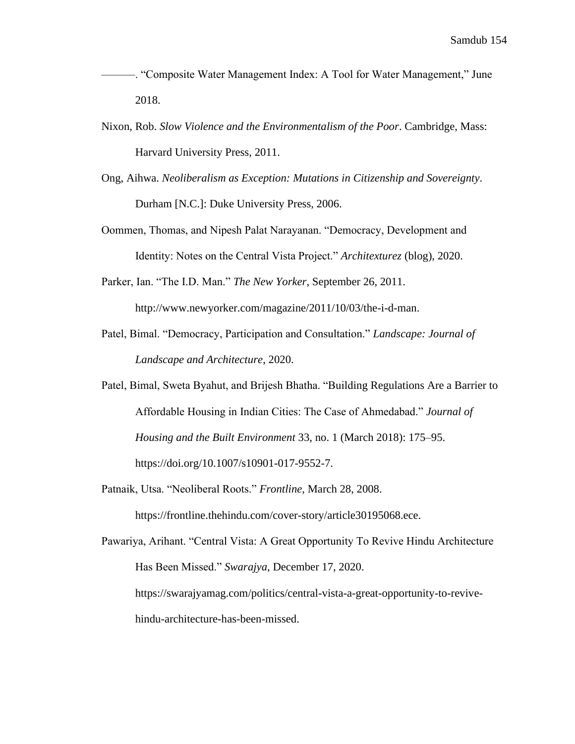———. “Composite Water Management Index: A Tool for Water Management,” June 2018.

Nixon, Rob. *Slow Violence and the Environmentalism of the Poor*. Cambridge, Mass: Harvard University Press, 2011.

Ong, Aihwa. *Neoliberalism as Exception: Mutations in Citizenship and Sovereignty*. Durham [N.C.]: Duke University Press, 2006.

Oommen, Thomas, and Nipesh Palat Narayanan. “Democracy, Development and Identity: Notes on the Central Vista Project.” *Architexturez* (blog), 2020.

Parker, Ian. “The I.D. Man.” *The New Yorker*, September 26, 2011. http://www.newyorker.com/magazine/2011/10/03/the-i-d-man.

Patel, Bimal. “Democracy, Participation and Consultation.” *Landscape: Journal of Landscape and Architecture*, 2020.

Patel, Bimal, Sweta Byahut, and Brijesh Bhatha. “Building Regulations Are a Barrier to Affordable Housing in Indian Cities: The Case of Ahmedabad.” *Journal of Housing and the Built Environment* 33, no. 1 (March 2018): 175–95. https://doi.org/10.1007/s10901-017-9552-7.

Patnaik, Utsa. “Neoliberal Roots.” *Frontline*, March 28, 2008. https://frontline.thehindu.com/cover-story/article30195068.ece.

Pawariya, Arihant. “Central Vista: A Great Opportunity To Revive Hindu Architecture Has Been Missed.” *Swarajya*, December 17, 2020. https://swarajyamag.com/politics/central-vista-a-great-opportunity-to-revive-hindu-architecture-has-been-missed.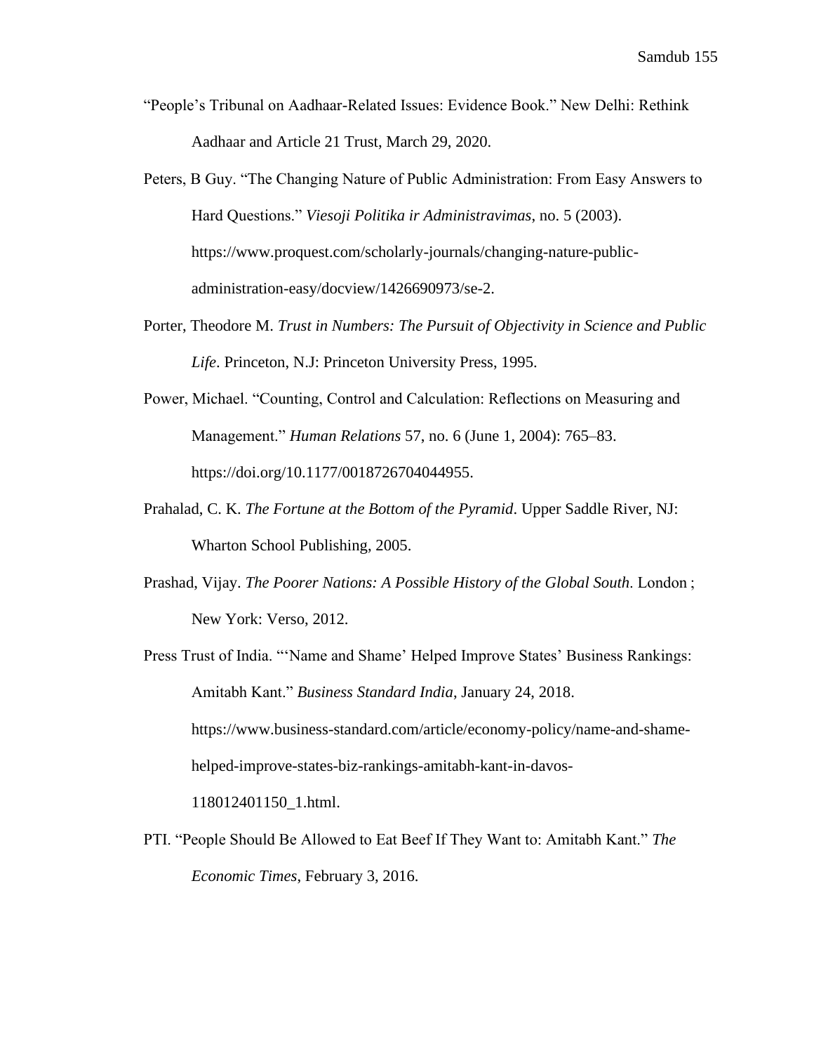"People's Tribunal on Aadhaar-Related Issues: Evidence Book." New Delhi: Rethink Aadhaar and Article 21 Trust, March 29, 2020.

Peters, B Guy. "The Changing Nature of Public Administration: From Easy Answers to Hard Questions." *Viesoji Politika ir Administravimas*, no. 5 (2003). https://www.proquest.com/scholarly-journals/changing-nature-public-administration-easy/docview/1426690973/se-2.

Porter, Theodore M. *Trust in Numbers: The Pursuit of Objectivity in Science and Public Life*. Princeton, N.J: Princeton University Press, 1995.

Power, Michael. "Counting, Control and Calculation: Reflections on Measuring and Management." *Human Relations* 57, no. 6 (June 1, 2004): 765–83. https://doi.org/10.1177/0018726704044955.

Prahalad, C. K. *The Fortune at the Bottom of the Pyramid*. Upper Saddle River, NJ: Wharton School Publishing, 2005.

Prashad, Vijay. *The Poorer Nations: A Possible History of the Global South*. London ; New York: Verso, 2012.

Press Trust of India. "'Name and Shame' Helped Improve States' Business Rankings: Amitabh Kant." *Business Standard India*, January 24, 2018. https://www.business-standard.com/article/economy-policy/name-and-shame-helped-improve-states-biz-rankings-amitabh-kant-in-davos-118012401150_1.html.

PTI. "People Should Be Allowed to Eat Beef If They Want to: Amitabh Kant." *The Economic Times*, February 3, 2016.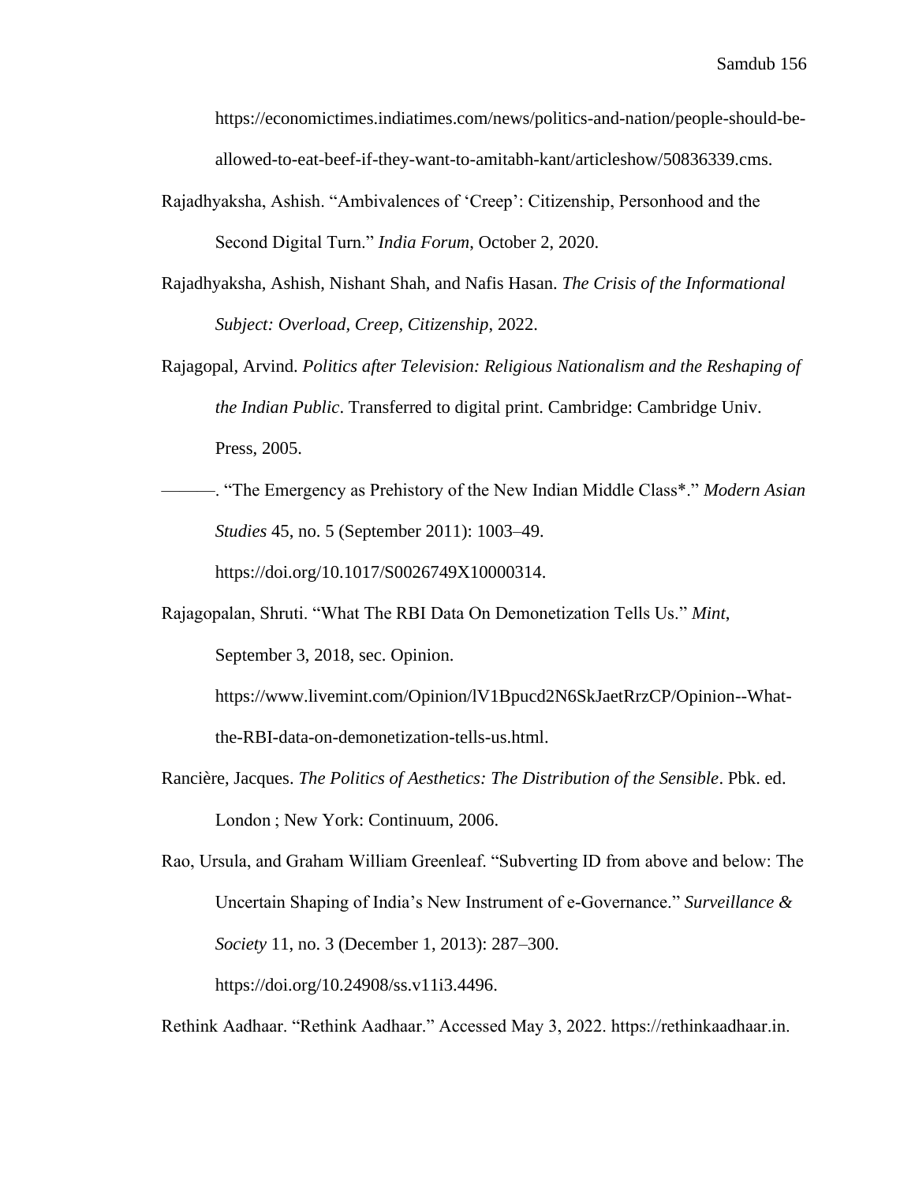https://economictimes.indiatimes.com/news/politics-and-nation/people-should-be-allowed-to-eat-beef-if-they-want-to-amitabh-kant/articleshow/50836339.cms.

Rajadhyaksha, Ashish. "Ambivalences of 'Creep': Citizenship, Personhood and the Second Digital Turn." *India Forum*, October 2, 2020.

Rajadhyaksha, Ashish, Nishant Shah, and Nafis Hasan. *The Crisis of the Informational Subject: Overload, Creep, Citizenship*, 2022.

Rajagopal, Arvind. *Politics after Television: Religious Nationalism and the Reshaping of the Indian Public*. Transferred to digital print. Cambridge: Cambridge Univ. Press, 2005.

———. "The Emergency as Prehistory of the New Indian Middle Class*." *Modern Asian Studies* 45, no. 5 (September 2011): 1003–49. https://doi.org/10.1017/S0026749X10000314.

Rajagopalan, Shruti. "What The RBI Data On Demonetization Tells Us." *Mint*, September 3, 2018, sec. Opinion. https://www.livemint.com/Opinion/lV1Bpucd2N6SkJaetRrzCP/Opinion--What-the-RBI-data-on-demonetization-tells-us.html.

Rancière, Jacques. *The Politics of Aesthetics: The Distribution of the Sensible*. Pbk. ed. London ; New York: Continuum, 2006.

Rao, Ursula, and Graham William Greenleaf. "Subverting ID from above and below: The Uncertain Shaping of India's New Instrument of e-Governance." *Surveillance & Society* 11, no. 3 (December 1, 2013): 287–300. https://doi.org/10.24908/ss.v11i3.4496.

Rethink Aadhaar. "Rethink Aadhaar." Accessed May 3, 2022. https://rethinkaadhaar.in.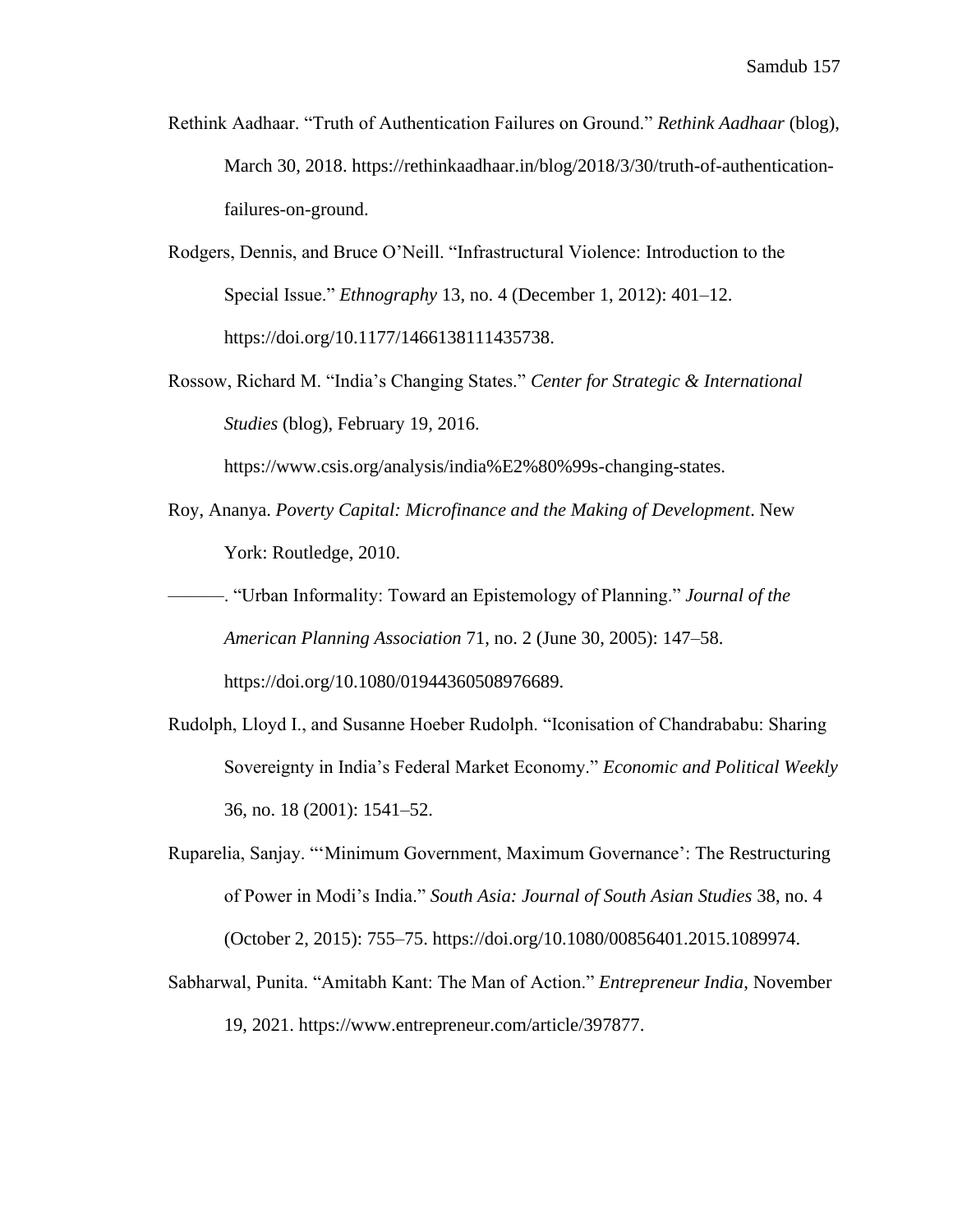Rethink Aadhaar. “Truth of Authentication Failures on Ground.” *Rethink Aadhaar* (blog), March 30, 2018. https://rethinkaadhaar.in/blog/2018/3/30/truth-of-authentication-failures-on-ground.

Rodgers, Dennis, and Bruce O’Neill. “Infrastructural Violence: Introduction to the Special Issue.” *Ethnography* 13, no. 4 (December 1, 2012): 401–12. https://doi.org/10.1177/1466138111435738.

Rossow, Richard M. “India’s Changing States.” *Center for Strategic & International Studies* (blog), February 19, 2016. https://www.csis.org/analysis/india%E2%80%99s-changing-states.

Roy, Ananya. *Poverty Capital: Microfinance and the Making of Development*. New York: Routledge, 2010.

———. “Urban Informality: Toward an Epistemology of Planning.” *Journal of the American Planning Association* 71, no. 2 (June 30, 2005): 147–58. https://doi.org/10.1080/01944360508976689.

Rudolph, Lloyd I., and Susanne Hoeber Rudolph. “Iconisation of Chandrababu: Sharing Sovereignty in India’s Federal Market Economy.” *Economic and Political Weekly* 36, no. 18 (2001): 1541–52.

Ruparelia, Sanjay. “‘Minimum Government, Maximum Governance’: The Restructuring of Power in Modi’s India.” *South Asia: Journal of South Asian Studies* 38, no. 4 (October 2, 2015): 755–75. https://doi.org/10.1080/00856401.2015.1089974.

Sabharwal, Punita. “Amitabh Kant: The Man of Action.” *Entrepreneur India*, November 19, 2021. https://www.entrepreneur.com/article/397877.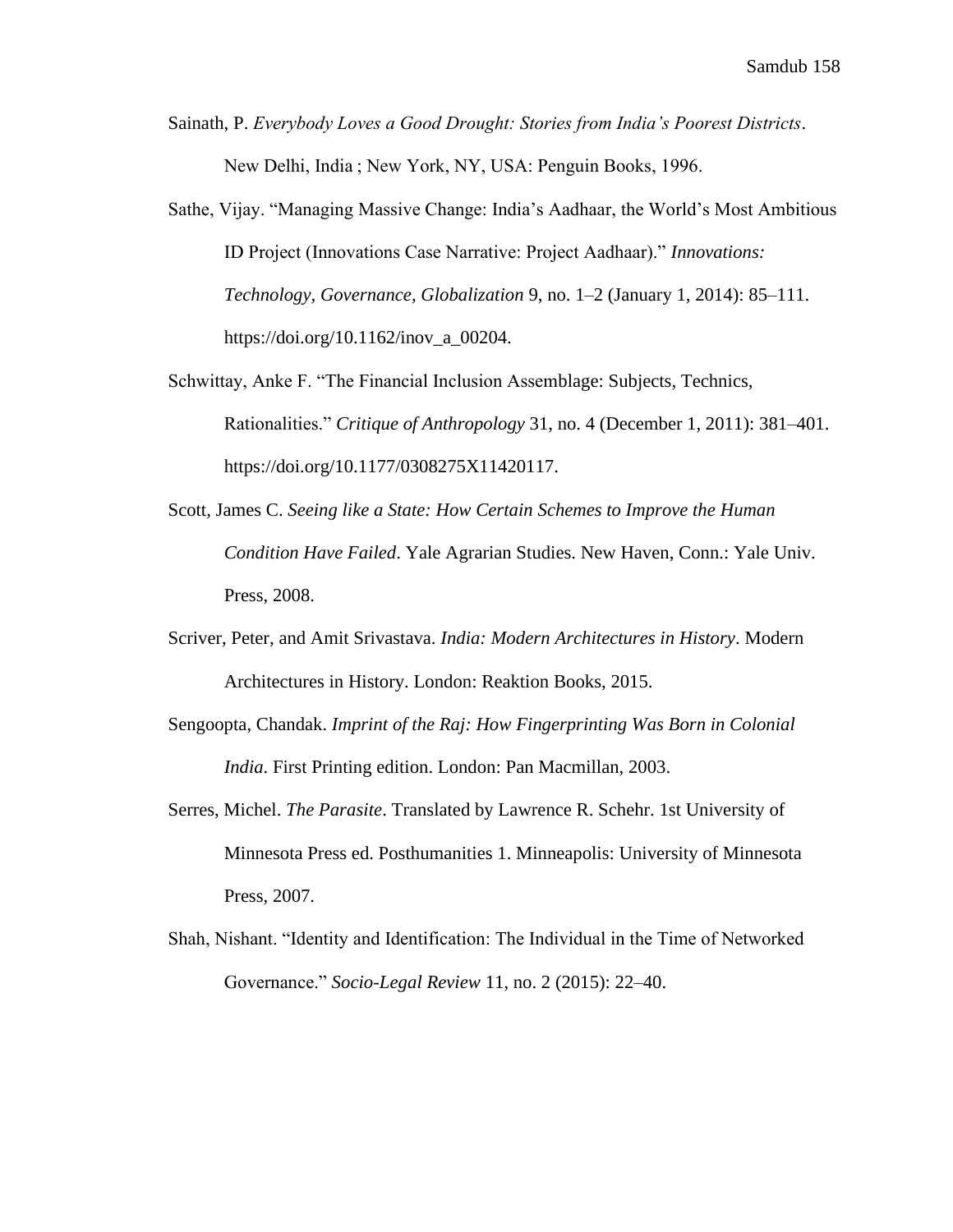Sainath, P. *Everybody Loves a Good Drought: Stories from India's Poorest Districts*. New Delhi, India ; New York, NY, USA: Penguin Books, 1996.

Sathe, Vijay. "Managing Massive Change: India's Aadhaar, the World's Most Ambitious ID Project (Innovations Case Narrative: Project Aadhaar)." *Innovations: Technology, Governance, Globalization* 9, no. 1–2 (January 1, 2014): 85–111. https://doi.org/10.1162/inov_a_00204.

Schwittay, Anke F. "The Financial Inclusion Assemblage: Subjects, Technics, Rationalities." *Critique of Anthropology* 31, no. 4 (December 1, 2011): 381–401. https://doi.org/10.1177/0308275X11420117.

Scott, James C. *Seeing like a State: How Certain Schemes to Improve the Human Condition Have Failed*. Yale Agrarian Studies. New Haven, Conn.: Yale Univ. Press, 2008.

Scriver, Peter, and Amit Srivastava. *India: Modern Architectures in History*. Modern Architectures in History. London: Reaktion Books, 2015.

Sengoopta, Chandak. *Imprint of the Raj: How Fingerprinting Was Born in Colonial India*. First Printing edition. London: Pan Macmillan, 2003.

Serres, Michel. *The Parasite*. Translated by Lawrence R. Schehr. 1st University of Minnesota Press ed. Posthumanities 1. Minneapolis: University of Minnesota Press, 2007.

Shah, Nishant. "Identity and Identification: The Individual in the Time of Networked Governance." *Socio-Legal Review* 11, no. 2 (2015): 22–40.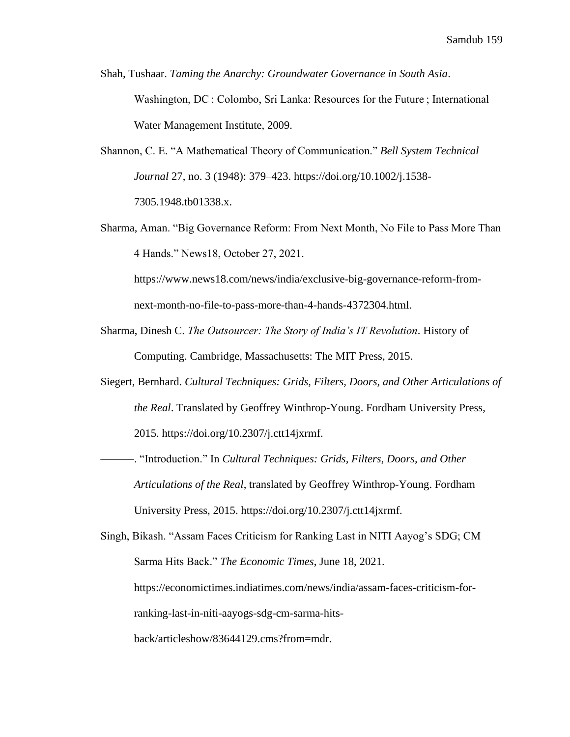Shah, Tushaar. *Taming the Anarchy: Groundwater Governance in South Asia*. Washington, DC : Colombo, Sri Lanka: Resources for the Future ; International Water Management Institute, 2009.

Shannon, C. E. "A Mathematical Theory of Communication." *Bell System Technical Journal* 27, no. 3 (1948): 379–423. https://doi.org/10.1002/j.1538-7305.1948.tb01338.x.

Sharma, Aman. "Big Governance Reform: From Next Month, No File to Pass More Than 4 Hands." News18, October 27, 2021. https://www.news18.com/news/india/exclusive-big-governance-reform-from-next-month-no-file-to-pass-more-than-4-hands-4372304.html.

Sharma, Dinesh C. *The Outsourcer: The Story of India's IT Revolution*. History of Computing. Cambridge, Massachusetts: The MIT Press, 2015.

Siegert, Bernhard. *Cultural Techniques: Grids, Filters, Doors, and Other Articulations of the Real*. Translated by Geoffrey Winthrop-Young. Fordham University Press, 2015. https://doi.org/10.2307/j.ctt14jxrmf.

———. "Introduction." In *Cultural Techniques: Grids, Filters, Doors, and Other Articulations of the Real*, translated by Geoffrey Winthrop-Young. Fordham University Press, 2015. https://doi.org/10.2307/j.ctt14jxrmf.

Singh, Bikash. "Assam Faces Criticism for Ranking Last in NITI Aayog's SDG; CM Sarma Hits Back." *The Economic Times*, June 18, 2021. https://economictimes.indiatimes.com/news/india/assam-faces-criticism-for-ranking-last-in-niti-aayogs-sdg-cm-sarma-hits-back/articleshow/83644129.cms?from=mdr.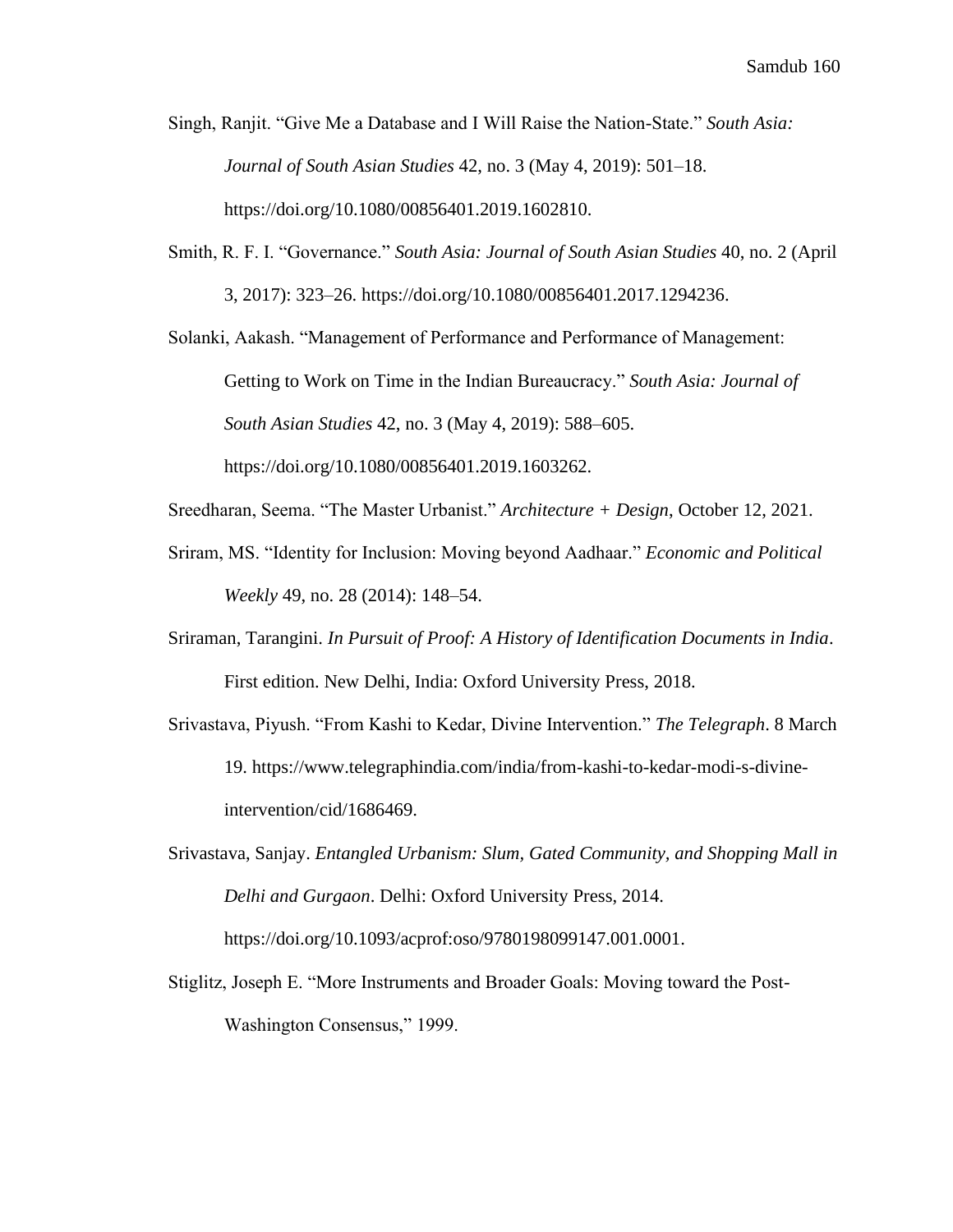Singh, Ranjit. "Give Me a Database and I Will Raise the Nation-State." *South Asia: Journal of South Asian Studies* 42, no. 3 (May 4, 2019): 501–18. https://doi.org/10.1080/00856401.2019.1602810.

Smith, R. F. I. "Governance." *South Asia: Journal of South Asian Studies* 40, no. 2 (April 3, 2017): 323–26. https://doi.org/10.1080/00856401.2017.1294236.

Solanki, Aakash. "Management of Performance and Performance of Management: Getting to Work on Time in the Indian Bureaucracy." *South Asia: Journal of South Asian Studies* 42, no. 3 (May 4, 2019): 588–605. https://doi.org/10.1080/00856401.2019.1603262.

Sreedharan, Seema. "The Master Urbanist." *Architecture + Design*, October 12, 2021.

Sriram, MS. "Identity for Inclusion: Moving beyond Aadhaar." *Economic and Political Weekly* 49, no. 28 (2014): 148–54.

Sriraman, Tarangini. *In Pursuit of Proof: A History of Identification Documents in India*. First edition. New Delhi, India: Oxford University Press, 2018.

Srivastava, Piyush. "From Kashi to Kedar, Divine Intervention." *The Telegraph*. 8 March 19. https://www.telegraphindia.com/india/from-kashi-to-kedar-modi-s-divine-intervention/cid/1686469.

Srivastava, Sanjay. *Entangled Urbanism: Slum, Gated Community, and Shopping Mall in Delhi and Gurgaon*. Delhi: Oxford University Press, 2014. https://doi.org/10.1093/acprof:oso/9780198099147.001.0001.

Stiglitz, Joseph E. "More Instruments and Broader Goals: Moving toward the Post-Washington Consensus," 1999.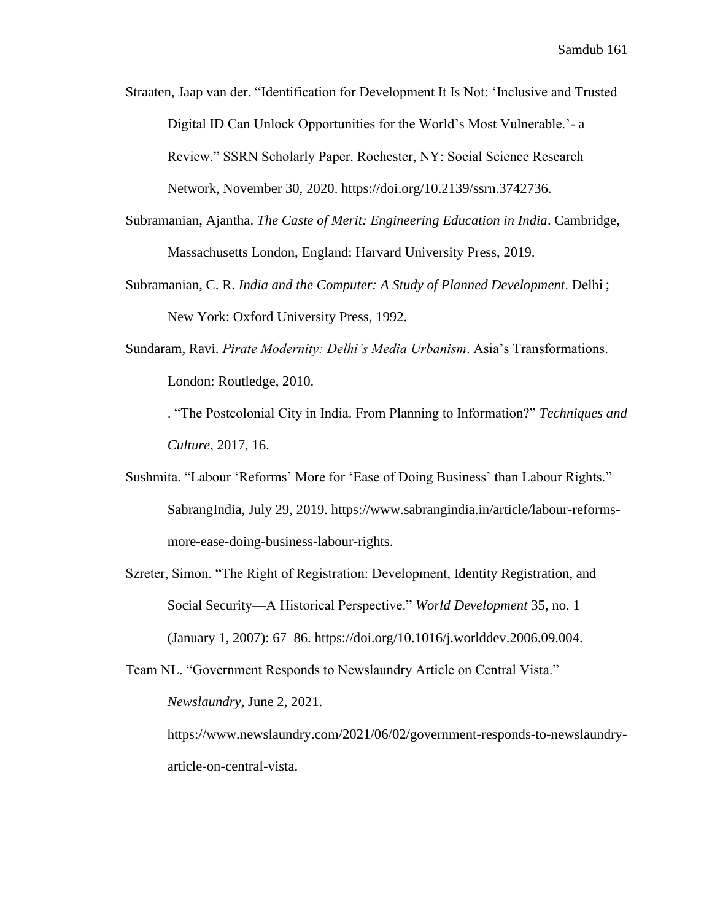Straaten, Jaap van der. "Identification for Development It Is Not: 'Inclusive and Trusted Digital ID Can Unlock Opportunities for the World's Most Vulnerable.'- a Review." SSRN Scholarly Paper. Rochester, NY: Social Science Research Network, November 30, 2020. https://doi.org/10.2139/ssrn.3742736.

Subramanian, Ajantha. *The Caste of Merit: Engineering Education in India*. Cambridge, Massachusetts London, England: Harvard University Press, 2019.

Subramanian, C. R. *India and the Computer: A Study of Planned Development*. Delhi ; New York: Oxford University Press, 1992.

Sundaram, Ravi. *Pirate Modernity: Delhi's Media Urbanism*. Asia's Transformations. London: Routledge, 2010.

———. "The Postcolonial City in India. From Planning to Information?" *Techniques and Culture*, 2017, 16.

Sushmita. "Labour 'Reforms' More for 'Ease of Doing Business' than Labour Rights." SabrangIndia, July 29, 2019. https://www.sabrangindia.in/article/labour-reforms-more-ease-doing-business-labour-rights.

Szreter, Simon. "The Right of Registration: Development, Identity Registration, and Social Security—A Historical Perspective." *World Development* 35, no. 1 (January 1, 2007): 67–86. https://doi.org/10.1016/j.worlddev.2006.09.004.

Team NL. "Government Responds to Newslaundry Article on Central Vista." *Newslaundry*, June 2, 2021. https://www.newslaundry.com/2021/06/02/government-responds-to-newslaundry-article-on-central-vista.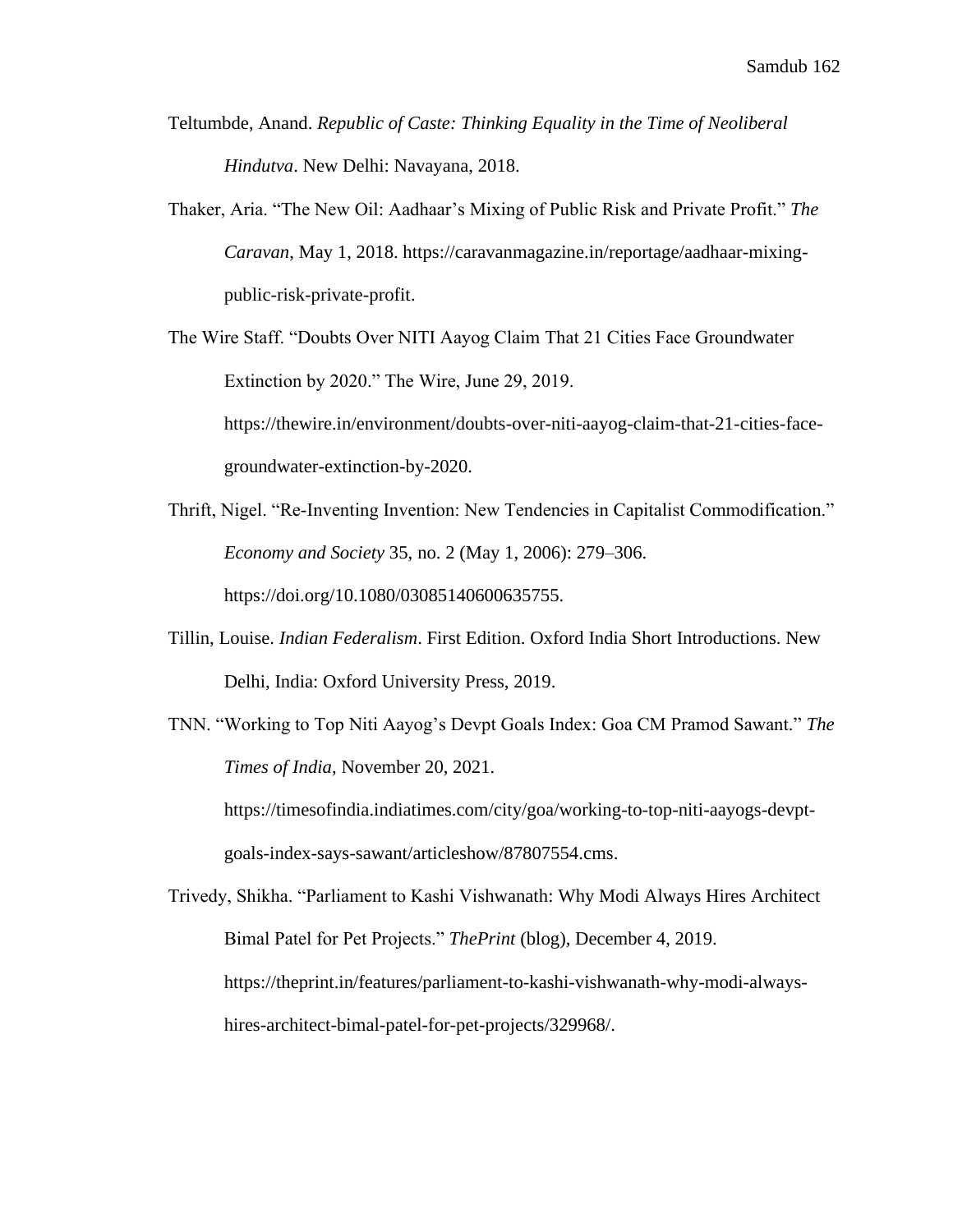Teltumbde, Anand. *Republic of Caste: Thinking Equality in the Time of Neoliberal Hindutva*. New Delhi: Navayana, 2018.

Thaker, Aria. "The New Oil: Aadhaar's Mixing of Public Risk and Private Profit." *The Caravan*, May 1, 2018. https://caravanmagazine.in/reportage/aadhaar-mixing-public-risk-private-profit.

The Wire Staff. "Doubts Over NITI Aayog Claim That 21 Cities Face Groundwater Extinction by 2020." The Wire, June 29, 2019. https://thewire.in/environment/doubts-over-niti-aayog-claim-that-21-cities-face-groundwater-extinction-by-2020.

Thrift, Nigel. "Re-Inventing Invention: New Tendencies in Capitalist Commodification." *Economy and Society* 35, no. 2 (May 1, 2006): 279–306. https://doi.org/10.1080/03085140600635755.

Tillin, Louise. *Indian Federalism*. First Edition. Oxford India Short Introductions. New Delhi, India: Oxford University Press, 2019.

TNN. "Working to Top Niti Aayog's Devpt Goals Index: Goa CM Pramod Sawant." *The Times of India*, November 20, 2021. https://timesofindia.indiatimes.com/city/goa/working-to-top-niti-aayogs-devpt-goals-index-says-sawant/articleshow/87807554.cms.

Trivedy, Shikha. "Parliament to Kashi Vishwanath: Why Modi Always Hires Architect Bimal Patel for Pet Projects." *ThePrint* (blog), December 4, 2019. https://theprint.in/features/parliament-to-kashi-vishwanath-why-modi-always-hires-architect-bimal-patel-for-pet-projects/329968/.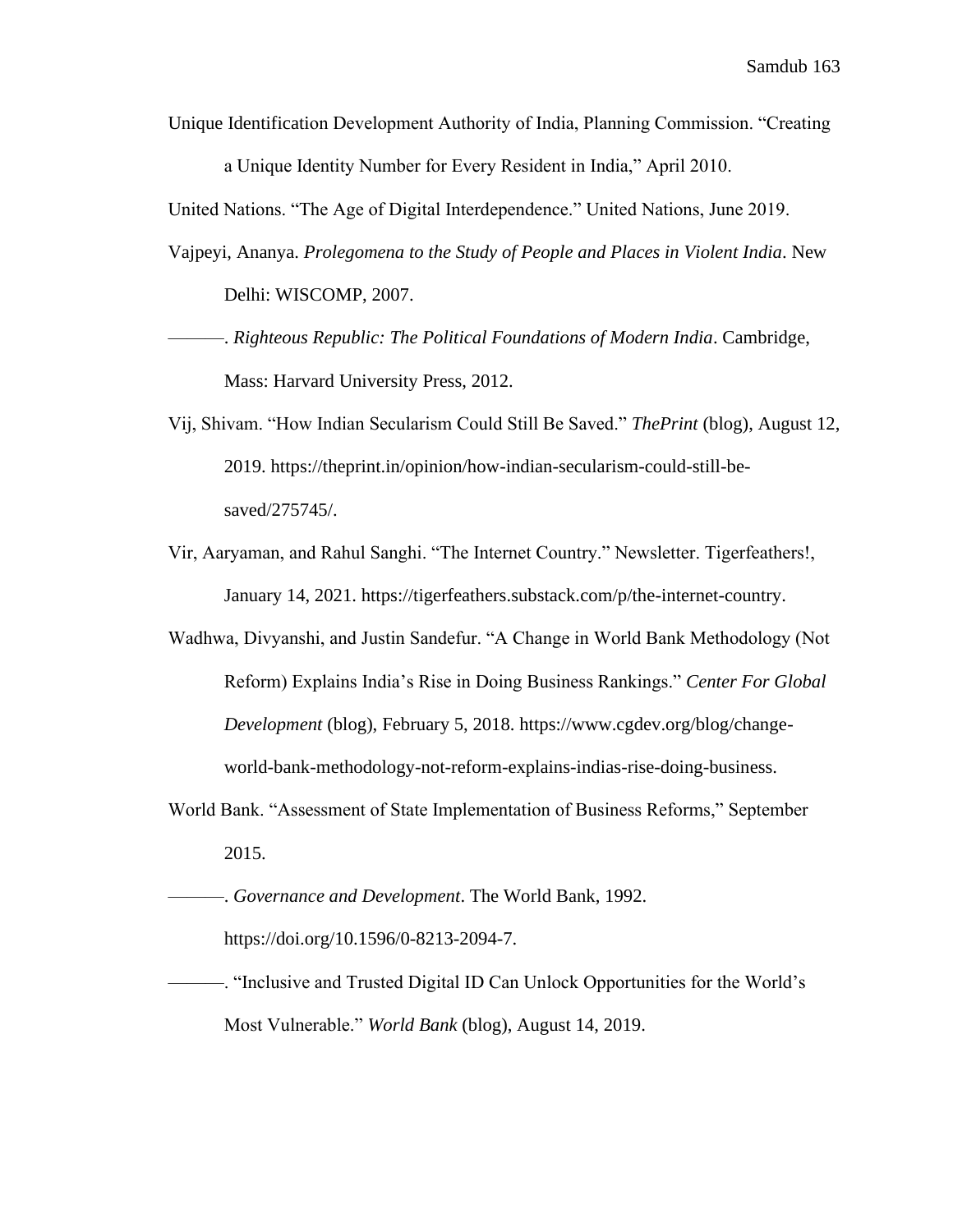Unique Identification Development Authority of India, Planning Commission. "Creating a Unique Identity Number for Every Resident in India," April 2010.

United Nations. "The Age of Digital Interdependence." United Nations, June 2019.

Vajpeyi, Ananya. *Prolegomena to the Study of People and Places in Violent India*. New Delhi: WISCOMP, 2007.

———. *Righteous Republic: The Political Foundations of Modern India*. Cambridge, Mass: Harvard University Press, 2012.

Vij, Shivam. "How Indian Secularism Could Still Be Saved." *ThePrint* (blog), August 12, 2019. https://theprint.in/opinion/how-indian-secularism-could-still-be-saved/275745/.

Vir, Aaryaman, and Rahul Sanghi. "The Internet Country." Newsletter. Tigerfeathers!, January 14, 2021. https://tigerfeathers.substack.com/p/the-internet-country.

Wadhwa, Divyanshi, and Justin Sandefur. "A Change in World Bank Methodology (Not Reform) Explains India's Rise in Doing Business Rankings." *Center For Global Development* (blog), February 5, 2018. https://www.cgdev.org/blog/change-world-bank-methodology-not-reform-explains-indias-rise-doing-business.

World Bank. "Assessment of State Implementation of Business Reforms," September 2015.

———. *Governance and Development*. The World Bank, 1992. https://doi.org/10.1596/0-8213-2094-7.

———. "Inclusive and Trusted Digital ID Can Unlock Opportunities for the World's Most Vulnerable." *World Bank* (blog), August 14, 2019.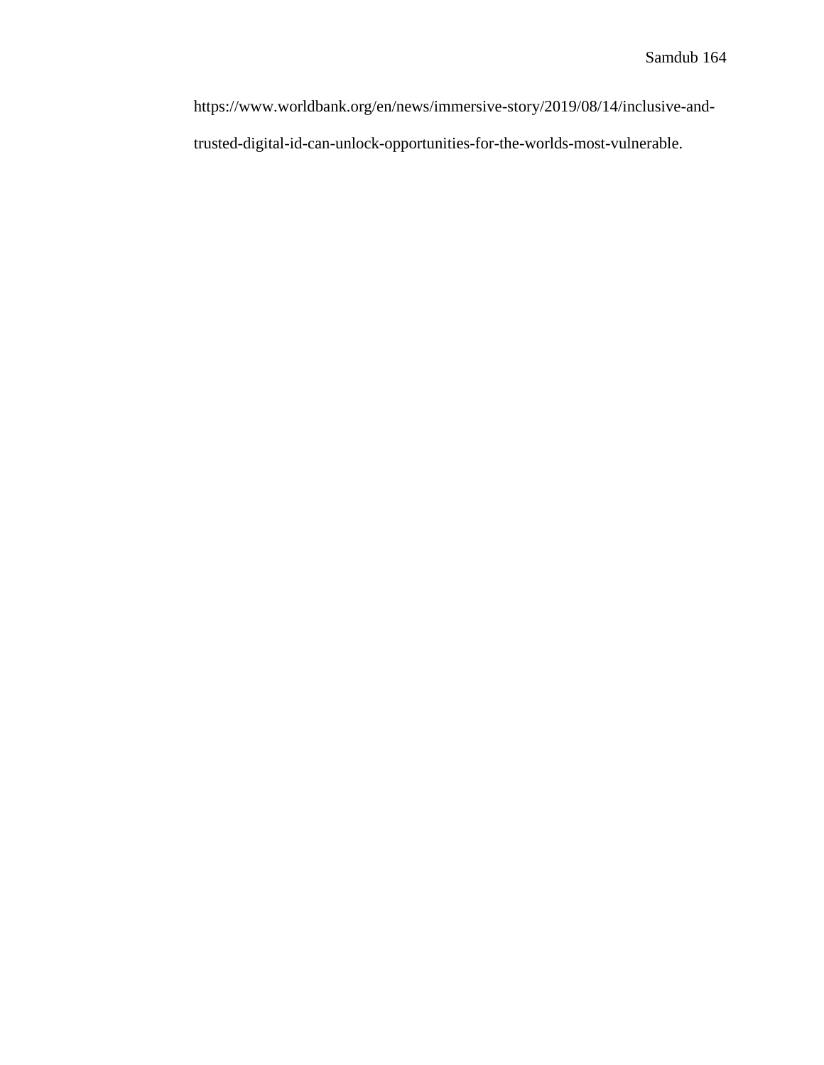https://www.worldbank.org/en/news/immersive-story/2019/08/14/inclusive-and-trusted-digital-id-can-unlock-opportunities-for-the-worlds-most-vulnerable.